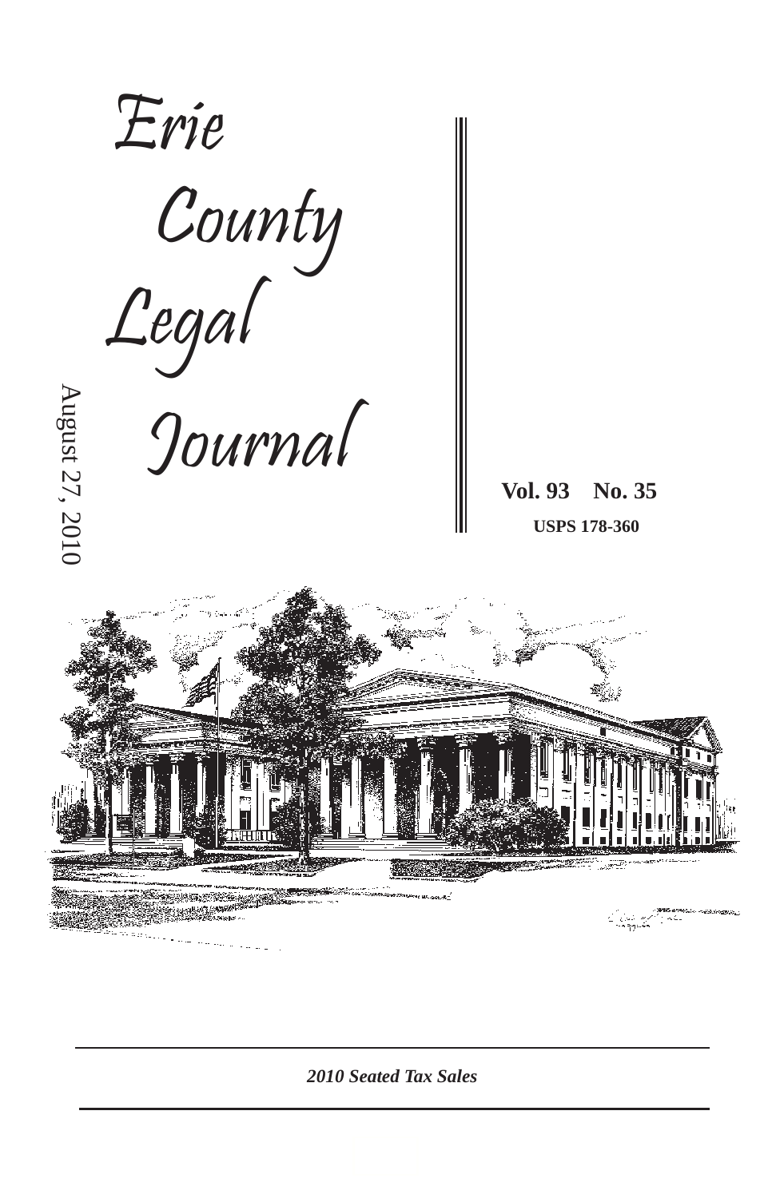# Erie County Legal Journal

August 27, 2010

**Vol. 93 No. 35**

**USPS 178-360**

*2010 Seated Tax Sales*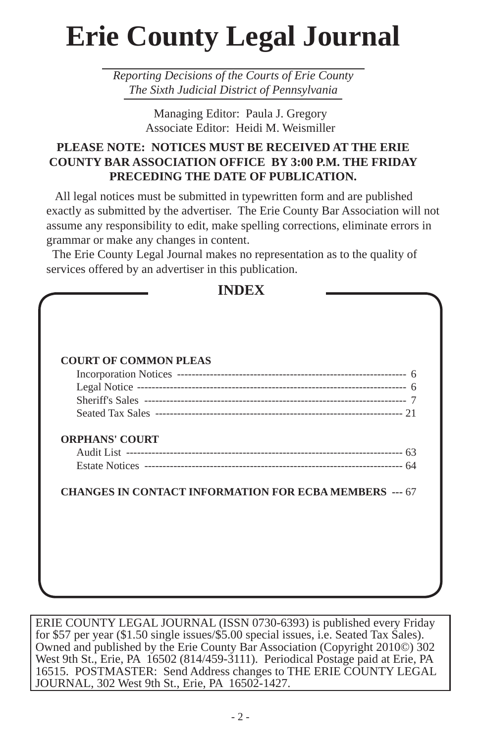# Erie County Legal Journal

*Reporting Decisions of the Courts of Erie County*
*The Sixth Judicial District of Pennsylvania*

Managing Editor: Paula J. Gregory
Associate Editor: Heidi M. Weismiller

**PLEASE NOTE: NOTICES MUST BE RECEIVED AT THE ERIE COUNTY BAR ASSOCIATION OFFICE BY 3:00 P.M. THE FRIDAY PRECEDING THE DATE OF PUBLICATION.**

All legal notices must be submitted in typewritten form and are published exactly as submitted by the advertiser. The Erie County Bar Association will not assume any responsibility to edit, make spelling corrections, eliminate errors in grammar or make any changes in content.

The Erie County Legal Journal makes no representation as to the quality of services offered by an advertiser in this publication.

## INDEX

**COURT OF COMMON PLEAS**

Incorporation Notices ---------------------------------------------------------------- 6
Legal Notice ------------------------------------------------------------------------- 6
Sheriff's Sales --------------------------------------------------------------------- 7
Seated Tax Sales -------------------------------------------------------------------- 21

**ORPHANS' COURT**

Audit List -------------------------------------------------------------------------- 63
Estate Notices ---------------------------------------------------------------------- 64

**CHANGES IN CONTACT INFORMATION FOR ECBA MEMBERS** --- 67

ERIE COUNTY LEGAL JOURNAL (ISSN 0730-6393) is published every Friday for $57 per year ($1.50 single issues/$5.00 special issues, i.e. Seated Tax Sales). Owned and published by the Erie County Bar Association (Copyright 2010©) 302 West 9th St., Erie, PA 16502 (814/459-3111). Periodical Postage paid at Erie, PA 16515. POSTMASTER: Send Address changes to THE ERIE COUNTY LEGAL JOURNAL, 302 West 9th St., Erie, PA 16502-1427.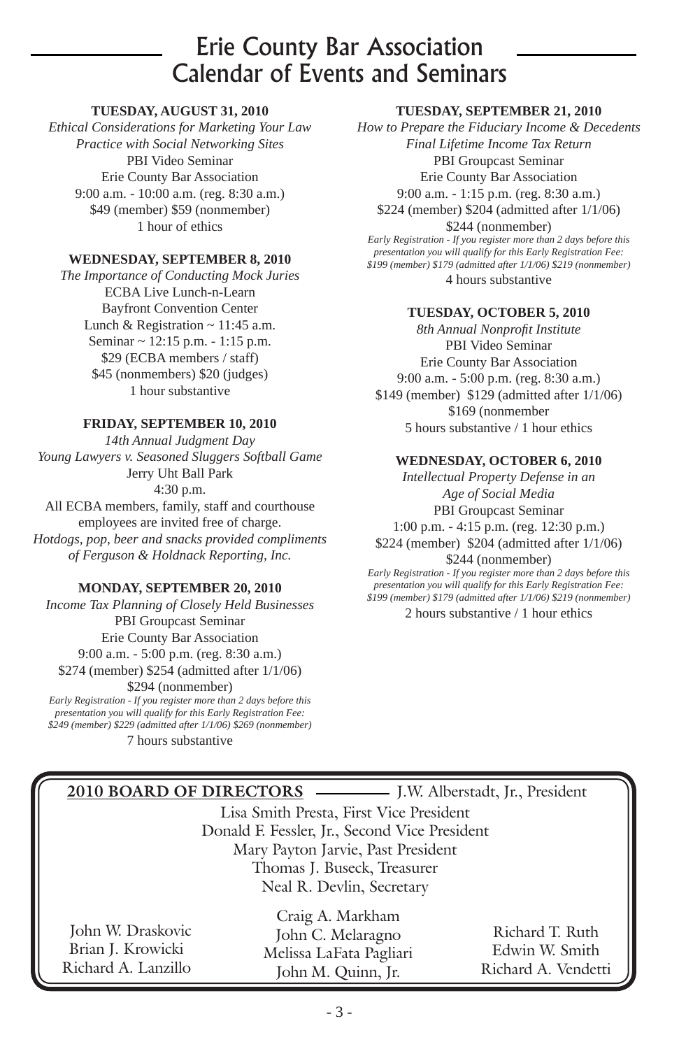# Erie County Bar Association Calendar of Events and Seminars

**TUESDAY, AUGUST 31, 2010**

*Ethical Considerations for Marketing Your Law Practice with Social Networking Sites*
PBI Video Seminar
Erie County Bar Association
9:00 a.m. - 10:00 a.m. (reg. 8:30 a.m.)
$49 (member) $59 (nonmember)
1 hour of ethics

**WEDNESDAY, SEPTEMBER 8, 2010**

*The Importance of Conducting Mock Juries*
ECBA Live Lunch-n-Learn
Bayfront Convention Center
Lunch & Registration ~ 11:45 a.m.
Seminar ~ 12:15 p.m. - 1:15 p.m.
$29 (ECBA members / staff)
$45 (nonmembers) $20 (judges)
1 hour substantive

**FRIDAY, SEPTEMBER 10, 2010**

*14th Annual Judgment Day*
*Young Lawyers v. Seasoned Sluggers Softball Game*
Jerry Uht Ball Park
4:30 p.m.
All ECBA members, family, staff and courthouse employees are invited free of charge.
*Hotdogs, pop, beer and snacks provided compliments of Ferguson & Holdnack Reporting, Inc.*

**MONDAY, SEPTEMBER 20, 2010**

*Income Tax Planning of Closely Held Businesses*
PBI Groupcast Seminar
Erie County Bar Association
9:00 a.m. - 5:00 p.m. (reg. 8:30 a.m.)
$274 (member) $254 (admitted after 1/1/06)
$294 (nonmember)
*Early Registration - If you register more than 2 days before this presentation you will qualify for this Early Registration Fee: $249 (member) $229 (admitted after 1/1/06) $269 (nonmember)*
7 hours substantive

**TUESDAY, SEPTEMBER 21, 2010**

*How to Prepare the Fiduciary Income & Decedents Final Lifetime Income Tax Return*
PBI Groupcast Seminar
Erie County Bar Association
9:00 a.m. - 1:15 p.m. (reg. 8:30 a.m.)
$224 (member) $204 (admitted after 1/1/06)
$244 (nonmember)
*Early Registration - If you register more than 2 days before this presentation you will qualify for this Early Registration Fee: $199 (member) $179 (admitted after 1/1/06) $219 (nonmember)*
4 hours substantive

**TUESDAY, OCTOBER 5, 2010**

*8th Annual Nonprofit Institute*
PBI Video Seminar
Erie County Bar Association
9:00 a.m. - 5:00 p.m. (reg. 8:30 a.m.)
$149 (member) $129 (admitted after 1/1/06)
$169 (nonmember
5 hours substantive / 1 hour ethics

**WEDNESDAY, OCTOBER 6, 2010**

*Intellectual Property Defense in an Age of Social Media*
PBI Groupcast Seminar
1:00 p.m. - 4:15 p.m. (reg. 12:30 p.m.)
$224 (member) $204 (admitted after 1/1/06)
$244 (nonmember)
*Early Registration - If you register more than 2 days before this presentation you will qualify for this Early Registration Fee: $199 (member) $179 (admitted after 1/1/06) $219 (nonmember)*
2 hours substantive / 1 hour ethics

**2010 BOARD OF DIRECTORS** — J.W. Alberstadt, Jr., President

Lisa Smith Presta, First Vice President
Donald F. Fessler, Jr., Second Vice President
Mary Payton Jarvie, Past President
Thomas J. Buseck, Treasurer
Neal R. Devlin, Secretary

John W. Draskovic
Brian J. Krowicki
Richard A. Lanzillo
Craig A. Markham
John C. Melaragno
Melissa LaFata Pagliari
John M. Quinn, Jr.
Richard T. Ruth
Edwin W. Smith
Richard A. Vendetti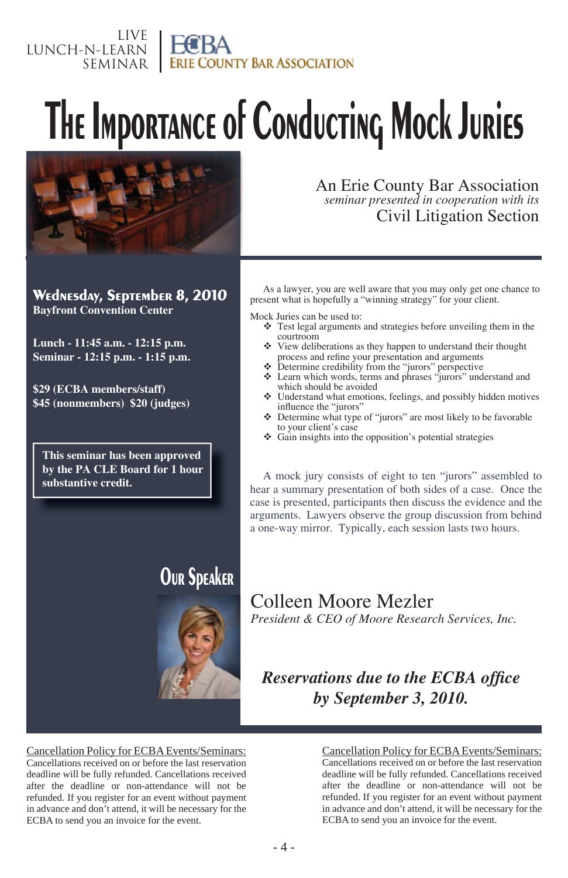LIVE LUNCH-N-LEARN SEMINAR

ECBA ERIE COUNTY BAR ASSOCIATION

# The Importance of Conducting Mock Juries

An Erie County Bar Association *seminar presented in cooperation with its* Civil Litigation Section

**Wednesday, September 8, 2010**
**Bayfront Convention Center**

**Lunch - 11:45 a.m. - 12:15 p.m.**
**Seminar - 12:15 p.m. - 1:15 p.m.**

**$29 (ECBA members/staff)**
**$45 (nonmembers) $20 (judges)**

**This seminar has been approved by the PA CLE Board for 1 hour substantive credit.**

As a lawyer, you are well aware that you may only get one chance to present what is hopefully a "winning strategy" for your client.

Mock Juries can be used to:

- Test legal arguments and strategies before unveiling them in the courtroom
- View deliberations as they happen to understand their thought process and refine your presentation and arguments
- Determine credibility from the "jurors" perspective
- Learn which words, terms and phrases "jurors" understand and which should be avoided
- Understand what emotions, feelings, and possibly hidden motives influence the "jurors"
- Determine what type of "jurors" are most likely to be favorable to your client's case
- Gain insights into the opposition's potential strategies

A mock jury consists of eight to ten "jurors" assembled to hear a summary presentation of both sides of a case. Once the case is presented, participants then discuss the evidence and the arguments. Lawyers observe the group discussion from behind a one-way mirror. Typically, each session lasts two hours.

## Our Speaker

Colleen Moore Mezler
*President & CEO of Moore Research Services, Inc.*

***Reservations due to the ECBA office by September 3, 2010.***

Cancellation Policy for ECBA Events/Seminars:
Cancellations received on or before the last reservation deadline will be fully refunded. Cancellations received after the deadline or non-attendance will not be refunded. If you register for an event without payment in advance and don't attend, it will be necessary for the ECBA to send you an invoice for the event.

Cancellation Policy for ECBA Events/Seminars:
Cancellations received on or before the last reservation deadline will be fully refunded. Cancellations received after the deadline or non-attendance will not be refunded. If you register for an event without payment in advance and don't attend, it will be necessary for the ECBA to send you an invoice for the event.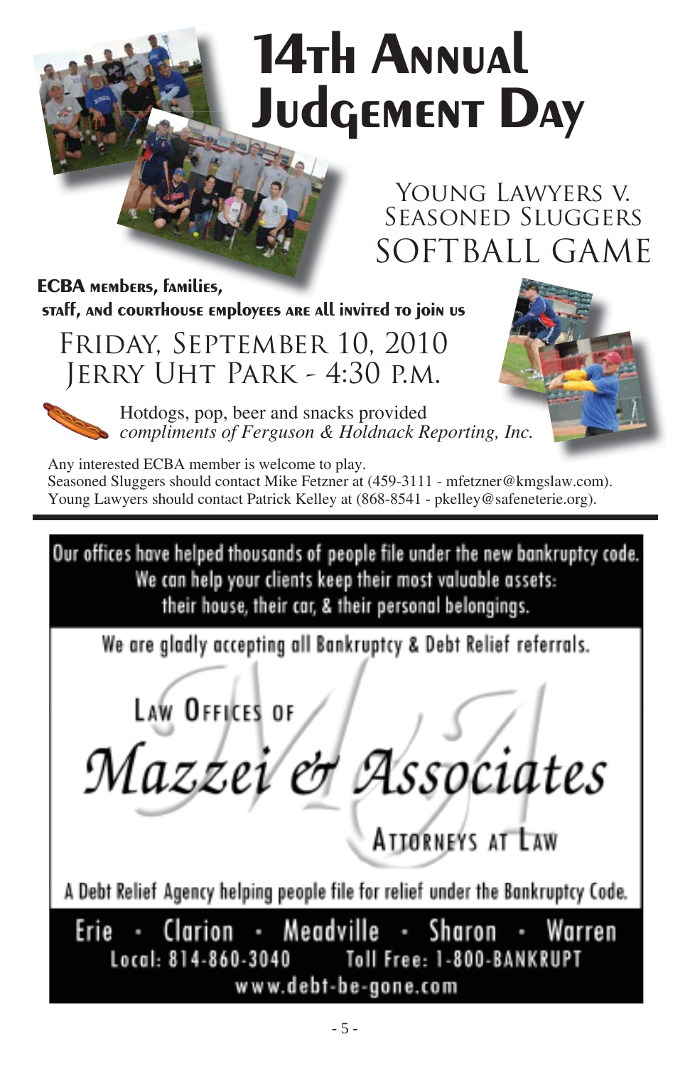# 14th Annual Judgement Day

## Young Lawyers v. Seasoned Sluggers SOFTBALL GAME

**ECBA members, families, staff, and courthouse employees are all invited to join us**

Friday, September 10, 2010
Jerry Uht Park - 4:30 p.m.

Hotdogs, pop, beer and snacks provided
*compliments of Ferguson & Holdnack Reporting, Inc.*

Any interested ECBA member is welcome to play.
Seasoned Sluggers should contact Mike Fetzner at (459-3111 - mfetzner@kmgslaw.com).
Young Lawyers should contact Patrick Kelley at (868-8541 - pkelley@safeneterie.org).

---

Our offices have helped thousands of people file under the new bankruptcy code.
We can help your clients keep their most valuable assets:
their house, their car, & their personal belongings.

We are gladly accepting all Bankruptcy & Debt Relief referrals.

Law Offices of
**Mazzei & Associates**
Attorneys at Law

A Debt Relief Agency helping people file for relief under the Bankruptcy Code.

Erie · Clarion · Meadville · Sharon · Warren
Local: 814-860-3040 Toll Free: 1-800-BANKRUPT
www.debt-be-gone.com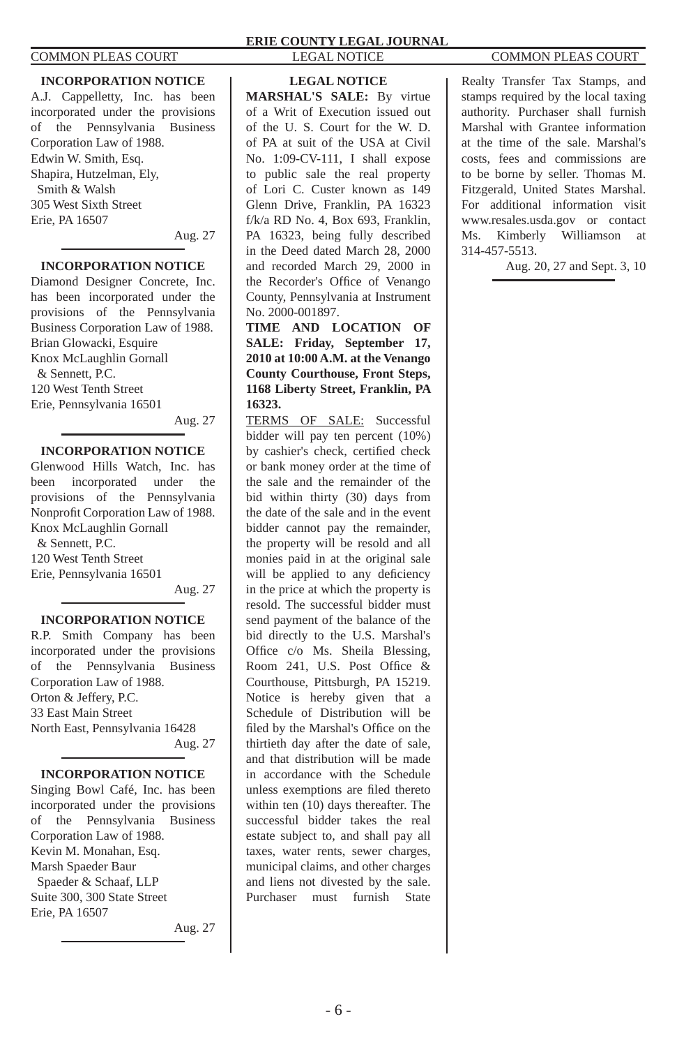### INCORPORATION NOTICE

A.J. Cappelletty, Inc. has been incorporated under the provisions of the Pennsylvania Business Corporation Law of 1988.
Edwin W. Smith, Esq.
Shapira, Hutzelman, Ely,
Smith & Walsh
305 West Sixth Street
Erie, PA 16507

Aug. 27

---

### INCORPORATION NOTICE

Diamond Designer Concrete, Inc. has been incorporated under the provisions of the Pennsylvania Business Corporation Law of 1988.
Brian Glowacki, Esquire
Knox McLaughlin Gornall
& Sennett, P.C.
120 West Tenth Street
Erie, Pennsylvania 16501

Aug. 27

---

### INCORPORATION NOTICE

Glenwood Hills Watch, Inc. has been incorporated under the provisions of the Pennsylvania Nonprofit Corporation Law of 1988.
Knox McLaughlin Gornall
& Sennett, P.C.
120 West Tenth Street
Erie, Pennsylvania 16501

Aug. 27

---

### INCORPORATION NOTICE

R.P. Smith Company has been incorporated under the provisions of the Pennsylvania Business Corporation Law of 1988.
Orton & Jeffery, P.C.
33 East Main Street
North East, Pennsylvania 16428

Aug. 27

---

### INCORPORATION NOTICE

Singing Bowl Café, Inc. has been incorporated under the provisions of the Pennsylvania Business Corporation Law of 1988.
Kevin M. Monahan, Esq.
Marsh Spaeder Baur
Spaeder & Schaaf, LLP
Suite 300, 300 State Street
Erie, PA 16507

Aug. 27

---

### LEGAL NOTICE

**MARSHAL'S SALE:** By virtue of a Writ of Execution issued out of the U. S. Court for the W. D. of PA at suit of the USA at Civil No. 1:09-CV-111, I shall expose to public sale the real property of Lori C. Custer known as 149 Glenn Drive, Franklin, PA 16323 f/k/a RD No. 4, Box 693, Franklin, PA 16323, being fully described in the Deed dated March 28, 2000 and recorded March 29, 2000 in the Recorder's Office of Venango County, Pennsylvania at Instrument No. 2000-001897.

**TIME AND LOCATION OF SALE: Friday, September 17, 2010 at 10:00 A.M. at the Venango County Courthouse, Front Steps, 1168 Liberty Street, Franklin, PA 16323.**

TERMS OF SALE: Successful bidder will pay ten percent (10%) by cashier's check, certified check or bank money order at the time of the sale and the remainder of the bid within thirty (30) days from the date of the sale and in the event bidder cannot pay the remainder, the property will be resold and all monies paid in at the original sale will be applied to any deficiency in the price at which the property is resold. The successful bidder must send payment of the balance of the bid directly to the U.S. Marshal's Office c/o Ms. Sheila Blessing, Room 241, U.S. Post Office & Courthouse, Pittsburgh, PA 15219. Notice is hereby given that a Schedule of Distribution will be filed by the Marshal's Office on the thirtieth day after the date of sale, and that distribution will be made in accordance with the Schedule unless exemptions are filed thereto within ten (10) days thereafter. The successful bidder takes the real estate subject to, and shall pay all taxes, water rents, sewer charges, municipal claims, and other charges and liens not divested by the sale. Purchaser must furnish State Realty Transfer Tax Stamps, and stamps required by the local taxing authority. Purchaser shall furnish Marshal with Grantee information at the time of the sale. Marshal's costs, fees and commissions are to be borne by seller. Thomas M. Fitzgerald, United States Marshal. For additional information visit www.resales.usda.gov or contact Ms. Kimberly Williamson at 314-457-5513.

Aug. 20, 27 and Sept. 3, 10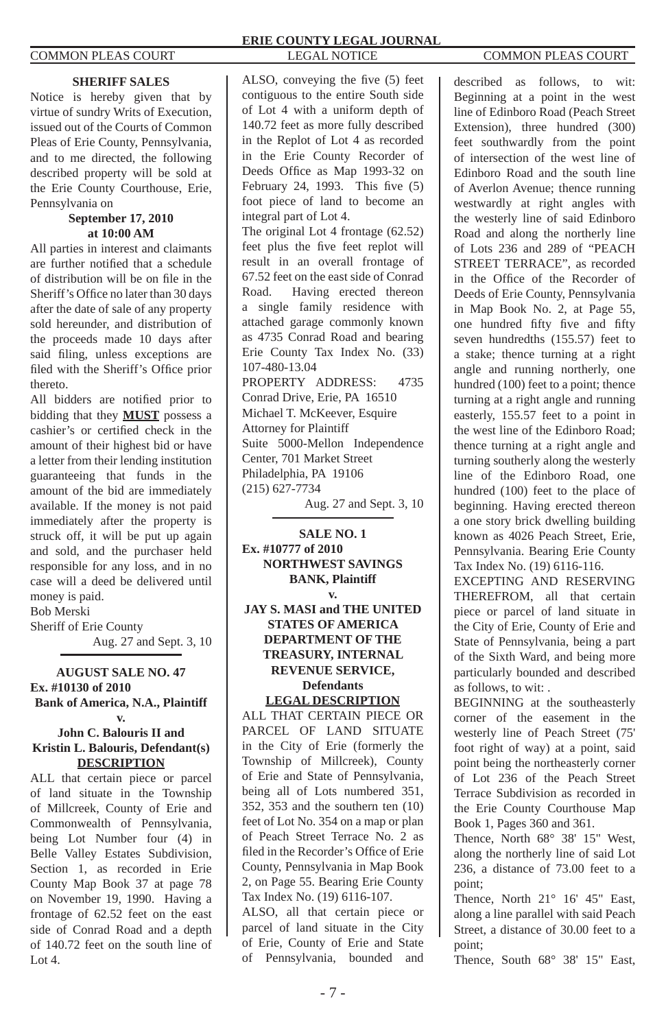## SHERIFF SALES

Notice is hereby given that by virtue of sundry Writs of Execution, issued out of the Courts of Common Pleas of Erie County, Pennsylvania, and to me directed, the following described property will be sold at the Erie County Courthouse, Erie, Pennsylvania on

**September 17, 2010**
**at 10:00 AM**

All parties in interest and claimants are further notified that a schedule of distribution will be on file in the Sheriff's Office no later than 30 days after the date of sale of any property sold hereunder, and distribution of the proceeds made 10 days after said filing, unless exceptions are filed with the Sheriff's Office prior thereto.

All bidders are notified prior to bidding that they **MUST** possess a cashier's or certified check in the amount of their highest bid or have a letter from their lending institution guaranteeing that funds in the amount of the bid are immediately available. If the money is not paid immediately after the property is struck off, it will be put up again and sold, and the purchaser held responsible for any loss, and in no case will a deed be delivered until money is paid.

Bob Merski
Sheriff of Erie County

Aug. 27 and Sept. 3, 10

---

**AUGUST SALE NO. 47**
**Ex. #10130 of 2010**
**Bank of America, N.A., Plaintiff**
**v.**
**John C. Balouris II and Kristin L. Balouris, Defendant(s)**
**DESCRIPTION**

ALL that certain piece or parcel of land situate in the Township of Millcreek, County of Erie and Commonwealth of Pennsylvania, being Lot Number four (4) in Belle Valley Estates Subdivision, Section 1, as recorded in Erie County Map Book 37 at page 78 on November 19, 1990. Having a frontage of 62.52 feet on the east side of Conrad Road and a depth of 140.72 feet on the south line of Lot 4.

ALSO, conveying the five (5) feet contiguous to the entire South side of Lot 4 with a uniform depth of 140.72 feet as more fully described in the Replot of Lot 4 as recorded in the Erie County Recorder of Deeds Office as Map 1993-32 on February 24, 1993. This five (5) foot piece of land to become an integral part of Lot 4.

The original Lot 4 frontage (62.52) feet plus the five feet replot will result in an overall frontage of 67.52 feet on the east side of Conrad Road. Having erected thereon a single family residence with attached garage commonly known as 4735 Conrad Road and bearing Erie County Tax Index No. (33) 107-480-13.04

PROPERTY ADDRESS: 4735 Conrad Drive, Erie, PA 16510

Michael T. McKeever, Esquire
Attorney for Plaintiff
Suite 5000-Mellon Independence Center, 701 Market Street
Philadelphia, PA 19106
(215) 627-7734

Aug. 27 and Sept. 3, 10

---

**SALE NO. 1**
**Ex. #10777 of 2010**
**NORTHWEST SAVINGS BANK, Plaintiff**
**v.**
**JAY S. MASI and THE UNITED STATES OF AMERICA DEPARTMENT OF THE TREASURY, INTERNAL REVENUE SERVICE, Defendants**
**LEGAL DESCRIPTION**

ALL THAT CERTAIN PIECE OR PARCEL OF LAND SITUATE in the City of Erie (formerly the Township of Millcreek), County of Erie and State of Pennsylvania, being all of Lots numbered 351, 352, 353 and the southern ten (10) feet of Lot No. 354 on a map or plan of Peach Street Terrace No. 2 as filed in the Recorder's Office of Erie County, Pennsylvania in Map Book 2, on Page 55. Bearing Erie County Tax Index No. (19) 6116-107.

ALSO, all that certain piece or parcel of land situate in the City of Erie, County of Erie and State of Pennsylvania, bounded and described as follows, to wit: Beginning at a point in the west line of Edinboro Road (Peach Street Extension), three hundred (300) feet southwardly from the point of intersection of the west line of Edinboro Road and the south line of Averlon Avenue; thence running westwardly at right angles with the westerly line of said Edinboro Road and along the northerly line of Lots 236 and 289 of "PEACH STREET TERRACE", as recorded in the Office of the Recorder of Deeds of Erie County, Pennsylvania in Map Book No. 2, at Page 55, one hundred fifty five and fifty seven hundredths (155.57) feet to a stake; thence turning at a right angle and running northerly, one hundred (100) feet to a point; thence turning at a right angle and running easterly, 155.57 feet to a point in the west line of the Edinboro Road; thence turning at a right angle and turning southerly along the westerly line of the Edinboro Road, one hundred (100) feet to the place of beginning. Having erected thereon a one story brick dwelling building known as 4026 Peach Street, Erie, Pennsylvania. Bearing Erie County Tax Index No. (19) 6116-116.

EXCEPTING AND RESERVING THEREFROM, all that certain piece or parcel of land situate in the City of Erie, County of Erie and State of Pennsylvania, being a part of the Sixth Ward, and being more particularly bounded and described as follows, to wit: .

BEGINNING at the southeasterly corner of the easement in the westerly line of Peach Street (75' foot right of way) at a point, said point being the northeasterly corner of Lot 236 of the Peach Street Terrace Subdivision as recorded in the Erie County Courthouse Map Book 1, Pages 360 and 361.

Thence, North 68° 38' 15" West, along the northerly line of said Lot 236, a distance of 73.00 feet to a point;

Thence, North 21° 16' 45" East, along a line parallel with said Peach Street, a distance of 30.00 feet to a point;

Thence, South 68° 38' 15" East,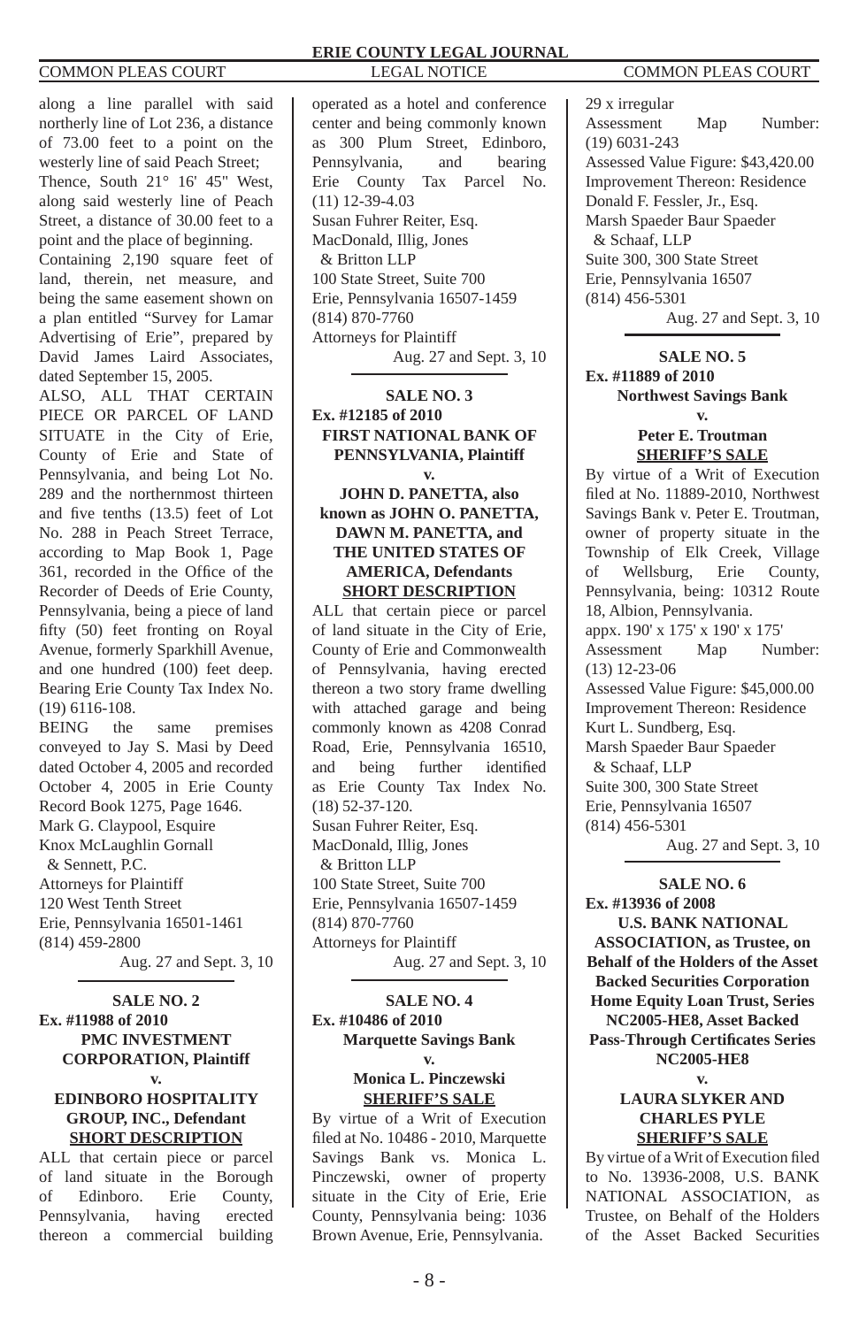along a line parallel with said northerly line of Lot 236, a distance of 73.00 feet to a point on the westerly line of said Peach Street;

Thence, South 21° 16' 45" West, along said westerly line of Peach Street, a distance of 30.00 feet to a point and the place of beginning.

Containing 2,190 square feet of land, therein, net measure, and being the same easement shown on a plan entitled "Survey for Lamar Advertising of Erie", prepared by David James Laird Associates, dated September 15, 2005.

ALSO, ALL THAT CERTAIN PIECE OR PARCEL OF LAND SITUATE in the City of Erie, County of Erie and State of Pennsylvania, and being Lot No. 289 and the northernmost thirteen and five tenths (13.5) feet of Lot No. 288 in Peach Street Terrace, according to Map Book 1, Page 361, recorded in the Office of the Recorder of Deeds of Erie County, Pennsylvania, being a piece of land fifty (50) feet fronting on Royal Avenue, formerly Sparkhill Avenue, and one hundred (100) feet deep. Bearing Erie County Tax Index No. (19) 6116-108.

BEING the same premises conveyed to Jay S. Masi by Deed dated October 4, 2005 and recorded October 4, 2005 in Erie County Record Book 1275, Page 1646.

Mark G. Claypool, Esquire
Knox McLaughlin Gornall
& Sennett, P.C.
Attorneys for Plaintiff
120 West Tenth Street
Erie, Pennsylvania 16501-1461
(814) 459-2800

Aug. 27 and Sept. 3, 10

---

**SALE NO. 2**
**Ex. #11988 of 2010**
**PMC INVESTMENT CORPORATION, Plaintiff**
**v.**
**EDINBORO HOSPITALITY GROUP, INC., Defendant**
**SHORT DESCRIPTION**

ALL that certain piece or parcel of land situate in the Borough of Edinboro. Erie County, Pennsylvania, having erected thereon a commercial building operated as a hotel and conference center and being commonly known as 300 Plum Street, Edinboro, Pennsylvania, and bearing Erie County Tax Parcel No. (11) 12-39-4.03

Susan Fuhrer Reiter, Esq.
MacDonald, Illig, Jones
& Britton LLP
100 State Street, Suite 700
Erie, Pennsylvania 16507-1459
(814) 870-7760
Attorneys for Plaintiff

Aug. 27 and Sept. 3, 10

---

**SALE NO. 3**
**Ex. #12185 of 2010**
**FIRST NATIONAL BANK OF PENNSYLVANIA, Plaintiff**
**v.**
**JOHN D. PANETTA, also known as JOHN O. PANETTA, DAWN M. PANETTA, and THE UNITED STATES OF AMERICA, Defendants**
**SHORT DESCRIPTION**

ALL that certain piece or parcel of land situate in the City of Erie, County of Erie and Commonwealth of Pennsylvania, having erected thereon a two story frame dwelling with attached garage and being commonly known as 4208 Conrad Road, Erie, Pennsylvania 16510, and being further identified as Erie County Tax Index No. (18) 52-37-120.

Susan Fuhrer Reiter, Esq.
MacDonald, Illig, Jones
& Britton LLP
100 State Street, Suite 700
Erie, Pennsylvania 16507-1459
(814) 870-7760
Attorneys for Plaintiff

Aug. 27 and Sept. 3, 10

---

**SALE NO. 4**
**Ex. #10486 of 2010**
**Marquette Savings Bank**
**v.**
**Monica L. Pinczewski**
**SHERIFF'S SALE**

By virtue of a Writ of Execution filed at No. 10486 - 2010, Marquette Savings Bank vs. Monica L. Pinczewski, owner of property situate in the City of Erie, Erie County, Pennsylvania being: 1036 Brown Avenue, Erie, Pennsylvania.

29 x irregular
Assessment Map Number: (19) 6031-243
Assessed Value Figure: $43,420.00
Improvement Thereon: Residence
Donald F. Fessler, Jr., Esq.
Marsh Spaeder Baur Spaeder
& Schaaf, LLP
Suite 300, 300 State Street
Erie, Pennsylvania 16507
(814) 456-5301

Aug. 27 and Sept. 3, 10

---

**SALE NO. 5**
**Ex. #11889 of 2010**
**Northwest Savings Bank**
**v.**
**Peter E. Troutman**
**SHERIFF'S SALE**

By virtue of a Writ of Execution filed at No. 11889-2010, Northwest Savings Bank v. Peter E. Troutman, owner of property situate in the Township of Elk Creek, Village of Wellsburg, Erie County, Pennsylvania, being: 10312 Route 18, Albion, Pennsylvania.

appx. 190' x 175' x 190' x 175'
Assessment Map Number: (13) 12-23-06
Assessed Value Figure: $45,000.00
Improvement Thereon: Residence
Kurt L. Sundberg, Esq.
Marsh Spaeder Baur Spaeder
& Schaaf, LLP
Suite 300, 300 State Street
Erie, Pennsylvania 16507
(814) 456-5301

Aug. 27 and Sept. 3, 10

---

**SALE NO. 6**
**Ex. #13936 of 2008**
**U.S. BANK NATIONAL ASSOCIATION, as Trustee, on Behalf of the Holders of the Asset Backed Securities Corporation Home Equity Loan Trust, Series NC2005-HE8, Asset Backed Pass-Through Certificates Series NC2005-HE8**
**v.**
**LAURA SLYKER AND CHARLES PYLE**
**SHERIFF'S SALE**

By virtue of a Writ of Execution filed to No. 13936-2008, U.S. BANK NATIONAL ASSOCIATION, as Trustee, on Behalf of the Holders of the Asset Backed Securities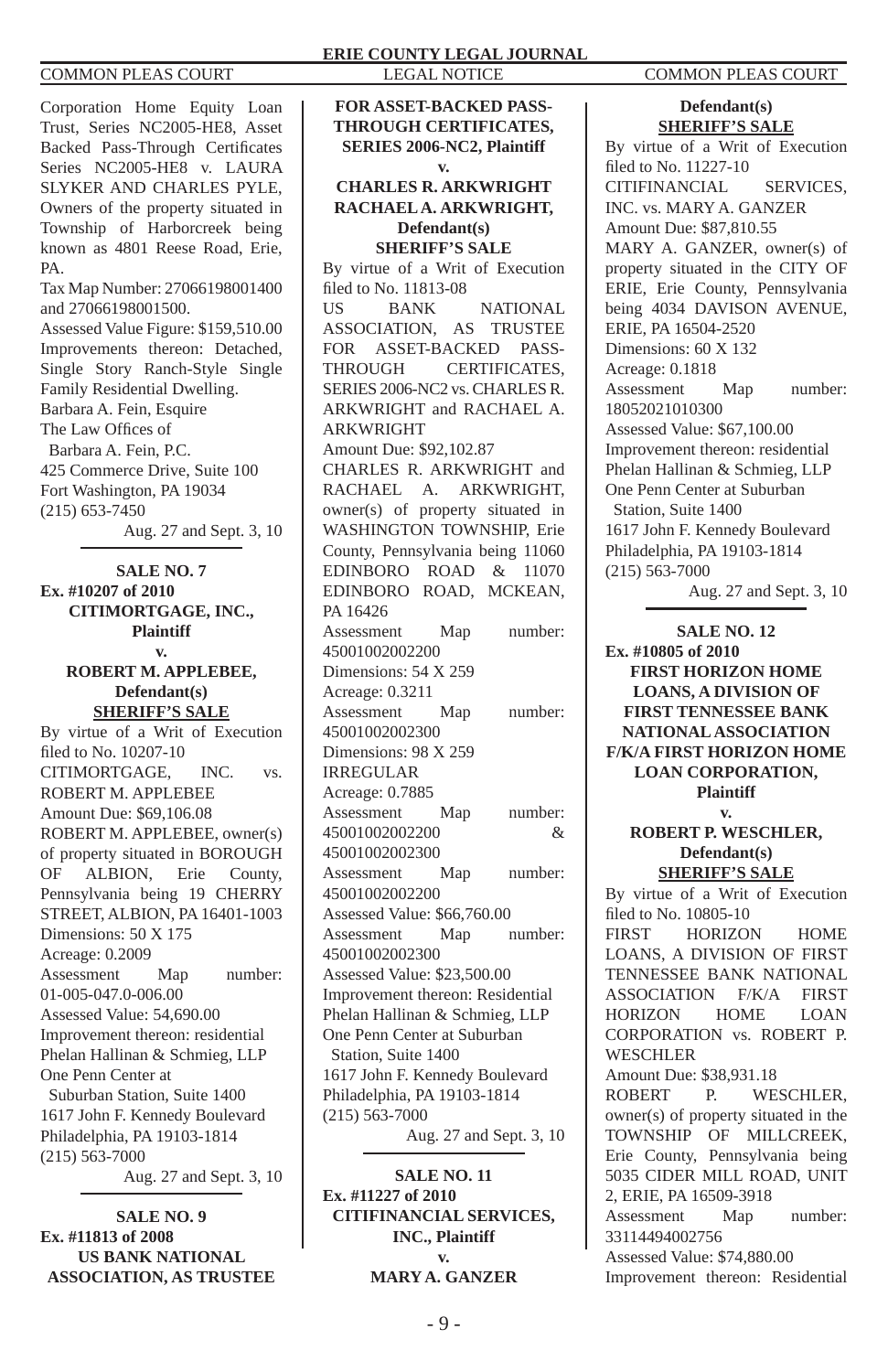Corporation Home Equity Loan Trust, Series NC2005-HE8, Asset Backed Pass-Through Certificates Series NC2005-HE8 v. LAURA SLYKER AND CHARLES PYLE, Owners of the property situated in Township of Harborcreek being known as 4801 Reese Road, Erie, PA.

Tax Map Number: 27066198001400 and 27066198001500.

Assessed Value Figure: $159,510.00

Improvements thereon: Detached, Single Story Ranch-Style Single Family Residential Dwelling.

Barbara A. Fein, Esquire
The Law Offices of
Barbara A. Fein, P.C.
425 Commerce Drive, Suite 100
Fort Washington, PA 19034
(215) 653-7450

Aug. 27 and Sept. 3, 10

**SALE NO. 7**
**Ex. #10207 of 2010**
**CITIMORTGAGE, INC., Plaintiff**
**v.**
**ROBERT M. APPLEBEE, Defendant(s)**
**SHERIFF'S SALE**

By virtue of a Writ of Execution filed to No. 10207-10
CITIMORTGAGE, INC. vs. ROBERT M. APPLEBEE
Amount Due: $69,106.08
ROBERT M. APPLEBEE, owner(s) of property situated in BOROUGH OF ALBION, Erie County, Pennsylvania being 19 CHERRY STREET, ALBION, PA 16401-1003
Dimensions: 50 X 175
Acreage: 0.2009
Assessment Map number: 01-005-047.0-006.00
Assessed Value: 54,690.00
Improvement thereon: residential
Phelan Hallinan & Schmieg, LLP
One Penn Center at
Suburban Station, Suite 1400
1617 John F. Kennedy Boulevard
Philadelphia, PA 19103-1814
(215) 563-7000

Aug. 27 and Sept. 3, 10

**SALE NO. 9**
**Ex. #11813 of 2008**
**US BANK NATIONAL ASSOCIATION, AS TRUSTEE FOR ASSET-BACKED PASS-THROUGH CERTIFICATES, SERIES 2006-NC2, Plaintiff**
**v.**
**CHARLES R. ARKWRIGHT RACHAEL A. ARKWRIGHT, Defendant(s)**
**SHERIFF'S SALE**

By virtue of a Writ of Execution filed to No. 11813-08
US BANK NATIONAL ASSOCIATION, AS TRUSTEE FOR ASSET-BACKED PASS-THROUGH CERTIFICATES, SERIES 2006-NC2 vs. CHARLES R. ARKWRIGHT and RACHAEL A. ARKWRIGHT
Amount Due: $92,102.87
CHARLES R. ARKWRIGHT and RACHAEL A. ARKWRIGHT, owner(s) of property situated in WASHINGTON TOWNSHIP, Erie County, Pennsylvania being 11060 EDINBORO ROAD & 11070 EDINBORO ROAD, MCKEAN, PA 16426
Assessment Map number: 45001002002200
Dimensions: 54 X 259
Acreage: 0.3211
Assessment Map number: 45001002002300
Dimensions: 98 X 259 IRREGULAR
Acreage: 0.7885
Assessment Map number: 45001002002200 & 45001002002300
Assessment Map number: 45001002002200
Assessed Value: $66,760.00
Assessment Map number: 45001002002300
Assessed Value: $23,500.00
Improvement thereon: Residential
Phelan Hallinan & Schmieg, LLP
One Penn Center at Suburban
Station, Suite 1400
1617 John F. Kennedy Boulevard
Philadelphia, PA 19103-1814
(215) 563-7000

Aug. 27 and Sept. 3, 10

**SALE NO. 11**
**Ex. #11227 of 2010**
**CITIFINANCIAL SERVICES, INC., Plaintiff**
**v.**
**MARY A. GANZER Defendant(s)**
**SHERIFF'S SALE**

By virtue of a Writ of Execution filed to No. 11227-10
CITIFINANCIAL SERVICES, INC. vs. MARY A. GANZER
Amount Due: $87,810.55
MARY A. GANZER, owner(s) of property situated in the CITY OF ERIE, Erie County, Pennsylvania being 4034 DAVISON AVENUE, ERIE, PA 16504-2520
Dimensions: 60 X 132
Acreage: 0.1818
Assessment Map number: 18052021010300
Assessed Value: $67,100.00
Improvement thereon: residential
Phelan Hallinan & Schmieg, LLP
One Penn Center at Suburban
Station, Suite 1400
1617 John F. Kennedy Boulevard
Philadelphia, PA 19103-1814
(215) 563-7000

Aug. 27 and Sept. 3, 10

**SALE NO. 12**
**Ex. #10805 of 2010**
**FIRST HORIZON HOME LOANS, A DIVISION OF FIRST TENNESSEE BANK NATIONAL ASSOCIATION F/K/A FIRST HORIZON HOME LOAN CORPORATION, Plaintiff**
**v.**
**ROBERT P. WESCHLER, Defendant(s)**
**SHERIFF'S SALE**

By virtue of a Writ of Execution filed to No. 10805-10
FIRST HORIZON HOME LOANS, A DIVISION OF FIRST TENNESSEE BANK NATIONAL ASSOCIATION F/K/A FIRST HORIZON HOME LOAN CORPORATION vs. ROBERT P. WESCHLER
Amount Due: $38,931.18
ROBERT P. WESCHLER, owner(s) of property situated in the TOWNSHIP OF MILLCREEK, Erie County, Pennsylvania being 5035 CIDER MILL ROAD, UNIT 2, ERIE, PA 16509-3918
Assessment Map number: 33114494002756
Assessed Value: $74,880.00
Improvement thereon: Residential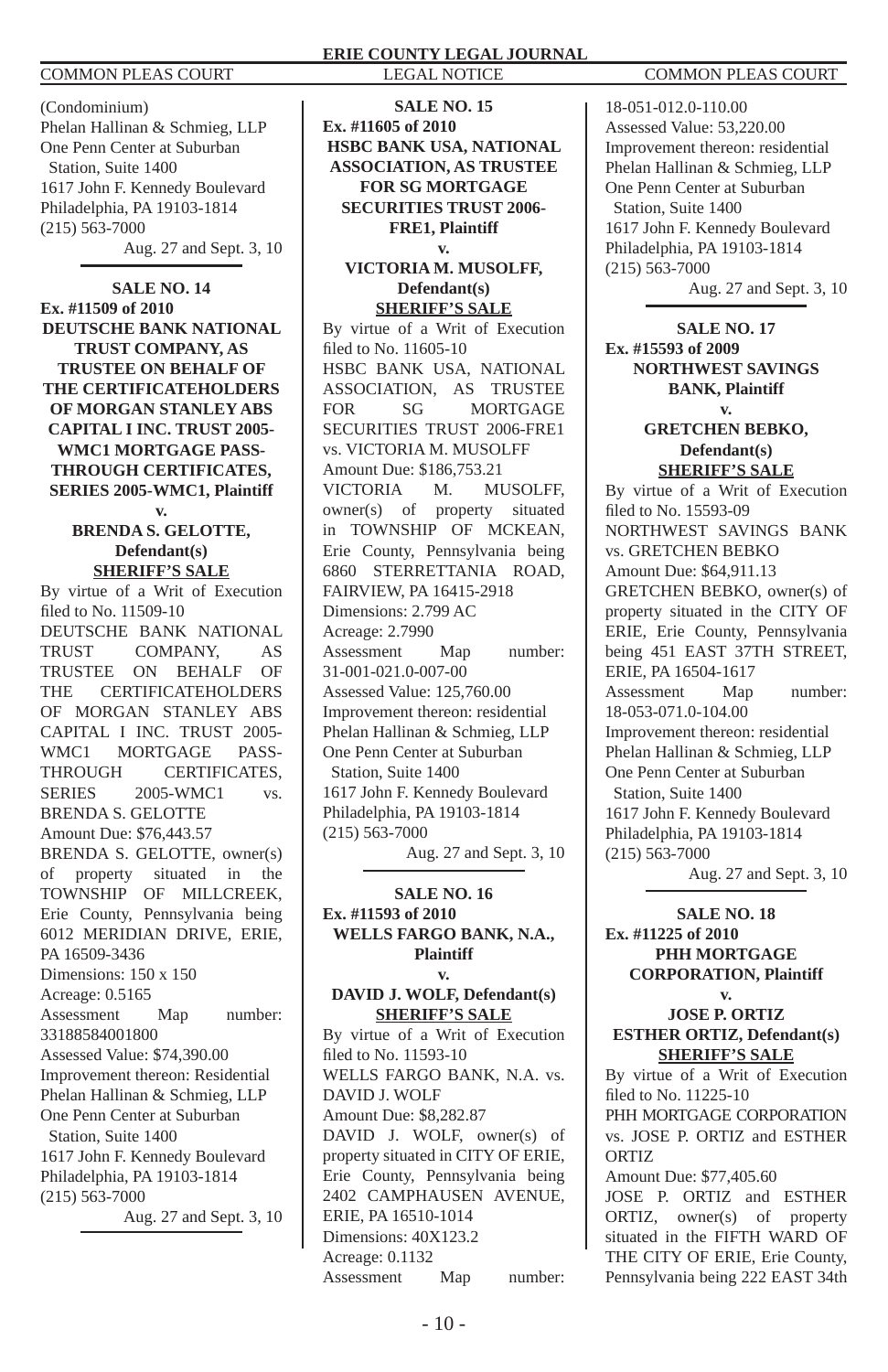(Condominium)
Phelan Hallinan & Schmieg, LLP
One Penn Center at Suburban
Station, Suite 1400
1617 John F. Kennedy Boulevard
Philadelphia, PA 19103-1814
(215) 563-7000

Aug. 27 and Sept. 3, 10

---

**SALE NO. 14**
**Ex. #11509 of 2010**
**DEUTSCHE BANK NATIONAL TRUST COMPANY, AS TRUSTEE ON BEHALF OF THE CERTIFICATEHOLDERS OF MORGAN STANLEY ABS CAPITAL I INC. TRUST 2005-WMC1 MORTGAGE PASS-THROUGH CERTIFICATES, SERIES 2005-WMC1, Plaintiff**
**v.**
**BRENDA S. GELOTTE, Defendant(s)**
**SHERIFF'S SALE**

By virtue of a Writ of Execution filed to No. 11509-10
DEUTSCHE BANK NATIONAL TRUST COMPANY, AS TRUSTEE ON BEHALF OF THE CERTIFICATEHOLDERS OF MORGAN STANLEY ABS CAPITAL I INC. TRUST 2005-WMC1 MORTGAGE PASS-THROUGH CERTIFICATES, SERIES 2005-WMC1 vs. BRENDA S. GELOTTE
Amount Due: $76,443.57
BRENDA S. GELOTTE, owner(s) of property situated in the TOWNSHIP OF MILLCREEK, Erie County, Pennsylvania being 6012 MERIDIAN DRIVE, ERIE, PA 16509-3436
Dimensions: 150 x 150
Acreage: 0.5165
Assessment Map number: 33188584001800
Assessed Value: $74,390.00
Improvement thereon: Residential
Phelan Hallinan & Schmieg, LLP
One Penn Center at Suburban
Station, Suite 1400
1617 John F. Kennedy Boulevard
Philadelphia, PA 19103-1814
(215) 563-7000

Aug. 27 and Sept. 3, 10

---

**SALE NO. 15**
**Ex. #11605 of 2010**
**HSBC BANK USA, NATIONAL ASSOCIATION, AS TRUSTEE FOR SG MORTGAGE SECURITIES TRUST 2006-FRE1, Plaintiff**
**v.**
**VICTORIA M. MUSOLFF, Defendant(s)**
**SHERIFF'S SALE**

By virtue of a Writ of Execution filed to No. 11605-10
HSBC BANK USA, NATIONAL ASSOCIATION, AS TRUSTEE FOR SG MORTGAGE SECURITIES TRUST 2006-FRE1 vs. VICTORIA M. MUSOLFF
Amount Due: $186,753.21
VICTORIA M. MUSOLFF, owner(s) of property situated in TOWNSHIP OF MCKEAN, Erie County, Pennsylvania being 6860 STERRETTANIA ROAD, FAIRVIEW, PA 16415-2918
Dimensions: 2.799 AC
Acreage: 2.7990
Assessment Map number: 31-001-021.0-007-00
Assessed Value: 125,760.00
Improvement thereon: residential
Phelan Hallinan & Schmieg, LLP
One Penn Center at Suburban
Station, Suite 1400
1617 John F. Kennedy Boulevard
Philadelphia, PA 19103-1814
(215) 563-7000

Aug. 27 and Sept. 3, 10

---

**SALE NO. 16**
**Ex. #11593 of 2010**
**WELLS FARGO BANK, N.A., Plaintiff**
**v.**
**DAVID J. WOLF, Defendant(s)**
**SHERIFF'S SALE**

By virtue of a Writ of Execution filed to No. 11593-10
WELLS FARGO BANK, N.A. vs. DAVID J. WOLF
Amount Due: $8,282.87
DAVID J. WOLF, owner(s) of property situated in CITY OF ERIE, Erie County, Pennsylvania being 2402 CAMPHAUSEN AVENUE, ERIE, PA 16510-1014
Dimensions: 40X123.2
Acreage: 0.1132
Assessment Map number: 18-051-012.0-110.00
Assessed Value: 53,220.00
Improvement thereon: residential
Phelan Hallinan & Schmieg, LLP
One Penn Center at Suburban
Station, Suite 1400
1617 John F. Kennedy Boulevard
Philadelphia, PA 19103-1814
(215) 563-7000

Aug. 27 and Sept. 3, 10

---

**SALE NO. 17**
**Ex. #15593 of 2009**
**NORTHWEST SAVINGS BANK, Plaintiff**
**v.**
**GRETCHEN BEBKO, Defendant(s)**
**SHERIFF'S SALE**

By virtue of a Writ of Execution filed to No. 15593-09
NORTHWEST SAVINGS BANK vs. GRETCHEN BEBKO
Amount Due: $64,911.13
GRETCHEN BEBKO, owner(s) of property situated in the CITY OF ERIE, Erie County, Pennsylvania being 451 EAST 37TH STREET, ERIE, PA 16504-1617
Assessment Map number: 18-053-071.0-104.00
Improvement thereon: residential
Phelan Hallinan & Schmieg, LLP
One Penn Center at Suburban
Station, Suite 1400
1617 John F. Kennedy Boulevard
Philadelphia, PA 19103-1814
(215) 563-7000

Aug. 27 and Sept. 3, 10

---

**SALE NO. 18**
**Ex. #11225 of 2010**
**PHH MORTGAGE CORPORATION, Plaintiff**
**v.**
**JOSE P. ORTIZ**
**ESTHER ORTIZ, Defendant(s)**
**SHERIFF'S SALE**

By virtue of a Writ of Execution filed to No. 11225-10
PHH MORTGAGE CORPORATION vs. JOSE P. ORTIZ and ESTHER ORTIZ
Amount Due: $77,405.60
JOSE P. ORTIZ and ESTHER ORTIZ, owner(s) of property situated in the FIFTH WARD OF THE CITY OF ERIE, Erie County, Pennsylvania being 222 EAST 34th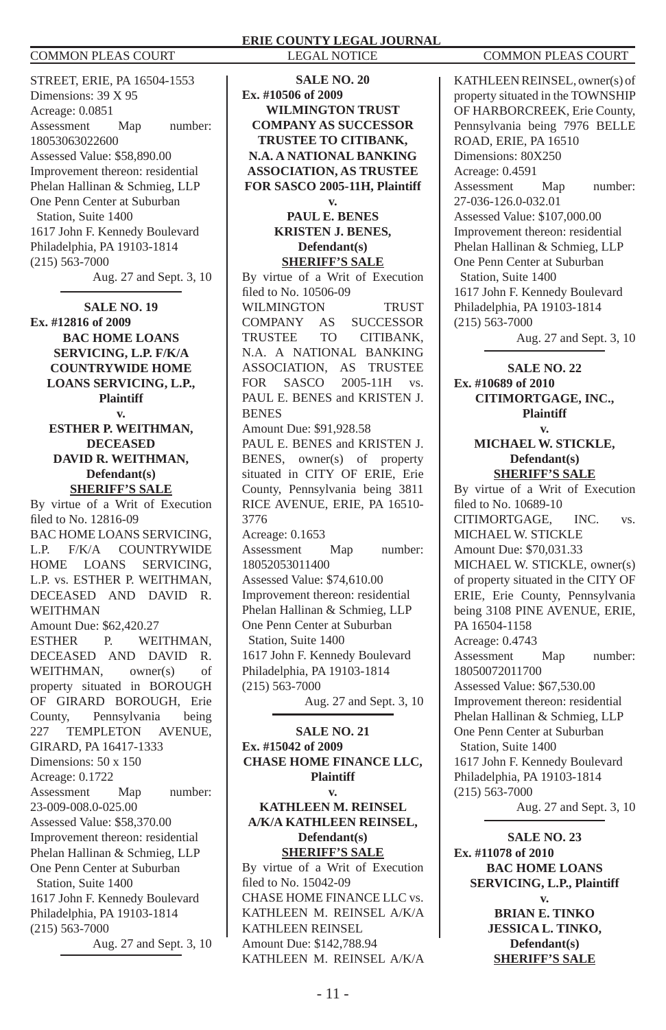STREET, ERIE, PA 16504-1553
Dimensions: 39 X 95
Acreage: 0.0851
Assessment Map number: 18053063022600
Assessed Value: $58,890.00
Improvement thereon: residential
Phelan Hallinan & Schmieg, LLP
One Penn Center at Suburban Station, Suite 1400
1617 John F. Kennedy Boulevard
Philadelphia, PA 19103-1814
(215) 563-7000

Aug. 27 and Sept. 3, 10

---

**SALE NO. 19**
**Ex. #12816 of 2009**
**BAC HOME LOANS SERVICING, L.P. F/K/A COUNTRYWIDE HOME LOANS SERVICING, L.P., Plaintiff**
**v.**
**ESTHER P. WEITHMAN, DECEASED**
**DAVID R. WEITHMAN, Defendant(s)**
**SHERIFF'S SALE**

By virtue of a Writ of Execution filed to No. 12816-09
BAC HOME LOANS SERVICING, L.P. F/K/A COUNTRYWIDE HOME LOANS SERVICING, L.P. vs. ESTHER P. WEITHMAN, DECEASED AND DAVID R. WEITHMAN
Amount Due: $62,420.27
ESTHER P. WEITHMAN, DECEASED AND DAVID R. WEITHMAN, owner(s) of property situated in BOROUGH OF GIRARD BOROUGH, Erie County, Pennsylvania being 227 TEMPLETON AVENUE, GIRARD, PA 16417-1333
Dimensions: 50 x 150
Acreage: 0.1722
Assessment Map number: 23-009-008.0-025.00
Assessed Value: $58,370.00
Improvement thereon: residential
Phelan Hallinan & Schmieg, LLP
One Penn Center at Suburban Station, Suite 1400
1617 John F. Kennedy Boulevard
Philadelphia, PA 19103-1814
(215) 563-7000

Aug. 27 and Sept. 3, 10

---

**SALE NO. 20**
**Ex. #10506 of 2009**
**WILMINGTON TRUST COMPANY AS SUCCESSOR TRUSTEE TO CITIBANK, N.A. A NATIONAL BANKING ASSOCIATION, AS TRUSTEE FOR SASCO 2005-11H, Plaintiff**
**v.**
**PAUL E. BENES**
**KRISTEN J. BENES, Defendant(s)**
**SHERIFF'S SALE**

By virtue of a Writ of Execution filed to No. 10506-09
WILMINGTON TRUST COMPANY AS SUCCESSOR TRUSTEE TO CITIBANK, N.A. A NATIONAL BANKING ASSOCIATION, AS TRUSTEE FOR SASCO 2005-11H vs. PAUL E. BENES and KRISTEN J. BENES
Amount Due: $91,928.58
PAUL E. BENES and KRISTEN J. BENES, owner(s) of property situated in CITY OF ERIE, Erie County, Pennsylvania being 3811 RICE AVENUE, ERIE, PA 16510-3776
Acreage: 0.1653
Assessment Map number: 18052053011400
Assessed Value: $74,610.00
Improvement thereon: residential
Phelan Hallinan & Schmieg, LLP
One Penn Center at Suburban Station, Suite 1400
1617 John F. Kennedy Boulevard
Philadelphia, PA 19103-1814
(215) 563-7000

Aug. 27 and Sept. 3, 10

---

**SALE NO. 21**
**Ex. #15042 of 2009**
**CHASE HOME FINANCE LLC, Plaintiff**
**v.**
**KATHLEEN M. REINSEL A/K/A KATHLEEN REINSEL, Defendant(s)**
**SHERIFF'S SALE**

By virtue of a Writ of Execution filed to No. 15042-09
CHASE HOME FINANCE LLC vs. KATHLEEN M. REINSEL A/K/A KATHLEEN REINSEL
Amount Due: $142,788.94
KATHLEEN M. REINSEL A/K/A KATHLEEN REINSEL, owner(s) of property situated in the TOWNSHIP OF HARBORCREEK, Erie County, Pennsylvania being 7976 BELLE ROAD, ERIE, PA 16510
Dimensions: 80X250
Acreage: 0.4591
Assessment Map number: 27-036-126.0-032.01
Assessed Value: $107,000.00
Improvement thereon: residential
Phelan Hallinan & Schmieg, LLP
One Penn Center at Suburban Station, Suite 1400
1617 John F. Kennedy Boulevard
Philadelphia, PA 19103-1814
(215) 563-7000

Aug. 27 and Sept. 3, 10

---

**SALE NO. 22**
**Ex. #10689 of 2010**
**CITIMORTGAGE, INC., Plaintiff**
**v.**
**MICHAEL W. STICKLE, Defendant(s)**
**SHERIFF'S SALE**

By virtue of a Writ of Execution filed to No. 10689-10
CITIMORTGAGE, INC. vs. MICHAEL W. STICKLE
Amount Due: $70,031.33
MICHAEL W. STICKLE, owner(s) of property situated in the CITY OF ERIE, Erie County, Pennsylvania being 3108 PINE AVENUE, ERIE, PA 16504-1158
Acreage: 0.4743
Assessment Map number: 18050072011700
Assessed Value: $67,530.00
Improvement thereon: residential
Phelan Hallinan & Schmieg, LLP
One Penn Center at Suburban Station, Suite 1400
1617 John F. Kennedy Boulevard
Philadelphia, PA 19103-1814
(215) 563-7000

Aug. 27 and Sept. 3, 10

---

**SALE NO. 23**
**Ex. #11078 of 2010**
**BAC HOME LOANS SERVICING, L.P., Plaintiff**
**v.**
**BRIAN E. TINKO**
**JESSICA L. TINKO, Defendant(s)**
**SHERIFF'S SALE**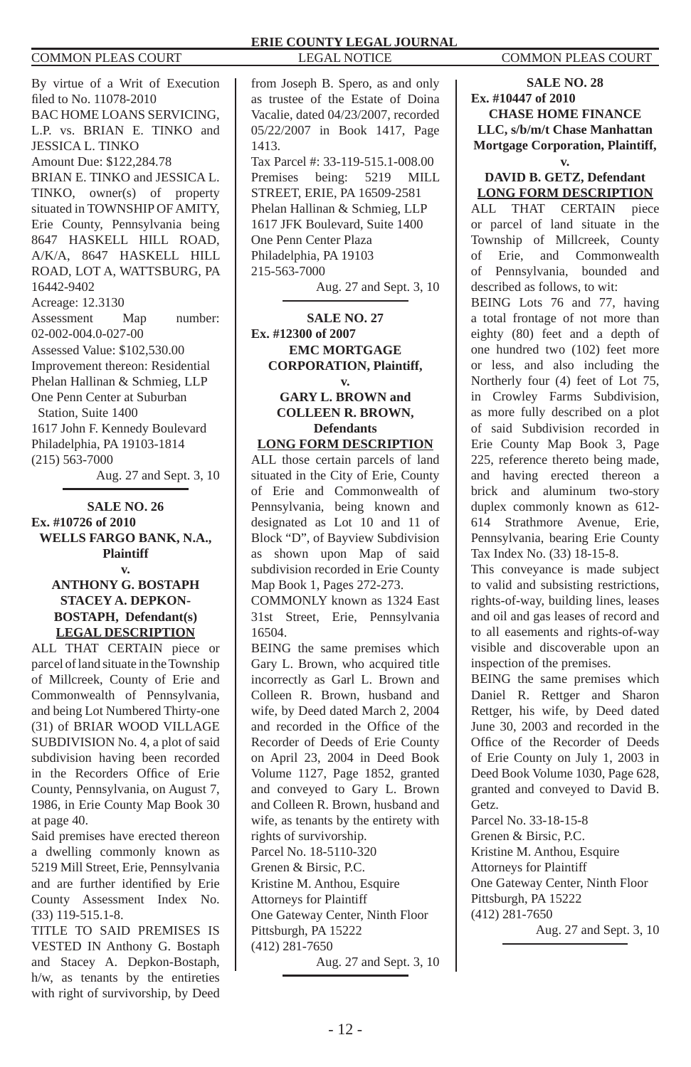By virtue of a Writ of Execution filed to No. 11078-2010
BAC HOME LOANS SERVICING, L.P. vs. BRIAN E. TINKO and JESSICA L. TINKO
Amount Due: $122,284.78
BRIAN E. TINKO and JESSICA L. TINKO, owner(s) of property situated in TOWNSHIP OF AMITY, Erie County, Pennsylvania being 8647 HASKELL HILL ROAD, A/K/A, 8647 HASKELL HILL ROAD, LOT A, WATTSBURG, PA 16442-9402
Acreage: 12.3130
Assessment Map number: 02-002-004.0-027-00
Assessed Value: $102,530.00
Improvement thereon: Residential
Phelan Hallinan & Schmieg, LLP
One Penn Center at Suburban Station, Suite 1400
1617 John F. Kennedy Boulevard
Philadelphia, PA 19103-1814
(215) 563-7000

Aug. 27 and Sept. 3, 10

---

**SALE NO. 26**
**Ex. #10726 of 2010**
**WELLS FARGO BANK, N.A., Plaintiff**
**v.**
**ANTHONY G. BOSTAPH STACEY A. DEPKON-BOSTAPH, Defendant(s)**
**LEGAL DESCRIPTION**

ALL THAT CERTAIN piece or parcel of land situate in the Township of Millcreek, County of Erie and Commonwealth of Pennsylvania, and being Lot Numbered Thirty-one (31) of BRIAR WOOD VILLAGE SUBDIVISION No. 4, a plot of said subdivision having been recorded in the Recorders Office of Erie County, Pennsylvania, on August 7, 1986, in Erie County Map Book 30 at page 40.
Said premises have erected thereon a dwelling commonly known as 5219 Mill Street, Erie, Pennsylvania and are further identified by Erie County Assessment Index No. (33) 119-515.1-8.
TITLE TO SAID PREMISES IS VESTED IN Anthony G. Bostaph and Stacey A. Depkon-Bostaph, h/w, as tenants by the entireties with right of survivorship, by Deed from Joseph B. Spero, as and only as trustee of the Estate of Doina Vacalie, dated 04/23/2007, recorded 05/22/2007 in Book 1417, Page 1413.
Tax Parcel #: 33-119-515.1-008.00
Premises being: 5219 MILL STREET, ERIE, PA 16509-2581
Phelan Hallinan & Schmieg, LLP
1617 JFK Boulevard, Suite 1400
One Penn Center Plaza
Philadelphia, PA 19103
215-563-7000

Aug. 27 and Sept. 3, 10

---

**SALE NO. 27**
**Ex. #12300 of 2007**
**EMC MORTGAGE CORPORATION, Plaintiff,**
**v.**
**GARY L. BROWN and COLLEEN R. BROWN, Defendants**
**LONG FORM DESCRIPTION**

ALL those certain parcels of land situated in the City of Erie, County of Erie and Commonwealth of Pennsylvania, being known and designated as Lot 10 and 11 of Block "D", of Bayview Subdivision as shown upon Map of said subdivision recorded in Erie County Map Book 1, Pages 272-273.
COMMONLY known as 1324 East 31st Street, Erie, Pennsylvania 16504.
BEING the same premises which Gary L. Brown, who acquired title incorrectly as Garl L. Brown and Colleen R. Brown, husband and wife, by Deed dated March 2, 2004 and recorded in the Office of the Recorder of Deeds of Erie County on April 23, 2004 in Deed Book Volume 1127, Page 1852, granted and conveyed to Gary L. Brown and Colleen R. Brown, husband and wife, as tenants by the entirety with rights of survivorship.
Parcel No. 18-5110-320
Grenen & Birsic, P.C.
Kristine M. Anthou, Esquire
Attorneys for Plaintiff
One Gateway Center, Ninth Floor
Pittsburgh, PA 15222
(412) 281-7650

Aug. 27 and Sept. 3, 10

---

**SALE NO. 28**
**Ex. #10447 of 2010**
**CHASE HOME FINANCE LLC, s/b/m/t Chase Manhattan Mortgage Corporation, Plaintiff,**
**v.**
**DAVID B. GETZ, Defendant**
**LONG FORM DESCRIPTION**

ALL THAT CERTAIN piece or parcel of land situate in the Township of Millcreek, County of Erie, and Commonwealth of Pennsylvania, bounded and described as follows, to wit:
BEING Lots 76 and 77, having a total frontage of not more than eighty (80) feet and a depth of one hundred two (102) feet more or less, and also including the Northerly four (4) feet of Lot 75, in Crowley Farms Subdivision, as more fully described on a plot of said Subdivision recorded in Erie County Map Book 3, Page 225, reference thereto being made, and having erected thereon a brick and aluminum two-story duplex commonly known as 612-614 Strathmore Avenue, Erie, Pennsylvania, bearing Erie County Tax Index No. (33) 18-15-8.
This conveyance is made subject to valid and subsisting restrictions, rights-of-way, building lines, leases and oil and gas leases of record and to all easements and rights-of-way visible and discoverable upon an inspection of the premises.
BEING the same premises which Daniel R. Rettger and Sharon Rettger, his wife, by Deed dated June 30, 2003 and recorded in the Office of the Recorder of Deeds of Erie County on July 1, 2003 in Deed Book Volume 1030, Page 628, granted and conveyed to David B. Getz.
Parcel No. 33-18-15-8
Grenen & Birsic, P.C.
Kristine M. Anthou, Esquire
Attorneys for Plaintiff
One Gateway Center, Ninth Floor
Pittsburgh, PA 15222
(412) 281-7650

Aug. 27 and Sept. 3, 10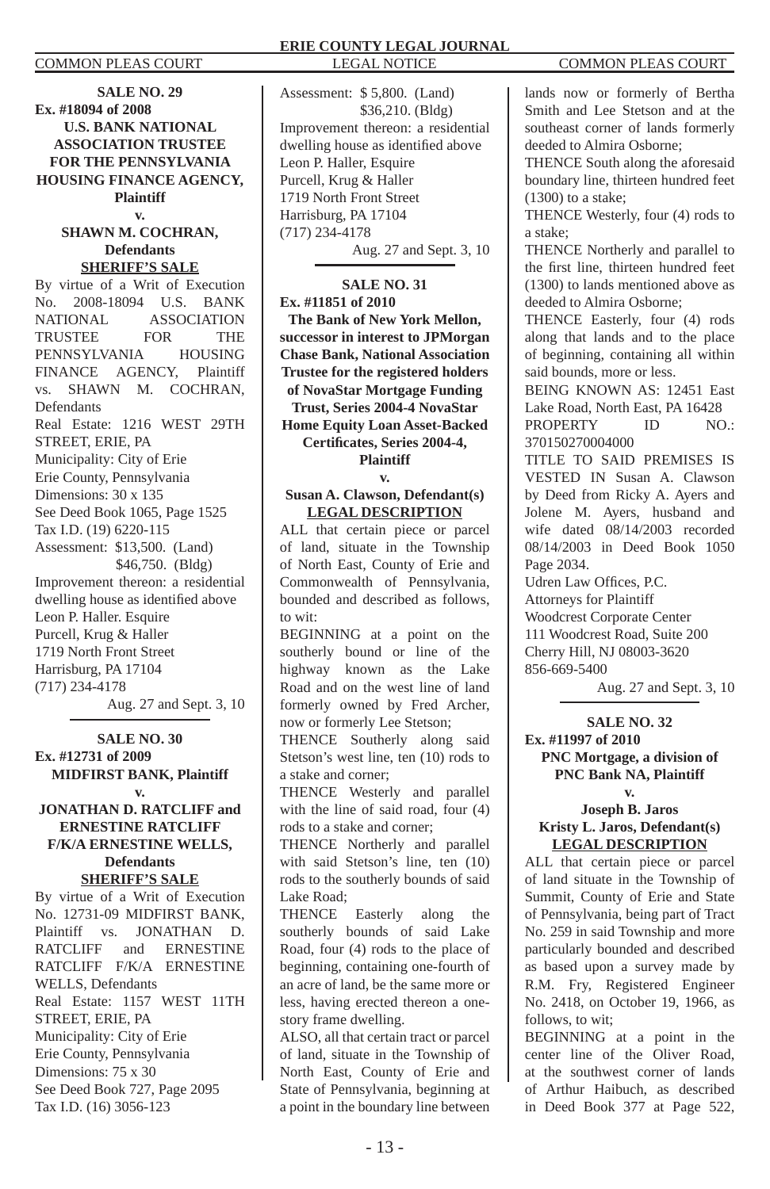**SALE NO. 29**
**Ex. #18094 of 2008**
**U.S. BANK NATIONAL ASSOCIATION TRUSTEE FOR THE PENNSYLVANIA HOUSING FINANCE AGENCY, Plaintiff**
**v.**
**SHAWN M. COCHRAN, Defendants**
**SHERIFF'S SALE**

By virtue of a Writ of Execution No. 2008-18094 U.S. BANK NATIONAL ASSOCIATION TRUSTEE FOR THE PENNSYLVANIA HOUSING FINANCE AGENCY, Plaintiff vs. SHAWN M. COCHRAN, Defendants
Real Estate: 1216 WEST 29TH STREET, ERIE, PA
Municipality: City of Erie
Erie County, Pennsylvania
Dimensions: 30 x 135
See Deed Book 1065, Page 1525
Tax I.D. (19) 6220-115
Assessment: $13,500. (Land)
$46,750. (Bldg)
Improvement thereon: a residential dwelling house as identified above
Leon P. Haller. Esquire
Purcell, Krug & Haller
1719 North Front Street
Harrisburg, PA 17104
(717) 234-4178

Aug. 27 and Sept. 3, 10

---

**SALE NO. 30**
**Ex. #12731 of 2009**
**MIDFIRST BANK, Plaintiff**
**v.**
**JONATHAN D. RATCLIFF and ERNESTINE RATCLIFF F/K/A ERNESTINE WELLS, Defendants**
**SHERIFF'S SALE**

By virtue of a Writ of Execution No. 12731-09 MIDFIRST BANK, Plaintiff vs. JONATHAN D. RATCLIFF and ERNESTINE RATCLIFF F/K/A ERNESTINE WELLS, Defendants
Real Estate: 1157 WEST 11TH STREET, ERIE, PA
Municipality: City of Erie
Erie County, Pennsylvania
Dimensions: 75 x 30
See Deed Book 727, Page 2095
Tax I.D. (16) 3056-123
Assessment: $ 5,800. (Land)
$36,210. (Bldg)
Improvement thereon: a residential dwelling house as identified above
Leon P. Haller, Esquire
Purcell, Krug & Haller
1719 North Front Street
Harrisburg, PA 17104
(717) 234-4178

Aug. 27 and Sept. 3, 10

---

**SALE NO. 31**
**Ex. #11851 of 2010**
**The Bank of New York Mellon, successor in interest to JPMorgan Chase Bank, National Association Trustee for the registered holders of NovaStar Mortgage Funding Trust, Series 2004-4 NovaStar Home Equity Loan Asset-Backed Certificates, Series 2004-4, Plaintiff**
**v.**
**Susan A. Clawson, Defendant(s)**
**LEGAL DESCRIPTION**

ALL that certain piece or parcel of land, situate in the Township of North East, County of Erie and Commonwealth of Pennsylvania, bounded and described as follows, to wit:

BEGINNING at a point on the southerly bound or line of the highway known as the Lake Road and on the west line of land formerly owned by Fred Archer, now or formerly Lee Stetson;

THENCE Southerly along said Stetson's west line, ten (10) rods to a stake and corner;

THENCE Westerly and parallel with the line of said road, four (4) rods to a stake and corner;

THENCE Northerly and parallel with said Stetson's line, ten (10) rods to the southerly bounds of said Lake Road;

THENCE Easterly along the southerly bounds of said Lake Road, four (4) rods to the place of beginning, containing one-fourth of an acre of land, be the same more or less, having erected thereon a one-story frame dwelling.

ALSO, all that certain tract or parcel of land, situate in the Township of North East, County of Erie and State of Pennsylvania, beginning at a point in the boundary line between lands now or formerly of Bertha Smith and Lee Stetson and at the southeast corner of lands formerly deeded to Almira Osborne;

THENCE South along the aforesaid boundary line, thirteen hundred feet (1300) to a stake;

THENCE Westerly, four (4) rods to a stake;

THENCE Northerly and parallel to the first line, thirteen hundred feet (1300) to lands mentioned above as deeded to Almira Osborne;

THENCE Easterly, four (4) rods along that lands and to the place of beginning, containing all within said bounds, more or less.

BEING KNOWN AS: 12451 East Lake Road, North East, PA 16428
PROPERTY ID NO.: 370150270004000

TITLE TO SAID PREMISES IS VESTED IN Susan A. Clawson by Deed from Ricky A. Ayers and Jolene M. Ayers, husband and wife dated 08/14/2003 recorded 08/14/2003 in Deed Book 1050 Page 2034.

Udren Law Offices, P.C.
Attorneys for Plaintiff
Woodcrest Corporate Center
111 Woodcrest Road, Suite 200
Cherry Hill, NJ 08003-3620
856-669-5400

Aug. 27 and Sept. 3, 10

---

**SALE NO. 32**
**Ex. #11997 of 2010**
**PNC Mortgage, a division of PNC Bank NA, Plaintiff**
**v.**
**Joseph B. Jaros**
**Kristy L. Jaros, Defendant(s)**
**LEGAL DESCRIPTION**

ALL that certain piece or parcel of land situate in the Township of Summit, County of Erie and State of Pennsylvania, being part of Tract No. 259 in said Township and more particularly bounded and described as based upon a survey made by R.M. Fry, Registered Engineer No. 2418, on October 19, 1966, as follows, to wit;

BEGINNING at a point in the center line of the Oliver Road, at the southwest corner of lands of Arthur Haibuch, as described in Deed Book 377 at Page 522,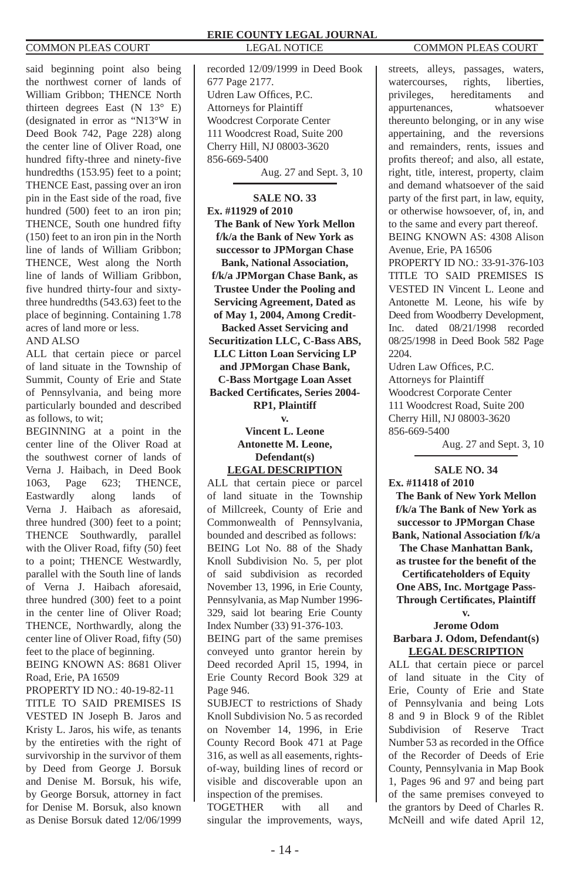said beginning point also being the northwest corner of lands of William Gribbon; THENCE North thirteen degrees East (N 13° E) (designated in error as "N13°W in Deed Book 742, Page 228) along the center line of Oliver Road, one hundred fifty-three and ninety-five hundredths (153.95) feet to a point; THENCE East, passing over an iron pin in the East side of the road, five hundred (500) feet to an iron pin; THENCE, South one hundred fifty (150) feet to an iron pin in the North line of lands of William Gribbon; THENCE, West along the North line of lands of William Gribbon, five hundred thirty-four and sixty-three hundredths (543.63) feet to the place of beginning. Containing 1.78 acres of land more or less.

AND ALSO

ALL that certain piece or parcel of land situate in the Township of Summit, County of Erie and State of Pennsylvania, and being more particularly bounded and described as follows, to wit;

BEGINNING at a point in the center line of the Oliver Road at the southwest corner of lands of Verna J. Haibach, in Deed Book 1063, Page 623; THENCE, Eastwardly along lands of Verna J. Haibach as aforesaid, three hundred (300) feet to a point; THENCE Southwardly, parallel with the Oliver Road, fifty (50) feet to a point; THENCE Westwardly, parallel with the South line of lands of Verna J. Haibach aforesaid, three hundred (300) feet to a point in the center line of Oliver Road; THENCE, Northwardly, along the center line of Oliver Road, fifty (50) feet to the place of beginning.

BEING KNOWN AS: 8681 Oliver Road, Erie, PA 16509

PROPERTY ID NO.: 40-19-82-11

TITLE TO SAID PREMISES IS VESTED IN Joseph B. Jaros and Kristy L. Jaros, his wife, as tenants by the entireties with the right of survivorship in the survivor of them by Deed from George J. Borsuk and Denise M. Borsuk, his wife, by George Borsuk, attorney in fact for Denise M. Borsuk, also known as Denise Borsuk dated 12/06/1999 recorded 12/09/1999 in Deed Book 677 Page 2177.

Udren Law Offices, P.C.
Attorneys for Plaintiff
Woodcrest Corporate Center
111 Woodcrest Road, Suite 200
Cherry Hill, NJ 08003-3620
856-669-5400

Aug. 27 and Sept. 3, 10

**SALE NO. 33**

**Ex. #11929 of 2010**

**The Bank of New York Mellon f/k/a the Bank of New York as successor to JPMorgan Chase Bank, National Association, f/k/a JPMorgan Chase Bank, as Trustee Under the Pooling and Servicing Agreement, Dated as of May 1, 2004, Among Credit-Backed Asset Servicing and Securitization LLC, C-Bass ABS, LLC Litton Loan Servicing LP and JPMorgan Chase Bank, C-Bass Mortgage Loan Asset Backed Certificates, Series 2004-RP1, Plaintiff**

**v.**

**Vincent L. Leone**
**Antonette M. Leone, Defendant(s)**

**LEGAL DESCRIPTION**

ALL that certain piece or parcel of land situate in the Township of Millcreek, County of Erie and Commonwealth of Pennsylvania, bounded and described as follows:

BEING Lot No. 88 of the Shady Knoll Subdivision No. 5, per plot of said subdivision as recorded November 13, 1996, in Erie County, Pennsylvania, as Map Number 1996-329, said lot bearing Erie County Index Number (33) 91-376-103.

BEING part of the same premises conveyed unto grantor herein by Deed recorded April 15, 1994, in Erie County Record Book 329 at Page 946.

SUBJECT to restrictions of Shady Knoll Subdivision No. 5 as recorded on November 14, 1996, in Erie County Record Book 471 at Page 316, as well as all easements, rights-of-way, building lines of record or visible and discoverable upon an inspection of the premises.

TOGETHER with all and singular the improvements, ways, streets, alleys, passages, waters, watercourses, rights, liberties, privileges, hereditaments and appurtenances, whatsoever thereunto belonging, or in any wise appertaining, and the reversions and remainders, rents, issues and profits thereof; and also, all estate, right, title, interest, property, claim and demand whatsoever of the said party of the first part, in law, equity, or otherwise howsoever, of, in, and to the same and every part thereof.

BEING KNOWN AS: 4308 Alison Avenue, Erie, PA 16506

PROPERTY ID NO.: 33-91-376-103

TITLE TO SAID PREMISES IS VESTED IN Vincent L. Leone and Antonette M. Leone, his wife by Deed from Woodberry Development, Inc. dated 08/21/1998 recorded 08/25/1998 in Deed Book 582 Page 2204.

Udren Law Offices, P.C.
Attorneys for Plaintiff
Woodcrest Corporate Center
111 Woodcrest Road, Suite 200
Cherry Hill, NJ 08003-3620
856-669-5400

Aug. 27 and Sept. 3, 10

**SALE NO. 34**

**Ex. #11418 of 2010**

**The Bank of New York Mellon f/k/a The Bank of New York as successor to JPMorgan Chase Bank, National Association f/k/a The Chase Manhattan Bank, as trustee for the benefit of the Certificateholders of Equity One ABS, Inc. Mortgage Pass-Through Certificates, Plaintiff**

**v.**

**Jerome Odom**
**Barbara J. Odom, Defendant(s)**

**LEGAL DESCRIPTION**

ALL that certain piece or parcel of land situate in the City of Erie, County of Erie and State of Pennsylvania and being Lots 8 and 9 in Block 9 of the Riblet Subdivision of Reserve Tract Number 53 as recorded in the Office of the Recorder of Deeds of Erie County, Pennsylvania in Map Book 1, Pages 96 and 97 and being part of the same premises conveyed to the grantors by Deed of Charles R. McNeill and wife dated April 12,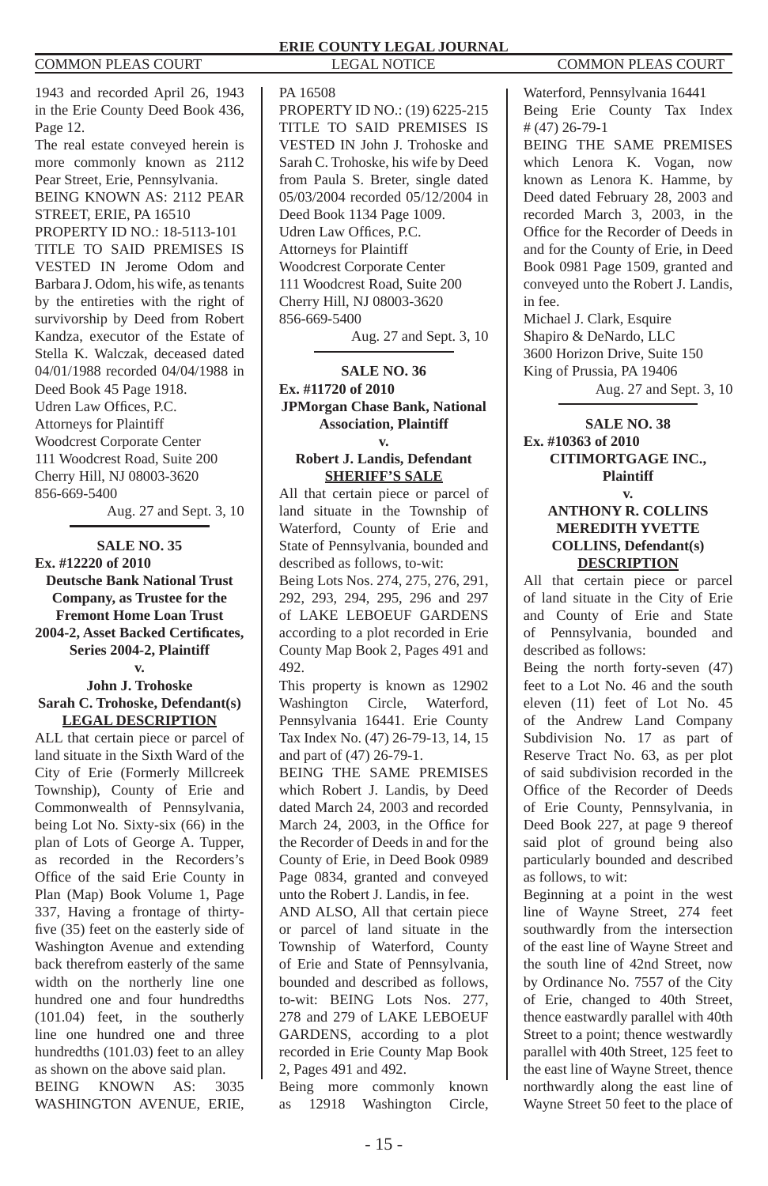1943 and recorded April 26, 1943 in the Erie County Deed Book 436, Page 12.

The real estate conveyed herein is more commonly known as 2112 Pear Street, Erie, Pennsylvania.

BEING KNOWN AS: 2112 PEAR STREET, ERIE, PA 16510

PROPERTY ID NO.: 18-5113-101

TITLE TO SAID PREMISES IS VESTED IN Jerome Odom and Barbara J. Odom, his wife, as tenants by the entireties with the right of survivorship by Deed from Robert Kandza, executor of the Estate of Stella K. Walczak, deceased dated 04/01/1988 recorded 04/04/1988 in Deed Book 45 Page 1918.

Udren Law Offices, P.C.
Attorneys for Plaintiff
Woodcrest Corporate Center
111 Woodcrest Road, Suite 200
Cherry Hill, NJ 08003-3620
856-669-5400

Aug. 27 and Sept. 3, 10

**SALE NO. 35**
**Ex. #12220 of 2010**
**Deutsche Bank National Trust Company, as Trustee for the Fremont Home Loan Trust 2004-2, Asset Backed Certificates, Series 2004-2, Plaintiff**
**v.**
**John J. Trohoske**
**Sarah C. Trohoske, Defendant(s)**
**LEGAL DESCRIPTION**

ALL that certain piece or parcel of land situate in the Sixth Ward of the City of Erie (Formerly Millcreek Township), County of Erie and Commonwealth of Pennsylvania, being Lot No. Sixty-six (66) in the plan of Lots of George A. Tupper, as recorded in the Recorders's Office of the said Erie County in Plan (Map) Book Volume 1, Page 337, Having a frontage of thirty-five (35) feet on the easterly side of Washington Avenue and extending back therefrom easterly of the same width on the northerly line one hundred one and four hundredths (101.04) feet, in the southerly line one hundred one and three hundredths (101.03) feet to an alley as shown on the above said plan.

BEING KNOWN AS: 3035 WASHINGTON AVENUE, ERIE, PA 16508

PROPERTY ID NO.: (19) 6225-215

TITLE TO SAID PREMISES IS VESTED IN John J. Trohoske and Sarah C. Trohoske, his wife by Deed from Paula S. Breter, single dated 05/03/2004 recorded 05/12/2004 in Deed Book 1134 Page 1009.

Udren Law Offices, P.C.
Attorneys for Plaintiff
Woodcrest Corporate Center
111 Woodcrest Road, Suite 200
Cherry Hill, NJ 08003-3620
856-669-5400

Aug. 27 and Sept. 3, 10

**SALE NO. 36**
**Ex. #11720 of 2010**
**JPMorgan Chase Bank, National Association, Plaintiff**
**v.**
**Robert J. Landis, Defendant**
**SHERIFF'S SALE**

All that certain piece or parcel of land situate in the Township of Waterford, County of Erie and State of Pennsylvania, bounded and described as follows, to-wit:

Being Lots Nos. 274, 275, 276, 291, 292, 293, 294, 295, 296 and 297 of LAKE LEBOEUF GARDENS according to a plot recorded in Erie County Map Book 2, Pages 491 and 492.

This property is known as 12902 Washington Circle, Waterford, Pennsylvania 16441. Erie County Tax Index No. (47) 26-79-13, 14, 15 and part of (47) 26-79-1.

BEING THE SAME PREMISES which Robert J. Landis, by Deed dated March 24, 2003 and recorded March 24, 2003, in the Office for the Recorder of Deeds in and for the County of Erie, in Deed Book 0989 Page 0834, granted and conveyed unto the Robert J. Landis, in fee.

AND ALSO, All that certain piece or parcel of land situate in the Township of Waterford, County of Erie and State of Pennsylvania, bounded and described as follows, to-wit: BEING Lots Nos. 277, 278 and 279 of LAKE LEBOEUF GARDENS, according to a plot recorded in Erie County Map Book 2, Pages 491 and 492.

Being more commonly known as 12918 Washington Circle, Waterford, Pennsylvania 16441

Being Erie County Tax Index # (47) 26-79-1

BEING THE SAME PREMISES which Lenora K. Vogan, now known as Lenora K. Hamme, by Deed dated February 28, 2003 and recorded March 3, 2003, in the Office for the Recorder of Deeds in and for the County of Erie, in Deed Book 0981 Page 1509, granted and conveyed unto the Robert J. Landis, in fee.

Michael J. Clark, Esquire
Shapiro & DeNardo, LLC
3600 Horizon Drive, Suite 150
King of Prussia, PA 19406

Aug. 27 and Sept. 3, 10

**SALE NO. 38**
**Ex. #10363 of 2010**
**CITIMORTGAGE INC., Plaintiff**
**v.**
**ANTHONY R. COLLINS**
**MEREDITH YVETTE COLLINS, Defendant(s)**
**DESCRIPTION**

All that certain piece or parcel of land situate in the City of Erie and County of Erie and State of Pennsylvania, bounded and described as follows:

Being the north forty-seven (47) feet to a Lot No. 46 and the south eleven (11) feet of Lot No. 45 of the Andrew Land Company Subdivision No. 17 as part of Reserve Tract No. 63, as per plot of said subdivision recorded in the Office of the Recorder of Deeds of Erie County, Pennsylvania, in Deed Book 227, at page 9 thereof said plot of ground being also particularly bounded and described as follows, to wit:

Beginning at a point in the west line of Wayne Street, 274 feet southwardly from the intersection of the east line of Wayne Street and the south line of 42nd Street, now by Ordinance No. 7557 of the City of Erie, changed to 40th Street, thence eastwardly parallel with 40th Street to a point; thence westwardly parallel with 40th Street, 125 feet to the east line of Wayne Street, thence northwardly along the east line of Wayne Street 50 feet to the place of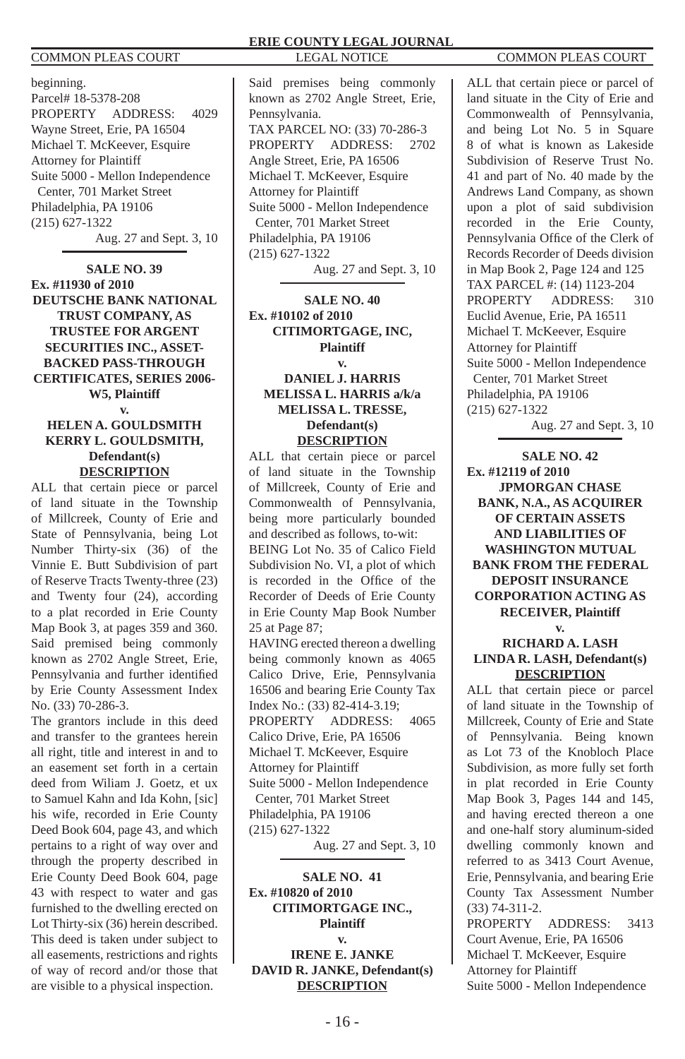beginning.
Parcel# 18-5378-208
PROPERTY ADDRESS: 4029 Wayne Street, Erie, PA 16504
Michael T. McKeever, Esquire
Attorney for Plaintiff
Suite 5000 - Mellon Independence Center, 701 Market Street
Philadelphia, PA 19106
(215) 627-1322

Aug. 27 and Sept. 3, 10

**SALE NO. 39**
**Ex. #11930 of 2010**
**DEUTSCHE BANK NATIONAL TRUST COMPANY, AS TRUSTEE FOR ARGENT SECURITIES INC., ASSET-BACKED PASS-THROUGH CERTIFICATES, SERIES 2006-W5, Plaintiff**
**v.**
**HELEN A. GOULDSMITH KERRY L. GOULDSMITH, Defendant(s)**
**DESCRIPTION**

ALL that certain piece or parcel of land situate in the Township of Millcreek, County of Erie and State of Pennsylvania, being Lot Number Thirty-six (36) of the Vinnie E. Butt Subdivision of part of Reserve Tracts Twenty-three (23) and Twenty four (24), according to a plat recorded in Erie County Map Book 3, at pages 359 and 360. Said premised being commonly known as 2702 Angle Street, Erie, Pennsylvania and further identified by Erie County Assessment Index No. (33) 70-286-3.

The grantors include in this deed and transfer to the grantees herein all right, title and interest in and to an easement set forth in a certain deed from Wiliam J. Goetz, et ux to Samuel Kahn and Ida Kohn, [sic] his wife, recorded in Erie County Deed Book 604, page 43, and which pertains to a right of way over and through the property described in Erie County Deed Book 604, page 43 with respect to water and gas furnished to the dwelling erected on Lot Thirty-six (36) herein described. This deed is taken under subject to all easements, restrictions and rights of way of record and/or those that are visible to a physical inspection.

Said premises being commonly known as 2702 Angle Street, Erie, Pennsylvania.
TAX PARCEL NO: (33) 70-286-3
PROPERTY ADDRESS: 2702 Angle Street, Erie, PA 16506
Michael T. McKeever, Esquire
Attorney for Plaintiff
Suite 5000 - Mellon Independence Center, 701 Market Street
Philadelphia, PA 19106
(215) 627-1322

Aug. 27 and Sept. 3, 10

**SALE NO. 40**
**Ex. #10102 of 2010**
**CITIMORTGAGE, INC, Plaintiff**
**v.**
**DANIEL J. HARRIS MELISSA L. HARRIS a/k/a MELISSA L. TRESSE, Defendant(s)**
**DESCRIPTION**

ALL that certain piece or parcel of land situate in the Township of Millcreek, County of Erie and Commonwealth of Pennsylvania, being more particularly bounded and described as follows, to-wit:

BEING Lot No. 35 of Calico Field Subdivision No. VI, a plot of which is recorded in the Office of the Recorder of Deeds of Erie County in Erie County Map Book Number 25 at Page 87;

HAVING erected thereon a dwelling being commonly known as 4065 Calico Drive, Erie, Pennsylvania 16506 and bearing Erie County Tax Index No.: (33) 82-414-3.19;
PROPERTY ADDRESS: 4065 Calico Drive, Erie, PA 16506
Michael T. McKeever, Esquire
Attorney for Plaintiff
Suite 5000 - Mellon Independence Center, 701 Market Street
Philadelphia, PA 19106
(215) 627-1322

Aug. 27 and Sept. 3, 10

**SALE NO. 41**
**Ex. #10820 of 2010**
**CITIMORTGAGE INC., Plaintiff**
**v.**
**IRENE E. JANKE DAVID R. JANKE, Defendant(s)**
**DESCRIPTION**

ALL that certain piece or parcel of land situate in the City of Erie and Commonwealth of Pennsylvania, and being Lot No. 5 in Square 8 of what is known as Lakeside Subdivision of Reserve Trust No. 41 and part of No. 40 made by the Andrews Land Company, as shown upon a plot of said subdivision recorded in the Erie County, Pennsylvania Office of the Clerk of Records Recorder of Deeds division in Map Book 2, Page 124 and 125
TAX PARCEL #: (14) 1123-204
PROPERTY ADDRESS: 310 Euclid Avenue, Erie, PA 16511
Michael T. McKeever, Esquire
Attorney for Plaintiff
Suite 5000 - Mellon Independence Center, 701 Market Street
Philadelphia, PA 19106
(215) 627-1322

Aug. 27 and Sept. 3, 10

**SALE NO. 42**
**Ex. #12119 of 2010**
**JPMORGAN CHASE BANK, N.A., AS ACQUIRER OF CERTAIN ASSETS AND LIABILITIES OF WASHINGTON MUTUAL BANK FROM THE FEDERAL DEPOSIT INSURANCE CORPORATION ACTING AS RECEIVER, Plaintiff**
**v.**
**RICHARD A. LASH LINDA R. LASH, Defendant(s)**
**DESCRIPTION**

ALL that certain piece or parcel of land situate in the Township of Millcreek, County of Erie and State of Pennsylvania. Being known as Lot 73 of the Knobloch Place Subdivision, as more fully set forth in plat recorded in Erie County Map Book 3, Pages 144 and 145, and having erected thereon a one and one-half story aluminum-sided dwelling commonly known and referred to as 3413 Court Avenue, Erie, Pennsylvania, and bearing Erie County Tax Assessment Number (33) 74-311-2.
PROPERTY ADDRESS: 3413 Court Avenue, Erie, PA 16506
Michael T. McKeever, Esquire
Attorney for Plaintiff
Suite 5000 - Mellon Independence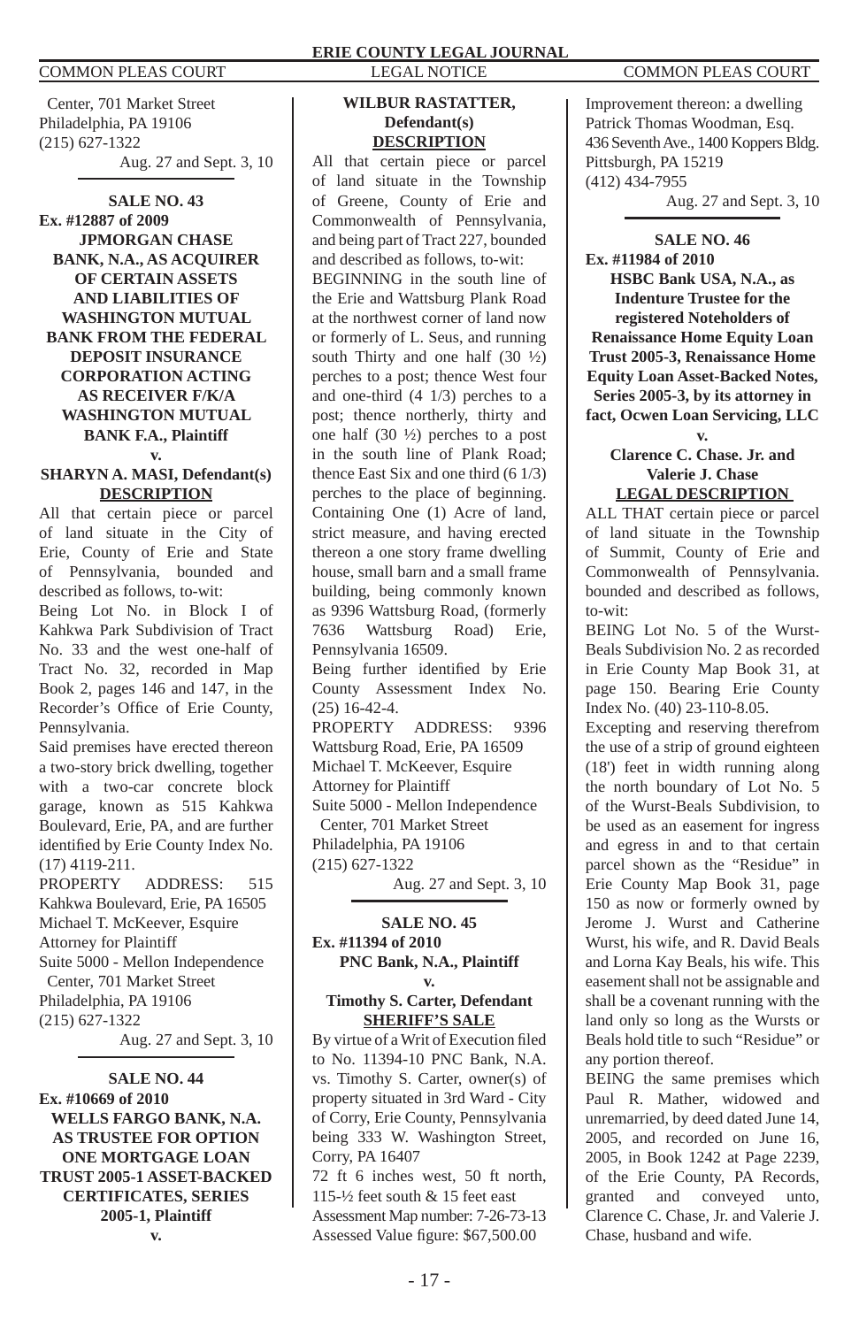Center, 701 Market Street
Philadelphia, PA 19106
(215) 627-1322

Aug. 27 and Sept. 3, 10

---

**SALE NO. 43**

**Ex. #12887 of 2009**

**JPMORGAN CHASE BANK, N.A., AS ACQUIRER OF CERTAIN ASSETS AND LIABILITIES OF WASHINGTON MUTUAL BANK FROM THE FEDERAL DEPOSIT INSURANCE CORPORATION ACTING AS RECEIVER F/K/A WASHINGTON MUTUAL BANK F.A., Plaintiff**

**v.**

**SHARYN A. MASI, Defendant(s)**

**DESCRIPTION**

All that certain piece or parcel of land situate in the City of Erie, County of Erie and State of Pennsylvania, bounded and described as follows, to-wit:

Being Lot No. in Block I of Kahkwa Park Subdivision of Tract No. 33 and the west one-half of Tract No. 32, recorded in Map Book 2, pages 146 and 147, in the Recorder's Office of Erie County, Pennsylvania.

Said premises have erected thereon a two-story brick dwelling, together with a two-car concrete block garage, known as 515 Kahkwa Boulevard, Erie, PA, and are further identified by Erie County Index No. (17) 4119-211.

PROPERTY ADDRESS: 515 Kahkwa Boulevard, Erie, PA 16505

Michael T. McKeever, Esquire
Attorney for Plaintiff
Suite 5000 - Mellon Independence Center, 701 Market Street
Philadelphia, PA 19106
(215) 627-1322

Aug. 27 and Sept. 3, 10

---

**SALE NO. 44**

**Ex. #10669 of 2010**

**WELLS FARGO BANK, N.A. AS TRUSTEE FOR OPTION ONE MORTGAGE LOAN TRUST 2005-1 ASSET-BACKED CERTIFICATES, SERIES 2005-1, Plaintiff**

**v.**

**WILBUR RASTATTER, Defendant(s)**

**DESCRIPTION**

All that certain piece or parcel of land situate in the Township of Greene, County of Erie and Commonwealth of Pennsylvania, and being part of Tract 227, bounded and described as follows, to-wit:

BEGINNING in the south line of the Erie and Wattsburg Plank Road at the northwest corner of land now or formerly of L. Seus, and running south Thirty and one half (30 ½) perches to a post; thence West four and one-third (4 1/3) perches to a post; thence northerly, thirty and one half (30 ½) perches to a post in the south line of Plank Road; thence East Six and one third (6 1/3) perches to the place of beginning. Containing One (1) Acre of land, strict measure, and having erected thereon a one story frame dwelling house, small barn and a small frame building, being commonly known as 9396 Wattsburg Road, (formerly 7636 Wattsburg Road) Erie, Pennsylvania 16509.

Being further identified by Erie County Assessment Index No. (25) 16-42-4.

PROPERTY ADDRESS: 9396 Wattsburg Road, Erie, PA 16509

Michael T. McKeever, Esquire
Attorney for Plaintiff
Suite 5000 - Mellon Independence Center, 701 Market Street
Philadelphia, PA 19106
(215) 627-1322

Aug. 27 and Sept. 3, 10

---

**SALE NO. 45**

**Ex. #11394 of 2010**

**PNC Bank, N.A., Plaintiff**

**v.**

**Timothy S. Carter, Defendant**

**SHERIFF'S SALE**

By virtue of a Writ of Execution filed to No. 11394-10 PNC Bank, N.A. vs. Timothy S. Carter, owner(s) of property situated in 3rd Ward - City of Corry, Erie County, Pennsylvania being 333 W. Washington Street, Corry, PA 16407

72 ft 6 inches west, 50 ft north, 115-½ feet south & 15 feet east

Assessment Map number: 7-26-73-13

Assessed Value figure: $67,500.00

Improvement thereon: a dwelling

Patrick Thomas Woodman, Esq.
436 Seventh Ave., 1400 Koppers Bldg.
Pittsburgh, PA 15219
(412) 434-7955

Aug. 27 and Sept. 3, 10

---

**SALE NO. 46**

**Ex. #11984 of 2010**

**HSBC Bank USA, N.A., as Indenture Trustee for the registered Noteholders of Renaissance Home Equity Loan Trust 2005-3, Renaissance Home Equity Loan Asset-Backed Notes, Series 2005-3, by its attorney in fact, Ocwen Loan Servicing, LLC**

**v.**

**Clarence C. Chase. Jr. and Valerie J. Chase**

**LEGAL DESCRIPTION**

ALL THAT certain piece or parcel of land situate in the Township of Summit, County of Erie and Commonwealth of Pennsylvania. bounded and described as follows, to-wit:

BEING Lot No. 5 of the Wurst-Beals Subdivision No. 2 as recorded in Erie County Map Book 31, at page 150. Bearing Erie County Index No. (40) 23-110-8.05.

Excepting and reserving therefrom the use of a strip of ground eighteen (18') feet in width running along the north boundary of Lot No. 5 of the Wurst-Beals Subdivision, to be used as an easement for ingress and egress in and to that certain parcel shown as the "Residue" in Erie County Map Book 31, page 150 as now or formerly owned by Jerome J. Wurst and Catherine Wurst, his wife, and R. David Beals and Lorna Kay Beals, his wife. This easement shall not be assignable and shall be a covenant running with the land only so long as the Wursts or Beals hold title to such "Residue" or any portion thereof.

BEING the same premises which Paul R. Mather, widowed and unremarried, by deed dated June 14, 2005, and recorded on June 16, 2005, in Book 1242 at Page 2239, of the Erie County, PA Records, granted and conveyed unto, Clarence C. Chase, Jr. and Valerie J. Chase, husband and wife.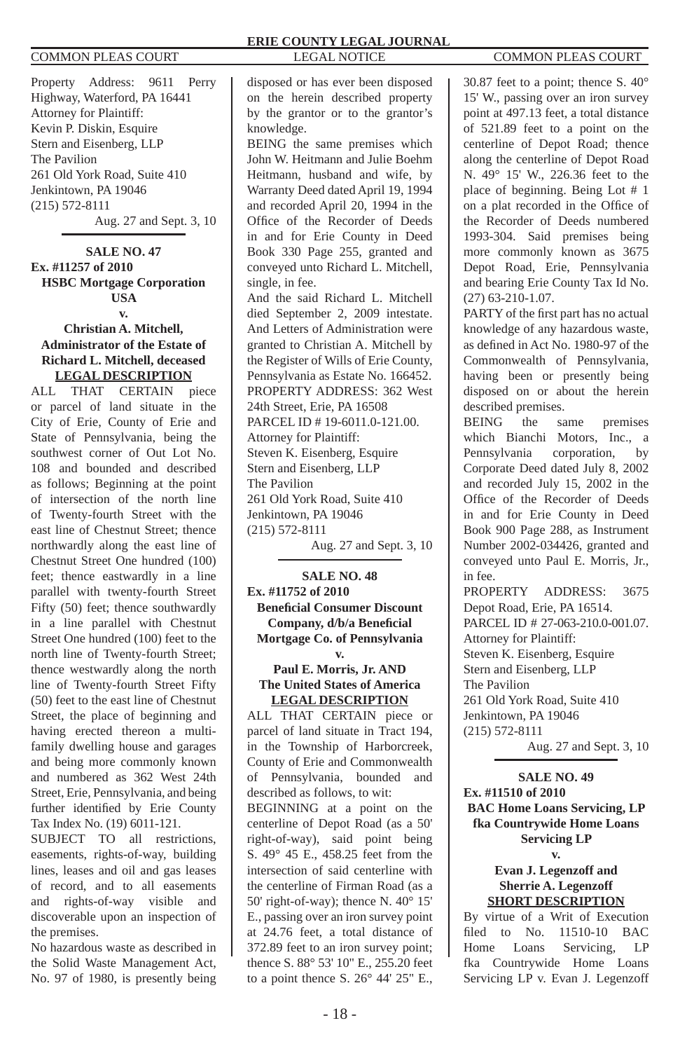Property Address: 9611 Perry Highway, Waterford, PA 16441
Attorney for Plaintiff:
Kevin P. Diskin, Esquire
Stern and Eisenberg, LLP
The Pavilion
261 Old York Road, Suite 410
Jenkintown, PA 19046
(215) 572-8111

Aug. 27 and Sept. 3, 10

---

**SALE NO. 47**
**Ex. #11257 of 2010**
**HSBC Mortgage Corporation USA**
**v.**
**Christian A. Mitchell, Administrator of the Estate of Richard L. Mitchell, deceased**
**LEGAL DESCRIPTION**

ALL THAT CERTAIN piece or parcel of land situate in the City of Erie, County of Erie and State of Pennsylvania, being the southwest corner of Out Lot No. 108 and bounded and described as follows; Beginning at the point of intersection of the north line of Twenty-fourth Street with the east line of Chestnut Street; thence northwardly along the east line of Chestnut Street One hundred (100) feet; thence eastwardly in a line parallel with twenty-fourth Street Fifty (50) feet; thence southwardly in a line parallel with Chestnut Street One hundred (100) feet to the north line of Twenty-fourth Street; thence westwardly along the north line of Twenty-fourth Street Fifty (50) feet to the east line of Chestnut Street, the place of beginning and having erected thereon a multi-family dwelling house and garages and being more commonly known and numbered as 362 West 24th Street, Erie, Pennsylvania, and being further identified by Erie County Tax Index No. (19) 6011-121.

SUBJECT TO all restrictions, easements, rights-of-way, building lines, leases and oil and gas leases of record, and to all easements and rights-of-way visible and discoverable upon an inspection of the premises.

No hazardous waste as described in the Solid Waste Management Act, No. 97 of 1980, is presently being disposed or has ever been disposed on the herein described property by the grantor or to the grantor's knowledge.

BEING the same premises which John W. Heitmann and Julie Boehm Heitmann, husband and wife, by Warranty Deed dated April 19, 1994 and recorded April 20, 1994 in the Office of the Recorder of Deeds in and for Erie County in Deed Book 330 Page 255, granted and conveyed unto Richard L. Mitchell, single, in fee.

And the said Richard L. Mitchell died September 2, 2009 intestate. And Letters of Administration were granted to Christian A. Mitchell by the Register of Wills of Erie County, Pennsylvania as Estate No. 166452.

PROPERTY ADDRESS: 362 West 24th Street, Erie, PA 16508
PARCEL ID # 19-6011.0-121.00.
Attorney for Plaintiff:
Steven K. Eisenberg, Esquire
Stern and Eisenberg, LLP
The Pavilion
261 Old York Road, Suite 410
Jenkintown, PA 19046
(215) 572-8111

Aug. 27 and Sept. 3, 10

---

**SALE NO. 48**
**Ex. #11752 of 2010**
**Beneficial Consumer Discount Company, d/b/a Beneficial Mortgage Co. of Pennsylvania**
**v.**
**Paul E. Morris, Jr. AND The United States of America**
**LEGAL DESCRIPTION**

ALL THAT CERTAIN piece or parcel of land situate in Tract 194, in the Township of Harborcreek, County of Erie and Commonwealth of Pennsylvania, bounded and described as follows, to wit:

BEGINNING at a point on the centerline of Depot Road (as a 50' right-of-way), said point being S. 49° 45 E., 458.25 feet from the intersection of said centerline with the centerline of Firman Road (as a 50' right-of-way); thence N. 40° 15' E., passing over an iron survey point at 24.76 feet, a total distance of 372.89 feet to an iron survey point; thence S. 88° 53' 10" E., 255.20 feet to a point thence S. 26° 44' 25" E., 30.87 feet to a point; thence S. 40° 15' W., passing over an iron survey point at 497.13 feet, a total distance of 521.89 feet to a point on the centerline of Depot Road; thence along the centerline of Depot Road N. 49° 15' W., 226.36 feet to the place of beginning. Being Lot # 1 on a plat recorded in the Office of the Recorder of Deeds numbered 1993-304. Said premises being more commonly known as 3675 Depot Road, Erie, Pennsylvania and bearing Erie County Tax Id No. (27) 63-210-1.07.

PARTY of the first part has no actual knowledge of any hazardous waste, as defined in Act No. 1980-97 of the Commonwealth of Pennsylvania, having been or presently being disposed on or about the herein described premises.

BEING the same premises which Bianchi Motors, Inc., a Pennsylvania corporation, by Corporate Deed dated July 8, 2002 and recorded July 15, 2002 in the Office of the Recorder of Deeds in and for Erie County in Deed Book 900 Page 288, as Instrument Number 2002-034426, granted and conveyed unto Paul E. Morris, Jr., in fee.

PROPERTY ADDRESS: 3675 Depot Road, Erie, PA 16514.
PARCEL ID # 27-063-210.0-001.07.
Attorney for Plaintiff:
Steven K. Eisenberg, Esquire
Stern and Eisenberg, LLP
The Pavilion
261 Old York Road, Suite 410
Jenkintown, PA 19046
(215) 572-8111

Aug. 27 and Sept. 3, 10

---

**SALE NO. 49**
**Ex. #11510 of 2010**
**BAC Home Loans Servicing, LP fka Countrywide Home Loans Servicing LP**
**v.**
**Evan J. Legenzoff and Sherrie A. Legenzoff**
**SHORT DESCRIPTION**

By virtue of a Writ of Execution filed to No. 11510-10 BAC Home Loans Servicing, LP fka Countrywide Home Loans Servicing LP v. Evan J. Legenzoff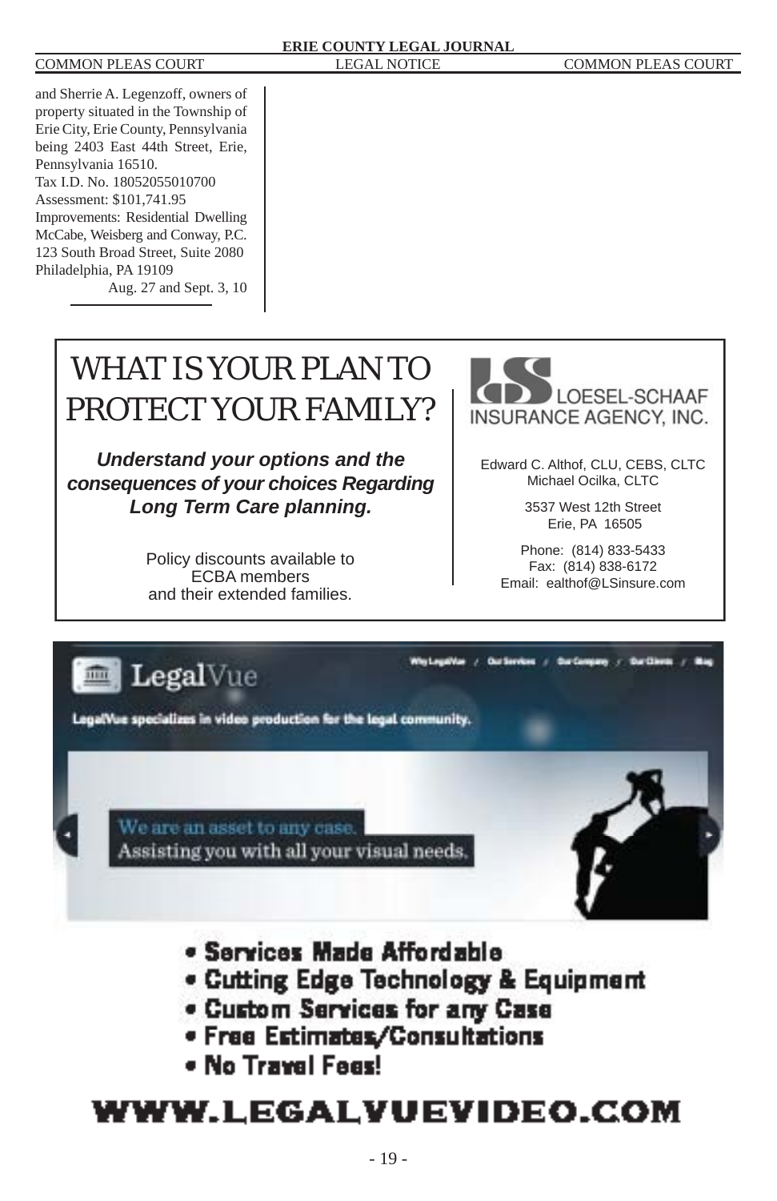and Sherrie A. Legenzoff, owners of property situated in the Township of Erie City, Erie County, Pennsylvania being 2403 East 44th Street, Erie, Pennsylvania 16510.
Tax I.D. No. 18052055010700
Assessment: $101,741.95
Improvements: Residential Dwelling
McCabe, Weisberg and Conway, P.C.
123 South Broad Street, Suite 2080
Philadelphia, PA 19109

Aug. 27 and Sept. 3, 10

---

# WHAT IS YOUR PLAN TO PROTECT YOUR FAMILY?

***Understand your options and the consequences of your choices Regarding Long Term Care planning.***

Policy discounts available to ECBA members and their extended families.

LOESEL-SCHAAF INSURANCE AGENCY, INC.

Edward C. Althof, CLU, CEBS, CLTC
Michael Ocilka, CLTC

3537 West 12th Street
Erie, PA 16505

Phone: (814) 833-5433
Fax: (814) 838-6172
Email: ealthof@LSinsure.com

---

**LegalVue**

Why LegalVue / Our Services / Our Company / Our Clients / Blog

LegalVue specializes in video production for the legal community.

We are an asset to any case.
Assisting you with all your visual needs.

- **Services Made Affordable**
- **Cutting Edge Technology & Equipment**
- **Custom Services for any Case**
- **Free Estimates/Consultations**
- **No Travel Fees!**

**WWW.LEGALVUEVIDEO.COM**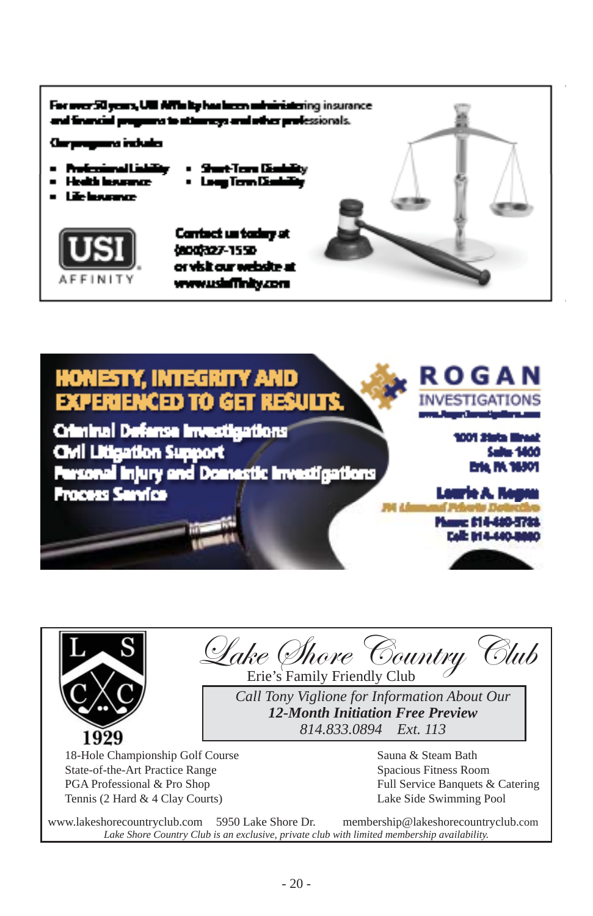For over 50 years, USI Affinity has been administering insurance and financial programs to attorneys and other professionals.

Our programs include:

- Professional Liability
- Health Insurance
- Life Insurance
- Short-Term Disability
- Long-Term Disability

USI AFFINITY

Contact us today at (800)327-1550 or visit our website at www.usiaffinity.com

---

**HONESTY, INTEGRITY AND EXPERIENCED TO GET RESULTS.**

Criminal Defense Investigations
Civil Litigation Support
Personal Injury and Domestic Investigations
Process Service

**ROGAN INVESTIGATIONS**
www.RoganInvestigations.com

1001 State Street
Suite 1400
Erie, PA 16501

Laurie A. Rogan
PA Licensed Private Detective
Phone: 814-480-5786
Cell: 814-440-8880

---

L S C C
1929

*Lake Shore Country Club*
Erie's Family Friendly Club

*Call Tony Viglione for Information About Our*
***12-Month Initiation Free Preview***
*814.833.0894 Ext. 113*

18-Hole Championship Golf Course
State-of-the-Art Practice Range
PGA Professional & Pro Shop
Tennis (2 Hard & 4 Clay Courts)

Sauna & Steam Bath
Spacious Fitness Room
Full Service Banquets & Catering
Lake Side Swimming Pool

www.lakeshorecountryclub.com 5950 Lake Shore Dr. membership@lakeshorecountryclub.com

*Lake Shore Country Club is an exclusive, private club with limited membership availability.*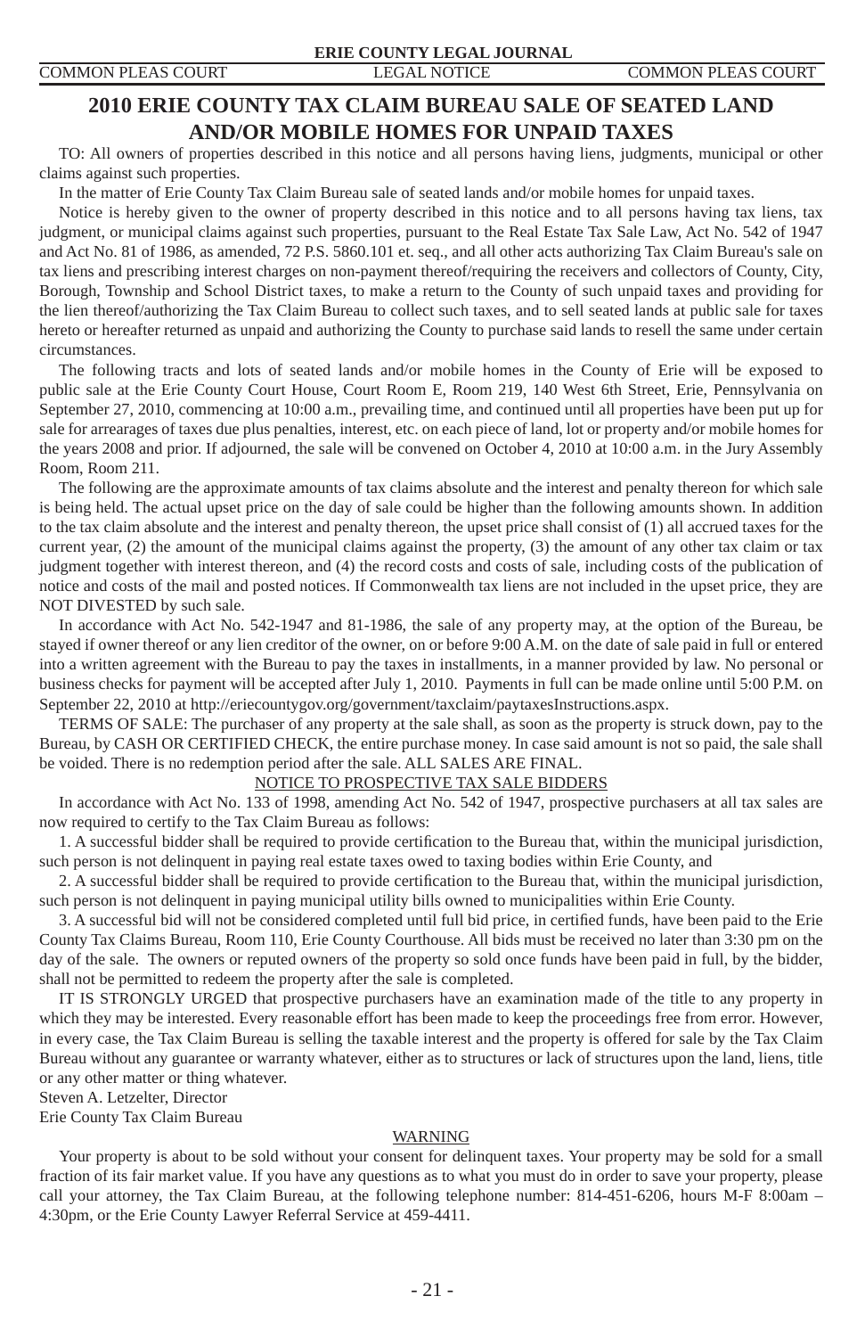# 2010 ERIE COUNTY TAX CLAIM BUREAU SALE OF SEATED LAND AND/OR MOBILE HOMES FOR UNPAID TAXES

TO: All owners of properties described in this notice and all persons having liens, judgments, municipal or other claims against such properties.

In the matter of Erie County Tax Claim Bureau sale of seated lands and/or mobile homes for unpaid taxes.

Notice is hereby given to the owner of property described in this notice and to all persons having tax liens, tax judgment, or municipal claims against such properties, pursuant to the Real Estate Tax Sale Law, Act No. 542 of 1947 and Act No. 81 of 1986, as amended, 72 P.S. 5860.101 et. seq., and all other acts authorizing Tax Claim Bureau's sale on tax liens and prescribing interest charges on non-payment thereof/requiring the receivers and collectors of County, City, Borough, Township and School District taxes, to make a return to the County of such unpaid taxes and providing for the lien thereof/authorizing the Tax Claim Bureau to collect such taxes, and to sell seated lands at public sale for taxes hereto or hereafter returned as unpaid and authorizing the County to purchase said lands to resell the same under certain circumstances.

The following tracts and lots of seated lands and/or mobile homes in the County of Erie will be exposed to public sale at the Erie County Court House, Court Room E, Room 219, 140 West 6th Street, Erie, Pennsylvania on September 27, 2010, commencing at 10:00 a.m., prevailing time, and continued until all properties have been put up for sale for arrearages of taxes due plus penalties, interest, etc. on each piece of land, lot or property and/or mobile homes for the years 2008 and prior. If adjourned, the sale will be convened on October 4, 2010 at 10:00 a.m. in the Jury Assembly Room, Room 211.

The following are the approximate amounts of tax claims absolute and the interest and penalty thereon for which sale is being held. The actual upset price on the day of sale could be higher than the following amounts shown. In addition to the tax claim absolute and the interest and penalty thereon, the upset price shall consist of (1) all accrued taxes for the current year, (2) the amount of the municipal claims against the property, (3) the amount of any other tax claim or tax judgment together with interest thereon, and (4) the record costs and costs of sale, including costs of the publication of notice and costs of the mail and posted notices. If Commonwealth tax liens are not included in the upset price, they are NOT DIVESTED by such sale.

In accordance with Act No. 542-1947 and 81-1986, the sale of any property may, at the option of the Bureau, be stayed if owner thereof or any lien creditor of the owner, on or before 9:00 A.M. on the date of sale paid in full or entered into a written agreement with the Bureau to pay the taxes in installments, in a manner provided by law. No personal or business checks for payment will be accepted after July 1, 2010. Payments in full can be made online until 5:00 P.M. on September 22, 2010 at http://eriecountygov.org/government/taxclaim/paytaxesInstructions.aspx.

TERMS OF SALE: The purchaser of any property at the sale shall, as soon as the property is struck down, pay to the Bureau, by CASH OR CERTIFIED CHECK, the entire purchase money. In case said amount is not so paid, the sale shall be voided. There is no redemption period after the sale. ALL SALES ARE FINAL.

NOTICE TO PROSPECTIVE TAX SALE BIDDERS

In accordance with Act No. 133 of 1998, amending Act No. 542 of 1947, prospective purchasers at all tax sales are now required to certify to the Tax Claim Bureau as follows:

1. A successful bidder shall be required to provide certification to the Bureau that, within the municipal jurisdiction, such person is not delinquent in paying real estate taxes owed to taxing bodies within Erie County, and

2. A successful bidder shall be required to provide certification to the Bureau that, within the municipal jurisdiction, such person is not delinquent in paying municipal utility bills owned to municipalities within Erie County.

3. A successful bid will not be considered completed until full bid price, in certified funds, have been paid to the Erie County Tax Claims Bureau, Room 110, Erie County Courthouse. All bids must be received no later than 3:30 pm on the day of the sale. The owners or reputed owners of the property so sold once funds have been paid in full, by the bidder, shall not be permitted to redeem the property after the sale is completed.

IT IS STRONGLY URGED that prospective purchasers have an examination made of the title to any property in which they may be interested. Every reasonable effort has been made to keep the proceedings free from error. However, in every case, the Tax Claim Bureau is selling the taxable interest and the property is offered for sale by the Tax Claim Bureau without any guarantee or warranty whatever, either as to structures or lack of structures upon the land, liens, title or any other matter or thing whatever.

Steven A. Letzelter, Director
Erie County Tax Claim Bureau

WARNING

Your property is about to be sold without your consent for delinquent taxes. Your property may be sold for a small fraction of its fair market value. If you have any questions as to what you must do in order to save your property, please call your attorney, the Tax Claim Bureau, at the following telephone number: 814-451-6206, hours M-F 8:00am – 4:30pm, or the Erie County Lawyer Referral Service at 459-4411.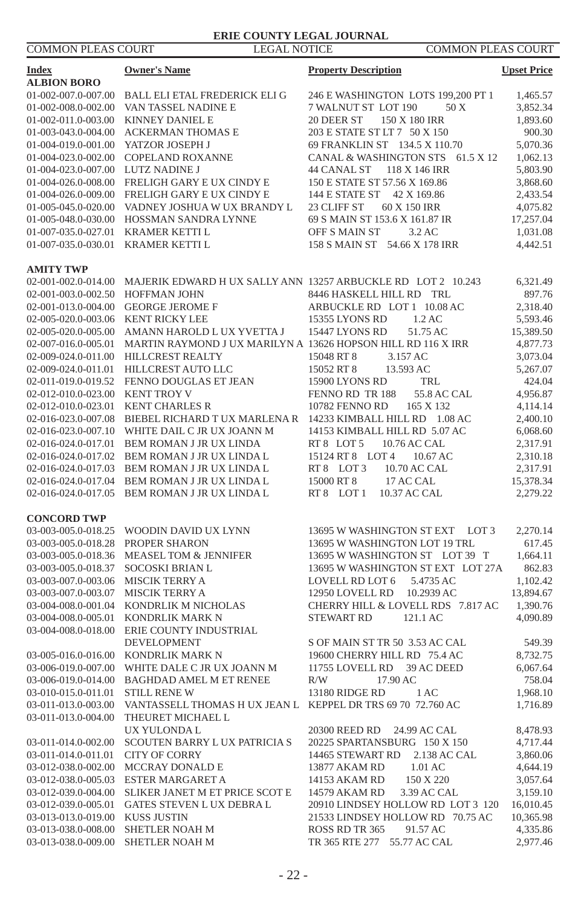| Index | Owner's Name | Property Description | Upset Price |
|---|---|---|---|
| **ALBION BORO** | | | |
| 01-002-007.0-007.00 | BALL ELI ETAL FREDERICK ELI G | 246 E WASHINGTON LOTS 199,200 PT 1 | 1,465.57 |
| 01-002-008.0-002.00 | VAN TASSEL NADINE E | 7 WALNUT ST LOT 190 50 X | 3,852.34 |
| 01-002-011.0-003.00 | KINNEY DANIEL E | 20 DEER ST 150 X 180 IRR | 1,893.60 |
| 01-003-043.0-004.00 | ACKERMAN THOMAS E | 203 E STATE ST LT 7 50 X 150 | 900.30 |
| 01-004-019.0-001.00 | YATZOR JOSEPH J | 69 FRANKLIN ST 134.5 X 110.70 | 5,070.36 |
| 01-004-023.0-002.00 | COPELAND ROXANNE | CANAL & WASHINGTON STS 61.5 X 12 | 1,062.13 |
| 01-004-023.0-007.00 | LUTZ NADINE J | 44 CANAL ST 118 X 146 IRR | 5,803.90 |
| 01-004-026.0-008.00 | FRELIGH GARY E UX CINDY E | 150 E STATE ST 57.56 X 169.86 | 3,868.60 |
| 01-004-026.0-009.00 | FRELIGH GARY E UX CINDY E | 144 E STATE ST 42 X 169.86 | 2,433.54 |
| 01-005-045.0-020.00 | VADNEY JOSHUA W UX BRANDY L | 23 CLIFF ST 60 X 150 IRR | 4,075.82 |
| 01-005-048.0-030.00 | HOSSMAN SANDRA LYNNE | 69 S MAIN ST 153.6 X 161.87 IR | 17,257.04 |
| 01-007-035.0-027.01 | KRAMER KETTI L | OFF S MAIN ST 3.2 AC | 1,031.08 |
| 01-007-035.0-030.01 | KRAMER KETTI L | 158 S MAIN ST 54.66 X 178 IRR | 4,442.51 |
| **AMITY TWP** | | | |
| 02-001-002.0-014.00 | MAJERIK EDWARD H UX SALLY ANN | 13257 ARBUCKLE RD LOT 2 10.243 | 6,321.49 |
| 02-001-003.0-002.50 | HOFFMAN JOHN | 8446 HASKELL HILL RD TRL | 897.76 |
| 02-001-013.0-004.00 | GEORGE JEROME F | ARBUCKLE RD LOT 1 10.08 AC | 2,318.40 |
| 02-005-020.0-003.06 | KENT RICKY LEE | 15355 LYONS RD 1.2 AC | 5,593.46 |
| 02-005-020.0-005.00 | AMANN HAROLD L UX YVETTA J | 15447 LYONS RD 51.75 AC | 15,389.50 |
| 02-007-016.0-005.01 | MARTIN RAYMOND J UX MARILYN A | 13626 HOPSON HILL RD 116 X IRR | 4,877.73 |
| 02-009-024.0-011.00 | HILLCREST REALTY | 15048 RT 8 3.157 AC | 3,073.04 |
| 02-009-024.0-011.01 | HILLCREST AUTO LLC | 15052 RT 8 13.593 AC | 5,267.07 |
| 02-011-019.0-019.52 | FENNO DOUGLAS ET JEAN | 15900 LYONS RD TRL | 424.04 |
| 02-012-010.0-023.00 | KENT TROY V | FENNO RD TR 188 55.8 AC CAL | 4,956.87 |
| 02-012-010.0-023.01 | KENT CHARLES R | 10782 FENNO RD 165 X 132 | 4,114.14 |
| 02-016-023.0-007.08 | BIEBEL RICHARD T UX MARLENA R | 14233 KIMBALL HILL RD 1.08 AC | 2,400.10 |
| 02-016-023.0-007.10 | WHITE DAIL C JR UX JOANN M | 14153 KIMBALL HILL RD 5.07 AC | 6,068.60 |
| 02-016-024.0-017.01 | BEM ROMAN J JR UX LINDA | RT 8 LOT 5 10.76 AC CAL | 2,317.91 |
| 02-016-024.0-017.02 | BEM ROMAN J JR UX LINDA L | 15124 RT 8 LOT 4 10.67 AC | 2,310.18 |
| 02-016-024.0-017.03 | BEM ROMAN J JR UX LINDA L | RT 8 LOT 3 10.70 AC CAL | 2,317.91 |
| 02-016-024.0-017.04 | BEM ROMAN J JR UX LINDA L | 15000 RT 8 17 AC CAL | 15,378.34 |
| 02-016-024.0-017.05 | BEM ROMAN J JR UX LINDA L | RT 8 LOT 1 10.37 AC CAL | 2,279.22 |
| **CONCORD TWP** | | | |
| 03-003-005.0-018.25 | WOODIN DAVID UX LYNN | 13695 W WASHINGTON ST EXT LOT 3 | 2,270.14 |
| 03-003-005.0-018.28 | PROPER SHARON | 13695 W WASHINGTON LOT 19 TRL | 617.45 |
| 03-003-005.0-018.36 | MEASEL TOM & JENNIFER | 13695 W WASHINGTON ST LOT 39 T | 1,664.11 |
| 03-003-005.0-018.37 | SOCOSKI BRIAN L | 13695 W WASHINGTON ST EXT LOT 27A | 862.83 |
| 03-003-007.0-003.06 | MISCIK TERRY A | LOVELL RD LOT 6 5.4735 AC | 1,102.42 |
| 03-003-007.0-003.07 | MISCIK TERRY A | 12950 LOVELL RD 10.2939 AC | 13,894.67 |
| 03-004-008.0-001.04 | KONDRLIK M NICHOLAS | CHERRY HILL & LOVELL RDS 7.817 AC | 1,390.76 |
| 03-004-008.0-005.01 | KONDRLIK MARK N | STEWART RD 121.1 AC | 4,090.89 |
| 03-004-008.0-018.00 | ERIE COUNTY INDUSTRIAL DEVELOPMENT | S OF MAIN ST TR 50 3.53 AC CAL | 549.39 |
| 03-005-016.0-016.00 | KONDRLIK MARK N | 19600 CHERRY HILL RD 75.4 AC | 8,732.75 |
| 03-006-019.0-007.00 | WHITE DALE C JR UX JOANN M | 11755 LOVELL RD 39 AC DEED | 6,067.64 |
| 03-006-019.0-014.00 | BAGHDAD AMEL M ET RENEE | R/W 17.90 AC | 758.04 |
| 03-010-015.0-011.01 | STILL RENE W | 13180 RIDGE RD 1 AC | 1,968.10 |
| 03-011-013.0-003.00 | VANTASSELL THOMAS H UX JEAN L | KEPPEL DR TRS 69 70 72.760 AC | 1,716.89 |
| 03-011-013.0-004.00 | THEURET MICHAEL L UX YULONDA L | 20300 REED RD 24.99 AC CAL | 8,478.93 |
| 03-011-014.0-002.00 | SCOUTEN BARRY L UX PATRICIA S | 20225 SPARTANSBURG 150 X 150 | 4,717.44 |
| 03-011-014.0-011.01 | CITY OF CORRY | 14465 STEWART RD 2.138 AC CAL | 3,860.06 |
| 03-012-038.0-002.00 | MCCRAY DONALD E | 13877 AKAM RD 1.01 AC | 4,644.19 |
| 03-012-038.0-005.03 | ESTER MARGARET A | 14153 AKAM RD 150 X 220 | 3,057.64 |
| 03-012-039.0-004.00 | SLIKER JANET M ET PRICE SCOT E | 14579 AKAM RD 3.39 AC CAL | 3,159.10 |
| 03-012-039.0-005.01 | GATES STEVEN L UX DEBRA L | 20910 LINDSEY HOLLOW RD LOT 3 120 | 16,010.45 |
| 03-013-013.0-019.00 | KUSS JUSTIN | 21533 LINDSEY HOLLOW RD 70.75 AC | 10,365.98 |
| 03-013-038.0-008.00 | SHETLER NOAH M | ROSS RD TR 365 91.57 AC | 4,335.86 |
| 03-013-038.0-009.00 | SHETLER NOAH M | TR 365 RTE 277 55.77 AC CAL | 2,977.46 |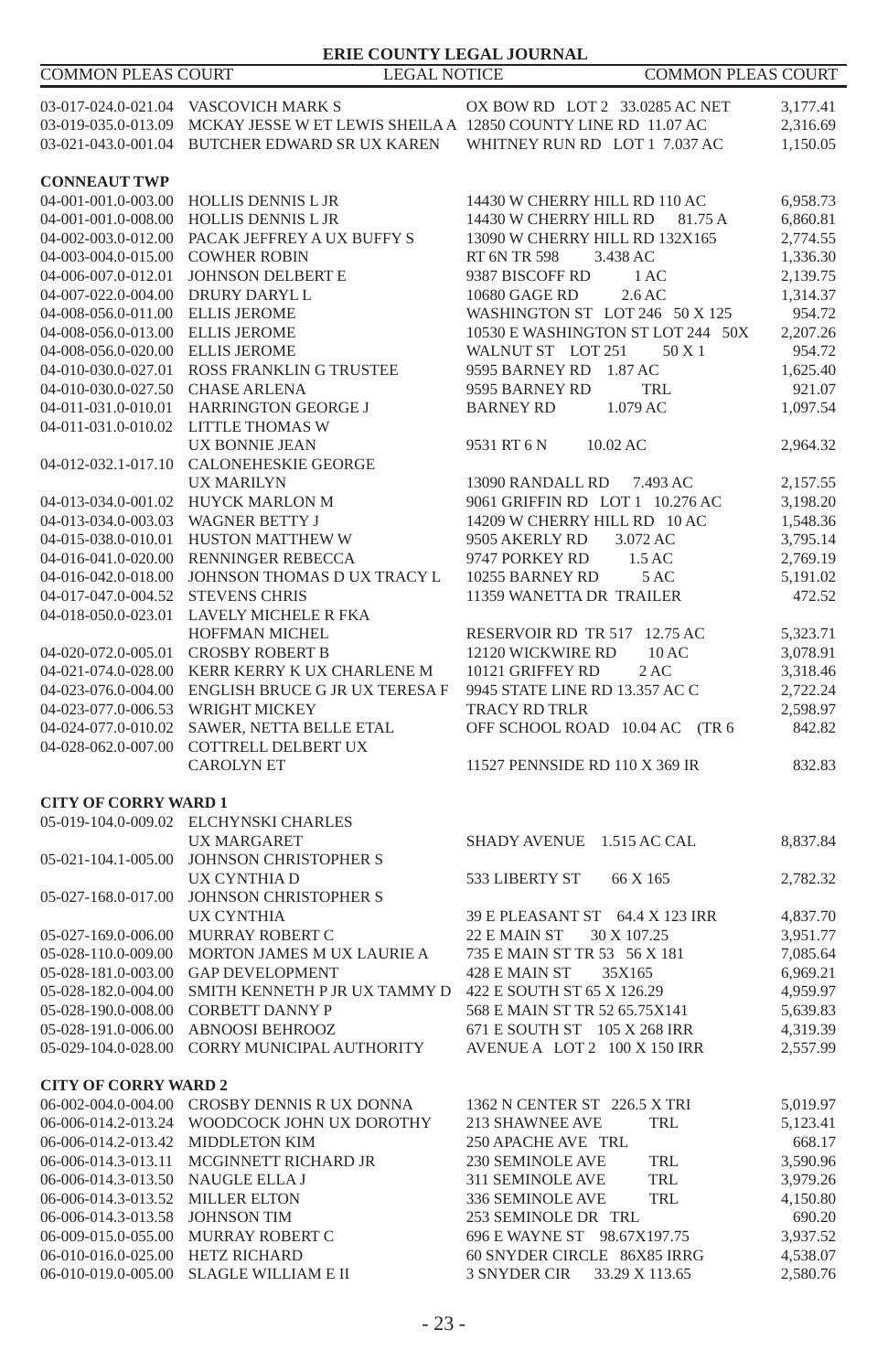| | | | |
|---|---|---|---|
| 03-017-024.0-021.04 | VASCOVICH MARK S | OX BOW RD LOT 2 33.0285 AC NET | 3,177.41 |
| 03-019-035.0-013.09 | MCKAY JESSE W ET LEWIS SHEILA A | 12850 COUNTY LINE RD 11.07 AC | 2,316.69 |
| 03-021-043.0-001.04 | BUTCHER EDWARD SR UX KAREN | WHITNEY RUN RD LOT 1 7.037 AC | 1,150.05 |

**CONNEAUT TWP**

| | | | |
|---|---|---|---|
| 04-001-001.0-003.00 | HOLLIS DENNIS L JR | 14430 W CHERRY HILL RD 110 AC | 6,958.73 |
| 04-001-001.0-008.00 | HOLLIS DENNIS L JR | 14430 W CHERRY HILL RD 81.75 A | 6,860.81 |
| 04-002-003.0-012.00 | PACAK JEFFREY A UX BUFFY S | 13090 W CHERRY HILL RD 132X165 | 2,774.55 |
| 04-003-004.0-015.00 | COWHER ROBIN | RT 6N TR 598 3.438 AC | 1,336.30 |
| 04-006-007.0-012.01 | JOHNSON DELBERT E | 9387 BISCOFF RD 1 AC | 2,139.75 |
| 04-007-022.0-004.00 | DRURY DARYL L | 10680 GAGE RD 2.6 AC | 1,314.37 |
| 04-008-056.0-011.00 | ELLIS JEROME | WASHINGTON ST LOT 246 50 X 125 | 954.72 |
| 04-008-056.0-013.00 | ELLIS JEROME | 10530 E WASHINGTON ST LOT 244 50X | 2,207.26 |
| 04-008-056.0-020.00 | ELLIS JEROME | WALNUT ST LOT 251 50 X 1 | 954.72 |
| 04-010-030.0-027.01 | ROSS FRANKLIN G TRUSTEE | 9595 BARNEY RD 1.87 AC | 1,625.40 |
| 04-010-030.0-027.50 | CHASE ARLENA | 9595 BARNEY RD TRL | 921.07 |
| 04-011-031.0-010.01 | HARRINGTON GEORGE J | BARNEY RD 1.079 AC | 1,097.54 |
| 04-011-031.0-010.02 | LITTLE THOMAS W UX BONNIE JEAN | 9531 RT 6 N 10.02 AC | 2,964.32 |
| 04-012-032.1-017.10 | CALONEHESKIE GEORGE UX MARILYN | 13090 RANDALL RD 7.493 AC | 2,157.55 |
| 04-013-034.0-001.02 | HUYCK MARLON M | 9061 GRIFFIN RD LOT 1 10.276 AC | 3,198.20 |
| 04-013-034.0-003.03 | WAGNER BETTY J | 14209 W CHERRY HILL RD 10 AC | 1,548.36 |
| 04-015-038.0-010.01 | HUSTON MATTHEW W | 9505 AKERLY RD 3.072 AC | 3,795.14 |
| 04-016-041.0-020.00 | RENNINGER REBECCA | 9747 PORKEY RD 1.5 AC | 2,769.19 |
| 04-016-042.0-018.00 | JOHNSON THOMAS D UX TRACY L | 10255 BARNEY RD 5 AC | 5,191.02 |
| 04-017-047.0-004.52 | STEVENS CHRIS | 11359 WANETTA DR TRAILER | 472.52 |
| 04-018-050.0-023.01 | LAVELY MICHELE R FKA HOFFMAN MICHEL | RESERVOIR RD TR 517 12.75 AC | 5,323.71 |
| 04-020-072.0-005.01 | CROSBY ROBERT B | 12120 WICKWIRE RD 10 AC | 3,078.91 |
| 04-021-074.0-028.00 | KERR KERRY K UX CHARLENE M | 10121 GRIFFEY RD 2 AC | 3,318.46 |
| 04-023-076.0-004.00 | ENGLISH BRUCE G JR UX TERESA F | 9945 STATE LINE RD 13.357 AC C | 2,722.24 |
| 04-023-077.0-006.53 | WRIGHT MICKEY | TRACY RD TRLR | 2,598.97 |
| 04-024-077.0-010.02 | SAWER, NETTA BELLE ETAL | OFF SCHOOL ROAD 10.04 AC (TR 6 | 842.82 |
| 04-028-062.0-007.00 | COTTRELL DELBERT UX CAROLYN ET | 11527 PENNSIDE RD 110 X 369 IR | 832.83 |

**CITY OF CORRY WARD 1**

| | | | |
|---|---|---|---|
| 05-019-104.0-009.02 | ELCHYNSKI CHARLES UX MARGARET | SHADY AVENUE 1.515 AC CAL | 8,837.84 |
| 05-021-104.1-005.00 | JOHNSON CHRISTOPHER S UX CYNTHIA D | 533 LIBERTY ST 66 X 165 | 2,782.32 |
| 05-027-168.0-017.00 | JOHNSON CHRISTOPHER S UX CYNTHIA | 39 E PLEASANT ST 64.4 X 123 IRR | 4,837.70 |
| 05-027-169.0-006.00 | MURRAY ROBERT C | 22 E MAIN ST 30 X 107.25 | 3,951.77 |
| 05-028-110.0-009.00 | MORTON JAMES M UX LAURIE A | 735 E MAIN ST TR 53 56 X 181 | 7,085.64 |
| 05-028-181.0-003.00 | GAP DEVELOPMENT | 428 E MAIN ST 35X165 | 6,969.21 |
| 05-028-182.0-004.00 | SMITH KENNETH P JR UX TAMMY D | 422 E SOUTH ST 65 X 126.29 | 4,959.97 |
| 05-028-190.0-008.00 | CORBETT DANNY P | 568 E MAIN ST TR 52 65.75X141 | 5,639.83 |
| 05-028-191.0-006.00 | ABNOOSI BEHROOZ | 671 E SOUTH ST 105 X 268 IRR | 4,319.39 |
| 05-029-104.0-028.00 | CORRY MUNICIPAL AUTHORITY | AVENUE A LOT 2 100 X 150 IRR | 2,557.99 |

**CITY OF CORRY WARD 2**

| | | | |
|---|---|---|---|
| 06-002-004.0-004.00 | CROSBY DENNIS R UX DONNA | 1362 N CENTER ST 226.5 X TRI | 5,019.97 |
| 06-006-014.2-013.24 | WOODCOCK JOHN UX DOROTHY | 213 SHAWNEE AVE TRL | 5,123.41 |
| 06-006-014.2-013.42 | MIDDLETON KIM | 250 APACHE AVE TRL | 668.17 |
| 06-006-014.3-013.11 | MCGINNETT RICHARD JR | 230 SEMINOLE AVE TRL | 3,590.96 |
| 06-006-014.3-013.50 | NAUGLE ELLA J | 311 SEMINOLE AVE TRL | 3,979.26 |
| 06-006-014.3-013.52 | MILLER ELTON | 336 SEMINOLE AVE TRL | 4,150.80 |
| 06-006-014.3-013.58 | JOHNSON TIM | 253 SEMINOLE DR TRL | 690.20 |
| 06-009-015.0-055.00 | MURRAY ROBERT C | 696 E WAYNE ST 98.67X197.75 | 3,937.52 |
| 06-010-016.0-025.00 | HETZ RICHARD | 60 SNYDER CIRCLE 86X85 IRRG | 4,538.07 |
| 06-010-019.0-005.00 | SLAGLE WILLIAM E II | 3 SNYDER CIR 33.29 X 113.65 | 2,580.76 |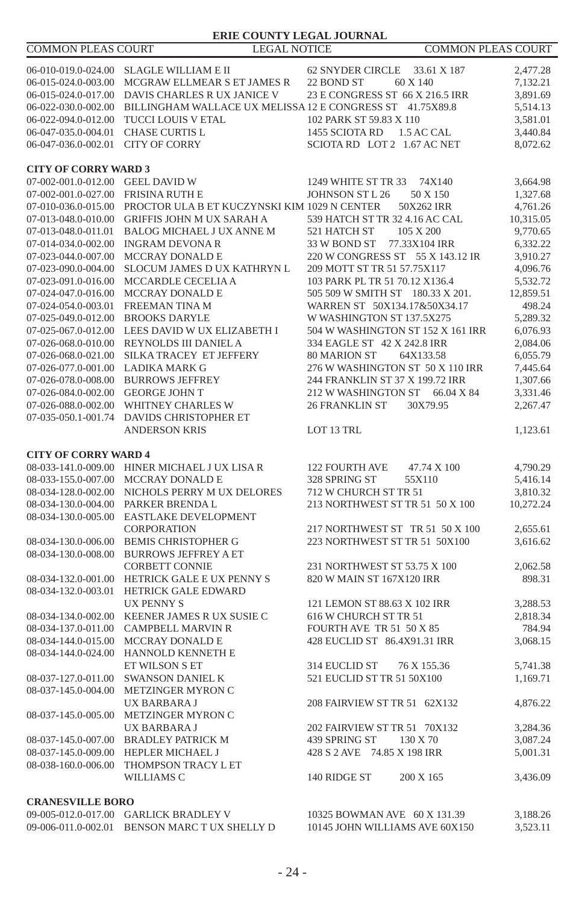| | | | |
|---|---|---|---|
| 06-010-019.0-024.00 | SLAGLE WILLIAM E II | 62 SNYDER CIRCLE 33.61 X 187 | 2,477.28 |
| 06-015-024.0-003.00 | MCGRAW ELLMEAR S ET JAMES R | 22 BOND ST 60 X 140 | 7,132.21 |
| 06-015-024.0-017.00 | DAVIS CHARLES R UX JANICE V | 23 E CONGRESS ST 66 X 216.5 IRR | 3,891.69 |
| 06-022-030.0-002.00 | BILLINGHAM WALLACE UX MELISSA | 12 E CONGRESS ST 41.75X89.8 | 5,514.13 |
| 06-022-094.0-012.00 | TUCCI LOUIS V ETAL | 102 PARK ST 59.83 X 110 | 3,581.01 |
| 06-047-035.0-004.01 | CHASE CURTIS L | 1455 SCIOTA RD 1.5 AC CAL | 3,440.84 |
| 06-047-036.0-002.01 | CITY OF CORRY | SCIOTA RD LOT 2 1.67 AC NET | 8,072.62 |

**CITY OF CORRY WARD 3**

| | | | |
|---|---|---|---|
| 07-002-001.0-012.00 | GEEL DAVID W | 1249 WHITE ST TR 33 74X140 | 3,664.98 |
| 07-002-001.0-027.00 | FRISINA RUTH E | JOHNSON ST L 26 50 X 150 | 1,327.68 |
| 07-010-036.0-015.00 | PROCTOR ULA B ET KUCZYNSKI KIM | 1029 N CENTER 50X262 IRR | 4,761.26 |
| 07-013-048.0-010.00 | GRIFFIS JOHN M UX SARAH A | 539 HATCH ST TR 32 4.16 AC CAL | 10,315.05 |
| 07-013-048.0-011.01 | BALOG MICHAEL J UX ANNE M | 521 HATCH ST 105 X 200 | 9,770.65 |
| 07-014-034.0-002.00 | INGRAM DEVONA R | 33 W BOND ST 77.33X104 IRR | 6,332.22 |
| 07-023-044.0-007.00 | MCCRAY DONALD E | 220 W CONGRESS ST 55 X 143.12 IR | 3,910.27 |
| 07-023-090.0-004.00 | SLOCUM JAMES D UX KATHRYN L | 209 MOTT ST TR 51 57.75X117 | 4,096.76 |
| 07-023-091.0-016.00 | MCCARDLE CECELIA A | 103 PARK PL TR 51 70.12 X136.4 | 5,532.72 |
| 07-024-047.0-016.00 | MCCRAY DONALD E | 505 509 W SMITH ST 180.33 X 201. | 12,859.51 |
| 07-024-054.0-003.01 | FREEMAN TINA M | WARREN ST 50X134.17&50X34.17 | 498.24 |
| 07-025-049.0-012.00 | BROOKS DARYLE | W WASHINGTON ST 137.5X275 | 5,289.32 |
| 07-025-067.0-012.00 | LEES DAVID W UX ELIZABETH I | 504 W WASHINGTON ST 152 X 161 IRR | 6,076.93 |
| 07-026-068.0-010.00 | REYNOLDS III DANIEL A | 334 EAGLE ST 42 X 242.8 IRR | 2,084.06 |
| 07-026-068.0-021.00 | SILKA TRACEY ET JEFFERY | 80 MARION ST 64X133.58 | 6,055.79 |
| 07-026-077.0-001.00 | LADIKA MARK G | 276 W WASHINGTON ST 50 X 110 IRR | 7,445.64 |
| 07-026-078.0-008.00 | BURROWS JEFFREY | 244 FRANKLIN ST 37 X 199.72 IRR | 1,307.66 |
| 07-026-084.0-002.00 | GEORGE JOHN T | 212 W WASHINGTON ST 66.04 X 84 | 3,331.46 |
| 07-026-088.0-002.00 | WHITNEY CHARLES W | 26 FRANKLIN ST 30X79.95 | 2,267.47 |
| 07-035-050.1-001.74 | DAVIDS CHRISTOPHER ET ANDERSON KRIS | LOT 13 TRL | 1,123.61 |

**CITY OF CORRY WARD 4**

| | | | |
|---|---|---|---|
| 08-033-141.0-009.00 | HINER MICHAEL J UX LISA R | 122 FOURTH AVE 47.74 X 100 | 4,790.29 |
| 08-033-155.0-007.00 | MCCRAY DONALD E | 328 SPRING ST 55X110 | 5,416.14 |
| 08-034-128.0-002.00 | NICHOLS PERRY M UX DELORES | 712 W CHURCH ST TR 51 | 3,810.32 |
| 08-034-130.0-004.00 | PARKER BRENDA L | 213 NORTHWEST ST TR 51 50 X 100 | 10,272.24 |
| 08-034-130.0-005.00 | EASTLAKE DEVELOPMENT CORPORATION | 217 NORTHWEST ST TR 51 50 X 100 | 2,655.61 |
| 08-034-130.0-006.00 | BEMIS CHRISTOPHER G | 223 NORTHWEST ST TR 51 50X100 | 3,616.62 |
| 08-034-130.0-008.00 | BURROWS JEFFREY A ET CORBETT CONNIE | 231 NORTHWEST ST 53.75 X 100 | 2,062.58 |
| 08-034-132.0-001.00 | HETRICK GALE E UX PENNY S | 820 W MAIN ST 167X120 IRR | 898.31 |
| 08-034-132.0-003.01 | HETRICK GALE EDWARD UX PENNY S | 121 LEMON ST 88.63 X 102 IRR | 3,288.53 |
| 08-034-134.0-002.00 | KEENER JAMES R UX SUSIE C | 616 W CHURCH ST TR 51 | 2,818.34 |
| 08-034-137.0-011.00 | CAMPBELL MARVIN R | FOURTH AVE TR 51 50 X 85 | 784.94 |
| 08-034-144.0-015.00 | MCCRAY DONALD E | 428 EUCLID ST 86.4X91.31 IRR | 3,068.15 |
| 08-034-144.0-024.00 | HANNOLD KENNETH E ET WILSON S ET | 314 EUCLID ST 76 X 155.36 | 5,741.38 |
| 08-037-127.0-011.00 | SWANSON DANIEL K | 521 EUCLID ST TR 51 50X100 | 1,169.71 |
| 08-037-145.0-004.00 | METZINGER MYRON C UX BARBARA J | 208 FAIRVIEW ST TR 51 62X132 | 4,876.22 |
| 08-037-145.0-005.00 | METZINGER MYRON C UX BARBARA J | 202 FAIRVIEW ST TR 51 70X132 | 3,284.36 |
| 08-037-145.0-007.00 | BRADLEY PATRICK M | 439 SPRING ST 130 X 70 | 3,087.24 |
| 08-037-145.0-009.00 | HEPLER MICHAEL J | 428 S 2 AVE 74.85 X 198 IRR | 5,001.31 |
| 08-038-160.0-006.00 | THOMPSON TRACY L ET WILLIAMS C | 140 RIDGE ST 200 X 165 | 3,436.09 |

**CRANESVILLE BORO**

| | | | |
|---|---|---|---|
| 09-005-012.0-017.00 | GARLICK BRADLEY V | 10325 BOWMAN AVE 60 X 131.39 | 3,188.26 |
| 09-006-011.0-002.01 | BENSON MARC T UX SHELLY D | 10145 JOHN WILLIAMS AVE 60X150 | 3,523.11 |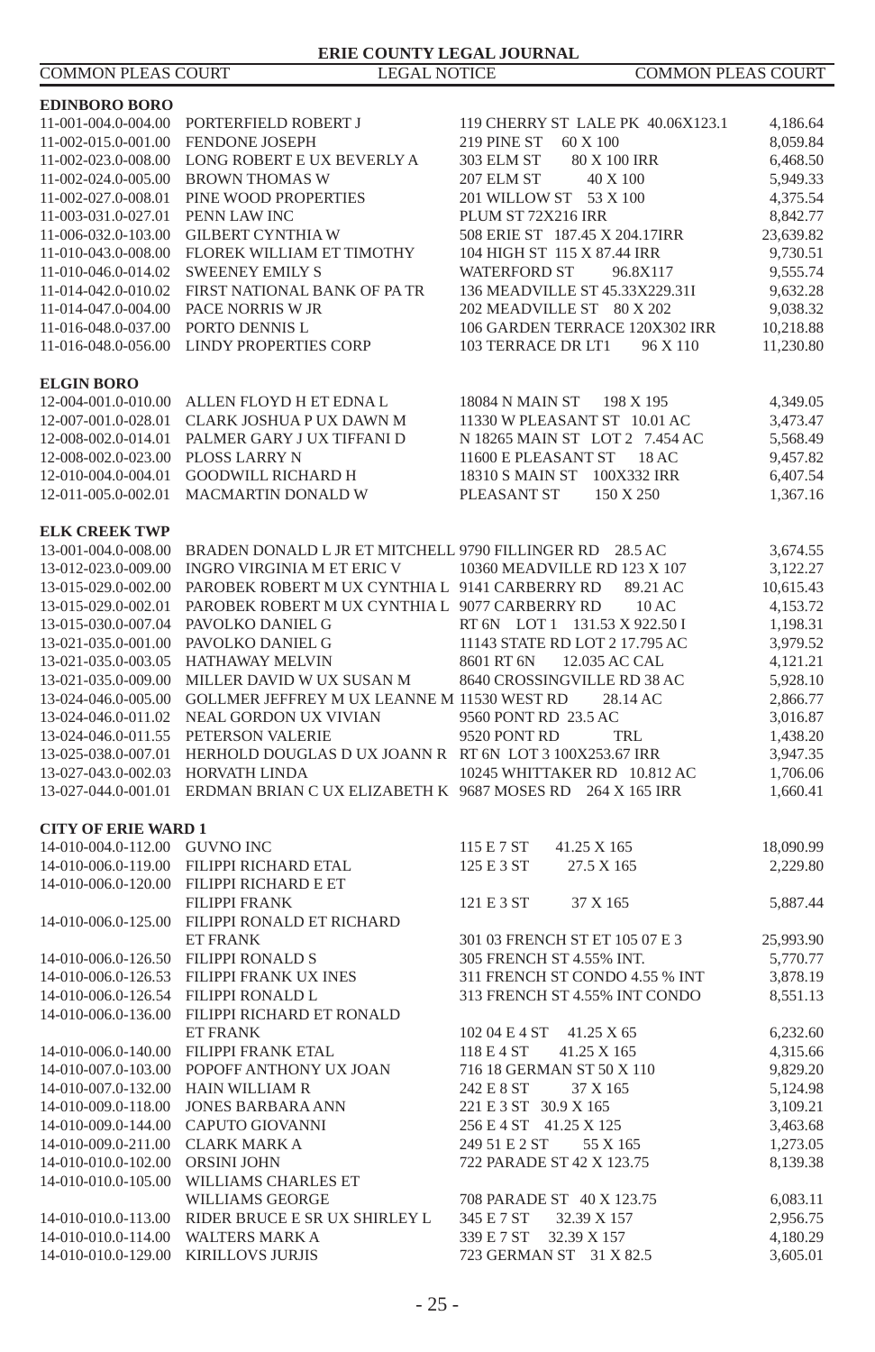ERIE COUNTY LEGAL JOURNAL

COMMON PLEAS COURT — LEGAL NOTICE — COMMON PLEAS COURT

**EDINBORO BORO**

| | | | |
|---|---|---|---|
| 11-001-004.0-004.00 | PORTERFIELD ROBERT J | 119 CHERRY ST LALE PK 40.06X123.1 | 4,186.64 |
| 11-002-015.0-001.00 | FENDONE JOSEPH | 219 PINE ST 60 X 100 | 8,059.84 |
| 11-002-023.0-008.00 | LONG ROBERT K UX BEVERLY A | 303 ELM ST 80 X 100 IRR | 6,468.50 |
| 11-002-024.0-005.00 | BROWN THOMAS W | 207 ELM ST 40 X 100 | 5,949.33 |
| 11-002-027.0-008.01 | PINE WOOD PROPERTIES | 201 WILLOW ST 53 X 100 | 4,375.54 |
| 11-003-031.0-027.01 | PENN LAW INC | PLUM ST 72X216 IRR | 8,842.77 |
| 11-006-032.0-103.00 | GILBERT CYNTHIA W | 508 ERIE ST 187.45 X 204.17IRR | 23,639.82 |
| 11-010-043.0-008.00 | FLOREK WILLIAM ET TIMOTHY | 104 HIGH ST 115 X 87.44 IRR | 9,730.51 |
| 11-010-046.0-014.02 | SWEENEY EMILY S | WATERFORD ST 96.8X117 | 9,555.74 |
| 11-014-042.0-010.02 | FIRST NATIONAL BANK OF PA TR | 136 MEADVILLE ST 45.33X229.31I | 9,632.28 |
| 11-014-047.0-004.00 | PACE NORRIS W JR | 202 MEADVILLE ST 80 X 202 | 9,038.32 |
| 11-016-048.0-037.00 | PORTO DENNIS L | 106 GARDEN TERRACE 120X302 IRR | 10,218.88 |
| 11-016-048.0-056.00 | LINDY PROPERTIES CORP | 103 TERRACE DR LT1 96 X 110 | 11,230.80 |

**ELGIN BORO**

| | | | |
|---|---|---|---|
| 12-004-001.0-010.00 | ALLEN FLOYD H ET EDNA L | 18084 N MAIN ST 198 X 195 | 4,349.05 |
| 12-007-001.0-028.01 | CLARK JOSHUA P UX DAWN M | 11330 W PLEASANT ST 10.01 AC | 3,473.47 |
| 12-008-002.0-014.01 | PALMER GARY J UX TIFFANI D | N 18265 MAIN ST LOT 2 7.454 AC | 5,568.49 |
| 12-008-002.0-023.00 | PLOSS LARRY N | 11600 E PLEASANT ST 18 AC | 9,457.82 |
| 12-010-004.0-004.01 | GOODWILL RICHARD H | 18310 S MAIN ST 100X332 IRR | 6,407.54 |
| 12-011-005.0-002.01 | MACMARTIN DONALD W | PLEASANT ST 150 X 250 | 1,367.16 |

**ELK CREEK TWP**

| | | | |
|---|---|---|---|
| 13-001-004.0-008.00 | BRADEN DONALD L JR ET MITCHELL | 9790 FILLINGER RD 28.5 AC | 3,674.55 |
| 13-012-023.0-009.00 | INGRO VIRGINIA M ET ERIC V | 10360 MEADVILLE RD 123 X 107 | 3,122.27 |
| 13-015-029.0-002.00 | PAROBEK ROBERT M UX CYNTHIA L | 9141 CARBERRY RD 89.21 AC | 10,615.43 |
| 13-015-029.0-002.01 | PAROBEK ROBERT M UX CYNTHIA L | 9077 CARBERRY RD 10 AC | 4,153.72 |
| 13-015-030.0-007.04 | PAVOLKO DANIEL G | RT 6N LOT 1 131.53 X 922.50 I | 1,198.31 |
| 13-021-035.0-001.00 | PAVOLKO DANIEL G | 11143 STATE RD LOT 2 17.795 AC | 3,979.52 |
| 13-021-035.0-003.05 | HATHAWAY MELVIN | 8601 RT 6N 12.035 AC CAL | 4,121.21 |
| 13-021-035.0-009.00 | MILLER DAVID W UX SUSAN M | 8640 CROSSINGVILLE RD 38 AC | 5,928.10 |
| 13-024-046.0-005.00 | GOLLMER JEFFREY M UX LEANNE M | 11530 WEST RD 28.14 AC | 2,866.77 |
| 13-024-046.0-011.02 | NEAL GORDON UX VIVIAN | 9560 PONT RD 23.5 AC | 3,016.87 |
| 13-024-046.0-011.55 | PETERSON VALERIE | 9520 PONT RD TRL | 1,438.20 |
| 13-025-038.0-007.01 | HERHOLD DOUGLAS D UX JOANN R | RT 6N LOT 3 100X253.67 IRR | 3,947.35 |
| 13-027-043.0-002.03 | HORVATH LINDA | 10245 WHITTAKER RD 10.812 AC | 1,706.06 |
| 13-027-044.0-001.01 | ERDMAN BRIAN C UX ELIZABETH K | 9687 MOSES RD 264 X 165 IRR | 1,660.41 |

**CITY OF ERIE WARD 1**

| | | | |
|---|---|---|---|
| 14-010-004.0-112.00 | GUVNO INC | 115 E 7 ST 41.25 X 165 | 18,090.99 |
| 14-010-006.0-119.00 | FILIPPI RICHARD ETAL | 125 E 3 ST 27.5 X 165 | 2,229.80 |
| 14-010-006.0-120.00 | FILIPPI RICHARD E ET FILIPPI FRANK | 121 E 3 ST 37 X 165 | 5,887.44 |
| 14-010-006.0-125.00 | FILIPPI RONALD ET RICHARD ET FRANK | 301 03 FRENCH ST ET 105 07 E 3 | 25,993.90 |
| 14-010-006.0-126.50 | FILIPPI RONALD S | 305 FRENCH ST 4.55% INT. | 5,770.77 |
| 14-010-006.0-126.53 | FILIPPI FRANK UX INES | 311 FRENCH ST CONDO 4.55 % INT | 3,878.19 |
| 14-010-006.0-126.54 | FILIPPI RONALD L | 313 FRENCH ST 4.55% INT CONDO | 8,551.13 |
| 14-010-006.0-136.00 | FILIPPI RICHARD ET RONALD ET FRANK | 102 04 E 4 ST 41.25 X 65 | 6,232.60 |
| 14-010-006.0-140.00 | FILIPPI FRANK ETAL | 118 E 4 ST 41.25 X 165 | 4,315.66 |
| 14-010-007.0-103.00 | POPOFF ANTHONY UX JOAN | 716 18 GERMAN ST 50 X 110 | 9,829.20 |
| 14-010-007.0-132.00 | HAIN WILLIAM R | 242 E 8 ST 37 X 165 | 5,124.98 |
| 14-010-009.0-118.00 | JONES BARBARA ANN | 221 E 3 ST 30.9 X 165 | 3,109.21 |
| 14-010-009.0-144.00 | CAPUTO GIOVANNI | 256 E 4 ST 41.25 X 125 | 3,463.68 |
| 14-010-009.0-211.00 | CLARK MARK A | 249 51 E 2 ST 55 X 165 | 1,273.05 |
| 14-010-010.0-102.00 | ORSINI JOHN | 722 PARADE ST 42 X 123.75 | 8,139.38 |
| 14-010-010.0-105.00 | WILLIAMS CHARLES ET WILLIAMS GEORGE | 708 PARADE ST 40 X 123.75 | 6,083.11 |
| 14-010-010.0-113.00 | RIDER BRUCE E SR UX SHIRLEY L | 345 E 7 ST 32.39 X 157 | 2,956.75 |
| 14-010-010.0-114.00 | WALTERS MARK A | 339 E 7 ST 32.39 X 157 | 4,180.29 |
| 14-010-010.0-129.00 | KIRILLOVS JURJIS | 723 GERMAN ST 31 X 82.5 | 3,605.01 |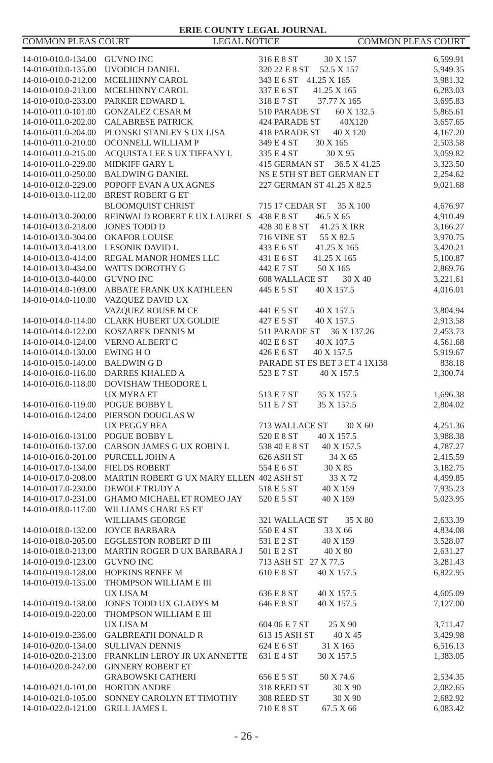| Parcel | Owner | Property | Dimensions | Amount |
|---|---|---|---|---|
| 14-010-010.0-134.00 | GUVNO INC | 316 E 8 ST | 30 X 157 | 6,599.91 |
| 14-010-010.0-135.00 | UVODICH DANIEL | 320 22 E 8 ST | 52.5 X 157 | 5,949.35 |
| 14-010-010.0-212.00 | MCELHINNY CAROL | 343 E 6 ST | 41.25 X 165 | 3,981.32 |
| 14-010-010.0-213.00 | MCELHINNY CAROL | 337 E 6 ST | 41.25 X 165 | 6,283.03 |
| 14-010-010.0-233.00 | PARKER EDWARD L | 318 E 7 ST | 37.77 X 165 | 3,695.83 |
| 14-010-011.0-101.00 | GONZALEZ CESAR M | 510 PARADE ST | 60 X 132.5 | 5,865.61 |
| 14-010-011.0-202.00 | CALABRESE PATRICK | 424 PARADE ST | 40X120 | 3,657.65 |
| 14-010-011.0-204.00 | PLONSKI STANLEY S UX LISA | 418 PARADE ST | 40 X 120 | 4,167.20 |
| 14-010-011.0-210.00 | OCONNELL WILLIAM P | 349 E 4 ST | 30 X 165 | 2,503.58 |
| 14-010-011.0-215.00 | ACQUISTA LEE S UX TIFFANY L | 335 E 4 ST | 30 X 95 | 3,059.82 |
| 14-010-011.0-229.00 | MIDKIFF GARY L | 415 GERMAN ST | 36.5 X 41.25 | 3,323.50 |
| 14-010-011.0-250.00 | BALDWIN G DANIEL | NS E 5TH ST BET GERMAN ET | | 2,254.62 |
| 14-010-012.0-229.00 | POPOFF EVAN A UX AGNES | 227 GERMAN ST | 41.25 X 82.5 | 9,021.68 |
| 14-010-013.0-112.00 | BREST ROBERT G ET BLOOMQUIST CHRIST | 715 17 CEDAR ST | 35 X 100 | 4,676.97 |
| 14-010-013.0-200.00 | REINWALD ROBERT E UX LAUREL S | 438 E 8 ST | 46.5 X 65 | 4,910.49 |
| 14-010-013.0-218.00 | JONES TODD D | 428 30 E 8 ST | 41.25 X IRR | 3,166.27 |
| 14-010-013.0-304.00 | OKAFOR LOUISE | 716 VINE ST | 55 X 82.5 | 3,970.75 |
| 14-010-013.0-413.00 | LESONIK DAVID L | 433 E 6 ST | 41.25 X 165 | 3,420.21 |
| 14-010-013.0-414.00 | REGAL MANOR HOMES LLC | 431 E 6 ST | 41.25 X 165 | 5,100.87 |
| 14-010-013.0-434.00 | WATTS DOROTHY G | 442 E 7 ST | 50 X 165 | 2,869.76 |
| 14-010-013.0-440.00 | GUVNO INC | 608 WALLACE ST | 30 X 40 | 3,221.61 |
| 14-010-014.0-109.00 | ABBATE FRANK UX KATHLEEN | 445 E 5 ST | 40 X 157.5 | 4,016.01 |
| 14-010-014.0-110.00 | VAZQUEZ DAVID UX VAZQUEZ ROUSE M CE | 441 E 5 ST | 40 X 157.5 | 3,804.94 |
| 14-010-014.0-114.00 | CLARK HUBERT UX GOLDIE | 427 E 5 ST | 40 X 157.5 | 2,913.58 |
| 14-010-014.0-122.00 | KOSZAREK DENNIS M | 511 PARADE ST | 36 X 137.26 | 2,453.73 |
| 14-010-014.0-124.00 | VERNO ALBERT C | 402 E 6 ST | 40 X 107.5 | 4,561.68 |
| 14-010-014.0-130.00 | EWING H O | 426 E 6 ST | 40 X 157.5 | 5,919.67 |
| 14-010-015.0-140.00 | BALDWIN G D | PARADE ST ES BET 3 ET 4 1X138 | | 838.18 |
| 14-010-016.0-116.00 | DARRES KHALED A | 523 E 7 ST | 40 X 157.5 | 2,300.74 |
| 14-010-016.0-118.00 | DOVISHAW THEODORE L UX MYRA ET | 513 E 7 ST | 35 X 157.5 | 1,696.38 |
| 14-010-016.0-119.00 | POGUE BOBBY L | 511 E 7 ST | 35 X 157.5 | 2,804.02 |
| 14-010-016.0-124.00 | PIERSON DOUGLAS W UX PEGGY BEA | 713 WALLACE ST | 30 X 60 | 4,251.36 |
| 14-010-016.0-131.00 | POGUE BOBBY L | 520 E 8 ST | 40 X 157.5 | 3,988.38 |
| 14-010-016.0-137.00 | CARSON JAMES G UX ROBIN L | 538 40 E 8 ST | 40 X 157.5 | 4,787.27 |
| 14-010-016.0-201.00 | PURCELL JOHN A | 626 ASH ST | 34 X 65 | 2,415.59 |
| 14-010-017.0-134.00 | FIELDS ROBERT | 554 E 6 ST | 30 X 85 | 3,182.75 |
| 14-010-017.0-208.00 | MARTIN ROBERT G UX MARY ELLEN | 402 ASH ST | 33 X 72 | 4,499.85 |
| 14-010-017.0-230.00 | DEWOLF TRUDY A | 518 E 5 ST | 40 X 159 | 7,935.23 |
| 14-010-017.0-231.00 | GHAMO MICHAEL ET ROMEO JAY | 520 E 5 ST | 40 X 159 | 5,023.95 |
| 14-010-018.0-117.00 | WILLIAMS CHARLES ET WILLIAMS GEORGE | 321 WALLACE ST | 35 X 80 | 2,633.39 |
| 14-010-018.0-132.00 | JOYCE BARBARA | 550 E 4 ST | 33 X 66 | 4,834.08 |
| 14-010-018.0-205.00 | EGGLESTON ROBERT D III | 531 E 2 ST | 40 X 159 | 3,528.07 |
| 14-010-018.0-213.00 | MARTIN ROGER D UX BARBARA J | 501 E 2 ST | 40 X 80 | 2,631.27 |
| 14-010-019.0-123.00 | GUVNO INC | 713 ASH ST | 27 X 77.5 | 3,281.43 |
| 14-010-019.0-128.00 | HOPKINS RENEE M | 610 E 8 ST | 40 X 157.5 | 6,822.95 |
| 14-010-019.0-135.00 | THOMPSON WILLIAM E III UX LISA M | 636 E 8 ST | 40 X 157.5 | 4,605.09 |
| 14-010-019.0-138.00 | JONES TODD UX GLADYS M | 646 E 8 ST | 40 X 157.5 | 7,127.00 |
| 14-010-019.0-220.00 | THOMPSON WILLIAM E III UX LISA M | 604 06 E 7 ST | 25 X 90 | 3,711.47 |
| 14-010-019.0-236.00 | GALBREATH DONALD R | 613 15 ASH ST | 40 X 45 | 3,429.98 |
| 14-010-020.0-134.00 | SULLIVAN DENNIS | 624 E 6 ST | 31 X 165 | 6,516.13 |
| 14-010-020.0-213.00 | FRANKLIN LEROY JR UX ANNETTE | 631 E 4 ST | 30 X 157.5 | 1,383.05 |
| 14-010-020.0-247.00 | GINNERY ROBERT ET GRABOWSKI CATHERI | 656 E 5 ST | 50 X 74.6 | 2,534.35 |
| 14-010-021.0-101.00 | HORTON ANDRE | 318 REED ST | 30 X 90 | 2,082.65 |
| 14-010-021.0-105.00 | SONNEY CAROLYN ET TIMOTHY | 308 REED ST | 30 X 90 | 2,682.92 |
| 14-010-022.0-121.00 | GRILL JAMES L | 710 E 8 ST | 67.5 X 66 | 6,083.42 |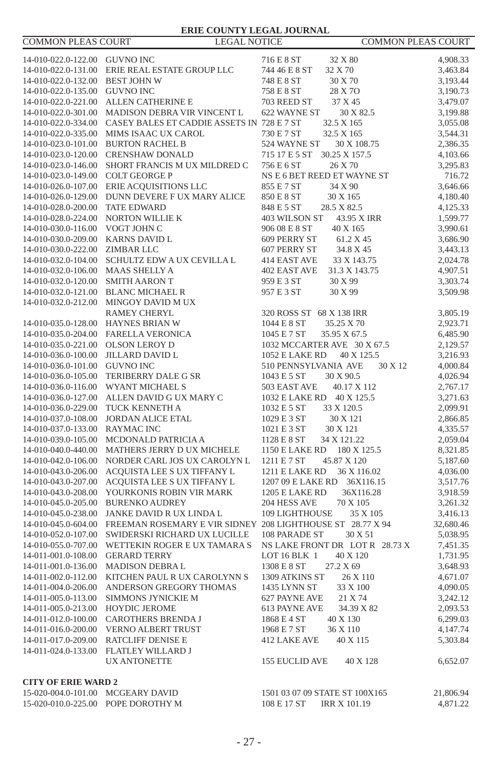| Parcel | Owner | Property | Dimensions | Amount |
|---|---|---|---|---|
| 14-010-022.0-122.00 | GUVNO INC | 716 E 8 ST | 32 X 80 | 4,908.33 |
| 14-010-022.0-131.00 | ERIE REAL ESTATE GROUP LLC | 744 46 E 8 ST | 32 X 70 | 3,463.84 |
| 14-010-022.0-132.00 | BEST JOHN W | 748 E 8 ST | 30 X 70 | 3,193.44 |
| 14-010-022.0-135.00 | GUVNO INC | 758 E 8 ST | 28 X 7O | 3,190.73 |
| 14-010-022.0-221.00 | ALLEN CATHERINE E | 703 REED ST | 37 X 45 | 3,479.07 |
| 14-010-022.0-301.00 | MADISON DEBRA VIR VINCENT L | 622 WAYNE ST | 30 X 82.5 | 3,199.88 |
| 14-010-022.0-334.00 | CASEY BALES ET CADDIE ASSETS IN | 728 E 7 ST | 32.5 X 165 | 3,055.08 |
| 14-010-022.0-335.00 | MIMS ISAAC UX CAROL | 730 E 7 ST | 32.5 X 165 | 3,544.31 |
| 14-010-023.0-101.00 | BURTON RACHEL B | 524 WAYNE ST | 30 X 108.75 | 2,386.35 |
| 14-010-023.0-120.00 | CRENSHAW DONALD | 715 17 E 5 ST | 30.25 X 157.5 | 4,103.66 |
| 14-010-023.0-146.00 | SHORT FRANCIS M UX MILDRED C | 756 E 6 ST | 26 X 70 | 3,295.83 |
| 14-010-023.0-149.00 | COLT GEORGE P | NS E 6 BET REED ET WAYNE ST | | 716.72 |
| 14-010-026.0-107.00 | ERIE ACQUISITIONS LLC | 855 E 7 ST | 34 X 90 | 3,646.66 |
| 14-010-026.0-129.00 | DUNN DEVERE F UX MARY ALICE | 850 E 8 ST | 30 X 165 | 4,180.40 |
| 14-010-028.0-200.00 | TATE EDWARD | 848 E 5 ST | 28.5 X 82.5 | 4,125.33 |
| 14-010-028.0-224.00 | NORTON WILLIE K | 403 WILSON ST | 43.95 X IRR | 1,599.77 |
| 14-010-030.0-116.00 | VOGT JOHN C | 906 08 E 8 ST | 40 X 165 | 3,990.61 |
| 14-010-030.0-209.00 | KARNS DAVID L | 609 PERRY ST | 61.2 X 45 | 3,686.90 |
| 14-010-030.0-222.00 | ZIMBAR LLC | 607 PERRY ST | 34.8 X 45 | 3,443.13 |
| 14-010-032.0-104.00 | SCHULTZ EDW A UX CEVILLA L | 414 EAST AVE | 33 X 143.75 | 2,024.78 |
| 14-010-032.0-106.00 | MAAS SHELLY A | 402 EAST AVE | 31.3 X 143.75 | 4,907.51 |
| 14-010-032.0-120.00 | SMITH AARON T | 959 E 3 ST | 30 X 99 | 3,303.74 |
| 14-010-032.0-121.00 | BLANC MICHAEL R | 957 E 3 ST | 30 X 99 | 3,509.98 |
| 14-010-032.0-212.00 | MINGOY DAVID M UX RAMEY CHERYL | 320 ROSS ST | 68 X 138 IRR | 3,805.19 |
| 14-010-035.0-128.00 | HAYNES BRIAN W | 1044 E 8 ST | 35.25 X 70 | 2,923.71 |
| 14-010-035.0-204.00 | FARELLA VERONICA | 1045 E 7 ST | 35.95 X 67.5 | 6,485.90 |
| 14-010-035.0-221.00 | OLSON LEROY D | 1032 MCCARTER AVE | 30 X 67.5 | 2,129.57 |
| 14-010-036.0-100.00 | JILLARD DAVID L | 1052 E LAKE RD | 40 X 125.5 | 3,216.93 |
| 14-010-036.0-101.00 | GUVNO INC | 510 PENNSYLVANIA AVE | 30 X 12 | 4,000.84 |
| 14-010-036.0-105.00 | TERIBERRY DALE G SR | 1043 E 5 ST | 30 X 90.5 | 4,026.94 |
| 14-010-036.0-116.00 | WYANT MICHAEL S | 503 EAST AVE | 40.17 X 112 | 2,767.17 |
| 14-010-036.0-127.00 | ALLEN DAVID G UX MARY C | 1032 E LAKE RD | 40 X 125.5 | 3,271.63 |
| 14-010-036.0-229.00 | TUCK KENNETH A | 1032 E 5 ST | 33 X 120.5 | 2,099.91 |
| 14-010-037.0-108.00 | JORDAN ALICE ETAL | 1029 E 3 ST | 30 X 121 | 2,866.85 |
| 14-010-037.0-133.00 | RAYMAC INC | 1021 E 3 ST | 30 X 121 | 4,335.57 |
| 14-010-039.0-105.00 | MCDONALD PATRICIA A | 1128 E 8 ST | 34 X 121.22 | 2,059.04 |
| 14-010-040.0-440.00 | MATHERS JERRY D UX MICHELE | 1150 E LAKE RD | 180 X 125.5 | 8,321.85 |
| 14-010-042.0-106.00 | NORDER CARL JOS UX CAROLYN L | 1211 E 7 ST | 45.87 X 120 | 5,187.60 |
| 14-010-043.0-206.00 | ACQUISTA LEE S UX TIFFANY L | 1211 E LAKE RD | 36 X 116.02 | 4,036.00 |
| 14-010-043.0-207.00 | ACQUISTA LEE S UX TIFFANY L | 1207 09 E LAKE RD | 36X116.15 | 3,517.76 |
| 14-010-043.0-208.00 | YOURKONIS ROBIN VIR MARK | 1205 E LAKE RD | 36X116.28 | 3,918.59 |
| 14-010-045.0-205.00 | BURENKO AUDREY | 204 HESS AVE | 70 X 105 | 3,261.32 |
| 14-010-045.0-238.00 | JANKE DAVID R UX LINDA L | 109 LIGHTHOUSE | 35 X 105 | 3,416.13 |
| 14-010-045.0-604.00 | FREEMAN ROSEMARY E VIR SIDNEY | 208 LIGHTHOUSE ST | 28.77 X 94 | 32,680.46 |
| 14-010-052.0-107.00 | SWIDERSKI RICHARD UX LUCILLE | 108 PARADE ST | 30 X 51 | 5,038.95 |
| 14-010-055.0-707.00 | WETTEKIN ROGER E UX TAMARA S | NS LAKE FRONT DR LOT R | 28.73 X | 7,451.35 |
| 14-011-001.0-108.00 | GERARD TERRY | LOT 16 BLK 1 | 40 X 120 | 1,731.95 |
| 14-011-001.0-136.00 | MADISON DEBRA L | 1308 E 8 ST | 27.2 X 69 | 3,648.93 |
| 14-011-002.0-112.00 | KITCHEN PAUL R UX CAROLYNN S | 1309 ATKINS ST | 26 X 110 | 4,671.07 |
| 14-011-004.0-206.00 | ANDERSON GREGORY THOMAS | 1435 LYNN ST | 33 X 100 | 4,090.05 |
| 14-011-005.0-113.00 | SIMMONS JYNICKIE M | 627 PAYNE AVE | 21 X 74 | 3,242.12 |
| 14-011-005.0-213.00 | HOYDIC JEROME | 613 PAYNE AVE | 34.39 X 82 | 2,093.53 |
| 14-011-012.0-100.00 | CAROTHERS BRENDA J | 1868 E 4 ST | 40 X 130 | 6,299.03 |
| 14-011-016.0-200.00 | VERNO ALBERT TRUST | 1968 E 7 ST | 36 X 110 | 4,147.74 |
| 14-011-017.0-209.00 | RATCLIFF DENISE E | 412 LAKE AVE | 40 X 115 | 5,303.84 |
| 14-011-024.0-133.00 | FLATLEY WILLARD J UX ANTONETTE | 155 EUCLID AVE | 40 X 128 | 6,652.07 |

**CITY OF ERIE WARD 2**

| Parcel | Owner | Property | Dimensions | Amount |
|---|---|---|---|---|
| 15-020-004.0-101.00 | MCGEARY DAVID | 1501 03 07 09 STATE ST | 100X165 | 21,806.94 |
| 15-020-010.0-225.00 | POPE DOROTHY M | 108 E 17 ST | IRR X 101.19 | 4,871.22 |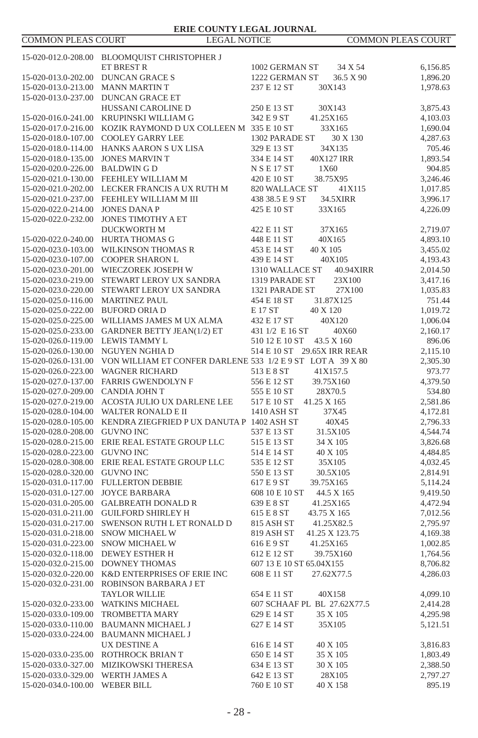| | | | | |
|---|---|---|---|---|
| 15-020-012.0-208.00 | BLOOMQUIST CHRISTOPHER J ET BREST R | 1002 GERMAN ST | 34 X 54 | 6,156.85 |
| 15-020-013.0-202.00 | DUNCAN GRACE S | 1222 GERMAN ST | 36.5 X 90 | 1,896.20 |
| 15-020-013.0-213.00 | MANN MARTIN T | 237 E 12 ST | 30X143 | 1,978.63 |
| 15-020-013.0-237.00 | DUNCAN GRACE ET HUSSANI CAROLINE D | 250 E 13 ST | 30X143 | 3,875.43 |
| 15-020-016.0-241.00 | KRUPINSKI WILLIAM G | 342 E 9 ST | 41.25X165 | 4,103.03 |
| 15-020-017.0-216.00 | KOZIK RAYMOND D UX COLLEEN M | 335 E 10 ST | 33X165 | 1,690.04 |
| 15-020-018.0-107.00 | COOLEY GARRY LEE | 1302 PARADE ST | 30 X 130 | 4,287.63 |
| 15-020-018.0-114.00 | HANKS AARON S UX LISA | 329 E 13 ST | 34X135 | 705.46 |
| 15-020-018.0-135.00 | JONES MARVIN T | 334 E 14 ST | 40X127 IRR | 1,893.54 |
| 15-020-020.0-226.00 | BALDWIN G D | N S E 17 ST | 1X60 | 904.85 |
| 15-020-021.0-130.00 | FEEHLEY WILLIAM M | 420 E 10 ST | 38.75X95 | 3,246.46 |
| 15-020-021.0-202.00 | LECKER FRANCIS A UX RUTH M | 820 WALLACE ST | 41X115 | 1,017.85 |
| 15-020-021.0-237.00 | FEEHLEY WILLIAM M III | 438 38.5 E 9 ST | 34.5XIRR | 3,996.17 |
| 15-020-022.0-214.00 | JONES DANA P | 425 E 10 ST | 33X165 | 4,226.09 |
| 15-020-022.0-232.00 | JONES TIMOTHY A ET DUCKWORTH M | 422 E 11 ST | 37X165 | 2,719.07 |
| 15-020-022.0-240.00 | HURTA THOMAS G | 448 E 11 ST | 40X165 | 4,893.10 |
| 15-020-023.0-103.00 | WILKINSON THOMAS R | 453 E 14 ST | 40 X 105 | 3,455.02 |
| 15-020-023.0-107.00 | COOPER SHARON L | 439 E 14 ST | 40X105 | 4,193.43 |
| 15-020-023.0-201.00 | WIECZOREK JOSEPH W | 1310 WALLACE ST | 40.94XIRR | 2,014.50 |
| 15-020-023.0-219.00 | STEWART LEROY UX SANDRA | 1319 PARADE ST | 23X100 | 3,417.16 |
| 15-020-023.0-220.00 | STEWART LEROY UX SANDRA | 1321 PARADE ST | 27X100 | 1,035.83 |
| 15-020-025.0-116.00 | MARTINEZ PAUL | 454 E 18 ST | 31.87X125 | 751.44 |
| 15-020-025.0-222.00 | BUFORD ORIA D | E 17 ST | 40 X 120 | 1,019.72 |
| 15-020-025.0-225.00 | WILLIAMS JAMES M UX ALMA | 432 E 17 ST | 40X120 | 1,006.04 |
| 15-020-025.0-233.00 | GARDNER BETTY JEAN(1/2) ET | 431 1/2 E 16 ST | 40X60 | 2,160.17 |
| 15-020-026.0-119.00 | LEWIS TAMMY L | 510 12 E 10 ST | 43.5 X 160 | 896.06 |
| 15-020-026.0-130.00 | NGUYEN NGHIA D | 514 E 10 ST | 29.65X IRR REAR | 2,115.10 |
| 15-020-026.0-131.00 | VON WILLIAM ET CONFER DARLENE | 533 1/2 E 9 ST | LOT A 39 X 80 | 2,305.30 |
| 15-020-026.0-223.00 | WAGNER RICHARD | 513 E 8 ST | 41X157.5 | 973.77 |
| 15-020-027.0-137.00 | FARRIS GWENDOLYN F | 556 E 12 ST | 39.75X160 | 4,379.50 |
| 15-020-027.0-209.00 | CANDIA JOHN T | 555 E 10 ST | 28X70.5 | 534.80 |
| 15-020-027.0-219.00 | ACOSTA JULIO UX DARLENE LEE | 517 E 10 ST | 41.25 X 165 | 2,581.86 |
| 15-020-028.0-104.00 | WALTER RONALD E II | 1410 ASH ST | 37X45 | 4,172.81 |
| 15-020-028.0-105.00 | KENDRA ZIEGFRIED P UX DANUTA P | 1402 ASH ST | 40X45 | 2,796.33 |
| 15-020-028.0-208.00 | GUVNO INC | 537 E 13 ST | 31.5X105 | 4,544.74 |
| 15-020-028.0-215.00 | ERIE REAL ESTATE GROUP LLC | 515 E 13 ST | 34 X 105 | 3,826.68 |
| 15-020-028.0-223.00 | GUVNO INC | 514 E 14 ST | 40 X 105 | 4,484.85 |
| 15-020-028.0-308.00 | ERIE REAL ESTATE GROUP LLC | 535 E 12 ST | 35X105 | 4,032.45 |
| 15-020-028.0-320.00 | GUVNO INC | 550 E 13 ST | 30.5X105 | 2,814.91 |
| 15-020-031.0-117.00 | FULLERTON DEBBIE | 617 E 9 ST | 39.75X165 | 5,114.24 |
| 15-020-031.0-127.00 | JOYCE BARBARA | 608 10 E 10 ST | 44.5 X 165 | 9,419.50 |
| 15-020-031.0-205.00 | GALBREATH DONALD R | 639 E 8 ST | 41.25X165 | 4,472.94 |
| 15-020-031.0-211.00 | GUILFORD SHIRLEY H | 615 E 8 ST | 43.75 X 165 | 7,012.56 |
| 15-020-031.0-217.00 | SWENSON RUTH L ET RONALD D | 815 ASH ST | 41.25X82.5 | 2,795.97 |
| 15-020-031.0-218.00 | SNOW MICHAEL W | 819 ASH ST | 41.25 X 123.75 | 4,169.38 |
| 15-020-031.0-223.00 | SNOW MICHAEL W | 616 E 9 ST | 41.25X165 | 1,002.85 |
| 15-020-032.0-118.00 | DEWEY ESTHER H | 612 E 12 ST | 39.75X160 | 1,764.56 |
| 15-020-032.0-215.00 | DOWNEY THOMAS | 607 13 E 10 ST | 65.04X155 | 8,706.82 |
| 15-020-032.0-220.00 | K&D ENTERPRISES OF ERIE INC | 608 E 11 ST | 27.62X77.5 | 4,286.03 |
| 15-020-032.0-231.00 | ROBINSON BARBARA J ET TAYLOR WILLIE | 654 E 11 ST | 40X158 | 4,099.10 |
| 15-020-032.0-233.00 | WATKINS MICHAEL | 607 SCHAAF PL | BL 27.62X77.5 | 2,414.28 |
| 15-020-033.0-109.00 | TROMBETTA MARY | 629 E 14 ST | 35 X 105 | 4,295.98 |
| 15-020-033.0-110.00 | BAUMANN MICHAEL J | 627 E 14 ST | 35X105 | 5,121.51 |
| 15-020-033.0-224.00 | BAUMANN MICHAEL J UX DESTINE A | 616 E 14 ST | 40 X 105 | 3,816.83 |
| 15-020-033.0-235.00 | ROTHROCK BRIAN T | 650 E 14 ST | 35 X 105 | 1,803.49 |
| 15-020-033.0-327.00 | MIZIKOWSKI THERESA | 634 E 13 ST | 30 X 105 | 2,388.50 |
| 15-020-033.0-329.00 | WERTH JAMES A | 642 E 13 ST | 28X105 | 2,797.27 |
| 15-020-034.0-100.00 | WEBER BILL | 760 E 10 ST | 40 X 158 | 895.19 |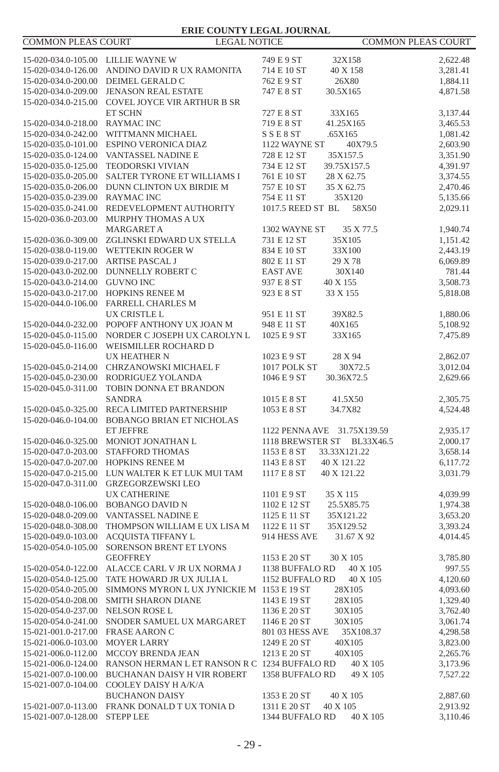| | | | | |
|---|---|---|---|---|
| 15-020-034.0-105.00 | LILLIE WAYNE W | 749 E 9 ST | 32X158 | 2,622.48 |
| 15-020-034.0-126.00 | ANDINO DAVID R UX RAMONITA | 714 E 10 ST | 40 X 158 | 3,281.41 |
| 15-020-034.0-200.00 | DEIMEL GERALD C | 762 E 9 ST | 26X80 | 1,884.11 |
| 15-020-034.0-209.00 | JENASON REAL ESTATE | 747 E 8 ST | 30.5X165 | 4,871.58 |
| 15-020-034.0-215.00 | COVEL JOYCE VIR ARTHUR B SR ET SCHN | 727 E 8 ST | 33X165 | 3,137.44 |
| 15-020-034.0-218.00 | RAYMAC INC | 719 E 8 ST | 41.25X165 | 3,465.53 |
| 15-020-034.0-242.00 | WITTMANN MICHAEL | S S E 8 ST | .65X165 | 1,081.42 |
| 15-020-035.0-101.00 | ESPINO VERONICA DIAZ | 1122 WAYNE ST | 40X79.5 | 2,603.90 |
| 15-020-035.0-124.00 | VANTASSEL NADINE E | 728 E 12 ST | 35X157.5 | 3,351.90 |
| 15-020-035.0-125.00 | TEODORSKI VIVIAN | 734 E 12 ST | 39.75X157.5 | 4,391.97 |
| 15-020-035.0-205.00 | SALTER TYRONE ET WILLIAMS I | 761 E 10 ST | 28 X 62.75 | 3,374.55 |
| 15-020-035.0-206.00 | DUNN CLINTON UX BIRDIE M | 757 E 10 ST | 35 X 62.75 | 2,470.46 |
| 15-020-035.0-239.00 | RAYMAC INC | 754 E 11 ST | 35X120 | 5,135.66 |
| 15-020-035.0-241.00 | REDEVELOPMENT AUTHORITY | 1017.5 REED ST BL | 58X50 | 2,029.11 |
| 15-020-036.0-203.00 | MURPHY THOMAS A UX MARGARET A | 1302 WAYNE ST | 35 X 77.5 | 1,940.74 |
| 15-020-036.0-309.00 | ZGLINSKI EDWARD UX STELLA | 731 E 12 ST | 35X105 | 1,151.42 |
| 15-020-038.0-119.00 | WETTEKIN ROGER W | 834 E 10 ST | 33X100 | 2,443.19 |
| 15-020-039.0-217.00 | ARTISE PASCAL J | 802 E 11 ST | 29 X 78 | 6,069.89 |
| 15-020-043.0-202.00 | DUNNELLY ROBERT C | EAST AVE | 30X140 | 781.44 |
| 15-020-043.0-214.00 | GUVNO INC | 937 E 8 ST | 40 X 155 | 3,508.73 |
| 15-020-043.0-217.00 | HOPKINS RENEE M | 923 E 8 ST | 33 X 155 | 5,818.08 |
| 15-020-044.0-106.00 | FARRELL CHARLES M UX CRISTLE L | 951 E 11 ST | 39X82.5 | 1,880.06 |
| 15-020-044.0-232.00 | POPOFF ANTHONY UX JOAN M | 948 E 11 ST | 40X165 | 5,108.92 |
| 15-020-045.0-115.00 | NORDER C JOSEPH UX CAROLYN L | 1025 E 9 ST | 33X165 | 7,475.89 |
| 15-020-045.0-116.00 | WEISMILLER ROCHARD D UX HEATHER N | 1023 E 9 ST | 28 X 94 | 2,862.07 |
| 15-020-045.0-214.00 | CHRZANOWSKI MICHAEL F | 1017 POLK ST | 30X72.5 | 3,012.04 |
| 15-020-045.0-230.00 | RODRIGUEZ YOLANDA | 1046 E 9 ST | 30.36X72.5 | 2,629.66 |
| 15-020-045.0-311.00 | TOBIN DONNA ET BRANDON SANDRA | 1015 E 8 ST | 41.5X50 | 2,305.75 |
| 15-020-045.0-325.00 | RECA LIMITED PARTNERSHIP | 1053 E 8 ST | 34.7X82 | 4,524.48 |
| 15-020-046.0-104.00 | BOBANGO BRIAN ET NICHOLAS ET JEFFRE | 1122 PENNA AVE | 31.75X139.59 | 2,935.17 |
| 15-020-046.0-325.00 | MONIOT JONATHAN L | 1118 BREWSTER ST | BL33X46.5 | 2,000.17 |
| 15-020-047.0-203.00 | STAFFORD THOMAS | 1153 E 8 ST | 33.33X121.22 | 3,658.14 |
| 15-020-047.0-207.00 | HOPKINS RENEE M | 1143 E 8 ST | 40 X 121.22 | 6,117.72 |
| 15-020-047.0-215.00 | LUN WALTER K ET LUK MUI TAM | 1117 E 8 ST | 40 X 121.22 | 3,031.79 |
| 15-020-047.0-311.00 | GRZEGORZEWSKI LEO UX CATHERINE | 1101 E 9 ST | 35 X 115 | 4,039.99 |
| 15-020-048.0-106.00 | BOBANGO DAVID N | 1102 E 12 ST | 25.5X85.75 | 1,974.38 |
| 15-020-048.0-209.00 | VANTASSEL NADINE E | 1125 E 11 ST | 35X121.22 | 3,653.20 |
| 15-020-048.0-308.00 | THOMPSON WILLIAM E UX LISA M | 1122 E 11 ST | 35X129.52 | 3,393.24 |
| 15-020-049.0-103.00 | ACQUISTA TIFFANY L | 914 HESS AVE | 31.67 X 92 | 4,014.45 |
| 15-020-054.0-105.00 | SORENSON BRENT ET LYONS GEOFFREY | 1153 E 20 ST | 30 X 105 | 3,785.80 |
| 15-020-054.0-122.00 | ALACCE CARL V JR UX NORMA J | 1138 BUFFALO RD | 40 X 105 | 997.55 |
| 15-020-054.0-125.00 | TATE HOWARD JR UX JULIA L | 1152 BUFFALO RD | 40 X 105 | 4,120.60 |
| 15-020-054.0-205.00 | SIMMONS MYRON L UX JYNICKIE M | 1153 E 19 ST | 28X105 | 4,093.60 |
| 15-020-054.0-208.00 | SMITH SHARON DIANE | 1143 E 19 ST | 28X105 | 1,329.40 |
| 15-020-054.0-237.00 | NELSON ROSE L | 1136 E 20 ST | 30X105 | 3,762.40 |
| 15-020-054.0-241.00 | SNODER SAMUEL UX MARGARET | 1146 E 20 ST | 30X105 | 3,061.74 |
| 15-021-001.0-217.00 | FRASE AARON C | 801 03 HESS AVE | 35X108.37 | 4,298.58 |
| 15-021-006.0-103.00 | MOYER LARRY | 1249 E 20 ST | 40X105 | 3,823.00 |
| 15-021-006.0-112.00 | MCCOY BRENDA JEAN | 1213 E 20 ST | 40X105 | 2,265.76 |
| 15-021-006.0-124.00 | RANSON HERMAN L ET RANSON R C | 1234 BUFFALO RD | 40 X 105 | 3,173.96 |
| 15-021-007.0-100.00 | BUCHANAN DAISY H VIR ROBERT | 1358 BUFFALO RD | 49 X 105 | 7,527.22 |
| 15-021-007.0-104.00 | COOLEY DAISY H A/K/A BUCHANAN DAISY | 1353 E 20 ST | 40 X 105 | 2,887.60 |
| 15-021-007.0-113.00 | FRANK DONALD T UX TONIA D | 1311 E 20 ST | 40 X 105 | 2,913.92 |
| 15-021-007.0-128.00 | STEPP LEE | 1344 BUFFALO RD | 40 X 105 | 3,110.46 |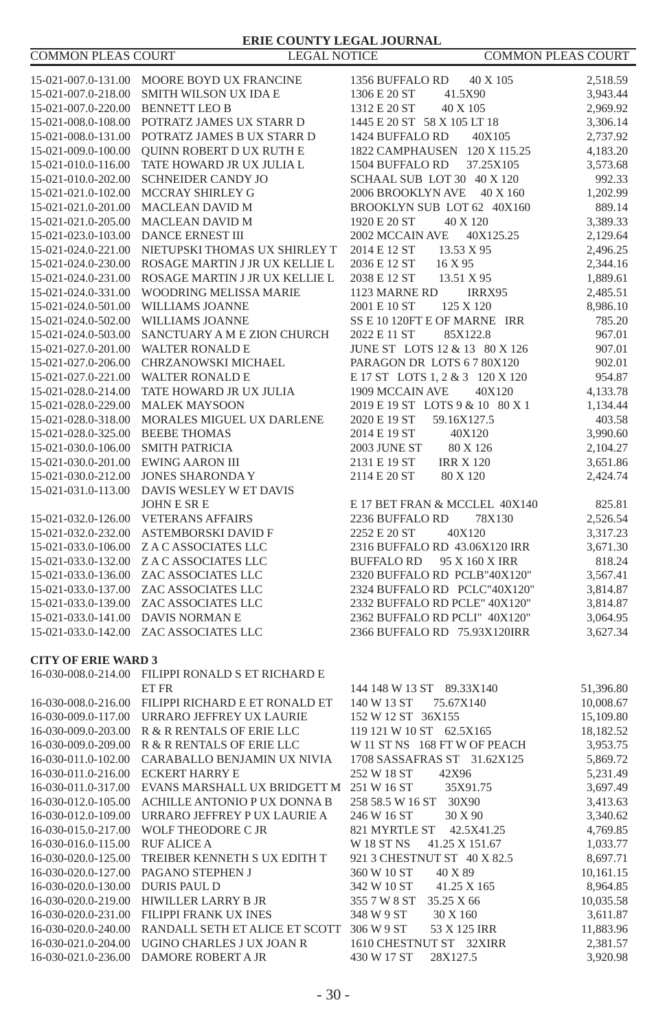| | | | |
|---|---|---|---|
| 15-021-007.0-131.00 | MOORE BOYD UX FRANCINE | 1356 BUFFALO RD 40 X 105 | 2,518.59 |
| 15-021-007.0-218.00 | SMITH WILSON UX IDA E | 1306 E 20 ST 41.5X90 | 3,943.44 |
| 15-021-007.0-220.00 | BENNETT LEO B | 1312 E 20 ST 40 X 105 | 2,969.92 |
| 15-021-008.0-108.00 | POTRATZ JAMES UX STARR D | 1445 E 20 ST 58 X 105 LT 18 | 3,306.14 |
| 15-021-008.0-131.00 | POTRATZ JAMES B UX STARR D | 1424 BUFFALO RD 40X105 | 2,737.92 |
| 15-021-009.0-100.00 | QUINN ROBERT D UX RUTH E | 1822 CAMPHAUSEN 120 X 115.25 | 4,183.20 |
| 15-021-010.0-116.00 | TATE HOWARD JR UX JULIA L | 1504 BUFFALO RD 37.25X105 | 3,573.68 |
| 15-021-010.0-202.00 | SCHNEIDER CANDY JO | SCHAAL SUB LOT 30 40 X 120 | 992.33 |
| 15-021-021.0-102.00 | MCCRAY SHIRLEY G | 2006 BROOKLYN AVE 40 X 160 | 1,202.99 |
| 15-021-021.0-201.00 | MACLEAN DAVID M | BROOKLYN SUB LOT 62 40X160 | 889.14 |
| 15-021-021.0-205.00 | MACLEAN DAVID M | 1920 E 20 ST 40 X 120 | 3,389.33 |
| 15-021-023.0-103.00 | DANCE ERNEST III | 2002 MCCAIN AVE 40X125.25 | 2,129.64 |
| 15-021-024.0-221.00 | NIETUPSKI THOMAS UX SHIRLEY T | 2014 E 12 ST 13.53 X 95 | 2,496.25 |
| 15-021-024.0-230.00 | ROSAGE MARTIN J JR UX KELLIE L | 2036 E 12 ST 16 X 95 | 2,344.16 |
| 15-021-024.0-231.00 | ROSAGE MARTIN J JR UX KELLIE L | 2038 E 12 ST 13.51 X 95 | 1,889.61 |
| 15-021-024.0-331.00 | WOODRING MELISSA MARIE | 1123 MARNE RD IRRX95 | 2,485.51 |
| 15-021-024.0-501.00 | WILLIAMS JOANNE | 2001 E 10 ST 125 X 120 | 8,986.10 |
| 15-021-024.0-502.00 | WILLIAMS JOANNE | SS E 10 120FT E OF MARNE IRR | 785.20 |
| 15-021-024.0-503.00 | SANCTUARY A M E ZION CHURCH | 2022 E 11 ST 85X122.8 | 967.01 |
| 15-021-027.0-201.00 | WALTER RONALD E | JUNE ST LOTS 12 & 13 80 X 126 | 907.01 |
| 15-021-027.0-206.00 | CHRZANOWSKI MICHAEL | PARAGON DR LOTS 6 7 80X120 | 902.01 |
| 15-021-027.0-221.00 | WALTER RONALD E | E 17 ST LOTS 1, 2 & 3 120 X 120 | 954.87 |
| 15-021-028.0-214.00 | TATE HOWARD JR UX JULIA | 1909 MCCAIN AVE 40X120 | 4,133.78 |
| 15-021-028.0-229.00 | MALEK MAYSOON | 2019 E 19 ST LOTS 9 & 10 80 X 1 | 1,134.44 |
| 15-021-028.0-318.00 | MORALES MIGUEL UX DARLENE | 2020 E 19 ST 59.16X127.5 | 403.58 |
| 15-021-028.0-325.00 | BEEBE THOMAS | 2014 E 19 ST 40X120 | 3,990.60 |
| 15-021-030.0-106.00 | SMITH PATRICIA | 2003 JUNE ST 80 X 126 | 2,104.27 |
| 15-021-030.0-201.00 | EWING AARON III | 2131 E 19 ST IRR X 120 | 3,651.86 |
| 15-021-030.0-212.00 | JONES SHARONDA Y | 2114 E 20 ST 80 X 120 | 2,424.74 |
| 15-021-031.0-113.00 | DAVIS WESLEY W ET DAVIS JOHN E SR E | E 17 BET FRAN & MCCLEL 40X140 | 825.81 |
| 15-021-032.0-126.00 | VETERANS AFFAIRS | 2236 BUFFALO RD 78X130 | 2,526.54 |
| 15-021-032.0-232.00 | ASTEMBORSKI DAVID F | 2252 E 20 ST 40X120 | 3,317.23 |
| 15-021-033.0-106.00 | Z A C ASSOCIATES LLC | 2316 BUFFALO RD 43.06X120 IRR | 3,671.30 |
| 15-021-033.0-132.00 | Z A C ASSOCIATES LLC | BUFFALO RD 95 X 160 X IRR | 818.24 |
| 15-021-033.0-136.00 | ZAC ASSOCIATES LLC | 2320 BUFFALO RD PCLB"40X120" | 3,567.41 |
| 15-021-033.0-137.00 | ZAC ASSOCIATES LLC | 2324 BUFFALO RD PCLC"40X120" | 3,814.87 |
| 15-021-033.0-139.00 | ZAC ASSOCIATES LLC | 2332 BUFFALO RD PCLE" 40X120" | 3,814.87 |
| 15-021-033.0-141.00 | DAVIS NORMAN E | 2362 BUFFALO RD PCLI" 40X120" | 3,064.95 |
| 15-021-033.0-142.00 | ZAC ASSOCIATES LLC | 2366 BUFFALO RD 75.93X120IRR | 3,627.34 |

**CITY OF ERIE WARD 3**

| | | | |
|---|---|---|---|
| 16-030-008.0-214.00 | FILIPPI RONALD S ET RICHARD E ET FR | 144 148 W 13 ST 89.33X140 | 51,396.80 |
| 16-030-008.0-216.00 | FILIPPI RICHARD E ET RONALD ET | 140 W 13 ST 75.67X140 | 10,008.67 |
| 16-030-009.0-117.00 | URRARO JEFFREY UX LAURIE | 152 W 12 ST 36X155 | 15,109.80 |
| 16-030-009.0-203.00 | R & R RENTALS OF ERIE LLC | 119 121 W 10 ST 62.5X165 | 18,182.52 |
| 16-030-009.0-209.00 | R & R RENTALS OF ERIE LLC | W 11 ST NS 168 FT W OF PEACH | 3,953.75 |
| 16-030-011.0-102.00 | CARABALLO BENJAMIN UX NIVIA | 1708 SASSAFRAS ST 31.62X125 | 5,869.72 |
| 16-030-011.0-216.00 | ECKERT HARRY E | 252 W 18 ST 42X96 | 5,231.49 |
| 16-030-011.0-317.00 | EVANS MARSHALL UX BRIDGETT M | 251 W 16 ST 35X91.75 | 3,697.49 |
| 16-030-012.0-105.00 | ACHILLE ANTONIO P UX DONNA B | 258 58.5 W 16 ST 30X90 | 3,413.63 |
| 16-030-012.0-109.00 | URRARO JEFFREY P UX LAURIE A | 246 W 16 ST 30 X 90 | 3,340.62 |
| 16-030-015.0-217.00 | WOLF THEODORE C JR | 821 MYRTLE ST 42.5X41.25 | 4,769.85 |
| 16-030-016.0-115.00 | RUF ALICE A | W 18 ST NS 41.25 X 151.67 | 1,033.77 |
| 16-030-020.0-125.00 | TREIBER KENNETH S UX EDITH T | 921 3 CHESTNUT ST 40 X 82.5 | 8,697.71 |
| 16-030-020.0-127.00 | PAGANO STEPHEN J | 360 W 10 ST 40 X 89 | 10,161.15 |
| 16-030-020.0-130.00 | DURIS PAUL D | 342 W 10 ST 41.25 X 165 | 8,964.85 |
| 16-030-020.0-219.00 | HIWILLER LARRY B JR | 355 7 W 8 ST 35.25 X 66 | 10,035.58 |
| 16-030-020.0-231.00 | FILIPPI FRANK UX INES | 348 W 9 ST 30 X 160 | 3,611.87 |
| 16-030-020.0-240.00 | RANDALL SETH ET ALICE ET SCOTT | 306 W 9 ST 53 X 125 IRR | 11,883.96 |
| 16-030-021.0-204.00 | UGINO CHARLES J UX JOAN R | 1610 CHESTNUT ST 32XIRR | 2,381.57 |
| 16-030-021.0-236.00 | DAMORE ROBERT A JR | 430 W 17 ST 28X127.5 | 3,920.98 |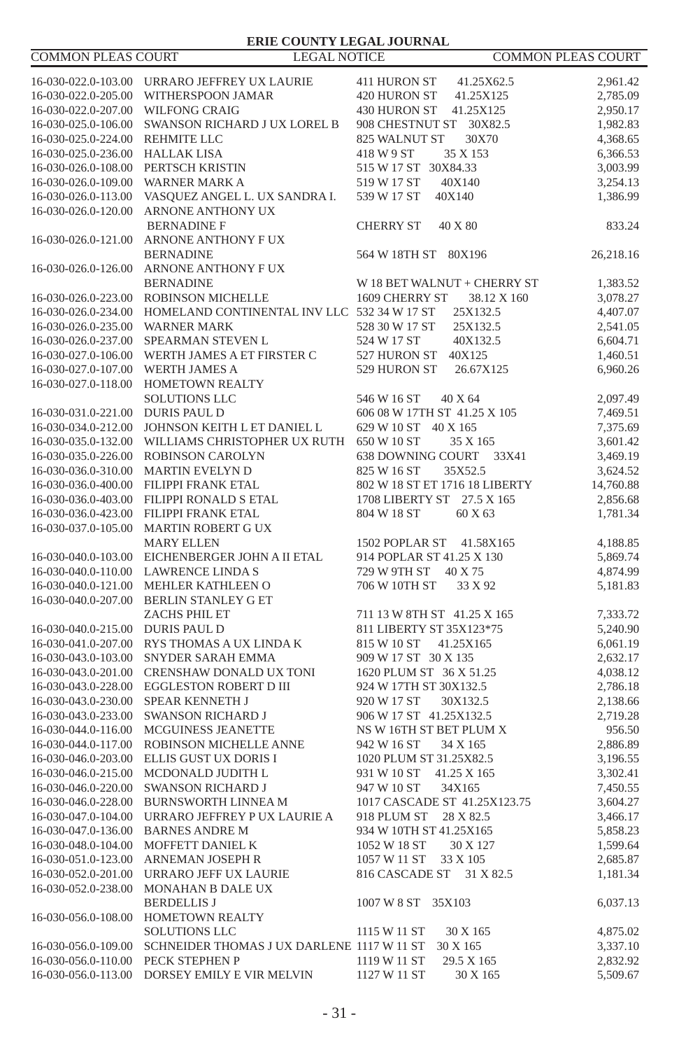| | | | |
|---|---|---|---|
| 16-030-022.0-103.00 | URRARO JEFFREY UX LAURIE | 411 HURON ST 41.25X62.5 | 2,961.42 |
| 16-030-022.0-205.00 | WITHERSPOON JAMAR | 420 HURON ST 41.25X125 | 2,785.09 |
| 16-030-022.0-207.00 | WILFONG CRAIG | 430 HURON ST 41.25X125 | 2,950.17 |
| 16-030-025.0-106.00 | SWANSON RICHARD J UX LOREL B | 908 CHESTNUT ST 30X82.5 | 1,982.83 |
| 16-030-025.0-224.00 | REHMITE LLC | 825 WALNUT ST 30X70 | 4,368.65 |
| 16-030-025.0-236.00 | HALLAK LISA | 418 W 9 ST 35 X 153 | 6,366.53 |
| 16-030-026.0-108.00 | PERTSCH KRISTIN | 515 W 17 ST 30X84.33 | 3,003.99 |
| 16-030-026.0-109.00 | WARNER MARK A | 519 W 17 ST 40X140 | 3,254.13 |
| 16-030-026.0-113.00 | VASQUEZ ANGEL L. UX SANDRA I. | 539 W 17 ST 40X140 | 1,386.99 |
| 16-030-026.0-120.00 | ARNONE ANTHONY UX BERNADINE F | CHERRY ST 40 X 80 | 833.24 |
| 16-030-026.0-121.00 | ARNONE ANTHONY F UX BERNADINE | 564 W 18TH ST 80X196 | 26,218.16 |
| 16-030-026.0-126.00 | ARNONE ANTHONY F UX BERNADINE | W 18 BET WALNUT + CHERRY ST | 1,383.52 |
| 16-030-026.0-223.00 | ROBINSON MICHELLE | 1609 CHERRY ST 38.12 X 160 | 3,078.27 |
| 16-030-026.0-234.00 | HOMELAND CONTINENTAL INV LLC | 532 34 W 17 ST 25X132.5 | 4,407.07 |
| 16-030-026.0-235.00 | WARNER MARK | 528 30 W 17 ST 25X132.5 | 2,541.05 |
| 16-030-026.0-237.00 | SPEARMAN STEVEN L | 524 W 17 ST 40X132.5 | 6,604.71 |
| 16-030-027.0-106.00 | WERTH JAMES A ET FIRSTER C | 527 HURON ST 40X125 | 1,460.51 |
| 16-030-027.0-107.00 | WERTH JAMES A | 529 HURON ST 26.67X125 | 6,960.26 |
| 16-030-027.0-118.00 | HOMETOWN REALTY SOLUTIONS LLC | 546 W 16 ST 40 X 64 | 2,097.49 |
| 16-030-031.0-221.00 | DURIS PAUL D | 606 08 W 17TH ST 41.25 X 105 | 7,469.51 |
| 16-030-034.0-212.00 | JOHNSON KEITH L ET DANIEL L | 629 W 10 ST 40 X 165 | 7,375.69 |
| 16-030-035.0-132.00 | WILLIAMS CHRISTOPHER UX RUTH | 650 W 10 ST 35 X 165 | 3,601.42 |
| 16-030-035.0-226.00 | ROBINSON CAROLYN | 638 DOWNING COURT 33X41 | 3,469.19 |
| 16-030-036.0-310.00 | MARTIN EVELYN D | 825 W 16 ST 35X52.5 | 3,624.52 |
| 16-030-036.0-400.00 | FILIPPI FRANK ETAL | 802 W 18 ST ET 1716 18 LIBERTY | 14,760.88 |
| 16-030-036.0-403.00 | FILIPPI RONALD S ETAL | 1708 LIBERTY ST 27.5 X 165 | 2,856.68 |
| 16-030-036.0-423.00 | FILIPPI FRANK ETAL | 804 W 18 ST 60 X 63 | 1,781.34 |
| 16-030-037.0-105.00 | MARTIN ROBERT G UX MARY ELLEN | 1502 POPLAR ST 41.58X165 | 4,188.85 |
| 16-030-040.0-103.00 | EICHENBERGER JOHN A II ETAL | 914 POPLAR ST 41.25 X 130 | 5,869.74 |
| 16-030-040.0-110.00 | LAWRENCE LINDA S | 729 W 9TH ST 40 X 75 | 4,874.99 |
| 16-030-040.0-121.00 | MEHLER KATHLEEN O | 706 W 10TH ST 33 X 92 | 5,181.83 |
| 16-030-040.0-207.00 | BERLIN STANLEY G ET ZACHS PHIL ET | 711 13 W 8TH ST 41.25 X 165 | 7,333.72 |
| 16-030-040.0-215.00 | DURIS PAUL D | 811 LIBERTY ST 35X123*75 | 5,240.90 |
| 16-030-041.0-207.00 | RYS THOMAS A UX LINDA K | 815 W 10 ST 41.25X165 | 6,061.19 |
| 16-030-043.0-103.00 | SNYDER SARAH EMMA | 909 W 17 ST 30 X 135 | 2,632.17 |
| 16-030-043.0-201.00 | CRENSHAW DONALD UX TONI | 1620 PLUM ST 36 X 51.25 | 4,038.12 |
| 16-030-043.0-228.00 | EGGLESTON ROBERT D III | 924 W 17TH ST 30X132.5 | 2,786.18 |
| 16-030-043.0-230.00 | SPEAR KENNETH J | 920 W 17 ST 30X132.5 | 2,138.66 |
| 16-030-043.0-233.00 | SWANSON RICHARD J | 906 W 17 ST 41.25X132.5 | 2,719.28 |
| 16-030-044.0-116.00 | MCGUINESS JEANETTE | NS W 16TH ST BET PLUM X | 956.50 |
| 16-030-044.0-117.00 | ROBINSON MICHELLE ANNE | 942 W 16 ST 34 X 165 | 2,886.89 |
| 16-030-046.0-203.00 | ELLIS GUST UX DORIS I | 1020 PLUM ST 31.25X82.5 | 3,196.55 |
| 16-030-046.0-215.00 | MCDONALD JUDITH L | 931 W 10 ST 41.25 X 165 | 3,302.41 |
| 16-030-046.0-220.00 | SWANSON RICHARD J | 947 W 10 ST 34X165 | 7,450.55 |
| 16-030-046.0-228.00 | BURNSWORTH LINNEA M | 1017 CASCADE ST 41.25X123.75 | 3,604.27 |
| 16-030-047.0-104.00 | URRARO JEFFREY P UX LAURIE A | 918 PLUM ST 28 X 82.5 | 3,466.17 |
| 16-030-047.0-136.00 | BARNES ANDRE M | 934 W 10TH ST 41.25X165 | 5,858.23 |
| 16-030-048.0-104.00 | MOFFETT DANIEL K | 1052 W 18 ST 30 X 127 | 1,599.64 |
| 16-030-051.0-123.00 | ARNEMAN JOSEPH R | 1057 W 11 ST 33 X 105 | 2,685.87 |
| 16-030-052.0-201.00 | URRARO JEFF UX LAURIE | 816 CASCADE ST 31 X 82.5 | 1,181.34 |
| 16-030-052.0-238.00 | MONAHAN B DALE UX BERDELLIS J | 1007 W 8 ST 35X103 | 6,037.13 |
| 16-030-056.0-108.00 | HOMETOWN REALTY SOLUTIONS LLC | 1115 W 11 ST 30 X 165 | 4,875.02 |
| 16-030-056.0-109.00 | SCHNEIDER THOMAS J UX DARLENE | 1117 W 11 ST 30 X 165 | 3,337.10 |
| 16-030-056.0-110.00 | PECK STEPHEN P | 1119 W 11 ST 29.5 X 165 | 2,832.92 |
| 16-030-056.0-113.00 | DORSEY EMILY E VIR MELVIN | 1127 W 11 ST 30 X 165 | 5,509.67 |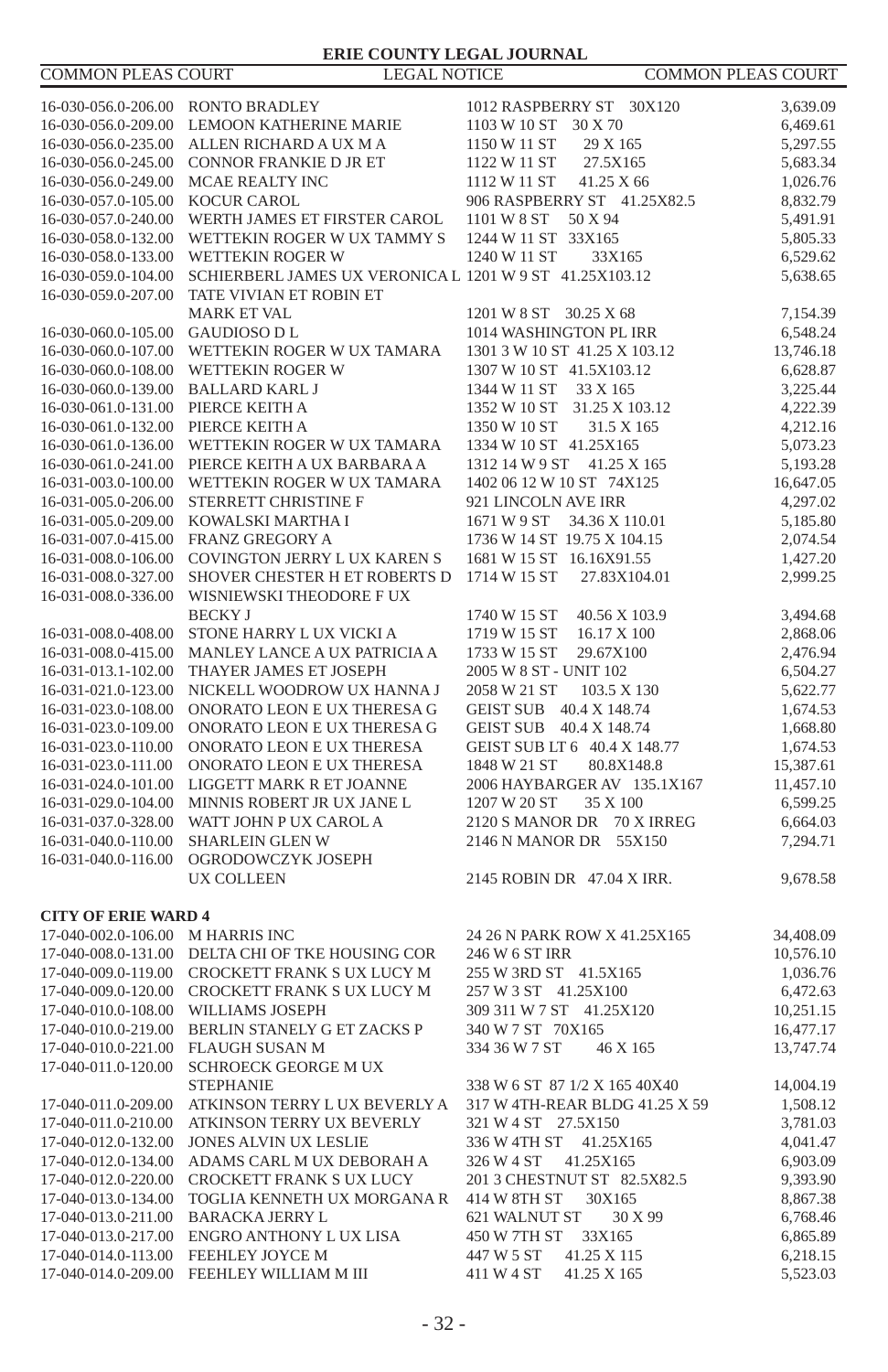| | | | |
|---|---|---|---|
| 16-030-056.0-206.00 | RONTO BRADLEY | 1012 RASPBERRY ST 30X120 | 3,639.09 |
| 16-030-056.0-209.00 | LEMOON KATHERINE MARIE | 1103 W 10 ST 30 X 70 | 6,469.61 |
| 16-030-056.0-235.00 | ALLEN RICHARD A UX M A | 1150 W 11 ST 29 X 165 | 5,297.55 |
| 16-030-056.0-245.00 | CONNOR FRANKIE D JR ET | 1122 W 11 ST 27.5X165 | 5,683.34 |
| 16-030-056.0-249.00 | MCAE REALTY INC | 1112 W 11 ST 41.25 X 66 | 1,026.76 |
| 16-030-057.0-105.00 | KOCUR CAROL | 906 RASPBERRY ST 41.25X82.5 | 8,832.79 |
| 16-030-057.0-240.00 | WERTH JAMES ET FIRSTER CAROL | 1101 W 8 ST 50 X 94 | 5,491.91 |
| 16-030-058.0-132.00 | WETTEKIN ROGER W UX TAMMY S | 1244 W 11 ST 33X165 | 5,805.33 |
| 16-030-058.0-133.00 | WETTEKIN ROGER W | 1240 W 11 ST 33X165 | 6,529.62 |
| 16-030-059.0-104.00 | SCHIERBERL JAMES UX VERONICA L | 1201 W 9 ST 41.25X103.12 | 5,638.65 |
| 16-030-059.0-207.00 | TATE VIVIAN ET ROBIN ET MARK ET VAL | 1201 W 8 ST 30.25 X 68 | 7,154.39 |
| 16-030-060.0-105.00 | GAUDIOSO D L | 1014 WASHINGTON PL IRR | 6,548.24 |
| 16-030-060.0-107.00 | WETTEKIN ROGER W UX TAMARA | 1301 3 W 10 ST 41.25 X 103.12 | 13,746.18 |
| 16-030-060.0-108.00 | WETTEKIN ROGER W | 1307 W 10 ST 41.5X103.12 | 6,628.87 |
| 16-030-060.0-139.00 | BALLARD KARL J | 1344 W 11 ST 33 X 165 | 3,225.44 |
| 16-030-061.0-131.00 | PIERCE KEITH A | 1352 W 10 ST 31.25 X 103.12 | 4,222.39 |
| 16-030-061.0-132.00 | PIERCE KEITH A | 1350 W 10 ST 31.5 X 165 | 4,212.16 |
| 16-030-061.0-136.00 | WETTEKIN ROGER W UX TAMARA | 1334 W 10 ST 41.25X165 | 5,073.23 |
| 16-030-061.0-241.00 | PIERCE KEITH A UX BARBARA A | 1312 14 W 9 ST 41.25 X 165 | 5,193.28 |
| 16-031-003.0-100.00 | WETTEKIN ROGER W UX TAMARA | 1402 06 12 W 10 ST 74X125 | 16,647.05 |
| 16-031-005.0-206.00 | STERRETT CHRISTINE F | 921 LINCOLN AVE IRR | 4,297.02 |
| 16-031-005.0-209.00 | KOWALSKI MARTHA I | 1671 W 9 ST 34.36 X 110.01 | 5,185.80 |
| 16-031-007.0-415.00 | FRANZ GREGORY A | 1736 W 14 ST 19.75 X 104.15 | 2,074.54 |
| 16-031-008.0-106.00 | COVINGTON JERRY L UX KAREN S | 1681 W 15 ST 16.16X91.55 | 1,427.20 |
| 16-031-008.0-327.00 | SHOVER CHESTER H ET ROBERTS D | 1714 W 15 ST 27.83X104.01 | 2,999.25 |
| 16-031-008.0-336.00 | WISNIEWSKI THEODORE F UX BECKY J | 1740 W 15 ST 40.56 X 103.9 | 3,494.68 |
| 16-031-008.0-408.00 | STONE HARRY L UX VICKI A | 1719 W 15 ST 16.17 X 100 | 2,868.06 |
| 16-031-008.0-415.00 | MANLEY LANCE A UX PATRICIA A | 1733 W 15 ST 29.67X100 | 2,476.94 |
| 16-031-013.1-102.00 | THAYER JAMES ET JOSEPH | 2005 W 8 ST - UNIT 102 | 6,504.27 |
| 16-031-021.0-123.00 | NICKELL WOODROW UX HANNA J | 2058 W 21 ST 103.5 X 130 | 5,622.77 |
| 16-031-023.0-108.00 | ONORATO LEON E UX THERESA G | GEIST SUB 40.4 X 148.74 | 1,674.53 |
| 16-031-023.0-109.00 | ONORATO LEON E UX THERESA G | GEIST SUB 40.4 X 148.74 | 1,668.80 |
| 16-031-023.0-110.00 | ONORATO LEON E UX THERESA | GEIST SUB LT 6 40.4 X 148.77 | 1,674.53 |
| 16-031-023.0-111.00 | ONORATO LEON E UX THERESA | 1848 W 21 ST 80.8X148.8 | 15,387.61 |
| 16-031-024.0-101.00 | LIGGETT MARK R ET JOANNE | 2006 HAYBARGER AV 135.1X167 | 11,457.10 |
| 16-031-029.0-104.00 | MINNIS ROBERT JR UX JANE L | 1207 W 20 ST 35 X 100 | 6,599.25 |
| 16-031-037.0-328.00 | WATT JOHN P UX CAROL A | 2120 S MANOR DR 70 X IRREG | 6,664.03 |
| 16-031-040.0-110.00 | SHARLEIN GLEN W | 2146 N MANOR DR 55X150 | 7,294.71 |
| 16-031-040.0-116.00 | OGRODOWCZYK JOSEPH UX COLLEEN | 2145 ROBIN DR 47.04 X IRR. | 9,678.58 |

**CITY OF ERIE WARD 4**

| | | | |
|---|---|---|---|
| 17-040-002.0-106.00 | M HARRIS INC | 24 26 N PARK ROW X 41.25X165 | 34,408.09 |
| 17-040-008.0-131.00 | DELTA CHI OF TKE HOUSING COR | 246 W 6 ST IRR | 10,576.10 |
| 17-040-009.0-119.00 | CROCKETT FRANK S UX LUCY M | 255 W 3RD ST 41.5X165 | 1,036.76 |
| 17-040-009.0-120.00 | CROCKETT FRANK S UX LUCY M | 257 W 3 ST 41.25X100 | 6,472.63 |
| 17-040-010.0-108.00 | WILLIAMS JOSEPH | 309 311 W 7 ST 41.25X120 | 10,251.15 |
| 17-040-010.0-219.00 | BERLIN STANELY G ET ZACKS P | 340 W 7 ST 70X165 | 16,477.17 |
| 17-040-010.0-221.00 | FLAUGH SUSAN M | 334 36 W 7 ST 46 X 165 | 13,747.74 |
| 17-040-011.0-120.00 | SCHROECK GEORGE M UX STEPHANIE | 338 W 6 ST 87 1/2 X 165 40X40 | 14,004.19 |
| 17-040-011.0-209.00 | ATKINSON TERRY L UX BEVERLY A | 317 W 4TH-REAR BLDG 41.25 X 59 | 1,508.12 |
| 17-040-011.0-210.00 | ATKINSON TERRY UX BEVERLY | 321 W 4 ST 27.5X150 | 3,781.03 |
| 17-040-012.0-132.00 | JONES ALVIN UX LESLIE | 336 W 4TH ST 41.25X165 | 4,041.47 |
| 17-040-012.0-134.00 | ADAMS CARL M UX DEBORAH A | 326 W 4 ST 41.25X165 | 6,903.09 |
| 17-040-012.0-220.00 | CROCKETT FRANK S UX LUCY | 201 3 CHESTNUT ST 82.5X82.5 | 9,393.90 |
| 17-040-013.0-134.00 | TOGLIA KENNETH UX MORGANA R | 414 W 8TH ST 30X165 | 8,867.38 |
| 17-040-013.0-211.00 | BARACKA JERRY L | 621 WALNUT ST 30 X 99 | 6,768.46 |
| 17-040-013.0-217.00 | ENGRO ANTHONY L UX LISA | 450 W 7TH ST 33X165 | 6,865.89 |
| 17-040-014.0-113.00 | FEEHLEY JOYCE M | 447 W 5 ST 41.25 X 115 | 6,218.15 |
| 17-040-014.0-209.00 | FEEHLEY WILLIAM M III | 411 W 4 ST 41.25 X 165 | 5,523.03 |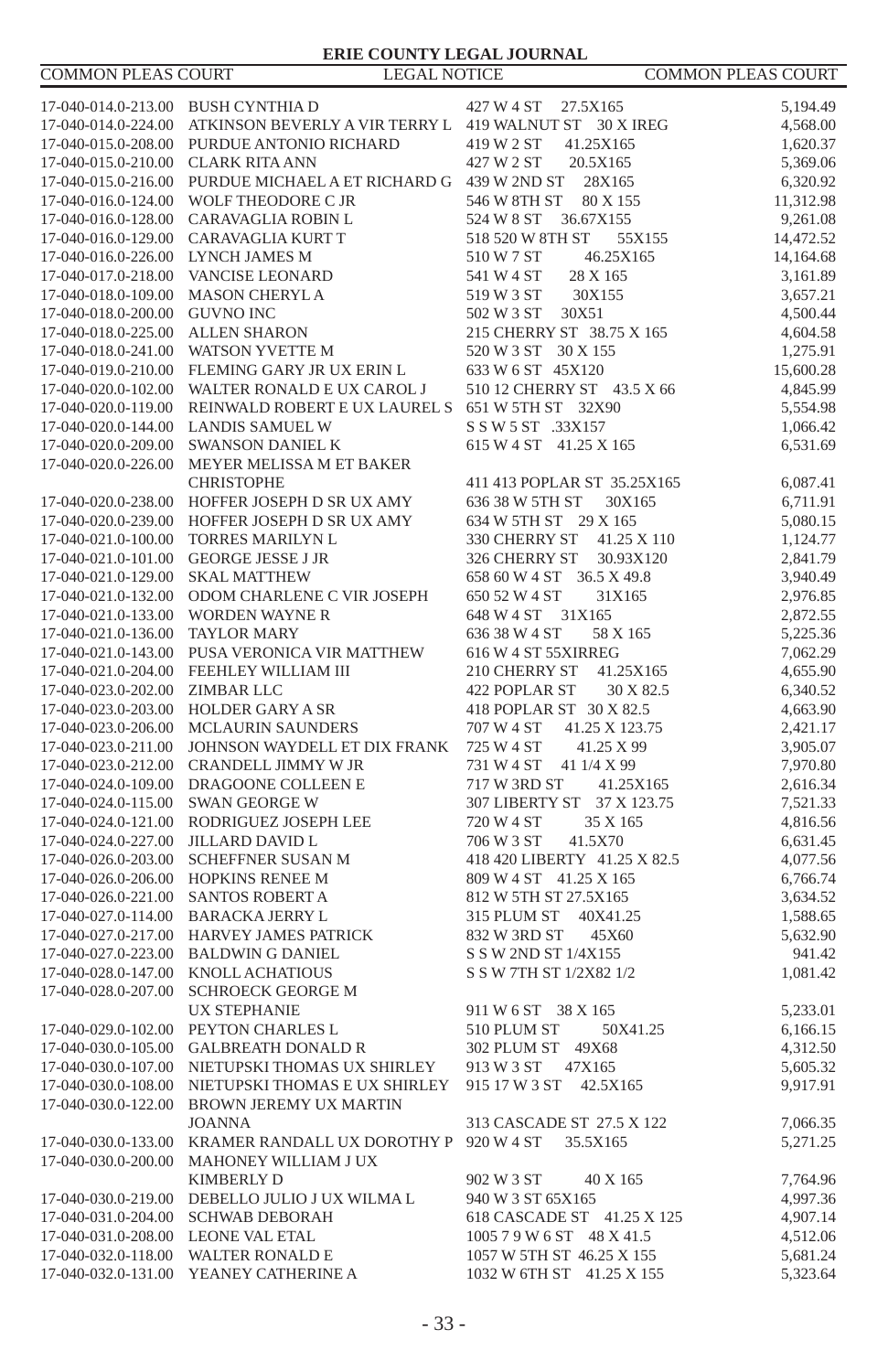| | | | |
|---|---|---|---|
| 17-040-014.0-213.00 | BUSH CYNTHIA D | 427 W 4 ST 27.5X165 | 5,194.49 |
| 17-040-014.0-224.00 | ATKINSON BEVERLY A VIR TERRY L | 419 WALNUT ST 30 X IREG | 4,568.00 |
| 17-040-015.0-208.00 | PURDUE ANTONIO RICHARD | 419 W 2 ST 41.25X165 | 1,620.37 |
| 17-040-015.0-210.00 | CLARK RITA ANN | 427 W 2 ST 20.5X165 | 5,369.06 |
| 17-040-015.0-216.00 | PURDUE MICHAEL A ET RICHARD G | 439 W 2ND ST 28X165 | 6,320.92 |
| 17-040-016.0-124.00 | WOLF THEODORE C JR | 546 W 8TH ST 80 X 155 | 11,312.98 |
| 17-040-016.0-128.00 | CARAVAGLIA ROBIN L | 524 W 8 ST 36.67X155 | 9,261.08 |
| 17-040-016.0-129.00 | CARAVAGLIA KURT T | 518 520 W 8TH ST 55X155 | 14,472.52 |
| 17-040-016.0-226.00 | LYNCH JAMES M | 510 W 7 ST 46.25X165 | 14,164.68 |
| 17-040-017.0-218.00 | VANCISE LEONARD | 541 W 4 ST 28 X 165 | 3,161.89 |
| 17-040-018.0-109.00 | MASON CHERYL A | 519 W 3 ST 30X155 | 3,657.21 |
| 17-040-018.0-200.00 | GUVNO INC | 502 W 3 ST 30X51 | 4,500.44 |
| 17-040-018.0-225.00 | ALLEN SHARON | 215 CHERRY ST 38.75 X 165 | 4,604.58 |
| 17-040-018.0-241.00 | WATSON YVETTE M | 520 W 3 ST 30 X 155 | 1,275.91 |
| 17-040-019.0-210.00 | FLEMING GARY JR UX ERIN L | 633 W 6 ST 45X120 | 15,600.28 |
| 17-040-020.0-102.00 | WALTER RONALD E UX CAROL J | 510 12 CHERRY ST 43.5 X 66 | 4,845.99 |
| 17-040-020.0-119.00 | REINWALD ROBERT E UX LAUREL S | 651 W 5TH ST 32X90 | 5,554.98 |
| 17-040-020.0-144.00 | LANDIS SAMUEL W | S S W 5 ST .33X157 | 1,066.42 |
| 17-040-020.0-209.00 | SWANSON DANIEL K | 615 W 4 ST 41.25 X 165 | 6,531.69 |
| 17-040-020.0-226.00 | MEYER MELISSA M ET BAKER CHRISTOPHE | 411 413 POPLAR ST 35.25X165 | 6,087.41 |
| 17-040-020.0-238.00 | HOFFER JOSEPH D SR UX AMY | 636 38 W 5TH ST 30X165 | 6,711.91 |
| 17-040-020.0-239.00 | HOFFER JOSEPH D SR UX AMY | 634 W 5TH ST 29 X 165 | 5,080.15 |
| 17-040-021.0-100.00 | TORRES MARILYN L | 330 CHERRY ST 41.25 X 110 | 1,124.77 |
| 17-040-021.0-101.00 | GEORGE JESSE J JR | 326 CHERRY ST 30.93X120 | 2,841.79 |
| 17-040-021.0-129.00 | SKAL MATTHEW | 658 60 W 4 ST 36.5 X 49.8 | 3,940.49 |
| 17-040-021.0-132.00 | ODOM CHARLENE C VIR JOSEPH | 650 52 W 4 ST 31X165 | 2,976.85 |
| 17-040-021.0-133.00 | WORDEN WAYNE R | 648 W 4 ST 31X165 | 2,872.55 |
| 17-040-021.0-136.00 | TAYLOR MARY | 636 38 W 4 ST 58 X 165 | 5,225.36 |
| 17-040-021.0-143.00 | PUSA VERONICA VIR MATTHEW | 616 W 4 ST 55XIRREG | 7,062.29 |
| 17-040-021.0-204.00 | FEEHLEY WILLIAM III | 210 CHERRY ST 41.25X165 | 4,655.90 |
| 17-040-023.0-202.00 | ZIMBAR LLC | 422 POPLAR ST 30 X 82.5 | 6,340.52 |
| 17-040-023.0-203.00 | HOLDER GARY A SR | 418 POPLAR ST 30 X 82.5 | 4,663.90 |
| 17-040-023.0-206.00 | MCLAURIN SAUNDERS | 707 W 4 ST 41.25 X 123.75 | 2,421.17 |
| 17-040-023.0-211.00 | JOHNSON WAYDELL ET DIX FRANK | 725 W 4 ST 41.25 X 99 | 3,905.07 |
| 17-040-023.0-212.00 | CRANDELL JIMMY W JR | 731 W 4 ST 41 1/4 X 99 | 7,970.80 |
| 17-040-024.0-109.00 | DRAGOONE COLLEEN E | 717 W 3RD ST 41.25X165 | 2,616.34 |
| 17-040-024.0-115.00 | SWAN GEORGE W | 307 LIBERTY ST 37 X 123.75 | 7,521.33 |
| 17-040-024.0-121.00 | RODRIGUEZ JOSEPH LEE | 720 W 4 ST 35 X 165 | 4,816.56 |
| 17-040-024.0-227.00 | JILLARD DAVID L | 706 W 3 ST 41.5X70 | 6,631.45 |
| 17-040-026.0-203.00 | SCHEFFNER SUSAN M | 418 420 LIBERTY 41.25 X 82.5 | 4,077.56 |
| 17-040-026.0-206.00 | HOPKINS RENEE M | 809 W 4 ST 41.25 X 165 | 6,766.74 |
| 17-040-026.0-221.00 | SANTOS ROBERT A | 812 W 5TH ST 27.5X165 | 3,634.52 |
| 17-040-027.0-114.00 | BARACKA JERRY L | 315 PLUM ST 40X41.25 | 1,588.65 |
| 17-040-027.0-217.00 | HARVEY JAMES PATRICK | 832 W 3RD ST 45X60 | 5,632.90 |
| 17-040-027.0-223.00 | BALDWIN G DANIEL | S S W 2ND ST 1/4X155 | 941.42 |
| 17-040-028.0-147.00 | KNOLL ACHATIOUS | S S W 7TH ST 1/2X82 1/2 | 1,081.42 |
| 17-040-028.0-207.00 | SCHROECK GEORGE M UX STEPHANIE | 911 W 6 ST 38 X 165 | 5,233.01 |
| 17-040-029.0-102.00 | PEYTON CHARLES L | 510 PLUM ST 50X41.25 | 6,166.15 |
| 17-040-030.0-105.00 | GALBREATH DONALD R | 302 PLUM ST 49X68 | 4,312.50 |
| 17-040-030.0-107.00 | NIETUPSKI THOMAS UX SHIRLEY | 913 W 3 ST 47X165 | 5,605.32 |
| 17-040-030.0-108.00 | NIETUPSKI THOMAS E UX SHIRLEY | 915 17 W 3 ST 42.5X165 | 9,917.91 |
| 17-040-030.0-122.00 | BROWN JEREMY UX MARTIN JOANNA | 313 CASCADE ST 27.5 X 122 | 7,066.35 |
| 17-040-030.0-133.00 | KRAMER RANDALL UX DOROTHY P | 920 W 4 ST 35.5X165 | 5,271.25 |
| 17-040-030.0-200.00 | MAHONEY WILLIAM J UX KIMBERLY D | 902 W 3 ST 40 X 165 | 7,764.96 |
| 17-040-030.0-219.00 | DEBELLO JULIO J UX WILMA L | 940 W 3 ST 65X165 | 4,997.36 |
| 17-040-031.0-204.00 | SCHWAB DEBORAH | 618 CASCADE ST 41.25 X 125 | 4,907.14 |
| 17-040-031.0-208.00 | LEONE VAL ETAL | 1005 7 9 W 6 ST 48 X 41.5 | 4,512.06 |
| 17-040-032.0-118.00 | WALTER RONALD E | 1057 W 5TH ST 46.25 X 155 | 5,681.24 |
| 17-040-032.0-131.00 | YEANEY CATHERINE A | 1032 W 6TH ST 41.25 X 155 | 5,323.64 |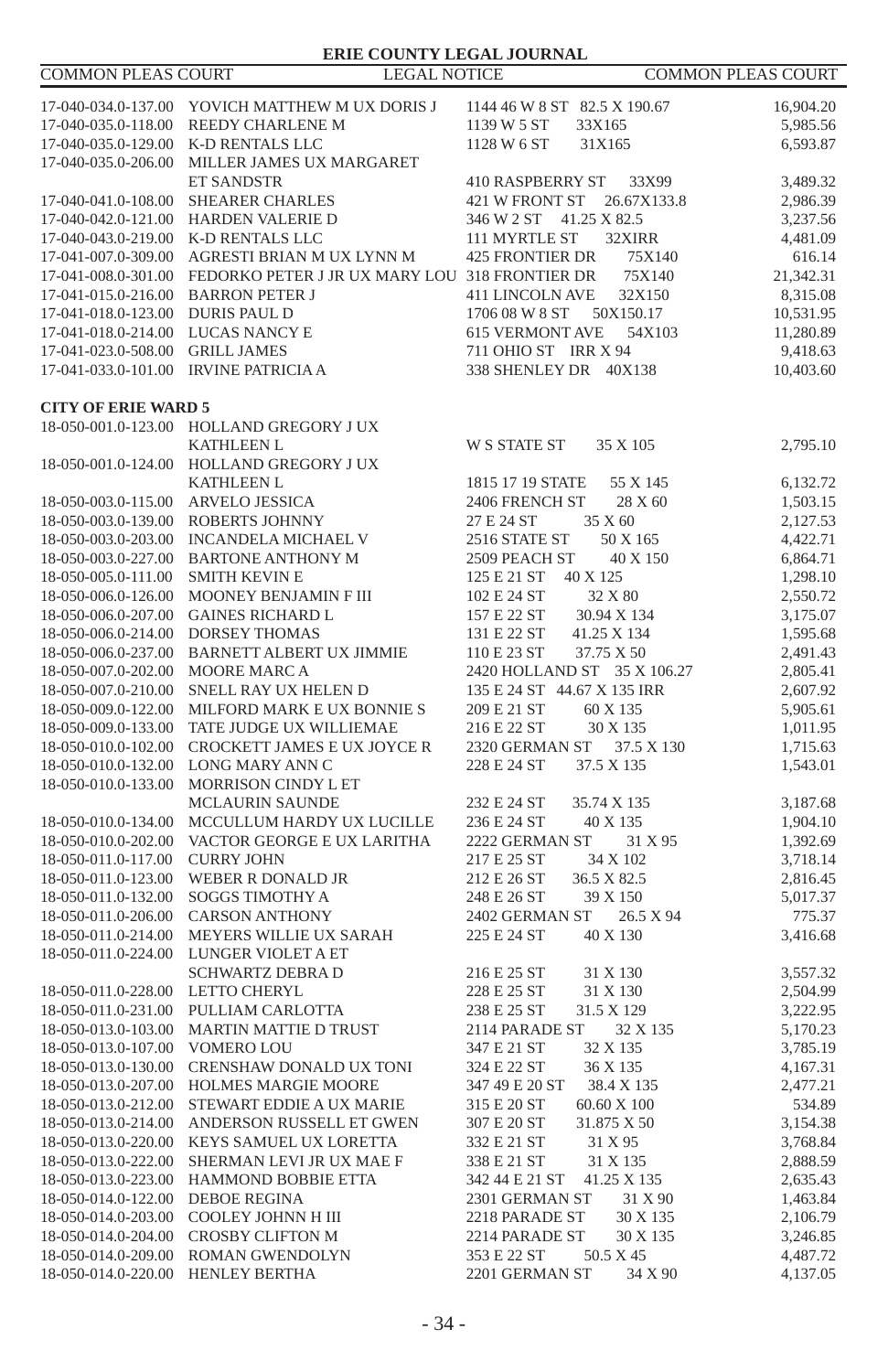| | | | |
|---|---|---|---|
| 17-040-034.0-137.00 | YOVICH MATTHEW M UX DORIS J | 1144 46 W 8 ST 82.5 X 190.67 | 16,904.20 |
| 17-040-035.0-118.00 | REEDY CHARLENE M | 1139 W 5 ST 33X165 | 5,985.56 |
| 17-040-035.0-129.00 | K-D RENTALS LLC | 1128 W 6 ST 31X165 | 6,593.87 |
| 17-040-035.0-206.00 | MILLER JAMES UX MARGARET ET SANDSTR | 410 RASPBERRY ST 33X99 | 3,489.32 |
| 17-040-041.0-108.00 | SHEARER CHARLES | 421 W FRONT ST 26.67X133.8 | 2,986.39 |
| 17-040-042.0-121.00 | HARDEN VALERIE D | 346 W 2 ST 41.25 X 82.5 | 3,237.56 |
| 17-040-043.0-219.00 | K-D RENTALS LLC | 111 MYRTLE ST 32XIRR | 4,481.09 |
| 17-041-007.0-309.00 | AGRESTI BRIAN M UX LYNN M | 425 FRONTIER DR 75X140 | 616.14 |
| 17-041-008.0-301.00 | FEDORKO PETER J JR UX MARY LOU | 318 FRONTIER DR 75X140 | 21,342.31 |
| 17-041-015.0-216.00 | BARRON PETER J | 411 LINCOLN AVE 32X150 | 8,315.08 |
| 17-041-018.0-123.00 | DURIS PAUL D | 1706 08 W 8 ST 50X150.17 | 10,531.95 |
| 17-041-018.0-214.00 | LUCAS NANCY E | 615 VERMONT AVE 54X103 | 11,280.89 |
| 17-041-023.0-508.00 | GRILL JAMES | 711 OHIO ST IRR X 94 | 9,418.63 |
| 17-041-033.0-101.00 | IRVINE PATRICIA A | 338 SHENLEY DR 40X138 | 10,403.60 |

**CITY OF ERIE WARD 5**

| | | | |
|---|---|---|---|
| 18-050-001.0-123.00 | HOLLAND GREGORY J UX KATHLEEN L | W S STATE ST 35 X 105 | 2,795.10 |
| 18-050-001.0-124.00 | HOLLAND GREGORY J UX KATHLEEN L | 1815 17 19 STATE 55 X 145 | 6,132.72 |
| 18-050-003.0-115.00 | ARVELO JESSICA | 2406 FRENCH ST 28 X 60 | 1,503.15 |
| 18-050-003.0-139.00 | ROBERTS JOHNNY | 27 E 24 ST 35 X 60 | 2,127.53 |
| 18-050-003.0-203.00 | INCANDELA MICHAEL V | 2516 STATE ST 50 X 165 | 4,422.71 |
| 18-050-003.0-227.00 | BARTONE ANTHONY M | 2509 PEACH ST 40 X 150 | 6,864.71 |
| 18-050-005.0-111.00 | SMITH KEVIN E | 125 E 21 ST 40 X 125 | 1,298.10 |
| 18-050-006.0-126.00 | MOONEY BENJAMIN F III | 102 E 24 ST 32 X 80 | 2,550.72 |
| 18-050-006.0-207.00 | GAINES RICHARD L | 157 E 22 ST 30.94 X 134 | 3,175.07 |
| 18-050-006.0-214.00 | DORSEY THOMAS | 131 E 22 ST 41.25 X 134 | 1,595.68 |
| 18-050-006.0-237.00 | BARNETT ALBERT UX JIMMIE | 110 E 23 ST 37.75 X 50 | 2,491.43 |
| 18-050-007.0-202.00 | MOORE MARC A | 2420 HOLLAND ST 35 X 106.27 | 2,805.41 |
| 18-050-007.0-210.00 | SNELL RAY UX HELEN D | 135 E 24 ST 44.67 X 135 IRR | 2,607.92 |
| 18-050-009.0-122.00 | MILFORD MARK E UX BONNIE S | 209 E 21 ST 60 X 135 | 5,905.61 |
| 18-050-009.0-133.00 | TATE JUDGE UX WILLIEMAE | 216 E 22 ST 30 X 135 | 1,011.95 |
| 18-050-010.0-102.00 | CROCKETT JAMES E UX JOYCE R | 2320 GERMAN ST 37.5 X 130 | 1,715.63 |
| 18-050-010.0-132.00 | LONG MARY ANN C | 228 E 24 ST 37.5 X 135 | 1,543.01 |
| 18-050-010.0-133.00 | MORRISON CINDY L ET MCLAURIN SAUNDE | 232 E 24 ST 35.74 X 135 | 3,187.68 |
| 18-050-010.0-134.00 | MCCULLUM HARDY UX LUCILLE | 236 E 24 ST 40 X 135 | 1,904.10 |
| 18-050-010.0-202.00 | VACTOR GEORGE E UX LARITHA | 2222 GERMAN ST 31 X 95 | 1,392.69 |
| 18-050-011.0-117.00 | CURRY JOHN | 217 E 25 ST 34 X 102 | 3,718.14 |
| 18-050-011.0-123.00 | WEBER R DONALD JR | 212 E 26 ST 36.5 X 82.5 | 2,816.45 |
| 18-050-011.0-132.00 | SOGGS TIMOTHY A | 248 E 26 ST 39 X 150 | 5,017.37 |
| 18-050-011.0-206.00 | CARSON ANTHONY | 2402 GERMAN ST 26.5 X 94 | 775.37 |
| 18-050-011.0-214.00 | MEYERS WILLIE UX SARAH | 225 E 24 ST 40 X 130 | 3,416.68 |
| 18-050-011.0-224.00 | LUNGER VIOLET A ET SCHWARTZ DEBRA D | 216 E 25 ST 31 X 130 | 3,557.32 |
| 18-050-011.0-228.00 | LETTO CHERYL | 228 E 25 ST 31 X 130 | 2,504.99 |
| 18-050-011.0-231.00 | PULLIAM CARLOTTA | 238 E 25 ST 31.5 X 129 | 3,222.95 |
| 18-050-013.0-103.00 | MARTIN MATTIE D TRUST | 2114 PARADE ST 32 X 135 | 5,170.23 |
| 18-050-013.0-107.00 | VOMERO LOU | 347 E 21 ST 32 X 135 | 3,785.19 |
| 18-050-013.0-130.00 | CRENSHAW DONALD UX TONI | 324 E 22 ST 36 X 135 | 4,167.31 |
| 18-050-013.0-207.00 | HOLMES MARGIE MOORE | 347 49 E 20 ST 38.4 X 135 | 2,477.21 |
| 18-050-013.0-212.00 | STEWART EDDIE A UX MARIE | 315 E 20 ST 60.60 X 100 | 534.89 |
| 18-050-013.0-214.00 | ANDERSON RUSSELL ET GWEN | 307 E 20 ST 31.875 X 50 | 3,154.38 |
| 18-050-013.0-220.00 | KEYS SAMUEL UX LORETTA | 332 E 21 ST 31 X 95 | 3,768.84 |
| 18-050-013.0-222.00 | SHERMAN LEVI JR UX MAE F | 338 E 21 ST 31 X 135 | 2,888.59 |
| 18-050-013.0-223.00 | HAMMOND BOBBIE ETTA | 342 44 E 21 ST 41.25 X 135 | 2,635.43 |
| 18-050-014.0-122.00 | DEBOE REGINA | 2301 GERMAN ST 31 X 90 | 1,463.84 |
| 18-050-014.0-203.00 | COOLEY JOHNN H III | 2218 PARADE ST 30 X 135 | 2,106.79 |
| 18-050-014.0-204.00 | CROSBY CLIFTON M | 2214 PARADE ST 30 X 135 | 3,246.85 |
| 18-050-014.0-209.00 | ROMAN GWENDOLYN | 353 E 22 ST 50.5 X 45 | 4,487.72 |
| 18-050-014.0-220.00 | HENLEY BERTHA | 2201 GERMAN ST 34 X 90 | 4,137.05 |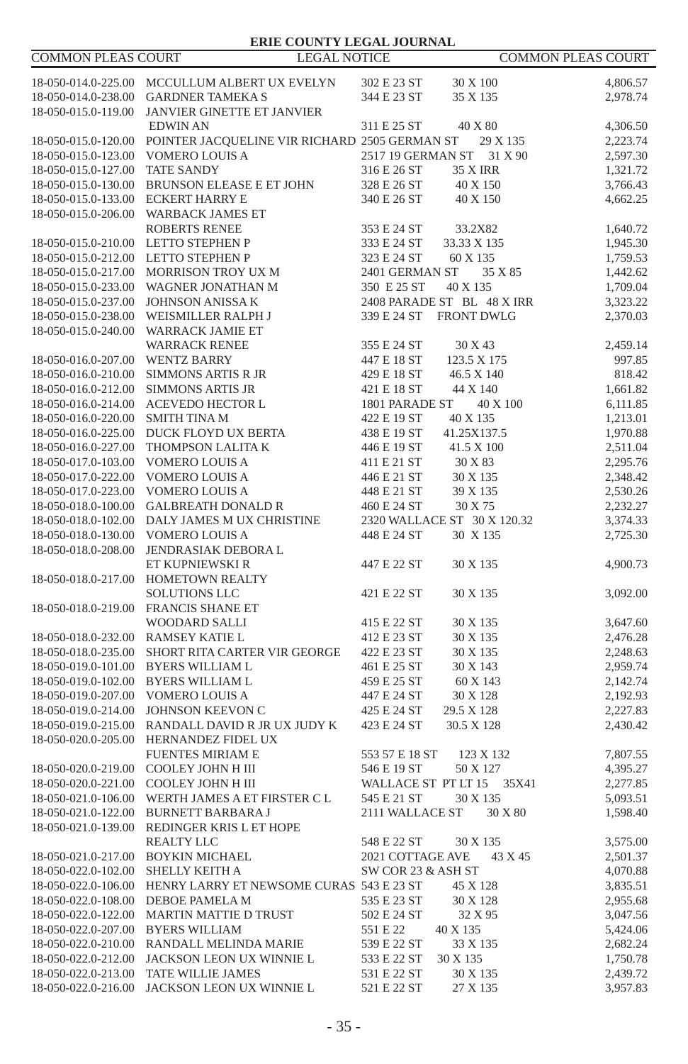| | | | | |
|---|---|---|---|---|
| 18-050-014.0-225.00 | MCCULLUM ALBERT UX EVELYN | 302 E 23 ST | 30 X 100 | 4,806.57 |
| 18-050-014.0-238.00 | GARDNER TAMEKA S | 344 E 23 ST | 35 X 135 | 2,978.74 |
| 18-050-015.0-119.00 | JANVIER GINETTE ET JANVIER EDWIN AN | 311 E 25 ST | 40 X 80 | 4,306.50 |
| 18-050-015.0-120.00 | POINTER JACQUELINE VIR RICHARD | 2505 GERMAN ST | 29 X 135 | 2,223.74 |
| 18-050-015.0-123.00 | VOMERO LOUIS A | 2517 19 GERMAN ST | 31 X 90 | 2,597.30 |
| 18-050-015.0-127.00 | TATE SANDY | 316 E 26 ST | 35 X IRR | 1,321.72 |
| 18-050-015.0-130.00 | BRUNSON ELEASE E ET JOHN | 328 E 26 ST | 40 X 150 | 3,766.43 |
| 18-050-015.0-133.00 | ECKERT HARRY E | 340 E 26 ST | 40 X 150 | 4,662.25 |
| 18-050-015.0-206.00 | WARBACK JAMES ET ROBERTS RENEE | 353 E 24 ST | 33.2X82 | 1,640.72 |
| 18-050-015.0-210.00 | LETTO STEPHEN P | 333 E 24 ST | 33.33 X 135 | 1,945.30 |
| 18-050-015.0-212.00 | LETTO STEPHEN P | 323 E 24 ST | 60 X 135 | 1,759.53 |
| 18-050-015.0-217.00 | MORRISON TROY UX M | 2401 GERMAN ST | 35 X 85 | 1,442.62 |
| 18-050-015.0-233.00 | WAGNER JONATHAN M | 350 E 25 ST | 40 X 135 | 1,709.04 |
| 18-050-015.0-237.00 | JOHNSON ANISSA K | 2408 PARADE ST BL | 48 X IRR | 3,323.22 |
| 18-050-015.0-238.00 | WEISMILLER RALPH J | 339 E 24 ST | FRONT DWLG | 2,370.03 |
| 18-050-015.0-240.00 | WARRACK JAMIE ET WARRACK RENEE | 355 E 24 ST | 30 X 43 | 2,459.14 |
| 18-050-016.0-207.00 | WENTZ BARRY | 447 E 18 ST | 123.5 X 175 | 997.85 |
| 18-050-016.0-210.00 | SIMMONS ARTIS R JR | 429 E 18 ST | 46.5 X 140 | 818.42 |
| 18-050-016.0-212.00 | SIMMONS ARTIS JR | 421 E 18 ST | 44 X 140 | 1,661.82 |
| 18-050-016.0-214.00 | ACEVEDO HECTOR L | 1801 PARADE ST | 40 X 100 | 6,111.85 |
| 18-050-016.0-220.00 | SMITH TINA M | 422 E 19 ST | 40 X 135 | 1,213.01 |
| 18-050-016.0-225.00 | DUCK FLOYD UX BERTA | 438 E 19 ST | 41.25X137.5 | 1,970.88 |
| 18-050-016.0-227.00 | THOMPSON LALITA K | 446 E 19 ST | 41.5 X 100 | 2,511.04 |
| 18-050-017.0-103.00 | VOMERO LOUIS A | 411 E 21 ST | 30 X 83 | 2,295.76 |
| 18-050-017.0-222.00 | VOMERO LOUIS A | 446 E 21 ST | 30 X 135 | 2,348.42 |
| 18-050-017.0-223.00 | VOMERO LOUIS A | 448 E 21 ST | 39 X 135 | 2,530.26 |
| 18-050-018.0-100.00 | GALBREATH DONALD R | 460 E 24 ST | 30 X 75 | 2,232.27 |
| 18-050-018.0-102.00 | DALY JAMES M UX CHRISTINE | 2320 WALLACE ST | 30 X 120.32 | 3,374.33 |
| 18-050-018.0-130.00 | VOMERO LOUIS A | 448 E 24 ST | 30 X 135 | 2,725.30 |
| 18-050-018.0-208.00 | JENDRASIAK DEBORA L ET KUPNIEWSKI R | 447 E 22 ST | 30 X 135 | 4,900.73 |
| 18-050-018.0-217.00 | HOMETOWN REALTY SOLUTIONS LLC | 421 E 22 ST | 30 X 135 | 3,092.00 |
| 18-050-018.0-219.00 | FRANCIS SHANE ET WOODARD SALLI | 415 E 22 ST | 30 X 135 | 3,647.60 |
| 18-050-018.0-232.00 | RAMSEY KATIE L | 412 E 23 ST | 30 X 135 | 2,476.28 |
| 18-050-018.0-235.00 | SHORT RITA CARTER VIR GEORGE | 422 E 23 ST | 30 X 135 | 2,248.63 |
| 18-050-019.0-101.00 | BYERS WILLIAM L | 461 E 25 ST | 30 X 143 | 2,959.74 |
| 18-050-019.0-102.00 | BYERS WILLIAM L | 459 E 25 ST | 60 X 143 | 2,142.74 |
| 18-050-019.0-207.00 | VOMERO LOUIS A | 447 E 24 ST | 30 X 128 | 2,192.93 |
| 18-050-019.0-214.00 | JOHNSON KEEVON C | 425 E 24 ST | 29.5 X 128 | 2,227.83 |
| 18-050-019.0-215.00 | RANDALL DAVID R JR UX JUDY K | 423 E 24 ST | 30.5 X 128 | 2,430.42 |
| 18-050-020.0-205.00 | HERNANDEZ FIDEL UX FUENTES MIRIAM E | 553 57 E 18 ST | 123 X 132 | 7,807.55 |
| 18-050-020.0-219.00 | COOLEY JOHN H III | 546 E 19 ST | 50 X 127 | 4,395.27 |
| 18-050-020.0-221.00 | COOLEY JOHN H III | WALLACE ST PT LT 15 | 35X41 | 2,277.85 |
| 18-050-021.0-106.00 | WERTH JAMES A ET FIRSTER C L | 545 E 21 ST | 30 X 135 | 5,093.51 |
| 18-050-021.0-122.00 | BURNETT BARBARA J | 2111 WALLACE ST | 30 X 80 | 1,598.40 |
| 18-050-021.0-139.00 | REDINGER KRIS L ET HOPE REALTY LLC | 548 E 22 ST | 30 X 135 | 3,575.00 |
| 18-050-021.0-217.00 | BOYKIN MICHAEL | 2021 COTTAGE AVE | 43 X 45 | 2,501.37 |
| 18-050-022.0-102.00 | SHELLY KEITH A | SW COR 23 & ASH ST | | 4,070.88 |
| 18-050-022.0-106.00 | HENRY LARRY ET NEWSOME CURAS | 543 E 23 ST | 45 X 128 | 3,835.51 |
| 18-050-022.0-108.00 | DEBOE PAMELA M | 535 E 23 ST | 30 X 128 | 2,955.68 |
| 18-050-022.0-122.00 | MARTIN MATTIE D TRUST | 502 E 24 ST | 32 X 95 | 3,047.56 |
| 18-050-022.0-207.00 | BYERS WILLIAM | 551 E 22 | 40 X 135 | 5,424.06 |
| 18-050-022.0-210.00 | RANDALL MELINDA MARIE | 539 E 22 ST | 33 X 135 | 2,682.24 |
| 18-050-022.0-212.00 | JACKSON LEON UX WINNIE L | 533 E 22 ST | 30 X 135 | 1,750.78 |
| 18-050-022.0-213.00 | TATE WILLIE JAMES | 531 E 22 ST | 30 X 135 | 2,439.72 |
| 18-050-022.0-216.00 | JACKSON LEON UX WINNIE L | 521 E 22 ST | 27 X 135 | 3,957.83 |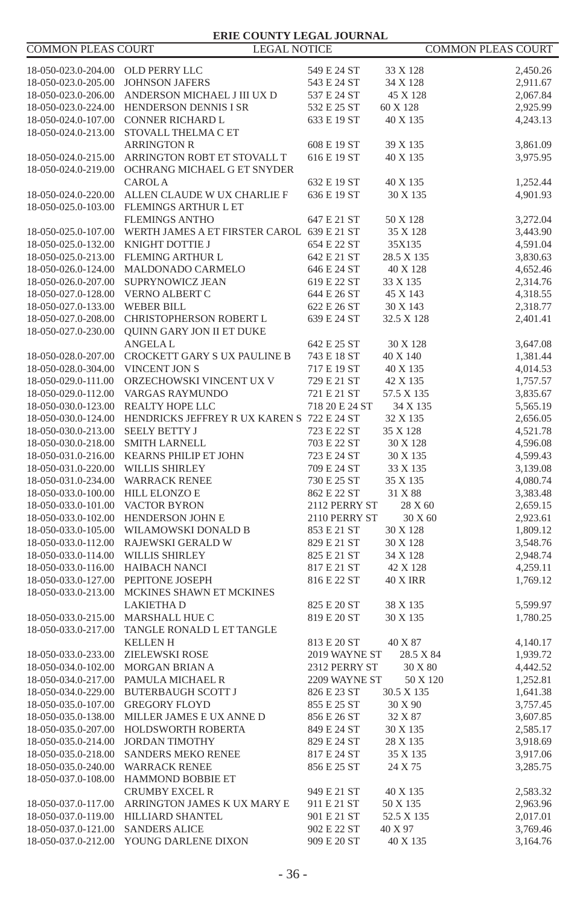| | | | | |
|---|---|---|---|---|
| 18-050-023.0-204.00 | OLD PERRY LLC | 549 E 24 ST | 33 X 128 | 2,450.26 |
| 18-050-023.0-205.00 | JOHNSON JAFERS | 543 E 24 ST | 34 X 128 | 2,911.67 |
| 18-050-023.0-206.00 | ANDERSON MICHAEL J III UX D | 537 E 24 ST | 45 X 128 | 2,067.84 |
| 18-050-023.0-224.00 | HENDERSON DENNIS I SR | 532 E 25 ST | 60 X 128 | 2,925.99 |
| 18-050-024.0-107.00 | CONNER RICHARD L | 633 E 19 ST | 40 X 135 | 4,243.13 |
| 18-050-024.0-213.00 | STOVALL THELMA C ET ARRINGTON R | 608 E 19 ST | 39 X 135 | 3,861.09 |
| 18-050-024.0-215.00 | ARRINGTON ROBT ET STOVALL T | 616 E 19 ST | 40 X 135 | 3,975.95 |
| 18-050-024.0-219.00 | OCHRANG MICHAEL G ET SNYDER CAROL A | 632 E 19 ST | 40 X 135 | 1,252.44 |
| 18-050-024.0-220.00 | ALLEN CLAUDE W UX CHARLIE F | 636 E 19 ST | 30 X 135 | 4,901.93 |
| 18-050-025.0-103.00 | FLEMINGS ARTHUR L ET FLEMINGS ANTHO | 647 E 21 ST | 50 X 128 | 3,272.04 |
| 18-050-025.0-107.00 | WERTH JAMES A ET FIRSTER CAROL | 639 E 21 ST | 35 X 128 | 3,443.90 |
| 18-050-025.0-132.00 | KNIGHT DOTTIE J | 654 E 22 ST | 35X135 | 4,591.04 |
| 18-050-025.0-213.00 | FLEMING ARTHUR L | 642 E 21 ST | 28.5 X 135 | 3,830.63 |
| 18-050-026.0-124.00 | MALDONADO CARMELO | 646 E 24 ST | 40 X 128 | 4,652.46 |
| 18-050-026.0-207.00 | SUPRYNOWICZ JEAN | 619 E 22 ST | 33 X 135 | 2,314.76 |
| 18-050-027.0-128.00 | VERNO ALBERT C | 644 E 26 ST | 45 X 143 | 4,318.55 |
| 18-050-027.0-133.00 | WEBER BILL | 622 E 26 ST | 30 X 143 | 2,318.77 |
| 18-050-027.0-208.00 | CHRISTOPHERSON ROBERT L | 639 E 24 ST | 32.5 X 128 | 2,401.41 |
| 18-050-027.0-230.00 | QUINN GARY JON II ET DUKE ANGELA L | 642 E 25 ST | 30 X 128 | 3,647.08 |
| 18-050-028.0-207.00 | CROCKETT GARY S UX PAULINE B | 743 E 18 ST | 40 X 140 | 1,381.44 |
| 18-050-028.0-304.00 | VINCENT JON S | 717 E 19 ST | 40 X 135 | 4,014.53 |
| 18-050-029.0-111.00 | ORZECHOWSKI VINCENT UX V | 729 E 21 ST | 42 X 135 | 1,757.57 |
| 18-050-029.0-112.00 | VARGAS RAYMUNDO | 721 E 21 ST | 57.5 X 135 | 3,835.67 |
| 18-050-030.0-123.00 | REALTY HOPE LLC | 718 20 E 24 ST | 34 X 135 | 5,565.19 |
| 18-050-030.0-124.00 | HENDRICKS JEFFREY R UX KAREN S | 722 E 24 ST | 32 X 135 | 2,656.05 |
| 18-050-030.0-213.00 | SEELY BETTY J | 723 E 22 ST | 35 X 128 | 4,521.78 |
| 18-050-030.0-218.00 | SMITH LARNELL | 703 E 22 ST | 30 X 128 | 4,596.08 |
| 18-050-031.0-216.00 | KEARNS PHILIP ET JOHN | 723 E 24 ST | 30 X 135 | 4,599.43 |
| 18-050-031.0-220.00 | WILLIS SHIRLEY | 709 E 24 ST | 33 X 135 | 3,139.08 |
| 18-050-031.0-234.00 | WARRACK RENEE | 730 E 25 ST | 35 X 135 | 4,080.74 |
| 18-050-033.0-100.00 | HILL ELONZO E | 862 E 22 ST | 31 X 88 | 3,383.48 |
| 18-050-033.0-101.00 | VACTOR BYRON | 2112 PERRY ST | 28 X 60 | 2,659.15 |
| 18-050-033.0-102.00 | HENDERSON JOHN E | 2110 PERRY ST | 30 X 60 | 2,923.61 |
| 18-050-033.0-105.00 | WILAMOWSKI DONALD B | 853 E 21 ST | 30 X 128 | 1,809.12 |
| 18-050-033.0-112.00 | RAJEWSKI GERALD W | 829 E 21 ST | 30 X 128 | 3,548.76 |
| 18-050-033.0-114.00 | WILLIS SHIRLEY | 825 E 21 ST | 34 X 128 | 2,948.74 |
| 18-050-033.0-116.00 | HAIBACH NANCI | 817 E 21 ST | 42 X 128 | 4,259.11 |
| 18-050-033.0-127.00 | PEPITONE JOSEPH | 816 E 22 ST | 40 X IRR | 1,769.12 |
| 18-050-033.0-213.00 | MCKINES SHAWN ET MCKINES LAKIETHA D | 825 E 20 ST | 38 X 135 | 5,599.97 |
| 18-050-033.0-215.00 | MARSHALL HUE C | 819 E 20 ST | 30 X 135 | 1,780.25 |
| 18-050-033.0-217.00 | TANGLE RONALD L ET TANGLE KELLEN H | 813 E 20 ST | 40 X 87 | 4,140.17 |
| 18-050-033.0-233.00 | ZIELEWSKI ROSE | 2019 WAYNE ST | 28.5 X 84 | 1,939.72 |
| 18-050-034.0-102.00 | MORGAN BRIAN A | 2312 PERRY ST | 30 X 80 | 4,442.52 |
| 18-050-034.0-217.00 | PAMULA MICHAEL R | 2209 WAYNE ST | 50 X 120 | 1,252.81 |
| 18-050-034.0-229.00 | BUTERBAUGH SCOTT J | 826 E 23 ST | 30.5 X 135 | 1,641.38 |
| 18-050-035.0-107.00 | GREGORY FLOYD | 855 E 25 ST | 30 X 90 | 3,757.45 |
| 18-050-035.0-138.00 | MILLER JAMES E UX ANNE D | 856 E 26 ST | 32 X 87 | 3,607.85 |
| 18-050-035.0-207.00 | HOLDSWORTH ROBERTA | 849 E 24 ST | 30 X 135 | 2,585.17 |
| 18-050-035.0-214.00 | JORDAN TIMOTHY | 829 E 24 ST | 28 X 135 | 3,918.69 |
| 18-050-035.0-218.00 | SANDERS MEKO RENEE | 817 E 24 ST | 35 X 135 | 3,917.06 |
| 18-050-035.0-240.00 | WARRACK RENEE | 856 E 25 ST | 24 X 75 | 3,285.75 |
| 18-050-037.0-108.00 | HAMMOND BOBBIE ET CRUMBY EXCEL R | 949 E 21 ST | 40 X 135 | 2,583.32 |
| 18-050-037.0-117.00 | ARRINGTON JAMES K UX MARY E | 911 E 21 ST | 50 X 135 | 2,963.96 |
| 18-050-037.0-119.00 | HILLIARD SHANTEL | 901 E 21 ST | 52.5 X 135 | 2,017.01 |
| 18-050-037.0-121.00 | SANDERS ALICE | 902 E 22 ST | 40 X 97 | 3,769.46 |
| 18-050-037.0-212.00 | YOUNG DARLENE DIXON | 909 E 20 ST | 40 X 135 | 3,164.76 |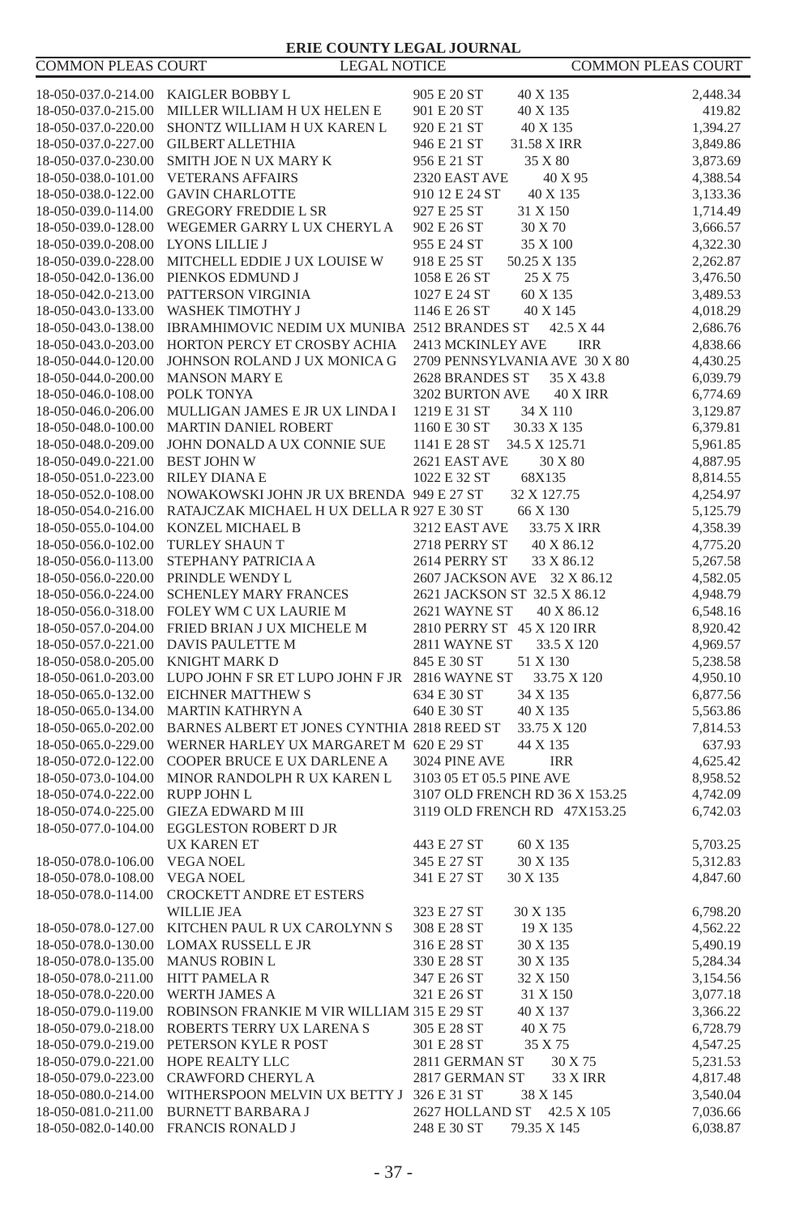| Parcel | Owner | Address | Dimensions | Amount |
|---|---|---|---|---|
| 18-050-037.0-214.00 | KAIGLER BOBBY L | 905 E 20 ST | 40 X 135 | 2,448.34 |
| 18-050-037.0-215.00 | MILLER WILLIAM H UX HELEN E | 901 E 20 ST | 40 X 135 | 419.82 |
| 18-050-037.0-220.00 | SHONTZ WILLIAM H UX KAREN L | 920 E 21 ST | 40 X 135 | 1,394.27 |
| 18-050-037.0-227.00 | GILBERT ALLETHIA | 946 E 21 ST | 31.58 X IRR | 3,849.86 |
| 18-050-037.0-230.00 | SMITH JOE N UX MARY K | 956 E 21 ST | 35 X 80 | 3,873.69 |
| 18-050-038.0-101.00 | VETERANS AFFAIRS | 2320 EAST AVE | 40 X 95 | 4,388.54 |
| 18-050-038.0-122.00 | GAVIN CHARLOTTE | 910 12 E 24 ST | 40 X 135 | 3,133.36 |
| 18-050-039.0-114.00 | GREGORY FREDDIE L SR | 927 E 25 ST | 31 X 150 | 1,714.49 |
| 18-050-039.0-128.00 | WEGEMER GARRY L UX CHERYL A | 902 E 26 ST | 30 X 70 | 3,666.57 |
| 18-050-039.0-208.00 | LYONS LILLIE J | 955 E 24 ST | 35 X 100 | 4,322.30 |
| 18-050-039.0-228.00 | MITCHELL EDDIE J UX LOUISE W | 918 E 25 ST | 50.25 X 135 | 2,262.87 |
| 18-050-042.0-136.00 | PIENKOS EDMUND J | 1058 E 26 ST | 25 X 75 | 3,476.50 |
| 18-050-042.0-213.00 | PATTERSON VIRGINIA | 1027 E 24 ST | 60 X 135 | 3,489.53 |
| 18-050-043.0-133.00 | WASHEK TIMOTHY J | 1146 E 26 ST | 40 X 145 | 4,018.29 |
| 18-050-043.0-138.00 | IBRAMHIMOVIC NEDIM UX MUNIBA | 2512 BRANDES ST | 42.5 X 44 | 2,686.76 |
| 18-050-043.0-203.00 | HORTON PERCY ET CROSBY ACHIA | 2413 MCKINLEY AVE | IRR | 4,838.66 |
| 18-050-044.0-120.00 | JOHNSON ROLAND J UX MONICA G | 2709 PENNSYLVANIA AVE | 30 X 80 | 4,430.25 |
| 18-050-044.0-200.00 | MANSON MARY E | 2628 BRANDES ST | 35 X 43.8 | 6,039.79 |
| 18-050-046.0-108.00 | POLK TONYA | 3202 BURTON AVE | 40 X IRR | 6,774.69 |
| 18-050-046.0-206.00 | MULLIGAN JAMES E JR UX LINDA I | 1219 E 31 ST | 34 X 110 | 3,129.87 |
| 18-050-048.0-100.00 | MARTIN DANIEL ROBERT | 1160 E 30 ST | 30.33 X 135 | 6,379.81 |
| 18-050-048.0-209.00 | JOHN DONALD A UX CONNIE SUE | 1141 E 28 ST | 34.5 X 125.71 | 5,961.85 |
| 18-050-049.0-221.00 | BEST JOHN W | 2621 EAST AVE | 30 X 80 | 4,887.95 |
| 18-050-051.0-223.00 | RILEY DIANA E | 1022 E 32 ST | 68X135 | 8,814.55 |
| 18-050-052.0-108.00 | NOWAKOWSKI JOHN JR UX BRENDA | 949 E 27 ST | 32 X 127.75 | 4,254.97 |
| 18-050-054.0-216.00 | RATAJCZAK MICHAEL H UX DELLA R | 927 E 30 ST | 66 X 130 | 5,125.79 |
| 18-050-055.0-104.00 | KONZEL MICHAEL B | 3212 EAST AVE | 33.75 X IRR | 4,358.39 |
| 18-050-056.0-102.00 | TURLEY SHAUN T | 2718 PERRY ST | 40 X 86.12 | 4,775.20 |
| 18-050-056.0-113.00 | STEPHANY PATRICIA A | 2614 PERRY ST | 33 X 86.12 | 5,267.58 |
| 18-050-056.0-220.00 | PRINDLE WENDY L | 2607 JACKSON AVE | 32 X 86.12 | 4,582.05 |
| 18-050-056.0-224.00 | SCHENLEY MARY FRANCES | 2621 JACKSON ST | 32.5 X 86.12 | 4,948.79 |
| 18-050-056.0-318.00 | FOLEY WM C UX LAURIE M | 2621 WAYNE ST | 40 X 86.12 | 6,548.16 |
| 18-050-057.0-204.00 | FRIED BRIAN J UX MICHELE M | 2810 PERRY ST | 45 X 120 IRR | 8,920.42 |
| 18-050-057.0-221.00 | DAVIS PAULETTE M | 2811 WAYNE ST | 33.5 X 120 | 4,969.57 |
| 18-050-058.0-205.00 | KNIGHT MARK D | 845 E 30 ST | 51 X 130 | 5,238.58 |
| 18-050-061.0-203.00 | LUPO JOHN F SR ET LUPO JOHN F JR | 2816 WAYNE ST | 33.75 X 120 | 4,950.10 |
| 18-050-065.0-132.00 | EICHNER MATTHEW S | 634 E 30 ST | 34 X 135 | 6,877.56 |
| 18-050-065.0-134.00 | MARTIN KATHRYN A | 640 E 30 ST | 40 X 135 | 5,563.86 |
| 18-050-065.0-202.00 | BARNES ALBERT ET JONES CYNTHIA | 2818 REED ST | 33.75 X 120 | 7,814.53 |
| 18-050-065.0-229.00 | WERNER HARLEY UX MARGARET M | 620 E 29 ST | 44 X 135 | 637.93 |
| 18-050-072.0-122.00 | COOPER BRUCE E UX DARLENE A | 3024 PINE AVE | IRR | 4,625.42 |
| 18-050-073.0-104.00 | MINOR RANDOLPH R UX KAREN L | 3103 05 ET 05.5 PINE AVE | | 8,958.52 |
| 18-050-074.0-222.00 | RUPP JOHN L | 3107 OLD FRENCH RD | 36 X 153.25 | 4,742.09 |
| 18-050-074.0-225.00 | GIEZA EDWARD M III | 3119 OLD FRENCH RD | 47X153.25 | 6,742.03 |
| 18-050-077.0-104.00 | EGGLESTON ROBERT D JR UX KAREN ET | 443 E 27 ST | 60 X 135 | 5,703.25 |
| 18-050-078.0-106.00 | VEGA NOEL | 345 E 27 ST | 30 X 135 | 5,312.83 |
| 18-050-078.0-108.00 | VEGA NOEL | 341 E 27 ST | 30 X 135 | 4,847.60 |
| 18-050-078.0-114.00 | CROCKETT ANDRE ET ESTERS WILLIE JEA | 323 E 27 ST | 30 X 135 | 6,798.20 |
| 18-050-078.0-127.00 | KITCHEN PAUL R UX CAROLYNN S | 308 E 28 ST | 19 X 135 | 4,562.22 |
| 18-050-078.0-130.00 | LOMAX RUSSELL E JR | 316 E 28 ST | 30 X 135 | 5,490.19 |
| 18-050-078.0-135.00 | MANUS ROBIN L | 330 E 28 ST | 30 X 135 | 5,284.34 |
| 18-050-078.0-211.00 | HITT PAMELA R | 347 E 26 ST | 32 X 150 | 3,154.56 |
| 18-050-078.0-220.00 | WERTH JAMES A | 321 E 26 ST | 31 X 150 | 3,077.18 |
| 18-050-079.0-119.00 | ROBINSON FRANKIE M VIR WILLIAM | 315 E 29 ST | 40 X 137 | 3,366.22 |
| 18-050-079.0-218.00 | ROBERTS TERRY UX LARENA S | 305 E 28 ST | 40 X 75 | 6,728.79 |
| 18-050-079.0-219.00 | PETERSON KYLE R POST | 301 E 28 ST | 35 X 75 | 4,547.25 |
| 18-050-079.0-221.00 | HOPE REALTY LLC | 2811 GERMAN ST | 30 X 75 | 5,231.53 |
| 18-050-079.0-223.00 | CRAWFORD CHERYL A | 2817 GERMAN ST | 33 X IRR | 4,817.48 |
| 18-050-080.0-214.00 | WITHERSPOON MELVIN UX BETTY J | 326 E 31 ST | 38 X 145 | 3,540.04 |
| 18-050-081.0-211.00 | BURNETT BARBARA J | 2627 HOLLAND ST | 42.5 X 105 | 7,036.66 |
| 18-050-082.0-140.00 | FRANCIS RONALD J | 248 E 30 ST | 79.35 X 145 | 6,038.87 |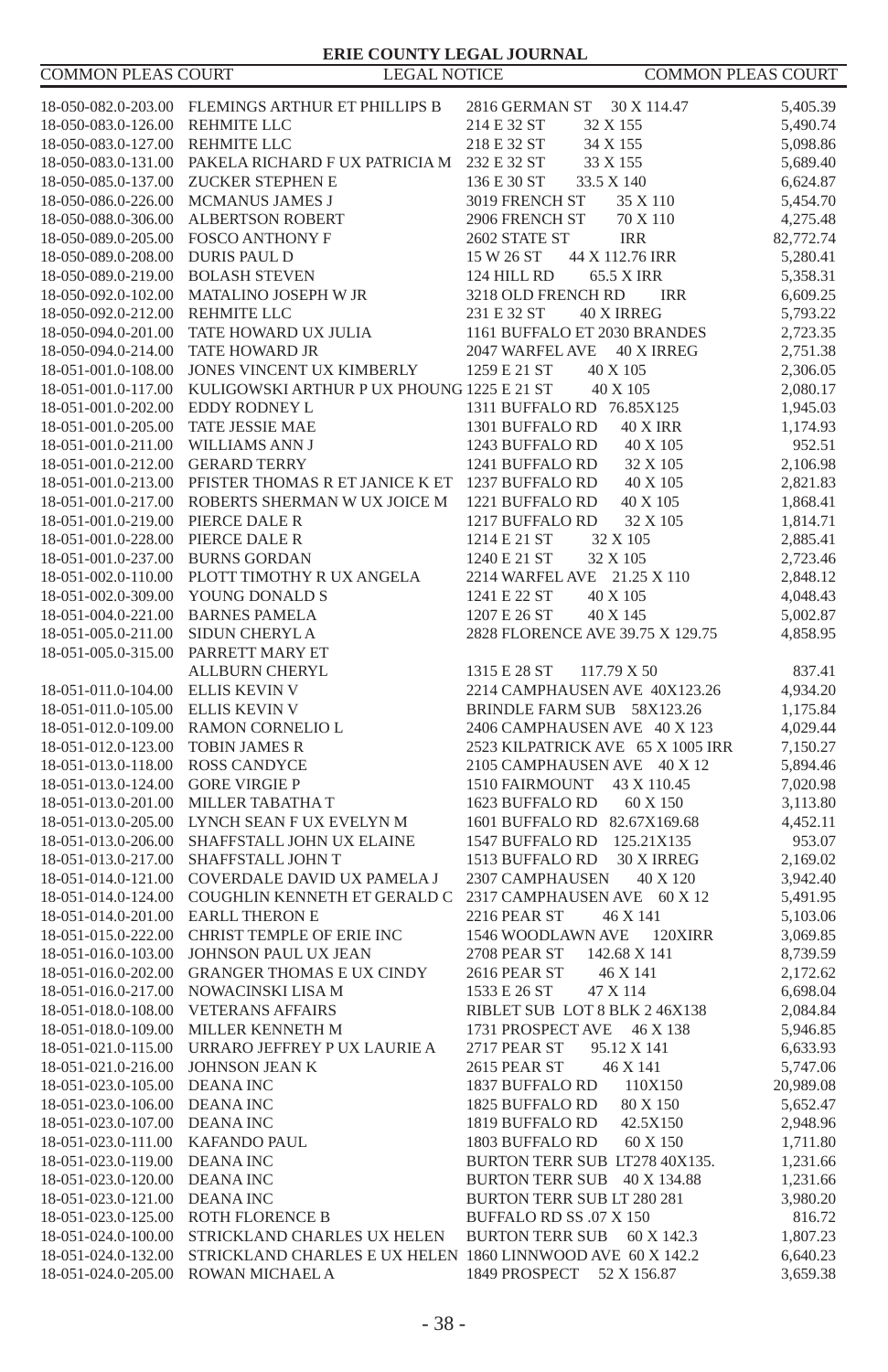| | | | |
|---|---|---|---|
| 18-050-082.0-203.00 | FLEMINGS ARTHUR ET PHILLIPS B | 2816 GERMAN ST 30 X 114.47 | 5,405.39 |
| 18-050-083.0-126.00 | REHMITE LLC | 214 E 32 ST 32 X 155 | 5,490.74 |
| 18-050-083.0-127.00 | REHMITE LLC | 218 E 32 ST 34 X 155 | 5,098.86 |
| 18-050-083.0-131.00 | PAKELA RICHARD F UX PATRICIA M | 232 E 32 ST 33 X 155 | 5,689.40 |
| 18-050-085.0-137.00 | ZUCKER STEPHEN E | 136 E 30 ST 33.5 X 140 | 6,624.87 |
| 18-050-086.0-226.00 | MCMANUS JAMES J | 3019 FRENCH ST 35 X 110 | 5,454.70 |
| 18-050-088.0-306.00 | ALBERTSON ROBERT | 2906 FRENCH ST 70 X 110 | 4,275.48 |
| 18-050-089.0-205.00 | FOSCO ANTHONY F | 2602 STATE ST IRR | 82,772.74 |
| 18-050-089.0-208.00 | DURIS PAUL D | 15 W 26 ST 44 X 112.76 IRR | 5,280.41 |
| 18-050-089.0-219.00 | BOLASH STEVEN | 124 HILL RD 65.5 X IRR | 5,358.31 |
| 18-050-092.0-102.00 | MATALINO JOSEPH W JR | 3218 OLD FRENCH RD IRR | 6,609.25 |
| 18-050-092.0-212.00 | REHMITE LLC | 231 E 32 ST 40 X IRREG | 5,793.22 |
| 18-050-094.0-201.00 | TATE HOWARD UX JULIA | 1161 BUFFALO ET 2030 BRANDES | 2,723.35 |
| 18-050-094.0-214.00 | TATE HOWARD JR | 2047 WARFEL AVE 40 X IRREG | 2,751.38 |
| 18-051-001.0-108.00 | JONES VINCENT UX KIMBERLY | 1259 E 21 ST 40 X 105 | 2,306.05 |
| 18-051-001.0-117.00 | KULIGOWSKI ARTHUR P UX PHOUNG | 1225 E 21 ST 40 X 105 | 2,080.17 |
| 18-051-001.0-202.00 | EDDY RODNEY L | 1311 BUFFALO RD 76.85X125 | 1,945.03 |
| 18-051-001.0-205.00 | TATE JESSIE MAE | 1301 BUFFALO RD 40 X IRR | 1,174.93 |
| 18-051-001.0-211.00 | WILLIAMS ANN J | 1243 BUFFALO RD 40 X 105 | 952.51 |
| 18-051-001.0-212.00 | GERARD TERRY | 1241 BUFFALO RD 32 X 105 | 2,106.98 |
| 18-051-001.0-213.00 | PFISTER THOMAS R ET JANICE K ET | 1237 BUFFALO RD 40 X 105 | 2,821.83 |
| 18-051-001.0-217.00 | ROBERTS SHERMAN W UX JOICE M | 1221 BUFFALO RD 40 X 105 | 1,868.41 |
| 18-051-001.0-219.00 | PIERCE DALE R | 1217 BUFFALO RD 32 X 105 | 1,814.71 |
| 18-051-001.0-228.00 | PIERCE DALE R | 1214 E 21 ST 32 X 105 | 2,885.41 |
| 18-051-001.0-237.00 | BURNS GORDAN | 1240 E 21 ST 32 X 105 | 2,723.46 |
| 18-051-002.0-110.00 | PLOTT TIMOTHY R UX ANGELA | 2214 WARFEL AVE 21.25 X 110 | 2,848.12 |
| 18-051-002.0-309.00 | YOUNG DONALD S | 1241 E 22 ST 40 X 105 | 4,048.43 |
| 18-051-004.0-221.00 | BARNES PAMELA | 1207 E 26 ST 40 X 145 | 5,002.87 |
| 18-051-005.0-211.00 | SIDUN CHERYL A | 2828 FLORENCE AVE 39.75 X 129.75 | 4,858.95 |
| 18-051-005.0-315.00 | PARRETT MARY ET ALLBURN CHERYL | 1315 E 28 ST 117.79 X 50 | 837.41 |
| 18-051-011.0-104.00 | ELLIS KEVIN V | 2214 CAMPHAUSEN AVE 40X123.26 | 4,934.20 |
| 18-051-011.0-105.00 | ELLIS KEVIN V | BRINDLE FARM SUB 58X123.26 | 1,175.84 |
| 18-051-012.0-109.00 | RAMON CORNELIO L | 2406 CAMPHAUSEN AVE 40 X 123 | 4,029.44 |
| 18-051-012.0-123.00 | TOBIN JAMES R | 2523 KILPATRICK AVE 65 X 1005 IRR | 7,150.27 |
| 18-051-013.0-118.00 | ROSS CANDYCE | 2105 CAMPHAUSEN AVE 40 X 12 | 5,894.46 |
| 18-051-013.0-124.00 | GORE VIRGIE P | 1510 FAIRMOUNT 43 X 110.45 | 7,020.98 |
| 18-051-013.0-201.00 | MILLER TABATHA T | 1623 BUFFALO RD 60 X 150 | 3,113.80 |
| 18-051-013.0-205.00 | LYNCH SEAN F UX EVELYN M | 1601 BUFFALO RD 82.67X169.68 | 4,452.11 |
| 18-051-013.0-206.00 | SHAFFSTALL JOHN UX ELAINE | 1547 BUFFALO RD 125.21X135 | 953.07 |
| 18-051-013.0-217.00 | SHAFFSTALL JOHN T | 1513 BUFFALO RD 30 X IRREG | 2,169.02 |
| 18-051-014.0-121.00 | COVERDALE DAVID UX PAMELA J | 2307 CAMPHAUSEN 40 X 120 | 3,942.40 |
| 18-051-014.0-124.00 | COUGHLIN KENNETH ET GERALD C | 2317 CAMPHAUSEN AVE 60 X 12 | 5,491.95 |
| 18-051-014.0-201.00 | EARLL THERON E | 2216 PEAR ST 46 X 141 | 5,103.06 |
| 18-051-015.0-222.00 | CHRIST TEMPLE OF ERIE INC | 1546 WOODLAWN AVE 120XIRR | 3,069.85 |
| 18-051-016.0-103.00 | JOHNSON PAUL UX JEAN | 2708 PEAR ST 142.68 X 141 | 8,739.59 |
| 18-051-016.0-202.00 | GRANGER THOMAS E UX CINDY | 2616 PEAR ST 46 X 141 | 2,172.62 |
| 18-051-016.0-217.00 | NOWACINSKI LISA M | 1533 E 26 ST 47 X 114 | 6,698.04 |
| 18-051-018.0-108.00 | VETERANS AFFAIRS | RIBLET SUB LOT 8 BLK 2 46X138 | 2,084.84 |
| 18-051-018.0-109.00 | MILLER KENNETH M | 1731 PROSPECT AVE 46 X 138 | 5,946.85 |
| 18-051-021.0-115.00 | URRARO JEFFREY P UX LAURIE A | 2717 PEAR ST 95.12 X 141 | 6,633.93 |
| 18-051-021.0-216.00 | JOHNSON JEAN K | 2615 PEAR ST 46 X 141 | 5,747.06 |
| 18-051-023.0-105.00 | DEANA INC | 1837 BUFFALO RD 110X150 | 20,989.08 |
| 18-051-023.0-106.00 | DEANA INC | 1825 BUFFALO RD 80 X 150 | 5,652.47 |
| 18-051-023.0-107.00 | DEANA INC | 1819 BUFFALO RD 42.5X150 | 2,948.96 |
| 18-051-023.0-111.00 | KAFANDO PAUL | 1803 BUFFALO RD 60 X 150 | 1,711.80 |
| 18-051-023.0-119.00 | DEANA INC | BURTON TERR SUB LT278 40X135. | 1,231.66 |
| 18-051-023.0-120.00 | DEANA INC | BURTON TERR SUB 40 X 134.88 | 1,231.66 |
| 18-051-023.0-121.00 | DEANA INC | BURTON TERR SUB LT 280 281 | 3,980.20 |
| 18-051-023.0-125.00 | ROTH FLORENCE B | BUFFALO RD SS .07 X 150 | 816.72 |
| 18-051-024.0-100.00 | STRICKLAND CHARLES UX HELEN | BURTON TERR SUB 60 X 142.3 | 1,807.23 |
| 18-051-024.0-132.00 | STRICKLAND CHARLES E UX HELEN | 1860 LINNWOOD AVE 60 X 142.2 | 6,640.23 |
| 18-051-024.0-205.00 | ROWAN MICHAEL A | 1849 PROSPECT 52 X 156.87 | 3,659.38 |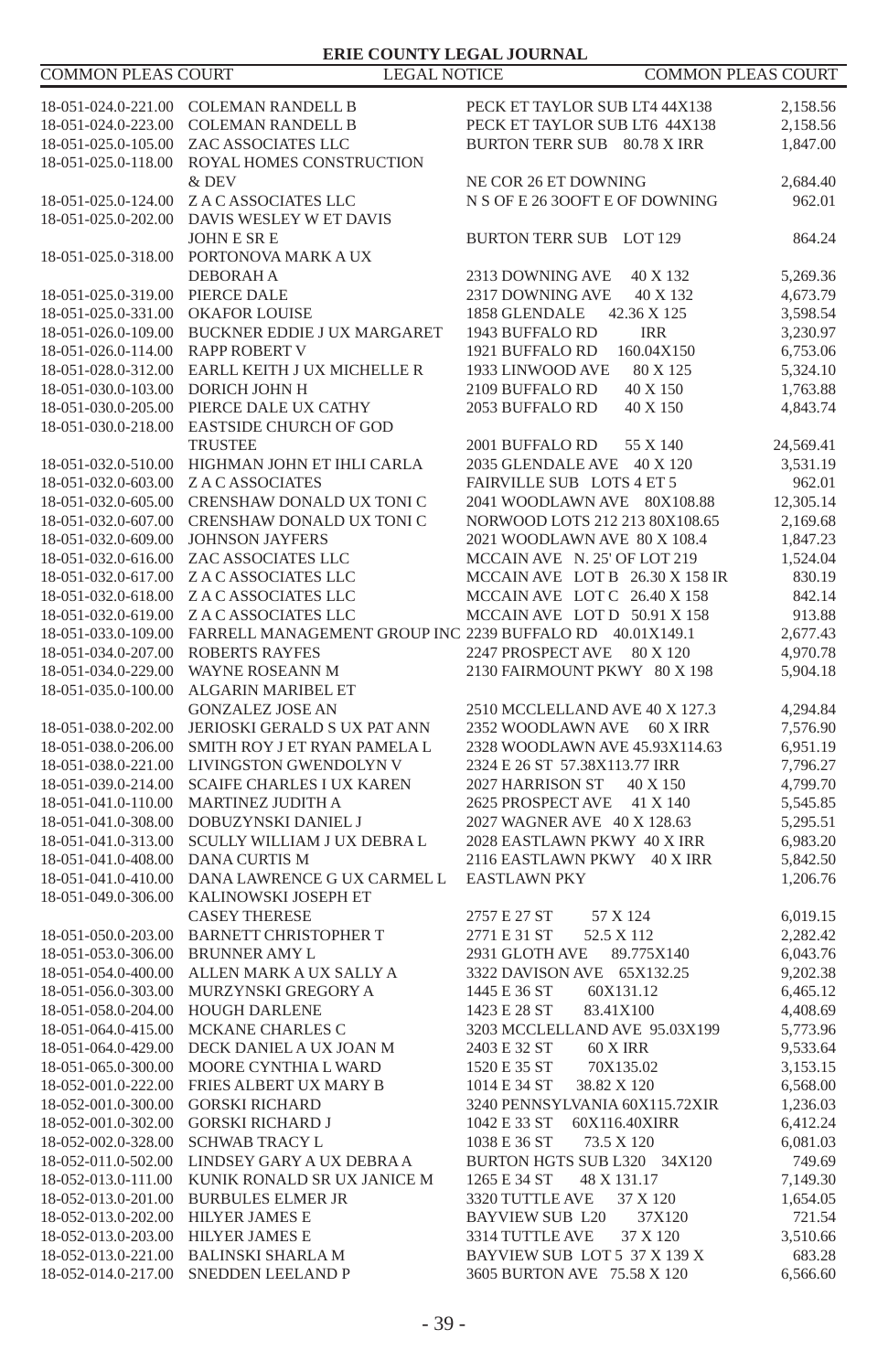| | | | |
|---|---|---|---|
| 18-051-024.0-221.00 | COLEMAN RANDELL B | PECK ET TAYLOR SUB LT4 44X138 | 2,158.56 |
| 18-051-024.0-223.00 | COLEMAN RANDELL B | PECK ET TAYLOR SUB LT6 44X138 | 2,158.56 |
| 18-051-025.0-105.00 | ZAC ASSOCIATES LLC | BURTON TERR SUB 80.78 X IRR | 1,847.00 |
| 18-051-025.0-118.00 | ROYAL HOMES CONSTRUCTION & DEV | NE COR 26 ET DOWNING | 2,684.40 |
| 18-051-025.0-124.00 | Z A C ASSOCIATES LLC | N S OF E 26 3OOFT E OF DOWNING | 962.01 |
| 18-051-025.0-202.00 | DAVIS WESLEY W ET DAVIS JOHN E SR E | BURTON TERR SUB LOT 129 | 864.24 |
| 18-051-025.0-318.00 | PORTONOVA MARK A UX DEBORAH A | 2313 DOWNING AVE 40 X 132 | 5,269.36 |
| 18-051-025.0-319.00 | PIERCE DALE | 2317 DOWNING AVE 40 X 132 | 4,673.79 |
| 18-051-025.0-331.00 | OKAFOR LOUISE | 1858 GLENDALE 42.36 X 125 | 3,598.54 |
| 18-051-026.0-109.00 | BUCKNER EDDIE J UX MARGARET | 1943 BUFFALO RD IRR | 3,230.97 |
| 18-051-026.0-114.00 | RAPP ROBERT V | 1921 BUFFALO RD 160.04X150 | 6,753.06 |
| 18-051-028.0-312.00 | EARLL KEITH J UX MICHELLE R | 1933 LINWOOD AVE 80 X 125 | 5,324.10 |
| 18-051-030.0-103.00 | DORICH JOHN H | 2109 BUFFALO RD 40 X 150 | 1,763.88 |
| 18-051-030.0-205.00 | PIERCE DALE UX CATHY | 2053 BUFFALO RD 40 X 150 | 4,843.74 |
| 18-051-030.0-218.00 | EASTSIDE CHURCH OF GOD TRUSTEE | 2001 BUFFALO RD 55 X 140 | 24,569.41 |
| 18-051-032.0-510.00 | HIGHMAN JOHN ET IHLI CARLA | 2035 GLENDALE AVE 40 X 120 | 3,531.19 |
| 18-051-032.0-603.00 | Z A C ASSOCIATES | FAIRVILLE SUB LOTS 4 ET 5 | 962.01 |
| 18-051-032.0-605.00 | CRENSHAW DONALD UX TONI C | 2041 WOODLAWN AVE 80X108.88 | 12,305.14 |
| 18-051-032.0-607.00 | CRENSHAW DONALD UX TONI C | NORWOOD LOTS 212 213 80X108.65 | 2,169.68 |
| 18-051-032.0-609.00 | JOHNSON JAYFERS | 2021 WOODLAWN AVE 80 X 108.4 | 1,847.23 |
| 18-051-032.0-616.00 | ZAC ASSOCIATES LLC | MCCAIN AVE N. 25' OF LOT 219 | 1,524.04 |
| 18-051-032.0-617.00 | Z A C ASSOCIATES LLC | MCCAIN AVE LOT B 26.30 X 158 IR | 830.19 |
| 18-051-032.0-618.00 | Z A C ASSOCIATES LLC | MCCAIN AVE LOT C 26.40 X 158 | 842.14 |
| 18-051-032.0-619.00 | Z A C ASSOCIATES LLC | MCCAIN AVE LOT D 50.91 X 158 | 913.88 |
| 18-051-033.0-109.00 | FARRELL MANAGEMENT GROUP INC | 2239 BUFFALO RD 40.01X149.1 | 2,677.43 |
| 18-051-034.0-207.00 | ROBERTS RAYFES | 2247 PROSPECT AVE 80 X 120 | 4,970.78 |
| 18-051-034.0-229.00 | WAYNE ROSEANN M | 2130 FAIRMOUNT PKWY 80 X 198 | 5,904.18 |
| 18-051-035.0-100.00 | ALGARIN MARIBEL ET GONZALEZ JOSE AN | 2510 MCCLELLAND AVE 40 X 127.3 | 4,294.84 |
| 18-051-038.0-202.00 | JERIOSKI GERALD S UX PAT ANN | 2352 WOODLAWN AVE 60 X IRR | 7,576.90 |
| 18-051-038.0-206.00 | SMITH ROY J ET RYAN PAMELA L | 2328 WOODLAWN AVE 45.93X114.63 | 6,951.19 |
| 18-051-038.0-221.00 | LIVINGSTON GWENDOLYN V | 2324 E 26 ST 57.38X113.77 IRR | 7,796.27 |
| 18-051-039.0-214.00 | SCAIFE CHARLES I UX KAREN | 2027 HARRISON ST 40 X 150 | 4,799.70 |
| 18-051-041.0-110.00 | MARTINEZ JUDITH A | 2625 PROSPECT AVE 41 X 140 | 5,545.85 |
| 18-051-041.0-308.00 | DOBUZYNSKI DANIEL J | 2027 WAGNER AVE 40 X 128.63 | 5,295.51 |
| 18-051-041.0-313.00 | SCULLY WILLIAM J UX DEBRA L | 2028 EASTLAWN PKWY 40 X IRR | 6,983.20 |
| 18-051-041.0-408.00 | DANA CURTIS M | 2116 EASTLAWN PKWY 40 X IRR | 5,842.50 |
| 18-051-041.0-410.00 | DANA LAWRENCE G UX CARMEL L | EASTLAWN PKY | 1,206.76 |
| 18-051-049.0-306.00 | KALINOWSKI JOSEPH ET CASEY THERESE | 2757 E 27 ST 57 X 124 | 6,019.15 |
| 18-051-050.0-203.00 | BARNETT CHRISTOPHER T | 2771 E 31 ST 52.5 X 112 | 2,282.42 |
| 18-051-053.0-306.00 | BRUNNER AMY L | 2931 GLOTH AVE 89.775X140 | 6,043.76 |
| 18-051-054.0-400.00 | ALLEN MARK A UX SALLY A | 3322 DAVISON AVE 65X132.25 | 9,202.38 |
| 18-051-056.0-303.00 | MURZYNSKI GREGORY A | 1445 E 36 ST 60X131.12 | 6,465.12 |
| 18-051-058.0-204.00 | HOUGH DARLENE | 1423 E 28 ST 83.41X100 | 4,408.69 |
| 18-051-064.0-415.00 | MCKANE CHARLES C | 3203 MCCLELLAND AVE 95.03X199 | 5,773.96 |
| 18-051-064.0-429.00 | DECK DANIEL A UX JOAN M | 2403 E 32 ST 60 X IRR | 9,533.64 |
| 18-051-065.0-300.00 | MOORE CYNTHIA L WARD | 1520 E 35 ST 70X135.02 | 3,153.15 |
| 18-052-001.0-222.00 | FRIES ALBERT UX MARY B | 1014 E 34 ST 38.82 X 120 | 6,568.00 |
| 18-052-001.0-300.00 | GORSKI RICHARD | 3240 PENNSYLVANIA 60X115.72XIR | 1,236.03 |
| 18-052-001.0-302.00 | GORSKI RICHARD J | 1042 E 33 ST 60X116.40XIRR | 6,412.24 |
| 18-052-002.0-328.00 | SCHWAB TRACY L | 1038 E 36 ST 73.5 X 120 | 6,081.03 |
| 18-052-011.0-502.00 | LINDSEY GARY A UX DEBRA A | BURTON HGTS SUB L320 34X120 | 749.69 |
| 18-052-013.0-111.00 | KUNIK RONALD SR UX JANICE M | 1265 E 34 ST 48 X 131.17 | 7,149.30 |
| 18-052-013.0-201.00 | BURBULES ELMER JR | 3320 TUTTLE AVE 37 X 120 | 1,654.05 |
| 18-052-013.0-202.00 | HILYER JAMES E | BAYVIEW SUB L20 37X120 | 721.54 |
| 18-052-013.0-203.00 | HILYER JAMES E | 3314 TUTTLE AVE 37 X 120 | 3,510.66 |
| 18-052-013.0-221.00 | BALINSKI SHARLA M | BAYVIEW SUB LOT 5 37 X 139 X | 683.28 |
| 18-052-014.0-217.00 | SNEDDEN LEELAND P | 3605 BURTON AVE 75.58 X 120 | 6,566.60 |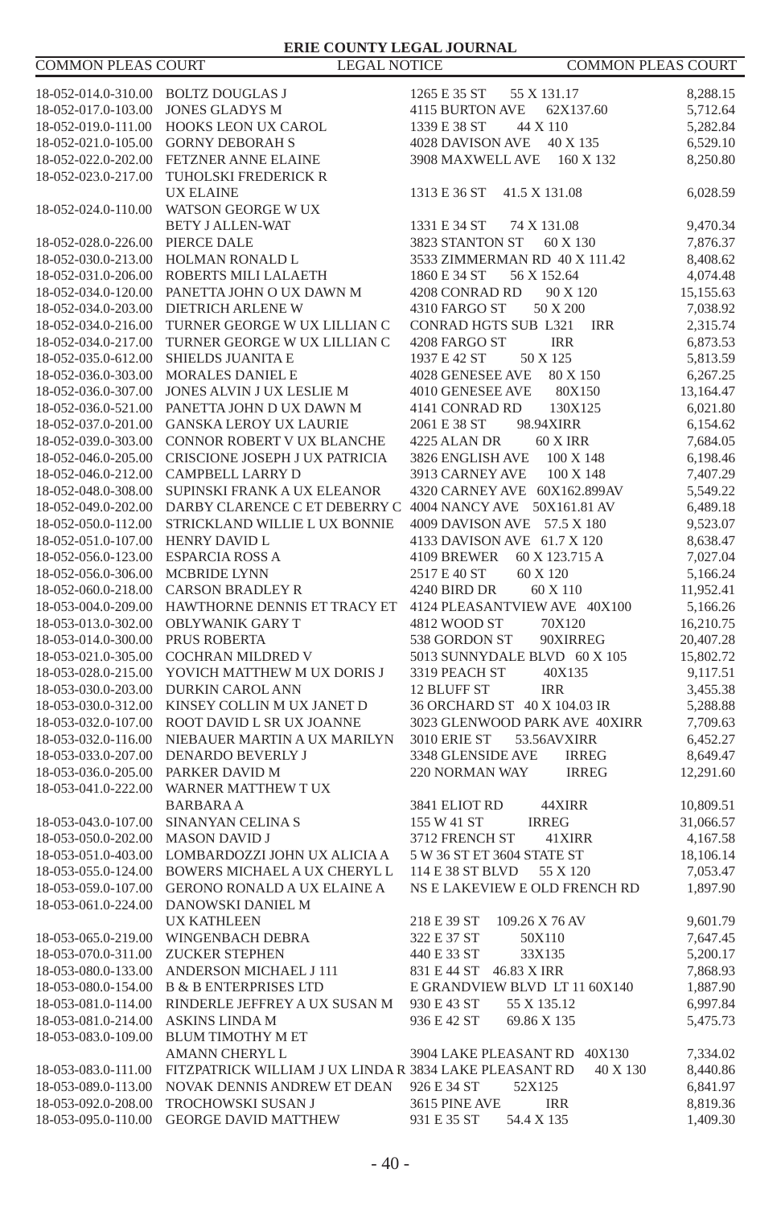| | | | |
|---|---|---|---|
| 18-052-014.0-310.00 | BOLTZ DOUGLAS J | 1265 E 35 ST 55 X 131.17 | 8,288.15 |
| 18-052-017.0-103.00 | JONES GLADYS M | 4115 BURTON AVE 62X137.60 | 5,712.64 |
| 18-052-019.0-111.00 | HOOKS LEON UX CAROL | 1339 E 38 ST 44 X 110 | 5,282.84 |
| 18-052-021.0-105.00 | GORNY DEBORAH S | 4028 DAVISON AVE 40 X 135 | 6,529.10 |
| 18-052-022.0-202.00 | FETZNER ANNE ELAINE | 3908 MAXWELL AVE 160 X 132 | 8,250.80 |
| 18-052-023.0-217.00 | TUHOLSKI FREDERICK R UX ELAINE | 1313 E 36 ST 41.5 X 131.08 | 6,028.59 |
| 18-052-024.0-110.00 | WATSON GEORGE W UX BETY J ALLEN-WAT | 1331 E 34 ST 74 X 131.08 | 9,470.34 |
| 18-052-028.0-226.00 | PIERCE DALE | 3823 STANTON ST 60 X 130 | 7,876.37 |
| 18-052-030.0-213.00 | HOLMAN RONALD L | 3533 ZIMMERMAN RD 40 X 111.42 | 8,408.62 |
| 18-052-031.0-206.00 | ROBERTS MILI LALAETH | 1860 E 34 ST 56 X 152.64 | 4,074.48 |
| 18-052-034.0-120.00 | PANETTA JOHN O UX DAWN M | 4208 CONRAD RD 90 X 120 | 15,155.63 |
| 18-052-034.0-203.00 | DIETRICH ARLENE W | 4310 FARGO ST 50 X 200 | 7,038.92 |
| 18-052-034.0-216.00 | TURNER GEORGE W UX LILLIAN C | CONRAD HGTS SUB L321 IRR | 2,315.74 |
| 18-052-034.0-217.00 | TURNER GEORGE W UX LILLIAN C | 4208 FARGO ST IRR | 6,873.53 |
| 18-052-035.0-612.00 | SHIELDS JUANITA E | 1937 E 42 ST 50 X 125 | 5,813.59 |
| 18-052-036.0-303.00 | MORALES DANIEL E | 4028 GENESEE AVE 80 X 150 | 6,267.25 |
| 18-052-036.0-307.00 | JONES ALVIN J UX LESLIE M | 4010 GENESEE AVE 80X150 | 13,164.47 |
| 18-052-036.0-521.00 | PANETTA JOHN D UX DAWN M | 4141 CONRAD RD 130X125 | 6,021.80 |
| 18-052-037.0-201.00 | GANSKA LEROY UX LAURIE | 2061 E 38 ST 98.94XIRR | 6,154.62 |
| 18-052-039.0-303.00 | CONNOR ROBERT V UX BLANCHE | 4225 ALAN DR 60 X IRR | 7,684.05 |
| 18-052-046.0-205.00 | CRISCIONE JOSEPH J UX PATRICIA | 3826 ENGLISH AVE 100 X 148 | 6,198.46 |
| 18-052-046.0-212.00 | CAMPBELL LARRY D | 3913 CARNEY AVE 100 X 148 | 7,407.29 |
| 18-052-048.0-308.00 | SUPINSKI FRANK A UX ELEANOR | 4320 CARNEY AVE 60X162.899AV | 5,549.22 |
| 18-052-049.0-202.00 | DARBY CLARENCE C ET DEBERRY C | 4004 NANCY AVE 50X161.81 AV | 6,489.18 |
| 18-052-050.0-112.00 | STRICKLAND WILLIE L UX BONNIE | 4009 DAVISON AVE 57.5 X 180 | 9,523.07 |
| 18-052-051.0-107.00 | HENRY DAVID L | 4133 DAVISON AVE 61.7 X 120 | 8,638.47 |
| 18-052-056.0-123.00 | ESPARCIA ROSS A | 4109 BREWER 60 X 123.715 A | 7,027.04 |
| 18-052-056.0-306.00 | MCBRIDE LYNN | 2517 E 40 ST 60 X 120 | 5,166.24 |
| 18-052-060.0-218.00 | CARSON BRADLEY R | 4240 BIRD DR 60 X 110 | 11,952.41 |
| 18-053-004.0-209.00 | HAWTHORNE DENNIS ET TRACY ET | 4124 PLEASANTVIEW AVE 40X100 | 5,166.26 |
| 18-053-013.0-302.00 | OBLYWANIK GARY T | 4812 WOOD ST 70X120 | 16,210.75 |
| 18-053-014.0-300.00 | PRUS ROBERTA | 538 GORDON ST 90XIRREG | 20,407.28 |
| 18-053-021.0-305.00 | COCHRAN MILDRED V | 5013 SUNNYDALE BLVD 60 X 105 | 15,802.72 |
| 18-053-028.0-215.00 | YOVICH MATTHEW M UX DORIS J | 3319 PEACH ST 40X135 | 9,117.51 |
| 18-053-030.0-203.00 | DURKIN CAROL ANN | 12 BLUFF ST IRR | 3,455.38 |
| 18-053-030.0-312.00 | KINSEY COLLIN M UX JANET D | 36 ORCHARD ST 40 X 104.03 IR | 5,288.88 |
| 18-053-032.0-107.00 | ROOT DAVID L SR UX JOANNE | 3023 GLENWOOD PARK AVE 40XIRR | 7,709.63 |
| 18-053-032.0-116.00 | NIEBAUER MARTIN A UX MARILYN | 3010 ERIE ST 53.56AVXIRR | 6,452.27 |
| 18-053-033.0-207.00 | DENARDO BEVERLY J | 3348 GLENSIDE AVE IRREG | 8,649.47 |
| 18-053-036.0-205.00 | PARKER DAVID M | 220 NORMAN WAY IRREG | 12,291.60 |
| 18-053-041.0-222.00 | WARNER MATTHEW T UX BARBARA A | 3841 ELIOT RD 44XIRR | 10,809.51 |
| 18-053-043.0-107.00 | SINANYAN CELINA S | 155 W 41 ST IRREG | 31,066.57 |
| 18-053-050.0-202.00 | MASON DAVID J | 3712 FRENCH ST 41XIRR | 4,167.58 |
| 18-053-051.0-403.00 | LOMBARDOZZI JOHN UX ALICIA A | 5 W 36 ST ET 3604 STATE ST | 18,106.14 |
| 18-053-055.0-124.00 | BOWERS MICHAEL A UX CHERYL L | 114 E 38 ST BLVD 55 X 120 | 7,053.47 |
| 18-053-059.0-107.00 | GERONO RONALD A UX ELAINE A | NS E LAKEVIEW E OLD FRENCH RD | 1,897.90 |
| 18-053-061.0-224.00 | DANOWSKI DANIEL M UX KATHLEEN | 218 E 39 ST 109.26 X 76 AV | 9,601.79 |
| 18-053-065.0-219.00 | WINGENBACH DEBRA | 322 E 37 ST 50X110 | 7,647.45 |
| 18-053-070.0-311.00 | ZUCKER STEPHEN | 440 E 33 ST 33X135 | 5,200.17 |
| 18-053-080.0-133.00 | ANDERSON MICHAEL J 111 | 831 E 44 ST 46.83 X IRR | 7,868.93 |
| 18-053-080.0-154.00 | B & B ENTERPRISES LTD | E GRANDVIEW BLVD LT 11 60X140 | 1,887.90 |
| 18-053-081.0-114.00 | RINDERLE JEFFREY A UX SUSAN M | 930 E 43 ST 55 X 135.12 | 6,997.84 |
| 18-053-081.0-214.00 | ASKINS LINDA M | 936 E 42 ST 69.86 X 135 | 5,475.73 |
| 18-053-083.0-109.00 | BLUM TIMOTHY M ET AMANN CHERYL L | 3904 LAKE PLEASANT RD 40X130 | 7,334.02 |
| 18-053-083.0-111.00 | FITZPATRICK WILLIAM J UX LINDA R | 3834 LAKE PLEASANT RD 40 X 130 | 8,440.86 |
| 18-053-089.0-113.00 | NOVAK DENNIS ANDREW ET DEAN | 926 E 34 ST 52X125 | 6,841.97 |
| 18-053-092.0-208.00 | TROCHOWSKI SUSAN J | 3615 PINE AVE IRR | 8,819.36 |
| 18-053-095.0-110.00 | GEORGE DAVID MATTHEW | 931 E 35 ST 54.4 X 135 | 1,409.30 |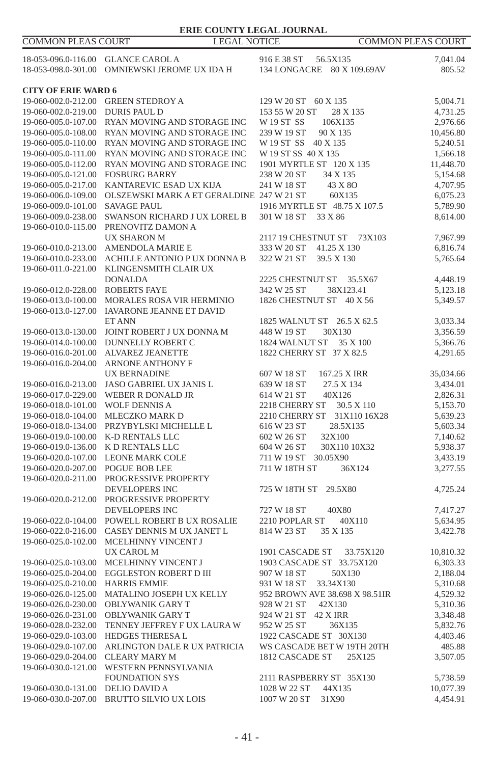| | | | |
|---|---|---|---|
| 18-053-096.0-116.00 | GLANCE CAROL A | 916 E 38 ST 56.5X135 | 7,041.04 |
| 18-053-098.0-301.00 | OMNIEWSKI JEROME UX IDA H | 134 LONGACRE 80 X 109.69AV | 805.52 |

**CITY OF ERIE WARD 6**

| | | | |
|---|---|---|---|
| 19-060-002.0-212.00 | GREEN STEDROY A | 129 W 20 ST 60 X 135 | 5,004.71 |
| 19-060-002.0-219.00 | DURIS PAUL D | 153 55 W 20 ST 28 X 135 | 4,731.25 |
| 19-060-005.0-107.00 | RYAN MOVING AND STORAGE INC | W 19 ST SS 106X135 | 2,976.66 |
| 19-060-005.0-108.00 | RYAN MOVING AND STORAGE INC | 239 W 19 ST 90 X 135 | 10,456.80 |
| 19-060-005.0-110.00 | RYAN MOVING AND STORAGE INC | W 19 ST SS 40 X 135 | 5,240.51 |
| 19-060-005.0-111.00 | RYAN MOVING AND STORAGE INC | W 19 ST SS 40 X 135 | 1,566.18 |
| 19-060-005.0-112.00 | RYAN MOVING AND STORAGE INC | 1901 MYRTLE ST 120 X 135 | 11,448.70 |
| 19-060-005.0-121.00 | FOSBURG BARRY | 238 W 20 ST 34 X 135 | 5,154.68 |
| 19-060-005.0-217.00 | KANTAREVIC ESAD UX KIJA | 241 W 18 ST 43 X 8O | 4,707.95 |
| 19-060-006.0-109.00 | OLSZEWSKI MARK A ET GERALDINE | 247 W 21 ST 60X135 | 6,075.23 |
| 19-060-009.0-101.00 | SAVAGE PAUL | 1916 MYRTLE ST 48.75 X 107.5 | 5,789.90 |
| 19-060-009.0-238.00 | SWANSON RICHARD J UX LOREL B | 301 W 18 ST 33 X 86 | 8,614.00 |
| 19-060-010.0-115.00 | PRENOVITZ DAMON A UX SHARON M | 2117 19 CHESTNUT ST 73X103 | 7,967.99 |
| 19-060-010.0-213.00 | AMENDOLA MARIE E | 333 W 20 ST 41.25 X 130 | 6,816.74 |
| 19-060-010.0-233.00 | ACHILLE ANTONIO P UX DONNA B | 322 W 21 ST 39.5 X 130 | 5,765.64 |
| 19-060-011.0-221.00 | KLINGENSMITH CLAIR UX DONALDA | 2225 CHESTNUT ST 35.5X67 | 4,448.19 |
| 19-060-012.0-228.00 | ROBERTS FAYE | 342 W 25 ST 38X123.41 | 5,123.18 |
| 19-060-013.0-100.00 | MORALES ROSA VIR HERMINIO | 1826 CHESTNUT ST 40 X 56 | 5,349.57 |
| 19-060-013.0-127.00 | IAVARONE JEANNE ET DAVID ET ANN | 1825 WALNUT ST 26.5 X 62.5 | 3,033.34 |
| 19-060-013.0-130.00 | JOINT ROBERT J UX DONNA M | 448 W 19 ST 30X130 | 3,356.59 |
| 19-060-014.0-100.00 | DUNNELLY ROBERT C | 1824 WALNUT ST 35 X 100 | 5,366.76 |
| 19-060-016.0-201.00 | ALVAREZ JEANETTE | 1822 CHERRY ST 37 X 82.5 | 4,291.65 |
| 19-060-016.0-204.00 | ARNONE ANTHONY F UX BERNADINE | 607 W 18 ST 167.25 X IRR | 35,034.66 |
| 19-060-016.0-213.00 | JASO GABRIEL UX JANIS L | 639 W 18 ST 27.5 X 134 | 3,434.01 |
| 19-060-017.0-229.00 | WEBER R DONALD JR | 614 W 21 ST 40X126 | 2,826.31 |
| 19-060-018.0-101.00 | WOLF DENNIS A | 2218 CHERRY ST 30.5 X 110 | 5,153.70 |
| 19-060-018.0-104.00 | MLECZKO MARK D | 2210 CHERRY ST 31X110 16X28 | 5,639.23 |
| 19-060-018.0-134.00 | PRZYBYLSKI MICHELLE L | 616 W 23 ST 28.5X135 | 5,603.34 |
| 19-060-019.0-100.00 | K-D RENTALS LLC | 602 W 26 ST 32X100 | 7,140.62 |
| 19-060-019.0-136.00 | K D RENTALS LLC | 604 W 26 ST 30X110 10X32 | 5,938.37 |
| 19-060-020.0-107.00 | LEONE MARK COLE | 711 W 19 ST 30.05X90 | 3,433.19 |
| 19-060-020.0-207.00 | POGUE BOB LEE | 711 W 18TH ST 36X124 | 3,277.55 |
| 19-060-020.0-211.00 | PROGRESSIVE PROPERTY DEVELOPERS INC | 725 W 18TH ST 29.5X80 | 4,725.24 |
| 19-060-020.0-212.00 | PROGRESSIVE PROPERTY DEVELOPERS INC | 727 W 18 ST 40X80 | 7,417.27 |
| 19-060-022.0-104.00 | POWELL ROBERT B UX ROSALIE | 2210 POPLAR ST 40X110 | 5,634.95 |
| 19-060-022.0-216.00 | CASEY DENNIS M UX JANET L | 814 W 23 ST 35 X 135 | 3,422.78 |
| 19-060-025.0-102.00 | MCELHINNY VINCENT J UX CAROL M | 1901 CASCADE ST 33.75X120 | 10,810.32 |
| 19-060-025.0-103.00 | MCELHINNY VINCENT J | 1903 CASCADE ST 33.75X120 | 6,303.33 |
| 19-060-025.0-204.00 | EGGLESTON ROBERT D III | 907 W 18 ST 50X130 | 2,188.04 |
| 19-060-025.0-210.00 | HARRIS EMMIE | 931 W 18 ST 33.34X130 | 5,310.68 |
| 19-060-026.0-125.00 | MATALINO JOSEPH UX KELLY | 952 BROWN AVE 38.698 X 98.51IR | 4,529.32 |
| 19-060-026.0-230.00 | OBLYWANIK GARY T | 928 W 21 ST 42X130 | 5,310.36 |
| 19-060-026.0-231.00 | OBLYWANIK GARY T | 924 W 21 ST 42 X IRR | 3,348.48 |
| 19-060-028.0-232.00 | TENNEY JEFFREY F UX LAURA W | 952 W 25 ST 36X135 | 5,832.76 |
| 19-060-029.0-103.00 | HEDGES THERESA L | 1922 CASCADE ST 30X130 | 4,403.46 |
| 19-060-029.0-107.00 | ARLINGTON DALE R UX PATRICIA | WS CASCADE BET W 19TH 20TH | 485.88 |
| 19-060-029.0-204.00 | CLEARY MARY M | 1812 CASCADE ST 25X125 | 3,507.05 |
| 19-060-030.0-121.00 | WESTERN PENNSYLVANIA FOUNDATION SYS | 2111 RASPBERRY ST 35X130 | 5,738.59 |
| 19-060-030.0-131.00 | DELIO DAVID A | 1028 W 22 ST 44X135 | 10,077.39 |
| 19-060-030.0-207.00 | BRUTTO SILVIO UX LOIS | 1007 W 20 ST 31X90 | 4,454.91 |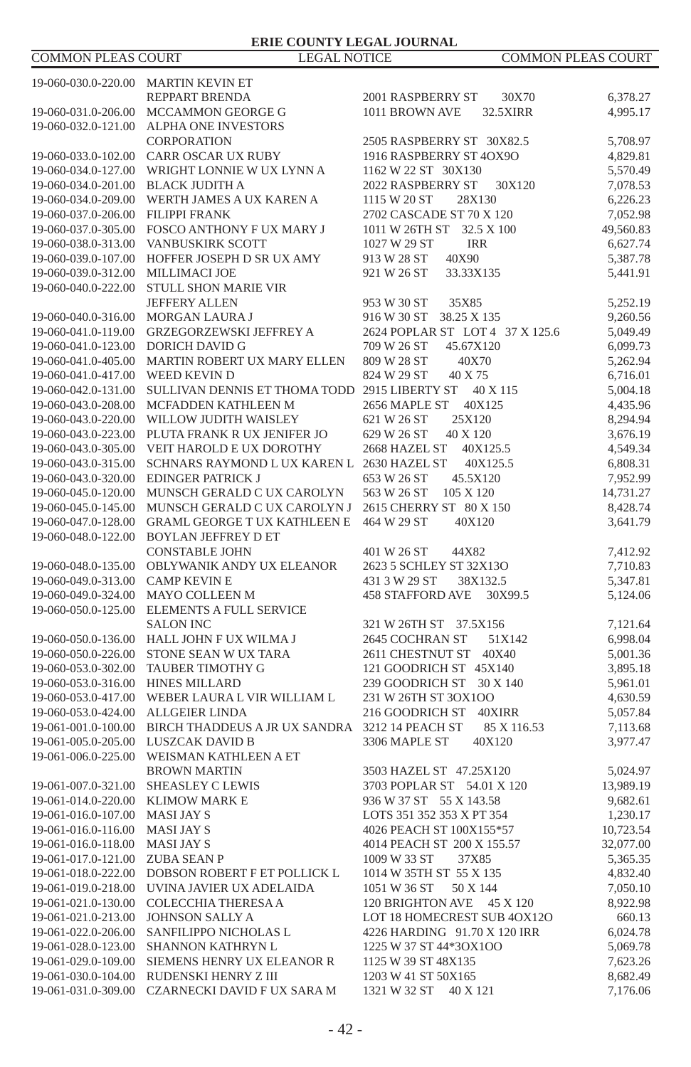| | | | |
|---|---|---|---|
| 19-060-030.0-220.00 | MARTIN KEVIN ET REPPART BRENDA | 2001 RASPBERRY ST 30X70 | 6,378.27 |
| 19-060-031.0-206.00 | MCCAMMON GEORGE G | 1011 BROWN AVE 32.5XIRR | 4,995.17 |
| 19-060-032.0-121.00 | ALPHA ONE INVESTORS CORPORATION | 2505 RASPBERRY ST 30X82.5 | 5,708.97 |
| 19-060-033.0-102.00 | CARR OSCAR UX RUBY | 1916 RASPBERRY ST 4OX9O | 4,829.81 |
| 19-060-034.0-127.00 | WRIGHT LONNIE W UX LYNN A | 1162 W 22 ST 30X130 | 5,570.49 |
| 19-060-034.0-201.00 | BLACK JUDITH A | 2022 RASPBERRY ST 30X120 | 7,078.53 |
| 19-060-034.0-209.00 | WERTH JAMES A UX KAREN A | 1115 W 20 ST 28X130 | 6,226.23 |
| 19-060-037.0-206.00 | FILIPPI FRANK | 2702 CASCADE ST 70 X 120 | 7,052.98 |
| 19-060-037.0-305.00 | FOSCO ANTHONY F UX MARY J | 1011 W 26TH ST 32.5 X 100 | 49,560.83 |
| 19-060-038.0-313.00 | VANBUSKIRK SCOTT | 1027 W 29 ST IRR | 6,627.74 |
| 19-060-039.0-107.00 | HOFFER JOSEPH D SR UX AMY | 913 W 28 ST 40X90 | 5,387.78 |
| 19-060-039.0-312.00 | MILLIMACI JOE | 921 W 26 ST 33.33X135 | 5,441.91 |
| 19-060-040.0-222.00 | STULL SHON MARIE VIR JEFFERY ALLEN | 953 W 30 ST 35X85 | 5,252.19 |
| 19-060-040.0-316.00 | MORGAN LAURA J | 916 W 30 ST 38.25 X 135 | 9,260.56 |
| 19-060-041.0-119.00 | GRZEGORZEWSKI JEFFREY A | 2624 POPLAR ST LOT 4 37 X 125.6 | 5,049.49 |
| 19-060-041.0-123.00 | DORICH DAVID G | 709 W 26 ST 45.67X120 | 6,099.73 |
| 19-060-041.0-405.00 | MARTIN ROBERT UX MARY ELLEN | 809 W 28 ST 40X70 | 5,262.94 |
| 19-060-041.0-417.00 | WEED KEVIN D | 824 W 29 ST 40 X 75 | 6,716.01 |
| 19-060-042.0-131.00 | SULLIVAN DENNIS ET THOMA TODD | 2915 LIBERTY ST 40 X 115 | 5,004.18 |
| 19-060-043.0-208.00 | MCFADDEN KATHLEEN M | 2656 MAPLE ST 40X125 | 4,435.96 |
| 19-060-043.0-220.00 | WILLOW JUDITH WAISLEY | 621 W 26 ST 25X120 | 8,294.94 |
| 19-060-043.0-223.00 | PLUTA FRANK R UX JENIFER JO | 629 W 26 ST 40 X 120 | 3,676.19 |
| 19-060-043.0-305.00 | VEIT HAROLD E UX DOROTHY | 2668 HAZEL ST 40X125.5 | 4,549.34 |
| 19-060-043.0-315.00 | SCHNARS RAYMOND L UX KAREN L | 2630 HAZEL ST 40X125.5 | 6,808.31 |
| 19-060-043.0-320.00 | EDINGER PATRICK J | 653 W 26 ST 45.5X120 | 7,952.99 |
| 19-060-045.0-120.00 | MUNSCH GERALD C UX CAROLYN | 563 W 26 ST 105 X 120 | 14,731.27 |
| 19-060-045.0-145.00 | MUNSCH GERALD C UX CAROLYN J | 2615 CHERRY ST 80 X 150 | 8,428.74 |
| 19-060-047.0-128.00 | GRAML GEORGE T UX KATHLEEN E | 464 W 29 ST 40X120 | 3,641.79 |
| 19-060-048.0-122.00 | BOYLAN JEFFREY D ET CONSTABLE JOHN | 401 W 26 ST 44X82 | 7,412.92 |
| 19-060-048.0-135.00 | OBLYWANIK ANDY UX ELEANOR | 2623 5 SCHLEY ST 32X13O | 7,710.83 |
| 19-060-049.0-313.00 | CAMP KEVIN E | 431 3 W 29 ST 38X132.5 | 5,347.81 |
| 19-060-049.0-324.00 | MAYO COLLEEN M | 458 STAFFORD AVE 30X99.5 | 5,124.06 |
| 19-060-050.0-125.00 | ELEMENTS A FULL SERVICE SALON INC | 321 W 26TH ST 37.5X156 | 7,121.64 |
| 19-060-050.0-136.00 | HALL JOHN F UX WILMA J | 2645 COCHRAN ST 51X142 | 6,998.04 |
| 19-060-050.0-226.00 | STONE SEAN W UX TARA | 2611 CHESTNUT ST 40X40 | 5,001.36 |
| 19-060-053.0-302.00 | TAUBER TIMOTHY G | 121 GOODRICH ST 45X140 | 3,895.18 |
| 19-060-053.0-316.00 | HINES MILLARD | 239 GOODRICH ST 30 X 140 | 5,961.01 |
| 19-060-053.0-417.00 | WEBER LAURA L VIR WILLIAM L | 231 W 26TH ST 3OX1OO | 4,630.59 |
| 19-060-053.0-424.00 | ALLGEIER LINDA | 216 GOODRICH ST 40XIRR | 5,057.84 |
| 19-061-001.0-100.00 | BIRCH THADDEUS A JR UX SANDRA | 3212 14 PEACH ST 85 X 116.53 | 7,113.68 |
| 19-061-005.0-205.00 | LUSZCAK DAVID B | 3306 MAPLE ST 40X120 | 3,977.47 |
| 19-061-006.0-225.00 | WEISMAN KATHLEEN A ET BROWN MARTIN | 3503 HAZEL ST 47.25X120 | 5,024.97 |
| 19-061-007.0-321.00 | SHEASLEY C LEWIS | 3703 POPLAR ST 54.01 X 120 | 13,989.19 |
| 19-061-014.0-220.00 | KLIMOW MARK E | 936 W 37 ST 55 X 143.58 | 9,682.61 |
| 19-061-016.0-107.00 | MASI JAY S | LOTS 351 352 353 X PT 354 | 1,230.17 |
| 19-061-016.0-116.00 | MASI JAY S | 4026 PEACH ST 100X155*57 | 10,723.54 |
| 19-061-016.0-118.00 | MASI JAY S | 4014 PEACH ST 200 X 155.57 | 32,077.00 |
| 19-061-017.0-121.00 | ZUBA SEAN P | 1009 W 33 ST 37X85 | 5,365.35 |
| 19-061-018.0-222.00 | DOBSON ROBERT F ET POLLICK L | 1014 W 35TH ST 55 X 135 | 4,832.40 |
| 19-061-019.0-218.00 | UVINA JAVIER UX ADELAIDA | 1051 W 36 ST 50 X 144 | 7,050.10 |
| 19-061-021.0-130.00 | COLECCHIA THERESA A | 120 BRIGHTON AVE 45 X 120 | 8,922.98 |
| 19-061-021.0-213.00 | JOHNSON SALLY A | LOT 18 HOMECREST SUB 4OX12O | 660.13 |
| 19-061-022.0-206.00 | SANFILIPPO NICHOLAS L | 4226 HARDING 91.70 X 120 IRR | 6,024.78 |
| 19-061-028.0-123.00 | SHANNON KATHRYN L | 1225 W 37 ST 44*3OX1OO | 5,069.78 |
| 19-061-029.0-109.00 | SIEMENS HENRY UX ELEANOR R | 1125 W 39 ST 48X135 | 7,623.26 |
| 19-061-030.0-104.00 | RUDENSKI HENRY Z III | 1203 W 41 ST 50X165 | 8,682.49 |
| 19-061-031.0-309.00 | CZARNECKI DAVID F UX SARA M | 1321 W 32 ST 40 X 121 | 7,176.06 |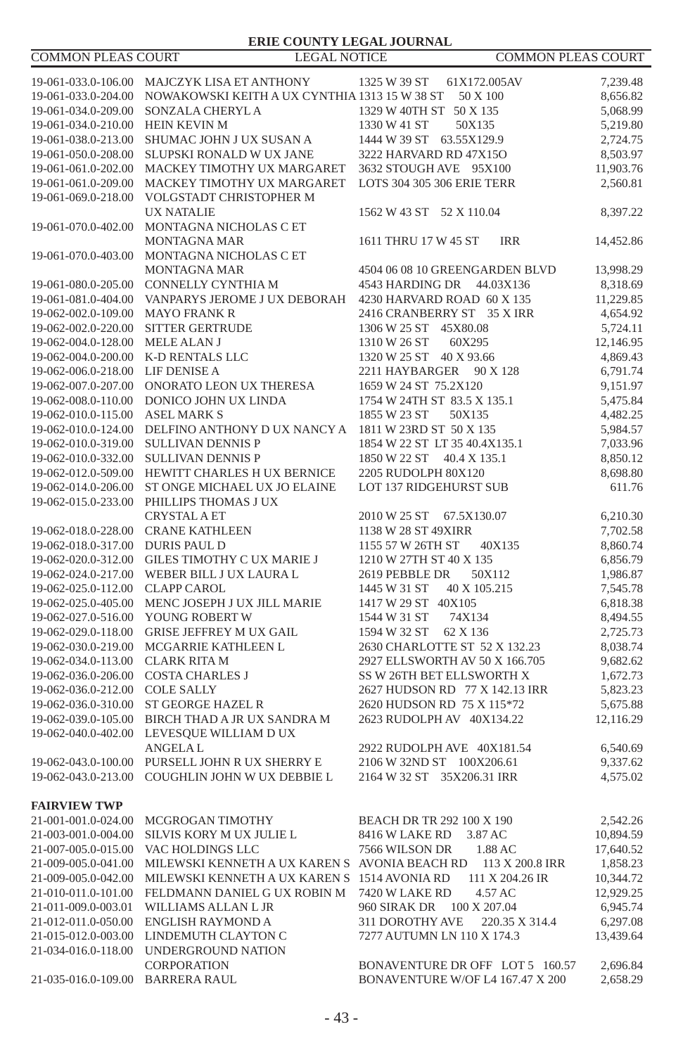| | | | |
|---|---|---|---|
| 19-061-033.0-106.00 | MAJCZYK LISA ET ANTHONY | 1325 W 39 ST 61X172.005AV | 7,239.48 |
| 19-061-033.0-204.00 | NOWAKOWSKI KEITH A UX CYNTHIA | 1313 15 W 38 ST 50 X 100 | 8,656.82 |
| 19-061-034.0-209.00 | SONZALA CHERYL A | 1329 W 40TH ST 50 X 135 | 5,068.99 |
| 19-061-034.0-210.00 | HEIN KEVIN M | 1330 W 41 ST 50X135 | 5,219.80 |
| 19-061-038.0-213.00 | SHUMAC JOHN J UX SUSAN A | 1444 W 39 ST 63.55X129.9 | 2,724.75 |
| 19-061-050.0-208.00 | SLUPSKI RONALD W UX JANE | 3222 HARVARD RD 47X15O | 8,503.97 |
| 19-061-061.0-202.00 | MACKEY TIMOTHY UX MARGARET | 3632 STOUGH AVE 95X100 | 11,903.76 |
| 19-061-061.0-209.00 | MACKEY TIMOTHY UX MARGARET | LOTS 304 305 306 ERIE TERR | 2,560.81 |
| 19-061-069.0-218.00 | VOLGSTADT CHRISTOPHER M UX NATALIE | 1562 W 43 ST 52 X 110.04 | 8,397.22 |
| 19-061-070.0-402.00 | MONTAGNA NICHOLAS C ET MONTAGNA MAR | 1611 THRU 17 W 45 ST IRR | 14,452.86 |
| 19-061-070.0-403.00 | MONTAGNA NICHOLAS C ET MONTAGNA MAR | 4504 06 08 10 GREENGARDEN BLVD | 13,998.29 |
| 19-061-080.0-205.00 | CONNELLY CYNTHIA M | 4543 HARDING DR 44.03X136 | 8,318.69 |
| 19-061-081.0-404.00 | VANPARYS JEROME J UX DEBORAH | 4230 HARVARD ROAD 60 X 135 | 11,229.85 |
| 19-062-002.0-109.00 | MAYO FRANK R | 2416 CRANBERRY ST 35 X IRR | 4,654.92 |
| 19-062-002.0-220.00 | SITTER GERTRUDE | 1306 W 25 ST 45X80.08 | 5,724.11 |
| 19-062-004.0-128.00 | MELE ALAN J | 1310 W 26 ST 60X295 | 12,146.95 |
| 19-062-004.0-200.00 | K-D RENTALS LLC | 1320 W 25 ST 40 X 93.66 | 4,869.43 |
| 19-062-006.0-218.00 | LIF DENISE A | 2211 HAYBARGER 90 X 128 | 6,791.74 |
| 19-062-007.0-207.00 | ONORATO LEON UX THERESA | 1659 W 24 ST 75.2X120 | 9,151.97 |
| 19-062-008.0-110.00 | DONICO JOHN UX LINDA | 1754 W 24TH ST 83.5 X 135.1 | 5,475.84 |
| 19-062-010.0-115.00 | ASEL MARK S | 1855 W 23 ST 50X135 | 4,482.25 |
| 19-062-010.0-124.00 | DELFINO ANTHONY D UX NANCY A | 1811 W 23RD ST 50 X 135 | 5,984.57 |
| 19-062-010.0-319.00 | SULLIVAN DENNIS P | 1854 W 22 ST LT 35 40.4X135.1 | 7,033.96 |
| 19-062-010.0-332.00 | SULLIVAN DENNIS P | 1850 W 22 ST 40.4 X 135.1 | 8,850.12 |
| 19-062-012.0-509.00 | HEWITT CHARLES H UX BERNICE | 2205 RUDOLPH 80X120 | 8,698.80 |
| 19-062-014.0-206.00 | ST ONGE MICHAEL UX JO ELAINE | LOT 137 RIDGEHURST SUB | 611.76 |
| 19-062-015.0-233.00 | PHILLIPS THOMAS J UX CRYSTAL A ET | 2010 W 25 ST 67.5X130.07 | 6,210.30 |
| 19-062-018.0-228.00 | CRANE KATHLEEN | 1138 W 28 ST 49XIRR | 7,702.58 |
| 19-062-018.0-317.00 | DURIS PAUL D | 1155 57 W 26TH ST 40X135 | 8,860.74 |
| 19-062-020.0-312.00 | GILES TIMOTHY C UX MARIE J | 1210 W 27TH ST 40 X 135 | 6,856.79 |
| 19-062-024.0-217.00 | WEBER BILL J UX LAURA L | 2619 PEBBLE DR 50X112 | 1,986.87 |
| 19-062-025.0-112.00 | CLAPP CAROL | 1445 W 31 ST 40 X 105.215 | 7,545.78 |
| 19-062-025.0-405.00 | MENC JOSEPH J UX JILL MARIE | 1417 W 29 ST 40X105 | 6,818.38 |
| 19-062-027.0-516.00 | YOUNG ROBERT W | 1544 W 31 ST 74X134 | 8,494.55 |
| 19-062-029.0-118.00 | GRISE JEFFREY M UX GAIL | 1594 W 32 ST 62 X 136 | 2,725.73 |
| 19-062-030.0-219.00 | MCGARRIE KATHLEEN L | 2630 CHARLOTTE ST 52 X 132.23 | 8,038.74 |
| 19-062-034.0-113.00 | CLARK RITA M | 2927 ELLSWORTH AV 50 X 166.705 | 9,682.62 |
| 19-062-036.0-206.00 | COSTA CHARLES J | SS W 26TH BET ELLSWORTH X | 1,672.73 |
| 19-062-036.0-212.00 | COLE SALLY | 2627 HUDSON RD 77 X 142.13 IRR | 5,823.23 |
| 19-062-036.0-310.00 | ST GEORGE HAZEL R | 2620 HUDSON RD 75 X 115*72 | 5,675.88 |
| 19-062-039.0-105.00 | BIRCH THAD A JR UX SANDRA M | 2623 RUDOLPH AV 40X134.22 | 12,116.29 |
| 19-062-040.0-402.00 | LEVESQUE WILLIAM D UX ANGELA L | 2922 RUDOLPH AVE 40X181.54 | 6,540.69 |
| 19-062-043.0-100.00 | PURSELL JOHN R UX SHERRY E | 2106 W 32ND ST 100X206.61 | 9,337.62 |
| 19-062-043.0-213.00 | COUGHLIN JOHN W UX DEBBIE L | 2164 W 32 ST 35X206.31 IRR | 4,575.02 |

**FAIRVIEW TWP**

| | | | |
|---|---|---|---|
| 21-001-001.0-024.00 | MCGROGAN TIMOTHY | BEACH DR TR 292 100 X 190 | 2,542.26 |
| 21-003-001.0-004.00 | SILVIS KORY M UX JULIE L | 8416 W LAKE RD 3.87 AC | 10,894.59 |
| 21-007-005.0-015.00 | VAC HOLDINGS LLC | 7566 WILSON DR 1.88 AC | 17,640.52 |
| 21-009-005.0-041.00 | MILEWSKI KENNETH A UX KAREN S | AVONIA BEACH RD 113 X 200.8 IRR | 1,858.23 |
| 21-009-005.0-042.00 | MILEWSKI KENNETH A UX KAREN S | 1514 AVONIA RD 111 X 204.26 IR | 10,344.72 |
| 21-010-011.0-101.00 | FELDMANN DANIEL G UX ROBIN M | 7420 W LAKE RD 4.57 AC | 12,929.25 |
| 21-011-009.0-003.01 | WILLIAMS ALLAN L JR | 960 SIRAK DR 100 X 207.04 | 6,945.74 |
| 21-012-011.0-050.00 | ENGLISH RAYMOND A | 311 DOROTHY AVE 220.35 X 314.4 | 6,297.08 |
| 21-015-012.0-003.00 | LINDEMUTH CLAYTON C | 7277 AUTUMN LN 110 X 174.3 | 13,439.64 |
| 21-034-016.0-118.00 | UNDERGROUND NATION CORPORATION | BONAVENTURE DR OFF LOT 5 160.57 | 2,696.84 |
| 21-035-016.0-109.00 | BARRERA RAUL | BONAVENTURE W/OF L4 167.47 X 200 | 2,658.29 |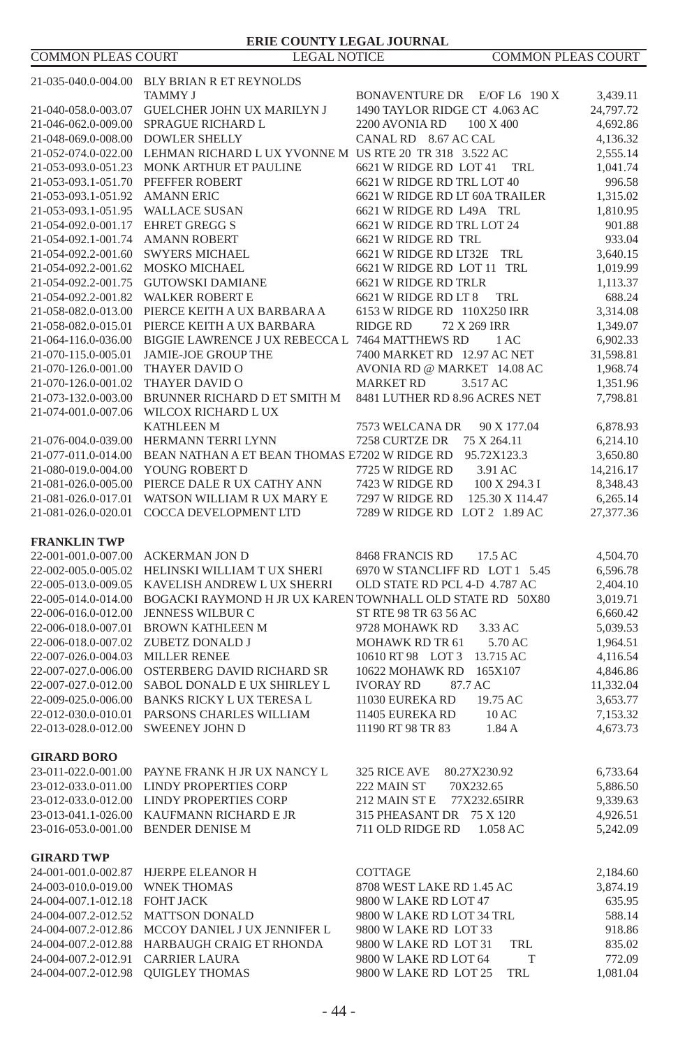| | | | |
|---|---|---|---|
| 21-035-040.0-004.00 | BLY BRIAN R ET REYNOLDS TAMMY J | BONAVENTURE DR E/OF L6 190 X | 3,439.11 |
| 21-040-058.0-003.07 | GUELCHER JOHN UX MARILYN J | 1490 TAYLOR RIDGE CT 4.063 AC | 24,797.72 |
| 21-046-062.0-009.00 | SPRAGUE RICHARD L | 2200 AVONIA RD 100 X 400 | 4,692.86 |
| 21-048-069.0-008.00 | DOWLER SHELLY | CANAL RD 8.67 AC CAL | 4,136.32 |
| 21-052-074.0-022.00 | LEHMAN RICHARD L UX YVONNE M | US RTE 20 TR 318 3.522 AC | 2,555.14 |
| 21-053-093.0-051.23 | MONK ARTHUR ET PAULINE | 6621 W RIDGE RD LOT 41 TRL | 1,041.74 |
| 21-053-093.1-051.70 | PFEFFER ROBERT | 6621 W RIDGE RD TRL LOT 40 | 996.58 |
| 21-053-093.1-051.92 | AMANN ERIC | 6621 W RIDGE RD LT 60A TRAILER | 1,315.02 |
| 21-053-093.1-051.95 | WALLACE SUSAN | 6621 W RIDGE RD L49A TRL | 1,810.95 |
| 21-054-092.0-001.17 | EHRET GREGG S | 6621 W RIDGE RD TRL LOT 24 | 901.88 |
| 21-054-092.1-001.74 | AMANN ROBERT | 6621 W RIDGE RD TRL | 933.04 |
| 21-054-092.2-001.60 | SWYERS MICHAEL | 6621 W RIDGE RD LT32E TRL | 3,640.15 |
| 21-054-092.2-001.62 | MOSKO MICHAEL | 6621 W RIDGE RD LOT 11 TRL | 1,019.99 |
| 21-054-092.2-001.75 | GUTOWSKI DAMIANE | 6621 W RIDGE RD TRLR | 1,113.37 |
| 21-054-092.2-001.82 | WALKER ROBERT E | 6621 W RIDGE RD LT 8 TRL | 688.24 |
| 21-058-082.0-013.00 | PIERCE KEITH A UX BARBARA A | 6153 W RIDGE RD 110X250 IRR | 3,314.08 |
| 21-058-082.0-015.01 | PIERCE KEITH A UX BARBARA | RIDGE RD 72 X 269 IRR | 1,349.07 |
| 21-064-116.0-036.00 | BIGGIE LAWRENCE J UX REBECCA L | 7464 MATTHEWS RD 1 AC | 6,902.33 |
| 21-070-115.0-005.01 | JAMIE-JOE GROUP THE | 7400 MARKET RD 12.97 AC NET | 31,598.81 |
| 21-070-126.0-001.00 | THAYER DAVID O | AVONIA RD @ MARKET 14.08 AC | 1,968.74 |
| 21-070-126.0-001.02 | THAYER DAVID O | MARKET RD 3.517 AC | 1,351.96 |
| 21-073-132.0-003.00 | BRUNNER RICHARD D ET SMITH M | 8481 LUTHER RD 8.96 ACRES NET | 7,798.81 |
| 21-074-001.0-007.06 | WILCOX RICHARD L UX KATHLEEN M | 7573 WELCANA DR 90 X 177.04 | 6,878.93 |
| 21-076-004.0-039.00 | HERMANN TERRI LYNN | 7258 CURTZE DR 75 X 264.11 | 6,214.10 |
| 21-077-011.0-014.00 | BEAN NATHAN A ET BEAN THOMAS E | 7202 W RIDGE RD 95.72X123.3 | 3,650.80 |
| 21-080-019.0-004.00 | YOUNG ROBERT D | 7725 W RIDGE RD 3.91 AC | 14,216.17 |
| 21-081-026.0-005.00 | PIERCE DALE R UX CATHY ANN | 7423 W RIDGE RD 100 X 294.3 I | 8,348.43 |
| 21-081-026.0-017.01 | WATSON WILLIAM R UX MARY E | 7297 W RIDGE RD 125.30 X 114.47 | 6,265.14 |
| 21-081-026.0-020.01 | COCCA DEVELOPMENT LTD | 7289 W RIDGE RD LOT 2 1.89 AC | 27,377.36 |

**FRANKLIN TWP**

| | | | |
|---|---|---|---|
| 22-001-001.0-007.00 | ACKERMAN JON D | 8468 FRANCIS RD 17.5 AC | 4,504.70 |
| 22-002-005.0-005.02 | HELINSKI WILLIAM T UX SHERI | 6970 W STANCLIFF RD LOT 1 5.45 | 6,596.78 |
| 22-005-013.0-009.05 | KAVELISH ANDREW L UX SHERRI | OLD STATE RD PCL 4-D 4.787 AC | 2,404.10 |
| 22-005-014.0-014.00 | BOGACKI RAYMOND H JR UX KAREN | TOWNHALL OLD STATE RD 50X80 | 3,019.71 |
| 22-006-016.0-012.00 | JENNESS WILBUR C | ST RTE 98 TR 63 56 AC | 6,660.42 |
| 22-006-018.0-007.01 | BROWN KATHLEEN M | 9728 MOHAWK RD 3.33 AC | 5,039.53 |
| 22-006-018.0-007.02 | ZUBETZ DONALD J | MOHAWK RD TR 61 5.70 AC | 1,964.51 |
| 22-007-026.0-004.03 | MILLER RENEE | 10610 RT 98 LOT 3 13.715 AC | 4,116.54 |
| 22-007-027.0-006.00 | OSTERBERG DAVID RICHARD SR | 10622 MOHAWK RD 165X107 | 4,846.86 |
| 22-007-027.0-012.00 | SABOL DONALD E UX SHIRLEY L | IVORAY RD 87.7 AC | 11,332.04 |
| 22-009-025.0-006.00 | BANKS RICKY L UX TERESA L | 11030 EUREKA RD 19.75 AC | 3,653.77 |
| 22-012-030.0-010.01 | PARSONS CHARLES WILLIAM | 11405 EUREKA RD 10 AC | 7,153.32 |
| 22-013-028.0-012.00 | SWEENEY JOHN D | 11190 RT 98 TR 83 1.84 A | 4,673.73 |

**GIRARD BORO**

| | | | |
|---|---|---|---|
| 23-011-022.0-001.00 | PAYNE FRANK H JR UX NANCY L | 325 RICE AVE 80.27X230.92 | 6,733.64 |
| 23-012-033.0-011.00 | LINDY PROPERTIES CORP | 222 MAIN ST 70X232.65 | 5,886.50 |
| 23-012-033.0-012.00 | LINDY PROPERTIES CORP | 212 MAIN ST E 77X232.65IRR | 9,339.63 |
| 23-013-041.1-026.00 | KAUFMANN RICHARD E JR | 315 PHEASANT DR 75 X 120 | 4,926.51 |
| 23-016-053.0-001.00 | BENDER DENISE M | 711 OLD RIDGE RD 1.058 AC | 5,242.09 |

**GIRARD TWP**

| | | | |
|---|---|---|---|
| 24-001-001.0-002.87 | HJERPE ELEANOR H | COTTAGE | 2,184.60 |
| 24-003-010.0-019.00 | WNEK THOMAS | 8708 WEST LAKE RD 1.45 AC | 3,874.19 |
| 24-004-007.1-012.18 | FOHT JACK | 9800 W LAKE RD LOT 47 | 635.95 |
| 24-004-007.2-012.52 | MATTSON DONALD | 9800 W LAKE RD LOT 34 TRL | 588.14 |
| 24-004-007.2-012.86 | MCCOY DANIEL J UX JENNIFER L | 9800 W LAKE RD LOT 33 | 918.86 |
| 24-004-007.2-012.88 | HARBAUGH CRAIG ET RHONDA | 9800 W LAKE RD LOT 31 TRL | 835.02 |
| 24-004-007.2-012.91 | CARRIER LAURA | 9800 W LAKE RD LOT 64 T | 772.09 |
| 24-004-007.2-012.98 | QUIGLEY THOMAS | 9800 W LAKE RD LOT 25 TRL | 1,081.04 |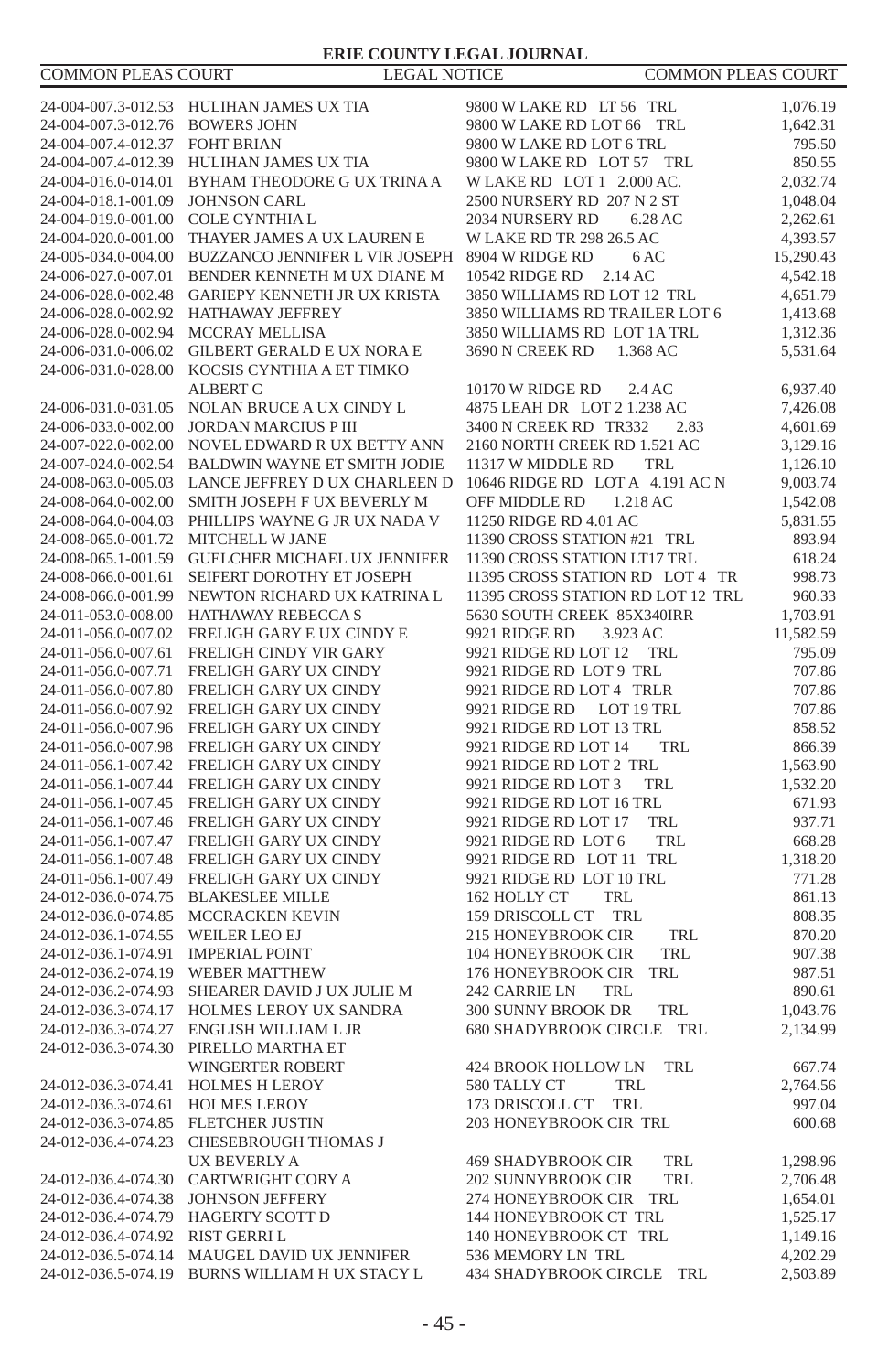| | | | |
|---|---|---|---|
| 24-004-007.3-012.53 | HULIHAN JAMES UX TIA | 9800 W LAKE RD LT 56 TRL | 1,076.19 |
| 24-004-007.3-012.76 | BOWERS JOHN | 9800 W LAKE RD LOT 66 TRL | 1,642.31 |
| 24-004-007.4-012.37 | FOHT BRIAN | 9800 W LAKE RD LOT 6 TRL | 795.50 |
| 24-004-007.4-012.39 | HULIHAN JAMES UX TIA | 9800 W LAKE RD LOT 57 TRL | 850.55 |
| 24-004-016.0-014.01 | BYHAM THEODORE G UX TRINA A | W LAKE RD LOT 1 2.000 AC. | 2,032.74 |
| 24-004-018.1-001.09 | JOHNSON CARL | 2500 NURSERY RD 207 N 2 ST | 1,048.04 |
| 24-004-019.0-001.00 | COLE CYNTHIA L | 2034 NURSERY RD 6.28 AC | 2,262.61 |
| 24-004-020.0-001.00 | THAYER JAMES A UX LAUREN E | W LAKE RD TR 298 26.5 AC | 4,393.57 |
| 24-005-034.0-004.00 | BUZZANCO JENNIFER L VIR JOSEPH | 8904 W RIDGE RD 6 AC | 15,290.43 |
| 24-006-027.0-007.01 | BENDER KENNETH M UX DIANE M | 10542 RIDGE RD 2.14 AC | 4,542.18 |
| 24-006-028.0-002.48 | GARIEPY KENNETH JR UX KRISTA | 3850 WILLIAMS RD LOT 12 TRL | 4,651.79 |
| 24-006-028.0-002.92 | HATHAWAY JEFFREY | 3850 WILLIAMS RD TRAILER LOT 6 | 1,413.68 |
| 24-006-028.0-002.94 | MCCRAY MELLISA | 3850 WILLIAMS RD LOT 1A TRL | 1,312.36 |
| 24-006-031.0-006.02 | GILBERT GERALD E UX NORA E | 3690 N CREEK RD 1.368 AC | 5,531.64 |
| 24-006-031.0-028.00 | KOCSIS CYNTHIA A ET TIMKO ALBERT C | 10170 W RIDGE RD 2.4 AC | 6,937.40 |
| 24-006-031.0-031.05 | NOLAN BRUCE A UX CINDY L | 4875 LEAH DR LOT 2 1.238 AC | 7,426.08 |
| 24-006-033.0-002.00 | JORDAN MARCIUS P III | 3400 N CREEK RD TR332 2.83 | 4,601.69 |
| 24-007-022.0-002.00 | NOVEL EDWARD R UX BETTY ANN | 2160 NORTH CREEK RD 1.521 AC | 3,129.16 |
| 24-007-024.0-002.54 | BALDWIN WAYNE ET SMITH JODIE | 11317 W MIDDLE RD TRL | 1,126.10 |
| 24-008-063.0-005.03 | LANCE JEFFREY D UX CHARLEEN D | 10646 RIDGE RD LOT A 4.191 AC N | 9,003.74 |
| 24-008-064.0-002.00 | SMITH JOSEPH F UX BEVERLY M | OFF MIDDLE RD 1.218 AC | 1,542.08 |
| 24-008-064.0-004.03 | PHILLIPS WAYNE G JR UX NADA V | 11250 RIDGE RD 4.01 AC | 5,831.55 |
| 24-008-065.0-001.72 | MITCHELL W JANE | 11390 CROSS STATION #21 TRL | 893.94 |
| 24-008-065.1-001.59 | GUELCHER MICHAEL UX JENNIFER | 11390 CROSS STATION LT17 TRL | 618.24 |
| 24-008-066.0-001.61 | SEIFERT DOROTHY ET JOSEPH | 11395 CROSS STATION RD LOT 4 TR | 998.73 |
| 24-008-066.0-001.99 | NEWTON RICHARD UX KATRINA L | 11395 CROSS STATION RD LOT 12 TRL | 960.33 |
| 24-011-053.0-008.00 | HATHAWAY REBECCA S | 5630 SOUTH CREEK 85X340IRR | 1,703.91 |
| 24-011-056.0-007.02 | FRELIGH GARY E UX CINDY E | 9921 RIDGE RD 3.923 AC | 11,582.59 |
| 24-011-056.0-007.61 | FRELIGH CINDY VIR GARY | 9921 RIDGE RD LOT 12 TRL | 795.09 |
| 24-011-056.0-007.71 | FRELIGH GARY UX CINDY | 9921 RIDGE RD LOT 9 TRL | 707.86 |
| 24-011-056.0-007.80 | FRELIGH GARY UX CINDY | 9921 RIDGE RD LOT 4 TRLR | 707.86 |
| 24-011-056.0-007.92 | FRELIGH GARY UX CINDY | 9921 RIDGE RD LOT 19 TRL | 707.86 |
| 24-011-056.0-007.96 | FRELIGH GARY UX CINDY | 9921 RIDGE RD LOT 13 TRL | 858.52 |
| 24-011-056.0-007.98 | FRELIGH GARY UX CINDY | 9921 RIDGE RD LOT 14 TRL | 866.39 |
| 24-011-056.1-007.42 | FRELIGH GARY UX CINDY | 9921 RIDGE RD LOT 2 TRL | 1,563.90 |
| 24-011-056.1-007.44 | FRELIGH GARY UX CINDY | 9921 RIDGE RD LOT 3 TRL | 1,532.20 |
| 24-011-056.1-007.45 | FRELIGH GARY UX CINDY | 9921 RIDGE RD LOT 16 TRL | 671.93 |
| 24-011-056.1-007.46 | FRELIGH GARY UX CINDY | 9921 RIDGE RD LOT 17 TRL | 937.71 |
| 24-011-056.1-007.47 | FRELIGH GARY UX CINDY | 9921 RIDGE RD LOT 6 TRL | 668.28 |
| 24-011-056.1-007.48 | FRELIGH GARY UX CINDY | 9921 RIDGE RD LOT 11 TRL | 1,318.20 |
| 24-011-056.1-007.49 | FRELIGH GARY UX CINDY | 9921 RIDGE RD LOT 10 TRL | 771.28 |
| 24-012-036.0-074.75 | BLAKESLEE MILLE | 162 HOLLY CT TRL | 861.13 |
| 24-012-036.0-074.85 | MCCRACKEN KEVIN | 159 DRISCOLL CT TRL | 808.35 |
| 24-012-036.1-074.55 | WEILER LEO EJ | 215 HONEYBROOK CIR TRL | 870.20 |
| 24-012-036.1-074.91 | IMPERIAL POINT | 104 HONEYBROOK CIR TRL | 907.38 |
| 24-012-036.2-074.19 | WEBER MATTHEW | 176 HONEYBROOK CIR TRL | 987.51 |
| 24-012-036.2-074.93 | SHEARER DAVID J UX JULIE M | 242 CARRIE LN TRL | 890.61 |
| 24-012-036.3-074.17 | HOLMES LEROY UX SANDRA | 300 SUNNY BROOK DR TRL | 1,043.76 |
| 24-012-036.3-074.27 | ENGLISH WILLIAM L JR | 680 SHADYBROOK CIRCLE TRL | 2,134.99 |
| 24-012-036.3-074.30 | PIRELLO MARTHA ET WINGERTER ROBERT | 424 BROOK HOLLOW LN TRL | 667.74 |
| 24-012-036.3-074.41 | HOLMES H LEROY | 580 TALLY CT TRL | 2,764.56 |
| 24-012-036.3-074.61 | HOLMES LEROY | 173 DRISCOLL CT TRL | 997.04 |
| 24-012-036.3-074.85 | FLETCHER JUSTIN | 203 HONEYBROOK CIR TRL | 600.68 |
| 24-012-036.4-074.23 | CHESEBROUGH THOMAS J UX BEVERLY A | 469 SHADYBROOK CIR TRL | 1,298.96 |
| 24-012-036.4-074.30 | CARTWRIGHT CORY A | 202 SUNNYBROOK CIR TRL | 2,706.48 |
| 24-012-036.4-074.38 | JOHNSON JEFFERY | 274 HONEYBROOK CIR TRL | 1,654.01 |
| 24-012-036.4-074.79 | HAGERTY SCOTT D | 144 HONEYBROOK CT TRL | 1,525.17 |
| 24-012-036.4-074.92 | RIST GERRI L | 140 HONEYBROOK CT TRL | 1,149.16 |
| 24-012-036.5-074.14 | MAUGEL DAVID UX JENNIFER | 536 MEMORY LN TRL | 4,202.29 |
| 24-012-036.5-074.19 | BURNS WILLIAM H UX STACY L | 434 SHADYBROOK CIRCLE TRL | 2,503.89 |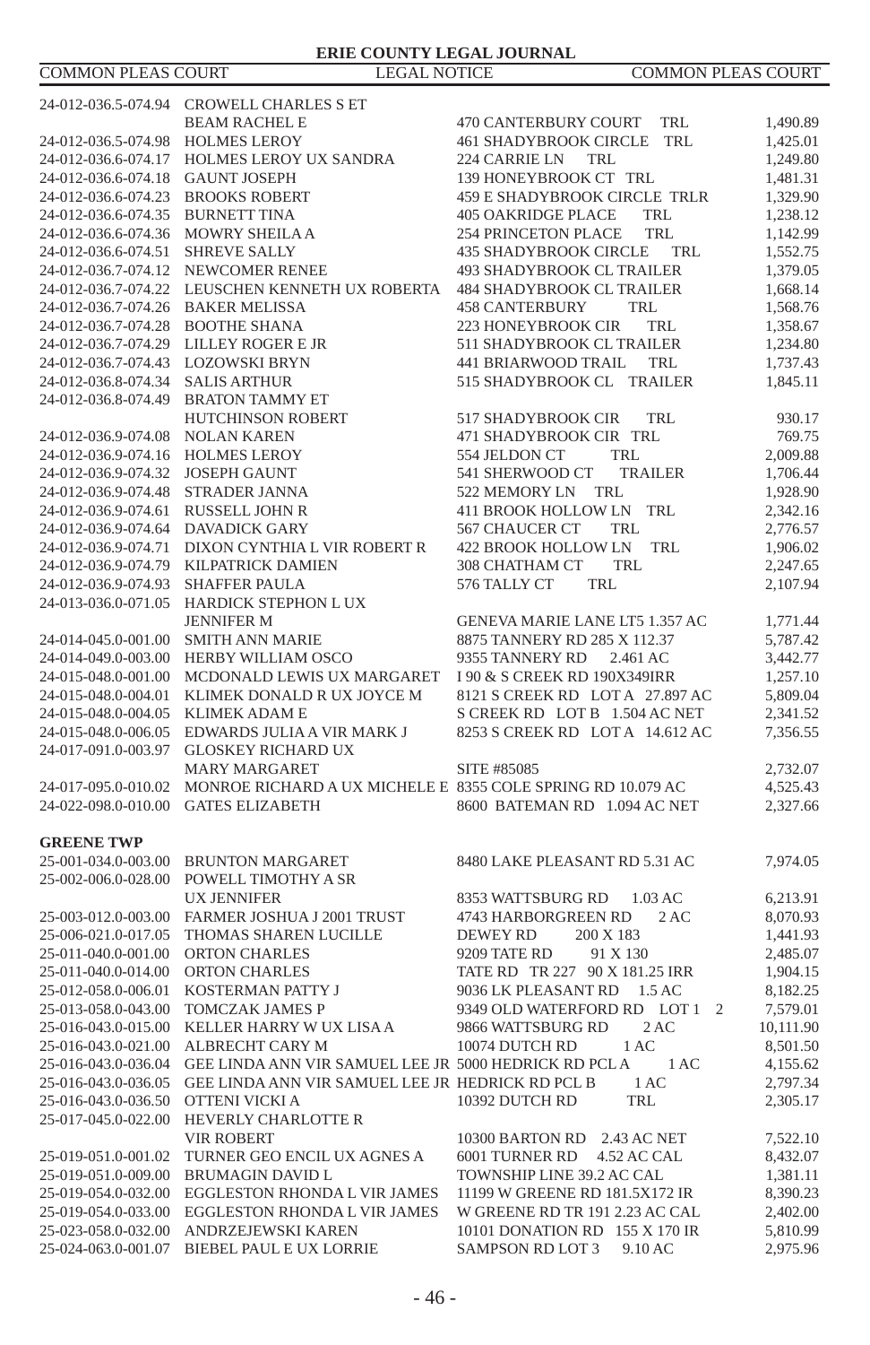| | | | |
|---|---|---|---|
| 24-012-036.5-074.94 | CROWELL CHARLES S ET BEAM RACHEL E | 470 CANTERBURY COURT TRL | 1,490.89 |
| 24-012-036.5-074.98 | HOLMES LEROY | 461 SHADYBROOK CIRCLE TRL | 1,425.01 |
| 24-012-036.6-074.17 | HOLMES LEROY UX SANDRA | 224 CARRIE LN TRL | 1,249.80 |
| 24-012-036.6-074.18 | GAUNT JOSEPH | 139 HONEYBROOK CT TRL | 1,481.31 |
| 24-012-036.6-074.23 | BROOKS ROBERT | 459 E SHADYBROOK CIRCLE TRLR | 1,329.90 |
| 24-012-036.6-074.35 | BURNETT TINA | 405 OAKRIDGE PLACE TRL | 1,238.12 |
| 24-012-036.6-074.36 | MOWRY SHEILA A | 254 PRINCETON PLACE TRL | 1,142.99 |
| 24-012-036.6-074.51 | SHREVE SALLY | 435 SHADYBROOK CIRCLE TRL | 1,552.75 |
| 24-012-036.7-074.12 | NEWCOMER RENEE | 493 SHADYBROOK CL TRAILER | 1,379.05 |
| 24-012-036.7-074.22 | LEUSCHEN KENNETH UX ROBERTA | 484 SHADYBROOK CL TRAILER | 1,668.14 |
| 24-012-036.7-074.26 | BAKER MELISSA | 458 CANTERBURY TRL | 1,568.76 |
| 24-012-036.7-074.28 | BOOTHE SHANA | 223 HONEYBROOK CIR TRL | 1,358.67 |
| 24-012-036.7-074.29 | LILLEY ROGER E JR | 511 SHADYBROOK CL TRAILER | 1,234.80 |
| 24-012-036.7-074.43 | LOZOWSKI BRYN | 441 BRIARWOOD TRAIL TRL | 1,737.43 |
| 24-012-036.8-074.34 | SALIS ARTHUR | 515 SHADYBROOK CL TRAILER | 1,845.11 |
| 24-012-036.8-074.49 | BRATON TAMMY ET HUTCHINSON ROBERT | 517 SHADYBROOK CIR TRL | 930.17 |
| 24-012-036.9-074.08 | NOLAN KAREN | 471 SHADYBROOK CIR TRL | 769.75 |
| 24-012-036.9-074.16 | HOLMES LEROY | 554 JELDON CT TRL | 2,009.88 |
| 24-012-036.9-074.32 | JOSEPH GAUNT | 541 SHERWOOD CT TRAILER | 1,706.44 |
| 24-012-036.9-074.48 | STRADER JANNA | 522 MEMORY LN TRL | 1,928.90 |
| 24-012-036.9-074.61 | RUSSELL JOHN R | 411 BROOK HOLLOW LN TRL | 2,342.16 |
| 24-012-036.9-074.64 | DAVADICK GARY | 567 CHAUCER CT TRL | 2,776.57 |
| 24-012-036.9-074.71 | DIXON CYNTHIA L VIR ROBERT R | 422 BROOK HOLLOW LN TRL | 1,906.02 |
| 24-012-036.9-074.79 | KILPATRICK DAMIEN | 308 CHATHAM CT TRL | 2,247.65 |
| 24-012-036.9-074.93 | SHAFFER PAULA | 576 TALLY CT TRL | 2,107.94 |
| 24-013-036.0-071.05 | HARDICK STEPHON L UX JENNIFER M | GENEVA MARIE LANE LT5 1.357 AC | 1,771.44 |
| 24-014-045.0-001.00 | SMITH ANN MARIE | 8875 TANNERY RD 285 X 112.37 | 5,787.42 |
| 24-014-049.0-003.00 | HERBY WILLIAM OSCO | 9355 TANNERY RD 2.461 AC | 3,442.77 |
| 24-015-048.0-001.00 | MCDONALD LEWIS UX MARGARET | I 90 & S CREEK RD 190X349IRR | 1,257.10 |
| 24-015-048.0-004.01 | KLIMEK DONALD R UX JOYCE M | 8121 S CREEK RD LOT A 27.897 AC | 5,809.04 |
| 24-015-048.0-004.05 | KLIMEK ADAM E | S CREEK RD LOT B 1.504 AC NET | 2,341.52 |
| 24-015-048.0-006.05 | EDWARDS JULIA A VIR MARK J | 8253 S CREEK RD LOT A 14.612 AC | 7,356.55 |
| 24-017-091.0-003.97 | GLOSKEY RICHARD UX MARY MARGARET | SITE #85085 | 2,732.07 |
| 24-017-095.0-010.02 | MONROE RICHARD A UX MICHELE E | 8355 COLE SPRING RD 10.079 AC | 4,525.43 |
| 24-022-098.0-010.00 | GATES ELIZABETH | 8600 BATEMAN RD 1.094 AC NET | 2,327.66 |

**GREENE TWP**

| | | | |
|---|---|---|---|
| 25-001-034.0-003.00 | BRUNTON MARGARET | 8480 LAKE PLEASANT RD 5.31 AC | 7,974.05 |
| 25-002-006.0-028.00 | POWELL TIMOTHY A SR UX JENNIFER | 8353 WATTSBURG RD 1.03 AC | 6,213.91 |
| 25-003-012.0-003.00 | FARMER JOSHUA J 2001 TRUST | 4743 HARBORGREEN RD 2 AC | 8,070.93 |
| 25-006-021.0-017.05 | THOMAS SHAREN LUCILLE | DEWEY RD 200 X 183 | 1,441.93 |
| 25-011-040.0-001.00 | ORTON CHARLES | 9209 TATE RD 91 X 130 | 2,485.07 |
| 25-011-040.0-014.00 | ORTON CHARLES | TATE RD TR 227 90 X 181.25 IRR | 1,904.15 |
| 25-012-058.0-006.01 | KOSTERMAN PATTY J | 9036 LK PLEASANT RD 1.5 AC | 8,182.25 |
| 25-013-058.0-043.00 | TOMCZAK JAMES P | 9349 OLD WATERFORD RD LOT 1 2 | 7,579.01 |
| 25-016-043.0-015.00 | KELLER HARRY W UX LISA A | 9866 WATTSBURG RD 2 AC | 10,111.90 |
| 25-016-043.0-021.00 | ALBRECHT CARY M | 10074 DUTCH RD 1 AC | 8,501.50 |
| 25-016-043.0-036.04 | GEE LINDA ANN VIR SAMUEL LEE JR | 5000 HEDRICK RD PCL A 1 AC | 4,155.62 |
| 25-016-043.0-036.05 | GEE LINDA ANN VIR SAMUEL LEE JR | HEDRICK RD PCL B 1 AC | 2,797.34 |
| 25-016-043.0-036.50 | OTTENI VICKI A | 10392 DUTCH RD TRL | 2,305.17 |
| 25-017-045.0-022.00 | HEVERLY CHARLOTTE R VIR ROBERT | 10300 BARTON RD 2.43 AC NET | 7,522.10 |
| 25-019-051.0-001.02 | TURNER GEO ENCIL UX AGNES A | 6001 TURNER RD 4.52 AC CAL | 8,432.07 |
| 25-019-051.0-009.00 | BRUMAGIN DAVID L | TOWNSHIP LINE 39.2 AC CAL | 1,381.11 |
| 25-019-054.0-032.00 | EGGLESTON RHONDA L VIR JAMES | 11199 W GREENE RD 181.5X172 IR | 8,390.23 |
| 25-019-054.0-033.00 | EGGLESTON RHONDA L VIR JAMES | W GREENE RD TR 191 2.23 AC CAL | 2,402.00 |
| 25-023-058.0-032.00 | ANDRZEJEWSKI KAREN | 10101 DONATION RD 155 X 170 IR | 5,810.99 |
| 25-024-063.0-001.07 | BIEBEL PAUL E UX LORRIE | SAMPSON RD LOT 3 9.10 AC | 2,975.96 |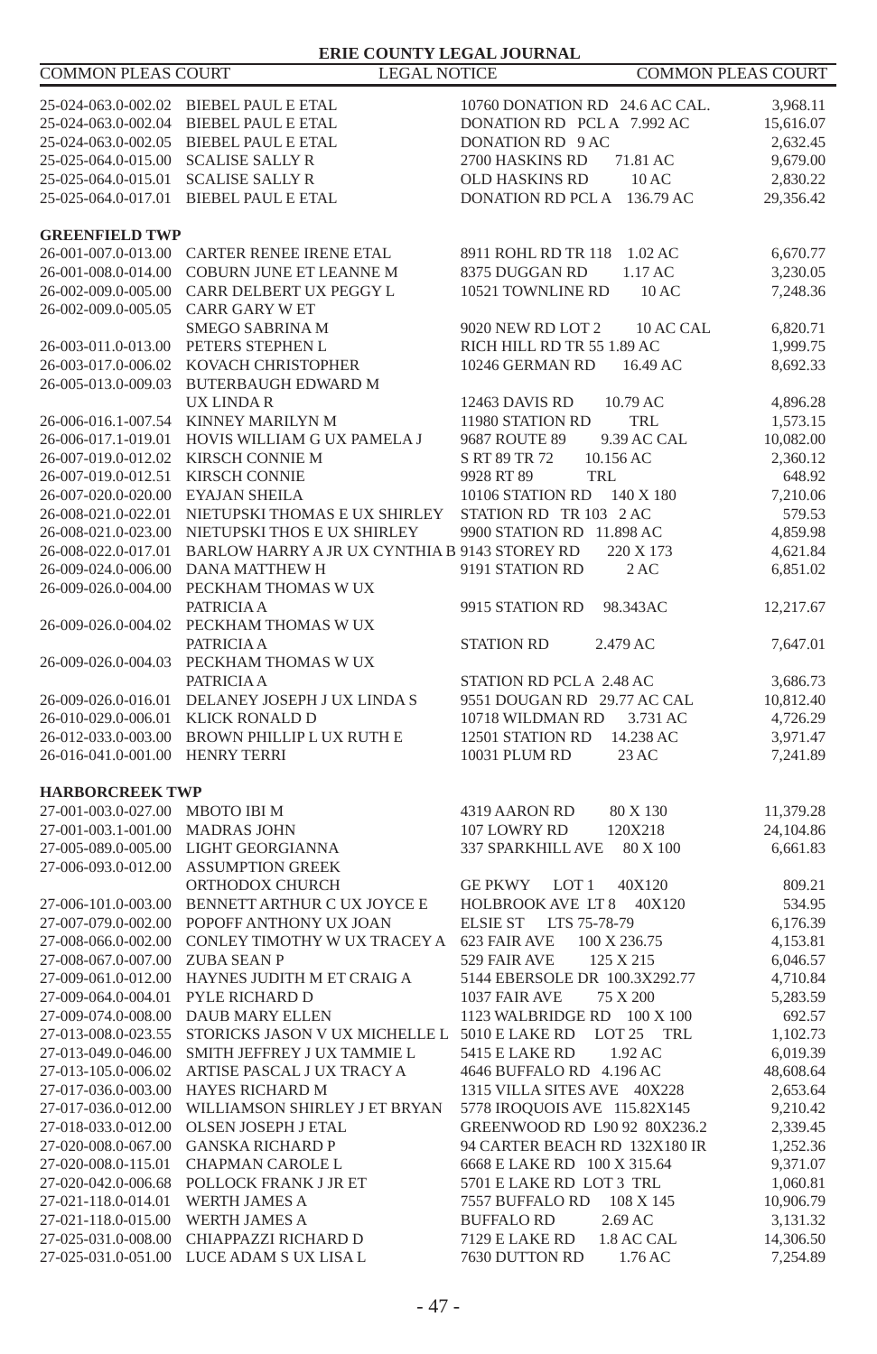| | | | |
|---|---|---|---|
| 25-024-063.0-002.02 | BIEBEL PAUL E ETAL | 10760 DONATION RD 24.6 AC CAL. | 3,968.11 |
| 25-024-063.0-002.04 | BIEBEL PAUL E ETAL | DONATION RD PCL A 7.992 AC | 15,616.07 |
| 25-024-063.0-002.05 | BIEBEL PAUL E ETAL | DONATION RD 9 AC | 2,632.45 |
| 25-025-064.0-015.00 | SCALISE SALLY R | 2700 HASKINS RD 71.81 AC | 9,679.00 |
| 25-025-064.0-015.01 | SCALISE SALLY R | OLD HASKINS RD 10 AC | 2,830.22 |
| 25-025-064.0-017.01 | BIEBEL PAUL E ETAL | DONATION RD PCL A 136.79 AC | 29,356.42 |

**GREENFIELD TWP**

| | | | |
|---|---|---|---|
| 26-001-007.0-013.00 | CARTER RENEE IRENE ETAL | 8911 ROHL RD TR 118 1.02 AC | 6,670.77 |
| 26-001-008.0-014.00 | COBURN JUNE ET LEANNE M | 8375 DUGGAN RD 1.17 AC | 3,230.05 |
| 26-002-009.0-005.00 | CARR DELBERT UX PEGGY L | 10521 TOWNLINE RD 10 AC | 7,248.36 |
| 26-002-009.0-005.05 | CARR GARY W ET SMEGO SABRINA M | 9020 NEW RD LOT 2 10 AC CAL | 6,820.71 |
| 26-003-011.0-013.00 | PETERS STEPHEN L | RICH HILL RD TR 55 1.89 AC | 1,999.75 |
| 26-003-017.0-006.02 | KOVACH CHRISTOPHER | 10246 GERMAN RD 16.49 AC | 8,692.33 |
| 26-005-013.0-009.03 | BUTERBAUGH EDWARD M UX LINDA R | 12463 DAVIS RD 10.79 AC | 4,896.28 |
| 26-006-016.1-007.54 | KINNEY MARILYN M | 11980 STATION RD TRL | 1,573.15 |
| 26-006-017.1-019.01 | HOVIS WILLIAM G UX PAMELA J | 9687 ROUTE 89 9.39 AC CAL | 10,082.00 |
| 26-007-019.0-012.02 | KIRSCH CONNIE M | S RT 89 TR 72 10.156 AC | 2,360.12 |
| 26-007-019.0-012.51 | KIRSCH CONNIE | 9928 RT 89 TRL | 648.92 |
| 26-007-020.0-020.00 | EYAJAN SHEILA | 10106 STATION RD 140 X 180 | 7,210.06 |
| 26-008-021.0-022.01 | NIETUPSKI THOMAS E UX SHIRLEY | STATION RD TR 103 2 AC | 579.53 |
| 26-008-021.0-023.00 | NIETUPSKI THOS E UX SHIRLEY | 9900 STATION RD 11.898 AC | 4,859.98 |
| 26-008-022.0-017.01 | BARLOW HARRY A JR UX CYNTHIA B | 9143 STOREY RD 220 X 173 | 4,621.84 |
| 26-009-024.0-006.00 | DANA MATTHEW H | 9191 STATION RD 2 AC | 6,851.02 |
| 26-009-026.0-004.00 | PECKHAM THOMAS W UX PATRICIA A | 9915 STATION RD 98.343AC | 12,217.67 |
| 26-009-026.0-004.02 | PECKHAM THOMAS W UX PATRICIA A | STATION RD 2.479 AC | 7,647.01 |
| 26-009-026.0-004.03 | PECKHAM THOMAS W UX PATRICIA A | STATION RD PCL A 2.48 AC | 3,686.73 |
| 26-009-026.0-016.01 | DELANEY JOSEPH J UX LINDA S | 9551 DOUGAN RD 29.77 AC CAL | 10,812.40 |
| 26-010-029.0-006.01 | KLICK RONALD D | 10718 WILDMAN RD 3.731 AC | 4,726.29 |
| 26-012-033.0-003.00 | BROWN PHILLIP L UX RUTH E | 12501 STATION RD 14.238 AC | 3,971.47 |
| 26-016-041.0-001.00 | HENRY TERRI | 10031 PLUM RD 23 AC | 7,241.89 |

**HARBORCREEK TWP**

| | | | |
|---|---|---|---|
| 27-001-003.0-027.00 | MBOTO IBI M | 4319 AARON RD 80 X 130 | 11,379.28 |
| 27-001-003.1-001.00 | MADRAS JOHN | 107 LOWRY RD 120X218 | 24,104.86 |
| 27-005-089.0-005.00 | LIGHT GEORGIANNA | 337 SPARKHILL AVE 80 X 100 | 6,661.83 |
| 27-006-093.0-012.00 | ASSUMPTION GREEK ORTHODOX CHURCH | GE PKWY LOT 1 40X120 | 809.21 |
| 27-006-101.0-003.00 | BENNETT ARTHUR C UX JOYCE E | HOLBROOK AVE LT 8 40X120 | 534.95 |
| 27-007-079.0-002.00 | POPOFF ANTHONY UX JOAN | ELSIE ST LTS 75-78-79 | 6,176.39 |
| 27-008-066.0-002.00 | CONLEY TIMOTHY W UX TRACEY A | 623 FAIR AVE 100 X 236.75 | 4,153.81 |
| 27-008-067.0-007.00 | ZUBA SEAN P | 529 FAIR AVE 125 X 215 | 6,046.57 |
| 27-009-061.0-012.00 | HAYNES JUDITH M ET CRAIG A | 5144 EBERSOLE DR 100.3X292.77 | 4,710.84 |
| 27-009-064.0-004.01 | PYLE RICHARD D | 1037 FAIR AVE 75 X 200 | 5,283.59 |
| 27-009-074.0-008.00 | DAUB MARY ELLEN | 1123 WALBRIDGE RD 100 X 100 | 692.57 |
| 27-013-008.0-023.55 | STORICKS JASON V UX MICHELLE L | 5010 E LAKE RD LOT 25 TRL | 1,102.73 |
| 27-013-049.0-046.00 | SMITH JEFFREY J UX TAMMIE L | 5415 E LAKE RD 1.92 AC | 6,019.39 |
| 27-013-105.0-006.02 | ARTISE PASCAL J UX TRACY A | 4646 BUFFALO RD 4.196 AC | 48,608.64 |
| 27-017-036.0-003.00 | HAYES RICHARD M | 1315 VILLA SITES AVE 40X228 | 2,653.64 |
| 27-017-036.0-012.00 | WILLIAMSON SHIRLEY J ET BRYAN | 5778 IROQUOIS AVE 115.82X145 | 9,210.42 |
| 27-018-033.0-012.00 | OLSEN JOSEPH J ETAL | GREENWOOD RD L90 92 80X236.2 | 2,339.45 |
| 27-020-008.0-067.00 | GANSKA RICHARD P | 94 CARTER BEACH RD 132X180 IR | 1,252.36 |
| 27-020-008.0-115.01 | CHAPMAN CAROLE L | 6668 E LAKE RD 100 X 315.64 | 9,371.07 |
| 27-020-042.0-006.68 | POLLOCK FRANK J JR ET | 5701 E LAKE RD LOT 3 TRL | 1,060.81 |
| 27-021-118.0-014.01 | WERTH JAMES A | 7557 BUFFALO RD 108 X 145 | 10,906.79 |
| 27-021-118.0-015.00 | WERTH JAMES A | BUFFALO RD 2.69 AC | 3,131.32 |
| 27-025-031.0-008.00 | CHIAPPAZZI RICHARD D | 7129 E LAKE RD 1.8 AC CAL | 14,306.50 |
| 27-025-031.0-051.00 | LUCE ADAM S UX LISA L | 7630 DUTTON RD 1.76 AC | 7,254.89 |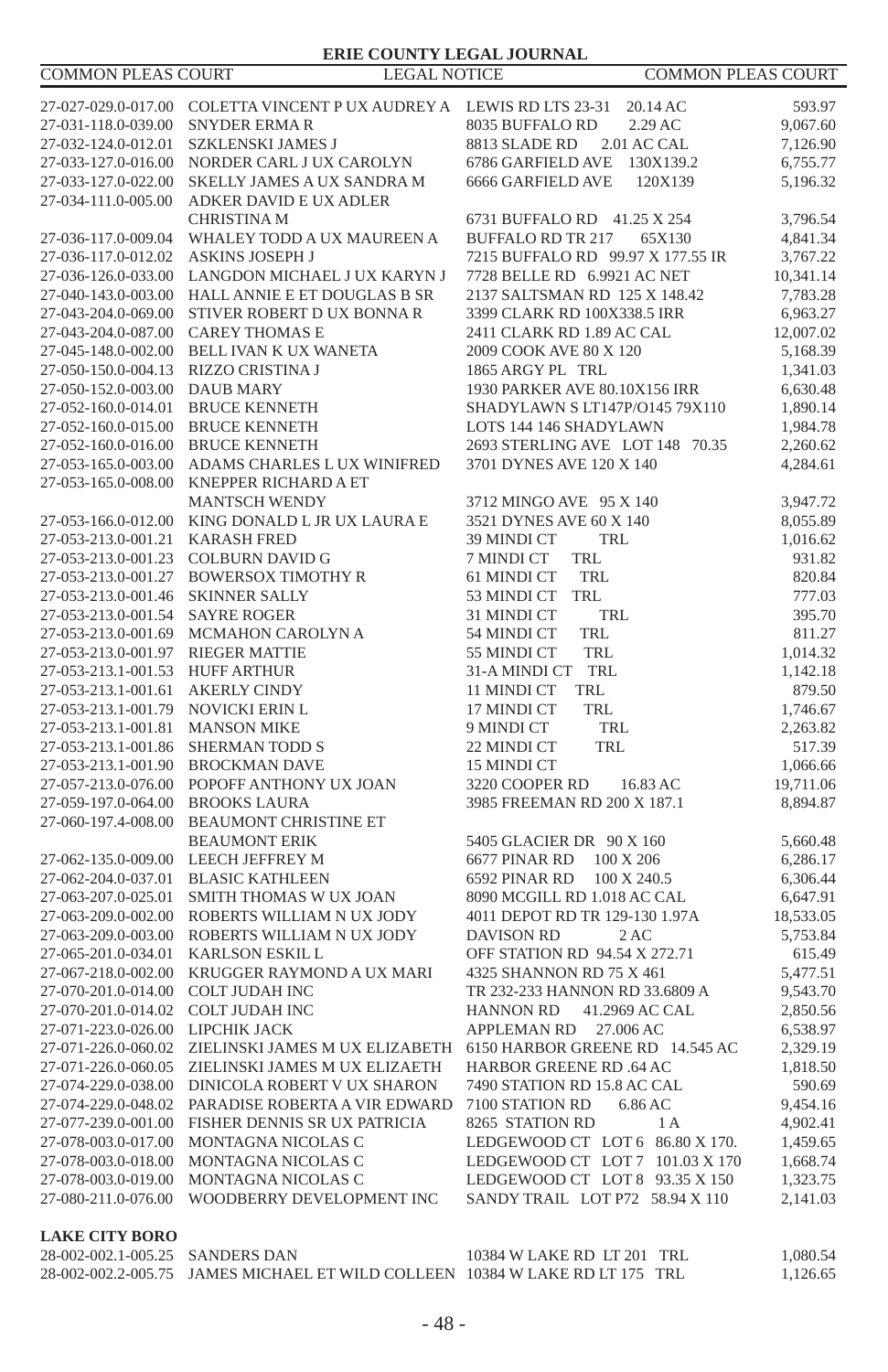| | | | |
|---|---|---|---|
| 27-027-029.0-017.00 | COLETTA VINCENT P UX AUDREY A | LEWIS RD LTS 23-31 20.14 AC | 593.97 |
| 27-031-118.0-039.00 | SNYDER ERMA R | 8035 BUFFALO RD 2.29 AC | 9,067.60 |
| 27-032-124.0-012.01 | SZKLENSKI JAMES J | 8813 SLADE RD 2.01 AC CAL | 7,126.90 |
| 27-033-127.0-016.00 | NORDER CARL J UX CAROLYN | 6786 GARFIELD AVE 130X139.2 | 6,755.77 |
| 27-033-127.0-022.00 | SKELLY JAMES A UX SANDRA M | 6666 GARFIELD AVE 120X139 | 5,196.32 |
| 27-034-111.0-005.00 | ADKER DAVID E UX ADLER CHRISTINA M | 6731 BUFFALO RD 41.25 X 254 | 3,796.54 |
| 27-036-117.0-009.04 | WHALEY TODD A UX MAUREEN A | BUFFALO RD TR 217 65X130 | 4,841.34 |
| 27-036-117.0-012.02 | ASKINS JOSEPH J | 7215 BUFFALO RD 99.97 X 177.55 IR | 3,767.22 |
| 27-036-126.0-033.00 | LANGDON MICHAEL J UX KARYN J | 7728 BELLE RD 6.9921 AC NET | 10,341.14 |
| 27-040-143.0-003.00 | HALL ANNIE E ET DOUGLAS B SR | 2137 SALTSMAN RD 125 X 148.42 | 7,783.28 |
| 27-043-204.0-069.00 | STIVER ROBERT D UX BONNA R | 3399 CLARK RD 100X338.5 IRR | 6,963.27 |
| 27-043-204.0-087.00 | CAREY THOMAS E | 2411 CLARK RD 1.89 AC CAL | 12,007.02 |
| 27-045-148.0-002.00 | BELL IVAN K UX WANETA | 2009 COOK AVE 80 X 120 | 5,168.39 |
| 27-050-150.0-004.13 | RIZZO CRISTINA J | 1865 ARGY PL TRL | 1,341.03 |
| 27-050-152.0-003.00 | DAUB MARY | 1930 PARKER AVE 80.10X156 IRR | 6,630.48 |
| 27-052-160.0-014.01 | BRUCE KENNETH | SHADYLAWN S LT147P/O145 79X110 | 1,890.14 |
| 27-052-160.0-015.00 | BRUCE KENNETH | LOTS 144 146 SHADYLAWN | 1,984.78 |
| 27-052-160.0-016.00 | BRUCE KENNETH | 2693 STERLING AVE LOT 148 70.35 | 2,260.62 |
| 27-053-165.0-003.00 | ADAMS CHARLES L UX WINIFRED | 3701 DYNES AVE 120 X 140 | 4,284.61 |
| 27-053-165.0-008.00 | KNEPPER RICHARD A ET MANTSCH WENDY | 3712 MINGO AVE 95 X 140 | 3,947.72 |
| 27-053-166.0-012.00 | KING DONALD L JR UX LAURA E | 3521 DYNES AVE 60 X 140 | 8,055.89 |
| 27-053-213.0-001.21 | KARASH FRED | 39 MINDI CT TRL | 1,016.62 |
| 27-053-213.0-001.23 | COLBURN DAVID G | 7 MINDI CT TRL | 931.82 |
| 27-053-213.0-001.27 | BOWERSOX TIMOTHY R | 61 MINDI CT TRL | 820.84 |
| 27-053-213.0-001.46 | SKINNER SALLY | 53 MINDI CT TRL | 777.03 |
| 27-053-213.0-001.54 | SAYRE ROGER | 31 MINDI CT TRL | 395.70 |
| 27-053-213.0-001.69 | MCMAHON CAROLYN A | 54 MINDI CT TRL | 811.27 |
| 27-053-213.0-001.97 | RIEGER MATTIE | 55 MINDI CT TRL | 1,014.32 |
| 27-053-213.1-001.53 | HUFF ARTHUR | 31-A MINDI CT TRL | 1,142.18 |
| 27-053-213.1-001.61 | AKERLY CINDY | 11 MINDI CT TRL | 879.50 |
| 27-053-213.1-001.79 | NOVICKI ERIN L | 17 MINDI CT TRL | 1,746.67 |
| 27-053-213.1-001.81 | MANSON MIKE | 9 MINDI CT TRL | 2,263.82 |
| 27-053-213.1-001.86 | SHERMAN TODD S | 22 MINDI CT TRL | 517.39 |
| 27-053-213.1-001.90 | BROCKMAN DAVE | 15 MINDI CT | 1,066.66 |
| 27-057-213.0-076.00 | POPOFF ANTHONY UX JOAN | 3220 COOPER RD 16.83 AC | 19,711.06 |
| 27-059-197.0-064.00 | BROOKS LAURA | 3985 FREEMAN RD 200 X 187.1 | 8,894.87 |
| 27-060-197.4-008.00 | BEAUMONT CHRISTINE ET BEAUMONT ERIK | 5405 GLACIER DR 90 X 160 | 5,660.48 |
| 27-062-135.0-009.00 | LEECH JEFFREY M | 6677 PINAR RD 100 X 206 | 6,286.17 |
| 27-062-204.0-037.01 | BLASIC KATHLEEN | 6592 PINAR RD 100 X 240.5 | 6,306.44 |
| 27-063-207.0-025.01 | SMITH THOMAS W UX JOAN | 8090 MCGILL RD 1.018 AC CAL | 6,647.91 |
| 27-063-209.0-002.00 | ROBERTS WILLIAM N UX JODY | 4011 DEPOT RD TR 129-130 1.97A | 18,533.05 |
| 27-063-209.0-003.00 | ROBERTS WILLIAM N UX JODY | DAVISON RD 2 AC | 5,753.84 |
| 27-065-201.0-034.01 | KARLSON ESKIL L | OFF STATION RD 94.54 X 272.71 | 615.49 |
| 27-067-218.0-002.00 | KRUGGER RAYMOND A UX MARI | 4325 SHANNON RD 75 X 461 | 5,477.51 |
| 27-070-201.0-014.00 | COLT JUDAH INC | TR 232-233 HANNON RD 33.6809 A | 9,543.70 |
| 27-070-201.0-014.02 | COLT JUDAH INC | HANNON RD 41.2969 AC CAL | 2,850.56 |
| 27-071-223.0-026.00 | LIPCHIK JACK | APPLEMAN RD 27.006 AC | 6,538.97 |
| 27-071-226.0-060.02 | ZIELINSKI JAMES M UX ELIZABETH | 6150 HARBOR GREENE RD 14.545 AC | 2,329.19 |
| 27-071-226.0-060.05 | ZIELINSKI JAMES M UX ELIZAETH | HARBOR GREENE RD .64 AC | 1,818.50 |
| 27-074-229.0-038.00 | DINICOLA ROBERT V UX SHARON | 7490 STATION RD 15.8 AC CAL | 590.69 |
| 27-074-229.0-048.02 | PARADISE ROBERTA A VIR EDWARD | 7100 STATION RD 6.86 AC | 9,454.16 |
| 27-077-239.0-001.00 | FISHER DENNIS SR UX PATRICIA | 8265 STATION RD 1 A | 4,902.41 |
| 27-078-003.0-017.00 | MONTAGNA NICOLAS C | LEDGEWOOD CT LOT 6 86.80 X 170. | 1,459.65 |
| 27-078-003.0-018.00 | MONTAGNA NICOLAS C | LEDGEWOOD CT LOT 7 101.03 X 170 | 1,668.74 |
| 27-078-003.0-019.00 | MONTAGNA NICOLAS C | LEDGEWOOD CT LOT 8 93.35 X 150 | 1,323.75 |
| 27-080-211.0-076.00 | WOODBERRY DEVELOPMENT INC | SANDY TRAIL LOT P72 58.94 X 110 | 2,141.03 |

**LAKE CITY BORO**

| | | | |
|---|---|---|---|
| 28-002-002.1-005.25 | SANDERS DAN | 10384 W LAKE RD LT 201 TRL | 1,080.54 |
| 28-002-002.2-005.75 | JAMES MICHAEL ET WILD COLLEEN | 10384 W LAKE RD LT 175 TRL | 1,126.65 |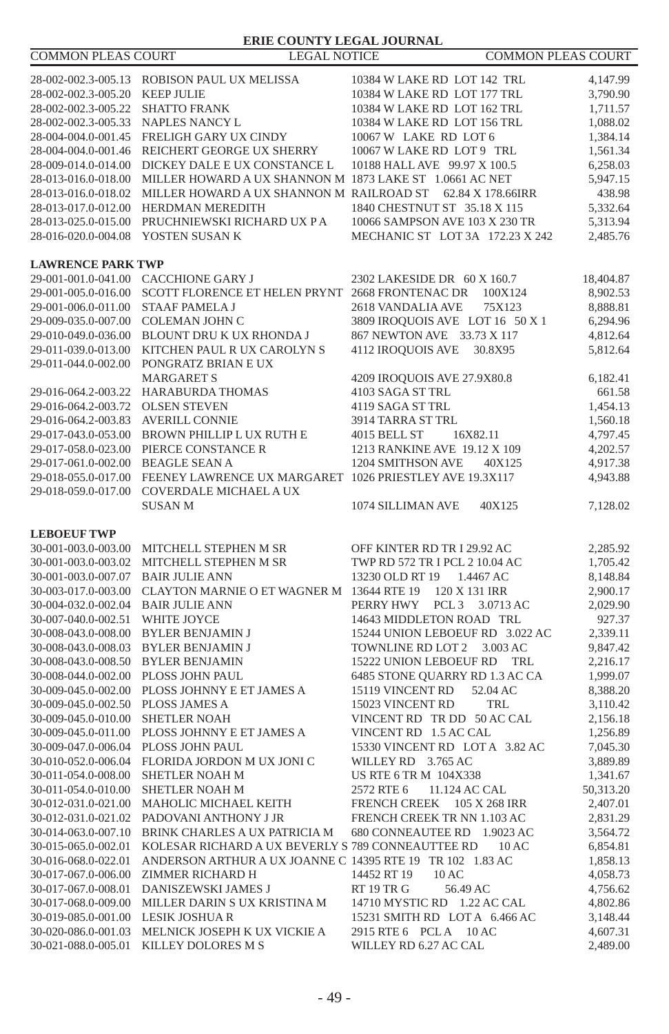| | | | |
|---|---|---|---|
| 28-002-002.3-005.13 | ROBISON PAUL UX MELISSA | 10384 W LAKE RD LOT 142 TRL | 4,147.99 |
| 28-002-002.3-005.20 | KEEP JULIE | 10384 W LAKE RD LOT 177 TRL | 3,790.90 |
| 28-002-002.3-005.22 | SHATTO FRANK | 10384 W LAKE RD LOT 162 TRL | 1,711.57 |
| 28-002-002.3-005.33 | NAPLES NANCY L | 10384 W LAKE RD LOT 156 TRL | 1,088.02 |
| 28-004-004.0-001.45 | FRELIGH GARY UX CINDY | 10067 W LAKE RD LOT 6 | 1,384.14 |
| 28-004-004.0-001.46 | REICHERT GEORGE UX SHERRY | 10067 W LAKE RD LOT 9 TRL | 1,561.34 |
| 28-009-014.0-014.00 | DICKEY DALE E UX CONSTANCE L | 10188 HALL AVE 99.97 X 100.5 | 6,258.03 |
| 28-013-016.0-018.00 | MILLER HOWARD A UX SHANNON M | 1873 LAKE ST 1.0661 AC NET | 5,947.15 |
| 28-013-016.0-018.02 | MILLER HOWARD A UX SHANNON M | RAILROAD ST 62.84 X 178.66IRR | 438.98 |
| 28-013-017.0-012.00 | HERDMAN MEREDITH | 1840 CHESTNUT ST 35.18 X 115 | 5,332.64 |
| 28-013-025.0-015.00 | PRUCHNIEWSKI RICHARD UX P A | 10066 SAMPSON AVE 103 X 230 TR | 5,313.94 |
| 28-016-020.0-004.08 | YOSTEN SUSAN K | MECHANIC ST LOT 3A 172.23 X 242 | 2,485.76 |

**LAWRENCE PARK TWP**

| | | | |
|---|---|---|---|
| 29-001-001.0-041.00 | CACCHIONE GARY J | 2302 LAKESIDE DR 60 X 160.7 | 18,404.87 |
| 29-001-005.0-016.00 | SCOTT FLORENCE ET HELEN PRYNT | 2668 FRONTENAC DR 100X124 | 8,902.53 |
| 29-001-006.0-011.00 | STAAF PAMELA J | 2618 VANDALIA AVE 75X123 | 8,888.81 |
| 29-009-035.0-007.00 | COLEMAN JOHN C | 3809 IROQUOIS AVE LOT 16 50 X 1 | 6,294.96 |
| 29-010-049.0-036.00 | BLOUNT DRU K UX RHONDA J | 867 NEWTON AVE 33.73 X 117 | 4,812.64 |
| 29-011-039.0-013.00 | KITCHEN PAUL R UX CAROLYN S | 4112 IROQUOIS AVE 30.8X95 | 5,812.64 |
| 29-011-044.0-002.00 | PONGRATZ BRIAN E UX MARGARET S | 4209 IROQUOIS AVE 27.9X80.8 | 6,182.41 |
| 29-016-064.2-003.22 | HARABURDA THOMAS | 4103 SAGA ST TRL | 661.58 |
| 29-016-064.2-003.72 | OLSEN STEVEN | 4119 SAGA ST TRL | 1,454.13 |
| 29-016-064.2-003.83 | AVERILL CONNIE | 3914 TARRA ST TRL | 1,560.18 |
| 29-017-043.0-053.00 | BROWN PHILLIP L UX RUTH E | 4015 BELL ST 16X82.11 | 4,797.45 |
| 29-017-058.0-023.00 | PIERCE CONSTANCE R | 1213 RANKINE AVE 19.12 X 109 | 4,202.57 |
| 29-017-061.0-002.00 | BEAGLE SEAN A | 1204 SMITHSON AVE 40X125 | 4,917.38 |
| 29-018-055.0-017.00 | FEENEY LAWRENCE UX MARGARET | 1026 PRIESTLEY AVE 19.3X117 | 4,943.88 |
| 29-018-059.0-017.00 | COVERDALE MICHAEL A UX SUSAN M | 1074 SILLIMAN AVE 40X125 | 7,128.02 |

**LEBOEUF TWP**

| | | | |
|---|---|---|---|
| 30-001-003.0-003.00 | MITCHELL STEPHEN M SR | OFF KINTER RD TR I 29.92 AC | 2,285.92 |
| 30-001-003.0-003.02 | MITCHELL STEPHEN M SR | TWP RD 572 TR I PCL 2 10.04 AC | 1,705.42 |
| 30-001-003.0-007.07 | BAIR JULIE ANN | 13230 OLD RT 19 1.4467 AC | 8,148.84 |
| 30-003-017.0-003.00 | CLAYTON MARNIE O ET WAGNER M | 13644 RTE 19 120 X 131 IRR | 2,900.17 |
| 30-004-032.0-002.04 | BAIR JULIE ANN | PERRY HWY PCL 3 3.0713 AC | 2,029.90 |
| 30-007-040.0-002.51 | WHITE JOYCE | 14643 MIDDLETON ROAD TRL | 927.37 |
| 30-008-043.0-008.00 | BYLER BENJAMIN J | 15244 UNION LEBOEUF RD 3.022 AC | 2,339.11 |
| 30-008-043.0-008.03 | BYLER BENJAMIN J | TOWNLINE RD LOT 2 3.003 AC | 9,847.42 |
| 30-008-043.0-008.50 | BYLER BENJAMIN | 15222 UNION LEBOEUF RD TRL | 2,216.17 |
| 30-008-044.0-002.00 | PLOSS JOHN PAUL | 6485 STONE QUARRY RD 1.3 AC CA | 1,999.07 |
| 30-009-045.0-002.00 | PLOSS JOHNNY E ET JAMES A | 15119 VINCENT RD 52.04 AC | 8,388.20 |
| 30-009-045.0-002.50 | PLOSS JAMES A | 15023 VINCENT RD TRL | 3,110.42 |
| 30-009-045.0-010.00 | SHETLER NOAH | VINCENT RD TR DD 50 AC CAL | 2,156.18 |
| 30-009-045.0-011.00 | PLOSS JOHNNY E ET JAMES A | VINCENT RD 1.5 AC CAL | 1,256.89 |
| 30-009-047.0-006.04 | PLOSS JOHN PAUL | 15330 VINCENT RD LOT A 3.82 AC | 7,045.30 |
| 30-010-052.0-006.04 | FLORIDA JORDON M UX JONI C | WILLEY RD 3.765 AC | 3,889.89 |
| 30-011-054.0-008.00 | SHETLER NOAH M | US RTE 6 TR M 104X338 | 1,341.67 |
| 30-011-054.0-010.00 | SHETLER NOAH M | 2572 RTE 6 11.124 AC CAL | 50,313.20 |
| 30-012-031.0-021.00 | MAHOLIC MICHAEL KEITH | FRENCH CREEK 105 X 268 IRR | 2,407.01 |
| 30-012-031.0-021.02 | PADOVANI ANTHONY J JR | FRENCH CREEK TR NN 1.103 AC | 2,831.29 |
| 30-014-063.0-007.10 | BRINK CHARLES A UX PATRICIA M | 680 CONNEAUTEE RD 1.9023 AC | 3,564.72 |
| 30-015-065.0-002.01 | KOLESAR RICHARD A UX BEVERLY S | 789 CONNEAUTTEE RD 10 AC | 6,854.81 |
| 30-016-068.0-022.01 | ANDERSON ARTHUR A UX JOANNE C | 14395 RTE 19 TR 102 1.83 AC | 1,858.13 |
| 30-017-067.0-006.00 | ZIMMER RICHARD H | 14452 RT 19 10 AC | 4,058.73 |
| 30-017-067.0-008.01 | DANISZEWSKI JAMES J | RT 19 TR G 56.49 AC | 4,756.62 |
| 30-017-068.0-009.00 | MILLER DARIN S UX KRISTINA M | 14710 MYSTIC RD 1.22 AC CAL | 4,802.86 |
| 30-019-085.0-001.00 | LESIK JOSHUA R | 15231 SMITH RD LOT A 6.466 AC | 3,148.44 |
| 30-020-086.0-001.03 | MELNICK JOSEPH K UX VICKIE A | 2915 RTE 6 PCL A 10 AC | 4,607.31 |
| 30-021-088.0-005.01 | KILLEY DOLORES M S | WILLEY RD 6.27 AC CAL | 2,489.00 |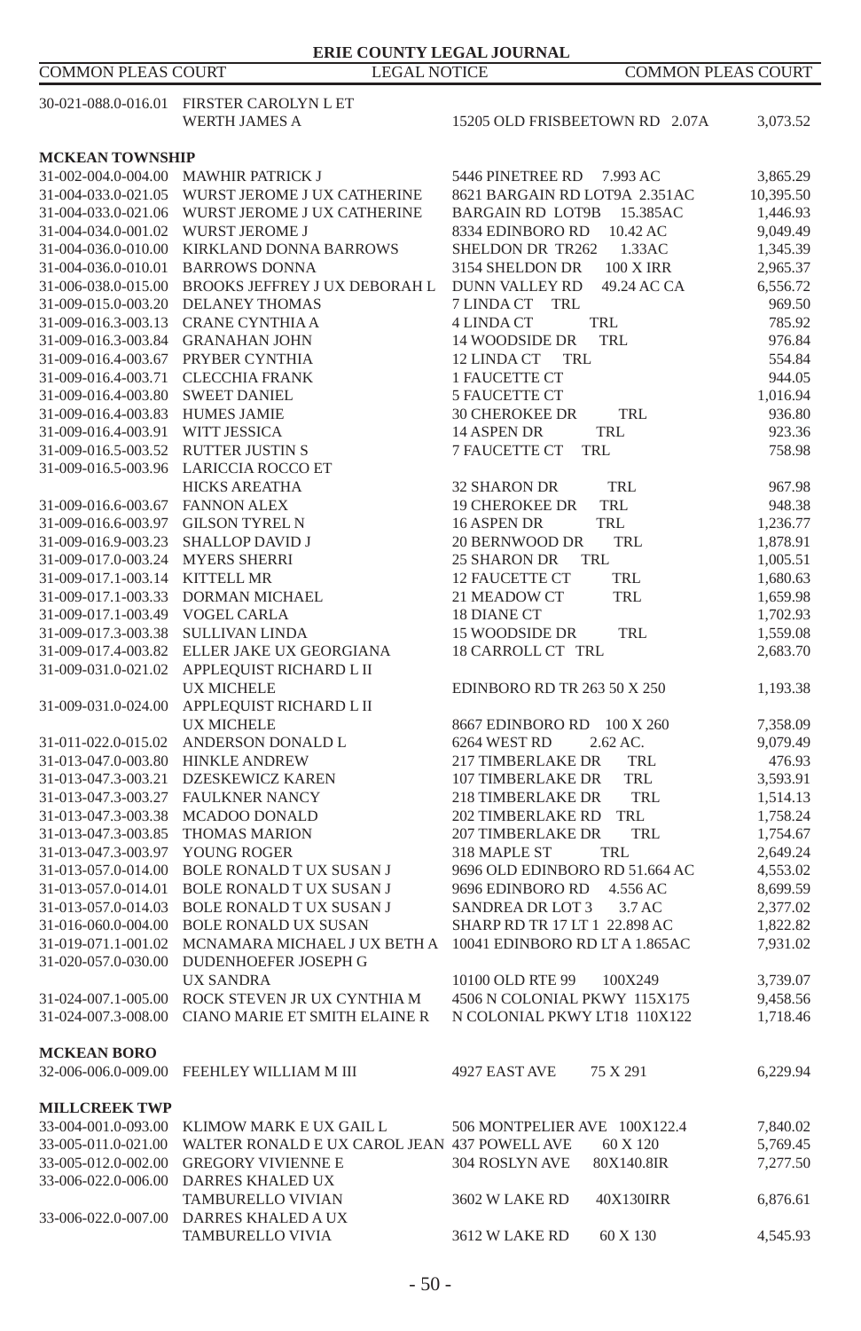| | | | |
|---|---|---|---|
| 30-021-088.0-016.01 | FIRSTER CAROLYN L ET WERTH JAMES A | 15205 OLD FRISBEETOWN RD 2.07A | 3,073.52 |

**MCKEAN TOWNSHIP**

| | | | |
|---|---|---|---|
| 31-002-004.0-004.00 | MAWHIR PATRICK J | 5446 PINETREE RD 7.993 AC | 3,865.29 |
| 31-004-033.0-021.05 | WURST JEROME J UX CATHERINE | 8621 BARGAIN RD LOT9A 2.351AC | 10,395.50 |
| 31-004-033.0-021.06 | WURST JEROME J UX CATHERINE | BARGAIN RD LOT9B 15.385AC | 1,446.93 |
| 31-004-034.0-001.02 | WURST JEROME J | 8334 EDINBORO RD 10.42 AC | 9,049.49 |
| 31-004-036.0-010.00 | KIRKLAND DONNA BARROWS | SHELDON DR TR262 1.33AC | 1,345.39 |
| 31-004-036.0-010.01 | BARROWS DONNA | 3154 SHELDON DR 100 X IRR | 2,965.37 |
| 31-006-038.0-015.00 | BROOKS JEFFREY J UX DEBORAH L | DUNN VALLEY RD 49.24 AC CA | 6,556.72 |
| 31-009-015.0-003.20 | DELANEY THOMAS | 7 LINDA CT TRL | 969.50 |
| 31-009-016.3-003.13 | CRANE CYNTHIA A | 4 LINDA CT TRL | 785.92 |
| 31-009-016.3-003.84 | GRANAHAN JOHN | 14 WOODSIDE DR TRL | 976.84 |
| 31-009-016.4-003.67 | PRYBER CYNTHIA | 12 LINDA CT TRL | 554.84 |
| 31-009-016.4-003.71 | CLECCHIA FRANK | 1 FAUCETTE CT | 944.05 |
| 31-009-016.4-003.80 | SWEET DANIEL | 5 FAUCETTE CT | 1,016.94 |
| 31-009-016.4-003.83 | HUMES JAMIE | 30 CHEROKEE DR TRL | 936.80 |
| 31-009-016.4-003.91 | WITT JESSICA | 14 ASPEN DR TRL | 923.36 |
| 31-009-016.5-003.52 | RUTTER JUSTIN S | 7 FAUCETTE CT TRL | 758.98 |
| 31-009-016.5-003.96 | LARICCIA ROCCO ET HICKS AREATHA | 32 SHARON DR TRL | 967.98 |
| 31-009-016.6-003.67 | FANNON ALEX | 19 CHEROKEE DR TRL | 948.38 |
| 31-009-016.6-003.97 | GILSON TYREL N | 16 ASPEN DR TRL | 1,236.77 |
| 31-009-016.9-003.23 | SHALLOP DAVID J | 20 BERNWOOD DR TRL | 1,878.91 |
| 31-009-017.0-003.24 | MYERS SHERRI | 25 SHARON DR TRL | 1,005.51 |
| 31-009-017.1-003.14 | KITTELL MR | 12 FAUCETTE CT TRL | 1,680.63 |
| 31-009-017.1-003.33 | DORMAN MICHAEL | 21 MEADOW CT TRL | 1,659.98 |
| 31-009-017.1-003.49 | VOGEL CARLA | 18 DIANE CT | 1,702.93 |
| 31-009-017.3-003.38 | SULLIVAN LINDA | 15 WOODSIDE DR TRL | 1,559.08 |
| 31-009-017.4-003.82 | ELLER JAKE UX GEORGIANA | 18 CARROLL CT TRL | 2,683.70 |
| 31-009-031.0-021.02 | APPLEQUIST RICHARD L II UX MICHELE | EDINBORO RD TR 263 50 X 250 | 1,193.38 |
| 31-009-031.0-024.00 | APPLEQUIST RICHARD L II UX MICHELE | 8667 EDINBORO RD 100 X 260 | 7,358.09 |
| 31-011-022.0-015.02 | ANDERSON DONALD L | 6264 WEST RD 2.62 AC. | 9,079.49 |
| 31-013-047.0-003.80 | HINKLE ANDREW | 217 TIMBERLAKE DR TRL | 476.93 |
| 31-013-047.3-003.21 | DZESKEWICZ KAREN | 107 TIMBERLAKE DR TRL | 3,593.91 |
| 31-013-047.3-003.27 | FAULKNER NANCY | 218 TIMBERLAKE DR TRL | 1,514.13 |
| 31-013-047.3-003.38 | MCADOO DONALD | 202 TIMBERLAKE RD TRL | 1,758.24 |
| 31-013-047.3-003.85 | THOMAS MARION | 207 TIMBERLAKE DR TRL | 1,754.67 |
| 31-013-047.3-003.97 | YOUNG ROGER | 318 MAPLE ST TRL | 2,649.24 |
| 31-013-057.0-014.00 | BOLE RONALD T UX SUSAN J | 9696 OLD EDINBORO RD 51.664 AC | 4,553.02 |
| 31-013-057.0-014.01 | BOLE RONALD T UX SUSAN J | 9696 EDINBORO RD 4.556 AC | 8,699.59 |
| 31-013-057.0-014.03 | BOLE RONALD T UX SUSAN J | SANDREA DR LOT 3 3.7 AC | 2,377.02 |
| 31-016-060.0-004.00 | BOLE RONALD UX SUSAN | SHARP RD TR 17 LT 1 22.898 AC | 1,822.82 |
| 31-019-071.1-001.02 | MCNAMARA MICHAEL J UX BETH A | 10041 EDINBORO RD LT A 1.865AC | 7,931.02 |
| 31-020-057.0-030.00 | DUDENHOEFER JOSEPH G UX SANDRA | 10100 OLD RTE 99 100X249 | 3,739.07 |
| 31-024-007.1-005.00 | ROCK STEVEN JR UX CYNTHIA M | 4506 N COLONIAL PKWY 115X175 | 9,458.56 |
| 31-024-007.3-008.00 | CIANO MARIE ET SMITH ELAINE R | N COLONIAL PKWY LT18 110X122 | 1,718.46 |

**MCKEAN BORO**

| | | | |
|---|---|---|---|
| 32-006-006.0-009.00 | FEEHLEY WILLIAM M III | 4927 EAST AVE 75 X 291 | 6,229.94 |

**MILLCREEK TWP**

| | | | |
|---|---|---|---|
| 33-004-001.0-093.00 | KLIMOW MARK E UX GAIL L | 506 MONTPELIER AVE 100X122.4 | 7,840.02 |
| 33-005-011.0-021.00 | WALTER RONALD E UX CAROL JEAN | 437 POWELL AVE 60 X 120 | 5,769.45 |
| 33-005-012.0-002.00 | GREGORY VIVIENNE E | 304 ROSLYN AVE 80X140.8IR | 7,277.50 |
| 33-006-022.0-006.00 | DARRES KHALED UX TAMBURELLO VIVIAN | 3602 W LAKE RD 40X130IRR | 6,876.61 |
| 33-006-022.0-007.00 | DARRES KHALED A UX TAMBURELLO VIVIA | 3612 W LAKE RD 60 X 130 | 4,545.93 |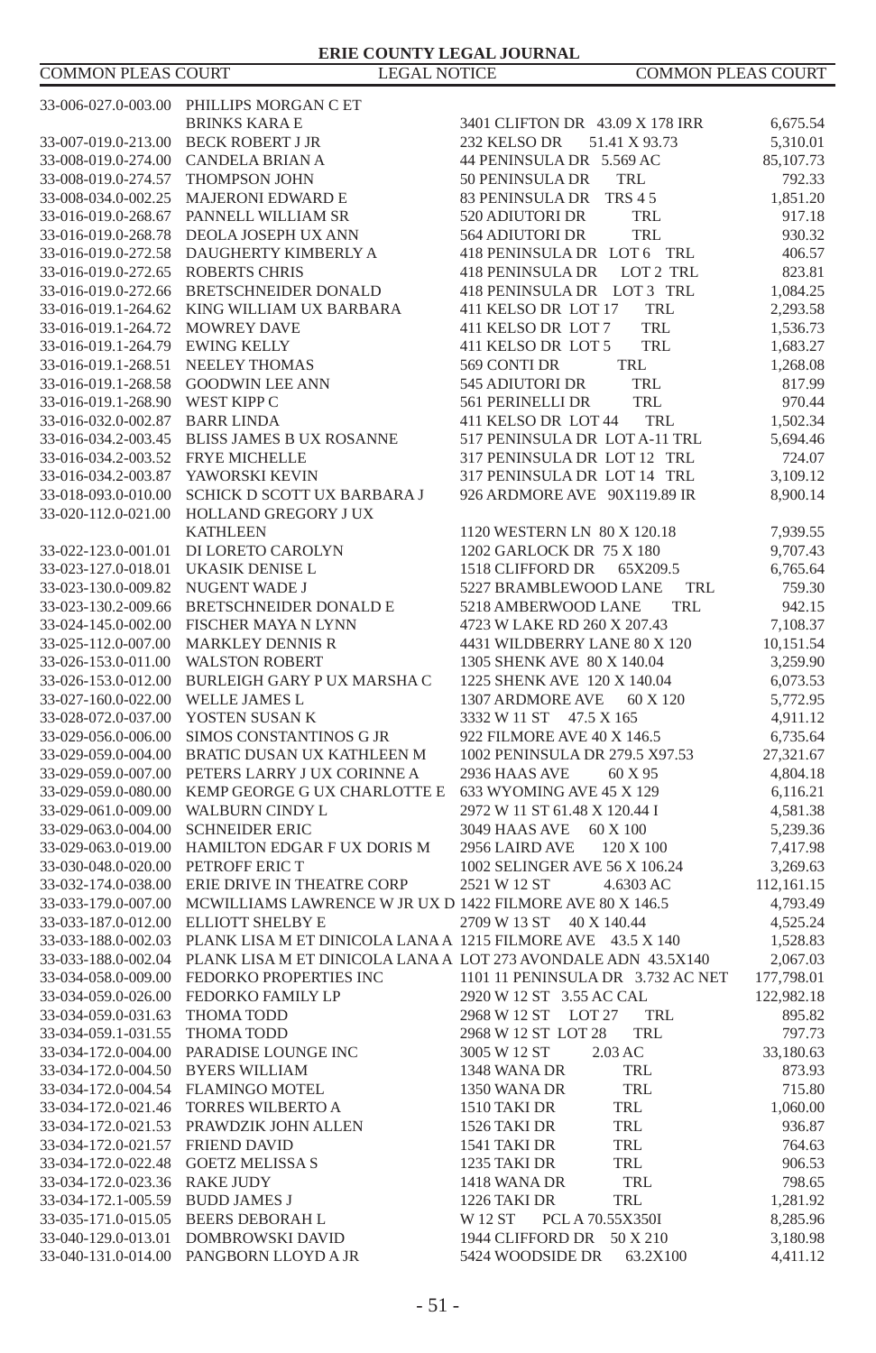| Parcel | Owner | Property | Amount |
|---|---|---|---|
| 33-006-027.0-003.00 | PHILLIPS MORGAN C ET BRINKS KARA E | 3401 CLIFTON DR 43.09 X 178 IRR | 6,675.54 |
| 33-007-019.0-213.00 | BECK ROBERT J JR | 232 KELSO DR 51.41 X 93.73 | 5,310.01 |
| 33-008-019.0-274.00 | CANDELA BRIAN A | 44 PENINSULA DR 5.569 AC | 85,107.73 |
| 33-008-019.0-274.57 | THOMPSON JOHN | 50 PENINSULA DR TRL | 792.33 |
| 33-008-034.0-002.25 | MAJERONI EDWARD E | 83 PENINSULA DR TRS 4 5 | 1,851.20 |
| 33-016-019.0-268.67 | PANNELL WILLIAM SR | 520 ADIUTORI DR TRL | 917.18 |
| 33-016-019.0-268.78 | DEOLA JOSEPH UX ANN | 564 ADIUTORI DR TRL | 930.32 |
| 33-016-019.0-272.58 | DAUGHERTY KIMBERLY A | 418 PENINSULA DR LOT 6 TRL | 406.57 |
| 33-016-019.0-272.65 | ROBERTS CHRIS | 418 PENINSULA DR LOT 2 TRL | 823.81 |
| 33-016-019.0-272.66 | BRETSCHNEIDER DONALD | 418 PENINSULA DR LOT 3 TRL | 1,084.25 |
| 33-016-019.1-264.62 | KING WILLIAM UX BARBARA | 411 KELSO DR LOT 17 TRL | 2,293.58 |
| 33-016-019.1-264.72 | MOWREY DAVE | 411 KELSO DR LOT 7 TRL | 1,536.73 |
| 33-016-019.1-264.79 | EWING KELLY | 411 KELSO DR LOT 5 TRL | 1,683.27 |
| 33-016-019.1-268.51 | NEELEY THOMAS | 569 CONTI DR TRL | 1,268.08 |
| 33-016-019.1-268.58 | GOODWIN LEE ANN | 545 ADIUTORI DR TRL | 817.99 |
| 33-016-019.1-268.90 | WEST KIPP C | 561 PERINELLI DR TRL | 970.44 |
| 33-016-032.0-002.87 | BARR LINDA | 411 KELSO DR LOT 44 TRL | 1,502.34 |
| 33-016-034.2-003.45 | BLISS JAMES B UX ROSANNE | 517 PENINSULA DR LOT A-11 TRL | 5,694.46 |
| 33-016-034.2-003.52 | FRYE MICHELLE | 317 PENINSULA DR LOT 12 TRL | 724.07 |
| 33-016-034.2-003.87 | YAWORSKI KEVIN | 317 PENINSULA DR LOT 14 TRL | 3,109.12 |
| 33-018-093.0-010.00 | SCHICK D SCOTT UX BARBARA J | 926 ARDMORE AVE 90X119.89 IR | 8,900.14 |
| 33-020-112.0-021.00 | HOLLAND GREGORY J UX KATHLEEN | 1120 WESTERN LN 80 X 120.18 | 7,939.55 |
| 33-022-123.0-001.01 | DI LORETO CAROLYN | 1202 GARLOCK DR 75 X 180 | 9,707.43 |
| 33-023-127.0-018.01 | UKASIK DENISE L | 1518 CLIFFORD DR 65X209.5 | 6,765.64 |
| 33-023-130.0-009.82 | NUGENT WADE J | 5227 BRAMBLEWOOD LANE TRL | 759.30 |
| 33-023-130.2-009.66 | BRETSCHNEIDER DONALD E | 5218 AMBERWOOD LANE TRL | 942.15 |
| 33-024-145.0-002.00 | FISCHER MAYA N LYNN | 4723 W LAKE RD 260 X 207.43 | 7,108.37 |
| 33-025-112.0-007.00 | MARKLEY DENNIS R | 4431 WILDBERRY LANE 80 X 120 | 10,151.54 |
| 33-026-153.0-011.00 | WALSTON ROBERT | 1305 SHENK AVE 80 X 140.04 | 3,259.90 |
| 33-026-153.0-012.00 | BURLEIGH GARY P UX MARSHA C | 1225 SHENK AVE 120 X 140.04 | 6,073.53 |
| 33-027-160.0-022.00 | WELLE JAMES L | 1307 ARDMORE AVE 60 X 120 | 5,772.95 |
| 33-028-072.0-037.00 | YOSTEN SUSAN K | 3332 W 11 ST 47.5 X 165 | 4,911.12 |
| 33-029-056.0-006.00 | SIMOS CONSTANTINOS G JR | 922 FILMORE AVE 40 X 146.5 | 6,735.64 |
| 33-029-059.0-004.00 | BRATIC DUSAN UX KATHLEEN M | 1002 PENINSULA DR 279.5 X97.53 | 27,321.67 |
| 33-029-059.0-007.00 | PETERS LARRY J UX CORINNE A | 2936 HAAS AVE 60 X 95 | 4,804.18 |
| 33-029-059.0-080.00 | KEMP GEORGE G UX CHARLOTTE E | 633 WYOMING AVE 45 X 129 | 6,116.21 |
| 33-029-061.0-009.00 | WALBURN CINDY L | 2972 W 11 ST 61.48 X 120.44 I | 4,581.38 |
| 33-029-063.0-004.00 | SCHNEIDER ERIC | 3049 HAAS AVE 60 X 100 | 5,239.36 |
| 33-029-063.0-019.00 | HAMILTON EDGAR F UX DORIS M | 2956 LAIRD AVE 120 X 100 | 7,417.98 |
| 33-030-048.0-020.00 | PETROFF ERIC T | 1002 SELINGER AVE 56 X 106.24 | 3,269.63 |
| 33-032-174.0-038.00 | ERIE DRIVE IN THEATRE CORP | 2521 W 12 ST 4.6303 AC | 112,161.15 |
| 33-033-179.0-007.00 | MCWILLIAMS LAWRENCE W JR UX D | 1422 FILMORE AVE 80 X 146.5 | 4,793.49 |
| 33-033-187.0-012.00 | ELLIOTT SHELBY E | 2709 W 13 ST 40 X 140.44 | 4,525.24 |
| 33-033-188.0-002.03 | PLANK LISA M ET DINICOLA LANA A | 1215 FILMORE AVE 43.5 X 140 | 1,528.83 |
| 33-033-188.0-002.04 | PLANK LISA M ET DINICOLA LANA A | LOT 273 AVONDALE ADN 43.5X140 | 2,067.03 |
| 33-034-058.0-009.00 | FEDORKO PROPERTIES INC | 1101 11 PENINSULA DR 3.732 AC NET | 177,798.01 |
| 33-034-059.0-026.00 | FEDORKO FAMILY LP | 2920 W 12 ST 3.55 AC CAL | 122,982.18 |
| 33-034-059.0-031.63 | THOMA TODD | 2968 W 12 ST LOT 27 TRL | 895.82 |
| 33-034-059.1-031.55 | THOMA TODD | 2968 W 12 ST LOT 28 TRL | 797.73 |
| 33-034-172.0-004.00 | PARADISE LOUNGE INC | 3005 W 12 ST 2.03 AC | 33,180.63 |
| 33-034-172.0-004.50 | BYERS WILLIAM | 1348 WANA DR TRL | 873.93 |
| 33-034-172.0-004.54 | FLAMINGO MOTEL | 1350 WANA DR TRL | 715.80 |
| 33-034-172.0-021.46 | TORRES WILBERTO A | 1510 TAKI DR TRL | 1,060.00 |
| 33-034-172.0-021.53 | PRAWDZIK JOHN ALLEN | 1526 TAKI DR TRL | 936.87 |
| 33-034-172.0-021.57 | FRIEND DAVID | 1541 TAKI DR TRL | 764.63 |
| 33-034-172.0-022.48 | GOETZ MELISSA S | 1235 TAKI DR TRL | 906.53 |
| 33-034-172.0-023.36 | RAKE JUDY | 1418 WANA DR TRL | 798.65 |
| 33-034-172.1-005.59 | BUDD JAMES J | 1226 TAKI DR TRL | 1,281.92 |
| 33-035-171.0-015.05 | BEERS DEBORAH L | W 12 ST PCL A 70.55X350I | 8,285.96 |
| 33-040-129.0-013.01 | DOMBROWSKI DAVID | 1944 CLIFFORD DR 50 X 210 | 3,180.98 |
| 33-040-131.0-014.00 | PANGBORN LLOYD A JR | 5424 WOODSIDE DR 63.2X100 | 4,411.12 |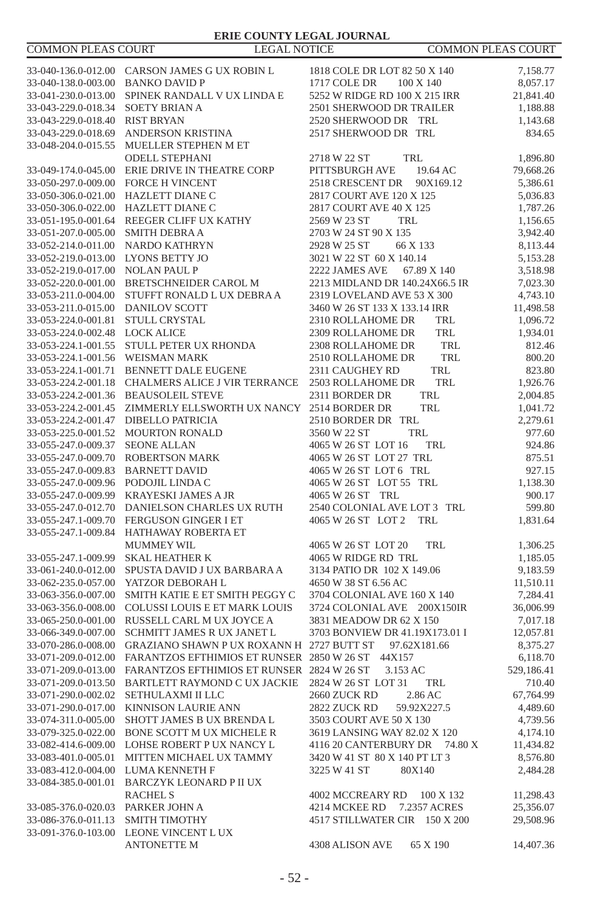| | | | |
|---|---|---|---|
| 33-040-136.0-012.00 | CARSON JAMES G UX ROBIN L | 1818 COLE DR LOT 82 50 X 140 | 7,158.77 |
| 33-040-138.0-003.00 | BANKO DAVID P | 1717 COLE DR 100 X 140 | 8,057.17 |
| 33-041-230.0-013.00 | SPINEK RANDALL V UX LINDA E | 5252 W RIDGE RD 100 X 215 IRR | 21,841.40 |
| 33-043-229.0-018.34 | SOETY BRIAN A | 2501 SHERWOOD DR TRAILER | 1,188.88 |
| 33-043-229.0-018.40 | RIST BRYAN | 2520 SHERWOOD DR TRL | 1,143.68 |
| 33-043-229.0-018.69 | ANDERSON KRISTINA | 2517 SHERWOOD DR TRL | 834.65 |
| 33-048-204.0-015.55 | MUELLER STEPHEN M ET ODELL STEPHANI | 2718 W 22 ST TRL | 1,896.80 |
| 33-049-174.0-045.00 | ERIE DRIVE IN THEATRE CORP | PITTSBURGH AVE 19.64 AC | 79,668.26 |
| 33-050-297.0-009.00 | FORCE H VINCENT | 2518 CRESCENT DR 90X169.12 | 5,386.61 |
| 33-050-306.0-021.00 | HAZLETT DIANE C | 2817 COURT AVE 120 X 125 | 5,036.83 |
| 33-050-306.0-022.00 | HAZLETT DIANE C | 2817 COURT AVE 40 X 125 | 1,787.26 |
| 33-051-195.0-001.64 | REEGER CLIFF UX KATHY | 2569 W 23 ST TRL | 1,156.65 |
| 33-051-207.0-005.00 | SMITH DEBRA A | 2703 W 24 ST 90 X 135 | 3,942.40 |
| 33-052-214.0-011.00 | NARDO KATHRYN | 2928 W 25 ST 66 X 133 | 8,113.44 |
| 33-052-219.0-013.00 | LYONS BETTY JO | 3021 W 22 ST 60 X 140.14 | 5,153.28 |
| 33-052-219.0-017.00 | NOLAN PAUL P | 2222 JAMES AVE 67.89 X 140 | 3,518.98 |
| 33-052-220.0-001.00 | BRETSCHNEIDER CAROL M | 2213 MIDLAND DR 140.24X66.5 IR | 7,023.30 |
| 33-053-211.0-004.00 | STUFFT RONALD L UX DEBRA A | 2319 LOVELAND AVE 53 X 300 | 4,743.10 |
| 33-053-211.0-015.00 | DANILOV SCOTT | 3460 W 26 ST 133 X 133.14 IRR | 11,498.58 |
| 33-053-224.0-001.81 | STULL CRYSTAL | 2310 ROLLAHOME DR TRL | 1,096.72 |
| 33-053-224.0-002.48 | LOCK ALICE | 2309 ROLLAHOME DR TRL | 1,934.01 |
| 33-053-224.1-001.55 | STULL PETER UX RHONDA | 2308 ROLLAHOME DR TRL | 812.46 |
| 33-053-224.1-001.56 | WEISMAN MARK | 2510 ROLLAHOME DR TRL | 800.20 |
| 33-053-224.1-001.71 | BENNETT DALE EUGENE | 2311 CAUGHEY RD TRL | 823.80 |
| 33-053-224.2-001.18 | CHALMERS ALICE J VIR TERRANCE | 2503 ROLLAHOME DR TRL | 1,926.76 |
| 33-053-224.2-001.36 | BEAUSOLEIL STEVE | 2311 BORDER DR TRL | 2,004.85 |
| 33-053-224.2-001.45 | ZIMMERLY ELLSWORTH UX NANCY | 2514 BORDER DR TRL | 1,041.72 |
| 33-053-224.2-001.47 | DIBELLO PATRICIA | 2510 BORDER DR TRL | 2,279.61 |
| 33-053-225.0-001.52 | MOURTON RONALD | 3560 W 22 ST TRL | 977.60 |
| 33-055-247.0-009.37 | SEONE ALLAN | 4065 W 26 ST LOT 16 TRL | 924.86 |
| 33-055-247.0-009.70 | ROBERTSON MARK | 4065 W 26 ST LOT 27 TRL | 875.51 |
| 33-055-247.0-009.83 | BARNETT DAVID | 4065 W 26 ST LOT 6 TRL | 927.15 |
| 33-055-247.0-009.96 | PODOJIL LINDA C | 4065 W 26 ST LOT 55 TRL | 1,138.30 |
| 33-055-247.0-009.99 | KRAYESKI JAMES A JR | 4065 W 26 ST TRL | 900.17 |
| 33-055-247.0-012.70 | DANIELSON CHARLES UX RUTH | 2540 COLONIAL AVE LOT 3 TRL | 599.80 |
| 33-055-247.1-009.70 | FERGUSON GINGER I ET | 4065 W 26 ST LOT 2 TRL | 1,831.64 |
| 33-055-247.1-009.84 | HATHAWAY ROBERTA ET MUMMEY WIL | 4065 W 26 ST LOT 20 TRL | 1,306.25 |
| 33-055-247.1-009.99 | SKAL HEATHER K | 4065 W RIDGE RD TRL | 1,185.05 |
| 33-061-240.0-012.00 | SPUSTA DAVID J UX BARBARA A | 3134 PATIO DR 102 X 149.06 | 9,183.59 |
| 33-062-235.0-057.00 | YATZOR DEBORAH L | 4650 W 38 ST 6.56 AC | 11,510.11 |
| 33-063-356.0-007.00 | SMITH KATIE E ET SMITH PEGGY C | 3704 COLONIAL AVE 160 X 140 | 7,284.41 |
| 33-063-356.0-008.00 | COLUSSI LOUIS E ET MARK LOUIS | 3724 COLONIAL AVE 200X150IR | 36,006.99 |
| 33-065-250.0-001.00 | RUSSELL CARL M UX JOYCE A | 3831 MEADOW DR 62 X 150 | 7,017.18 |
| 33-066-349.0-007.00 | SCHMITT JAMES R UX JANET L | 3703 BONVIEW DR 41.19X173.01 I | 12,057.81 |
| 33-070-286.0-008.00 | GRAZIANO SHAWN P UX ROXANN H | 2727 BUTT ST 97.62X181.66 | 8,375.27 |
| 33-071-209.0-012.00 | FARANTZOS EFTHIMIOS ET RUNSER | 2850 W 26 ST 44X157 | 6,118.70 |
| 33-071-209.0-013.00 | FARANTZOS EFTHIMIOS ET RUNSER | 2824 W 26 ST 3.153 AC | 529,186.41 |
| 33-071-209.0-013.50 | BARTLETT RAYMOND C UX JACKIE | 2824 W 26 ST LOT 31 TRL | 710.40 |
| 33-071-290.0-002.02 | SETHULAXMI II LLC | 2660 ZUCK RD 2.86 AC | 67,764.99 |
| 33-071-290.0-017.00 | KINNISON LAURIE ANN | 2822 ZUCK RD 59.92X227.5 | 4,489.60 |
| 33-074-311.0-005.00 | SHOTT JAMES B UX BRENDA L | 3503 COURT AVE 50 X 130 | 4,739.56 |
| 33-079-325.0-022.00 | BONE SCOTT M UX MICHELE R | 3619 LANSING WAY 82.02 X 120 | 4,174.10 |
| 33-082-414.6-009.00 | LOHSE ROBERT P UX NANCY L | 4116 20 CANTERBURY DR 74.80 X | 11,434.82 |
| 33-083-401.0-005.01 | MITTEN MICHAEL UX TAMMY | 3420 W 41 ST 80 X 140 PT LT 3 | 8,576.80 |
| 33-083-412.0-004.00 | LUMA KENNETH F | 3225 W 41 ST 80X140 | 2,484.28 |
| 33-084-385.0-001.01 | BARCZYK LEONARD P II UX RACHEL S | 4002 MCCREARY RD 100 X 132 | 11,298.43 |
| 33-085-376.0-020.03 | PARKER JOHN A | 4214 MCKEE RD 7.2357 ACRES | 25,356.07 |
| 33-086-376.0-011.13 | SMITH TIMOTHY | 4517 STILLWATER CIR 150 X 200 | 29,508.96 |
| 33-091-376.0-103.00 | LEONE VINCENT L UX ANTONETTE M | 4308 ALISON AVE 65 X 190 | 14,407.36 |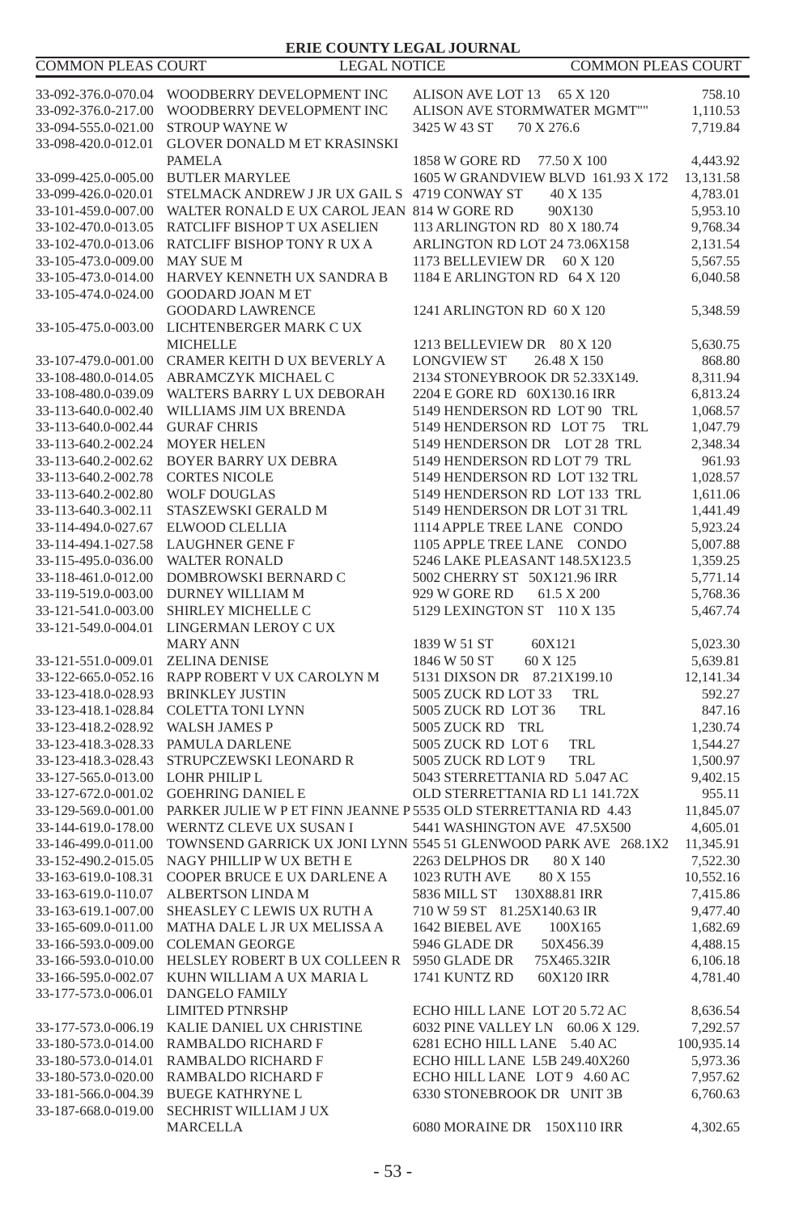| COMMON PLEAS COURT | LEGAL NOTICE | | COMMON PLEAS COURT |
|---|---|---|---|
| 33-092-376.0-070.04 | WOODBERRY DEVELOPMENT INC | ALISON AVE LOT 13 65 X 120 | 758.10 |
| 33-092-376.0-217.00 | WOODBERRY DEVELOPMENT INC | ALISON AVE STORMWATER MGMT"" | 1,110.53 |
| 33-094-555.0-021.00 | STROUP WAYNE W | 3425 W 43 ST 70 X 276.6 | 7,719.84 |
| 33-098-420.0-012.01 | GLOVER DONALD M ET KRASINSKI PAMELA | 1858 W GORE RD 77.50 X 100 | 4,443.92 |
| 33-099-425.0-005.00 | BUTLER MARYLEE | 1605 W GRANDVIEW BLVD 161.93 X 172 | 13,131.58 |
| 33-099-426.0-020.01 | STELMACK ANDREW J JR UX GAIL S | 4719 CONWAY ST 40 X 135 | 4,783.01 |
| 33-101-459.0-007.00 | WALTER RONALD E UX CAROL JEAN | 814 W GORE RD 90X130 | 5,953.10 |
| 33-102-470.0-013.05 | RATCLIFF BISHOP T UX ASELIEN | 113 ARLINGTON RD 80 X 180.74 | 9,768.34 |
| 33-102-470.0-013.06 | RATCLIFF BISHOP TONY R UX A | ARLINGTON RD LOT 24 73.06X158 | 2,131.54 |
| 33-105-473.0-009.00 | MAY SUE M | 1173 BELLEVIEW DR 60 X 120 | 5,567.55 |
| 33-105-473.0-014.00 | HARVEY KENNETH UX SANDRA B | 1184 E ARLINGTON RD 64 X 120 | 6,040.58 |
| 33-105-474.0-024.00 | GOODARD JOAN M ET GOODARD LAWRENCE | 1241 ARLINGTON RD 60 X 120 | 5,348.59 |
| 33-105-475.0-003.00 | LICHTENBERGER MARK C UX MICHELLE | 1213 BELLEVIEW DR 80 X 120 | 5,630.75 |
| 33-107-479.0-001.00 | CRAMER KEITH D UX BEVERLY A | LONGVIEW ST 26.48 X 150 | 868.80 |
| 33-108-480.0-014.05 | ABRAMCZYK MICHAEL C | 2134 STONEYBROOK DR 52.33X149. | 8,311.94 |
| 33-108-480.0-039.09 | WALTERS BARRY L UX DEBORAH | 2204 E GORE RD 60X130.16 IRR | 6,813.24 |
| 33-113-640.0-002.40 | WILLIAMS JIM UX BRENDA | 5149 HENDERSON RD LOT 90 TRL | 1,068.57 |
| 33-113-640.0-002.44 | GURAF CHRIS | 5149 HENDERSON RD LOT 75 TRL | 1,047.79 |
| 33-113-640.2-002.24 | MOYER HELEN | 5149 HENDERSON DR LOT 28 TRL | 2,348.34 |
| 33-113-640.2-002.62 | BOYER BARRY UX DEBRA | 5149 HENDERSON RD LOT 79 TRL | 961.93 |
| 33-113-640.2-002.78 | CORTES NICOLE | 5149 HENDERSON RD LOT 132 TRL | 1,028.57 |
| 33-113-640.2-002.80 | WOLF DOUGLAS | 5149 HENDERSON RD LOT 133 TRL | 1,611.06 |
| 33-113-640.3-002.11 | STASZEWSKI GERALD M | 5149 HENDERSON DR LOT 31 TRL | 1,441.49 |
| 33-114-494.0-027.67 | ELWOOD CLELLIA | 1114 APPLE TREE LANE CONDO | 5,923.24 |
| 33-114-494.1-027.58 | LAUGHNER GENE F | 1105 APPLE TREE LANE CONDO | 5,007.88 |
| 33-115-495.0-036.00 | WALTER RONALD | 5246 LAKE PLEASANT 148.5X123.5 | 1,359.25 |
| 33-118-461.0-012.00 | DOMBROWSKI BERNARD C | 5002 CHERRY ST 50X121.96 IRR | 5,771.14 |
| 33-119-519.0-003.00 | DURNEY WILLIAM M | 929 W GORE RD 61.5 X 200 | 5,768.36 |
| 33-121-541.0-003.00 | SHIRLEY MICHELLE C | 5129 LEXINGTON ST 110 X 135 | 5,467.74 |
| 33-121-549.0-004.01 | LINGERMAN LEROY C UX MARY ANN | 1839 W 51 ST 60X121 | 5,023.30 |
| 33-121-551.0-009.01 | ZELINA DENISE | 1846 W 50 ST 60 X 125 | 5,639.81 |
| 33-122-665.0-052.16 | RAPP ROBERT V UX CAROLYN M | 5131 DIXSON DR 87.21X199.10 | 12,141.34 |
| 33-123-418.0-028.93 | BRINKLEY JUSTIN | 5005 ZUCK RD LOT 33 TRL | 592.27 |
| 33-123-418.1-028.84 | COLETTA TONI LYNN | 5005 ZUCK RD LOT 36 TRL | 847.16 |
| 33-123-418.2-028.92 | WALSH JAMES P | 5005 ZUCK RD TRL | 1,230.74 |
| 33-123-418.3-028.33 | PAMULA DARLENE | 5005 ZUCK RD LOT 6 TRL | 1,544.27 |
| 33-123-418.3-028.43 | STRUPCZEWSKI LEONARD R | 5005 ZUCK RD LOT 9 TRL | 1,500.97 |
| 33-127-565.0-013.00 | LOHR PHILIP L | 5043 STERRETTANIA RD 5.047 AC | 9,402.15 |
| 33-127-672.0-001.02 | GOEHRING DANIEL E | OLD STERRETTANIA RD L1 141.72X | 955.11 |
| 33-129-569.0-001.00 | PARKER JULIE W P ET FINN JEANNE P | 5535 OLD STERRETTANIA RD 4.43 | 11,845.07 |
| 33-144-619.0-178.00 | WERNTZ CLEVE UX SUSAN I | 5441 WASHINGTON AVE 47.5X500 | 4,605.01 |
| 33-146-499.0-011.00 | TOWNSEND GARRICK UX JONI LYNN | 5545 51 GLENWOOD PARK AVE 268.1X2 | 11,345.91 |
| 33-152-490.2-015.05 | NAGY PHILLIP W UX BETH E | 2263 DELPHOS DR 80 X 140 | 7,522.30 |
| 33-163-619.0-108.31 | COOPER BRUCE E UX DARLENE A | 1023 RUTH AVE 80 X 155 | 10,552.16 |
| 33-163-619.0-110.07 | ALBERTSON LINDA M | 5836 MILL ST 130X88.81 IRR | 7,415.86 |
| 33-163-619.1-007.00 | SHEASLEY C LEWIS UX RUTH A | 710 W 59 ST 81.25X140.63 IR | 9,477.40 |
| 33-165-609.0-011.00 | MATHA DALE L JR UX MELISSA A | 1642 BIEBEL AVE 100X165 | 1,682.69 |
| 33-166-593.0-009.00 | COLEMAN GEORGE | 5946 GLADE DR 50X456.39 | 4,488.15 |
| 33-166-593.0-010.00 | HELSLEY ROBERT B UX COLLEEN R | 5950 GLADE DR 75X465.32IR | 6,106.18 |
| 33-166-595.0-002.07 | KUHN WILLIAM A UX MARIA L | 1741 KUNTZ RD 60X120 IRR | 4,781.40 |
| 33-177-573.0-006.01 | DANGELO FAMILY LIMITED PTNRSHP | ECHO HILL LANE LOT 20 5.72 AC | 8,636.54 |
| 33-177-573.0-006.19 | KALIE DANIEL UX CHRISTINE | 6032 PINE VALLEY LN 60.06 X 129. | 7,292.57 |
| 33-180-573.0-014.00 | RAMBALDO RICHARD F | 6281 ECHO HILL LANE 5.40 AC | 100,935.14 |
| 33-180-573.0-014.01 | RAMBALDO RICHARD F | ECHO HILL LANE L5B 249.40X260 | 5,973.36 |
| 33-180-573.0-020.00 | RAMBALDO RICHARD F | ECHO HILL LANE LOT 9 4.60 AC | 7,957.62 |
| 33-181-566.0-004.39 | BUEGE KATHRYNE L | 6330 STONEBROOK DR UNIT 3B | 6,760.63 |
| 33-187-668.0-019.00 | SECHRIST WILLIAM J UX MARCELLA | 6080 MORAINE DR 150X110 IRR | 4,302.65 |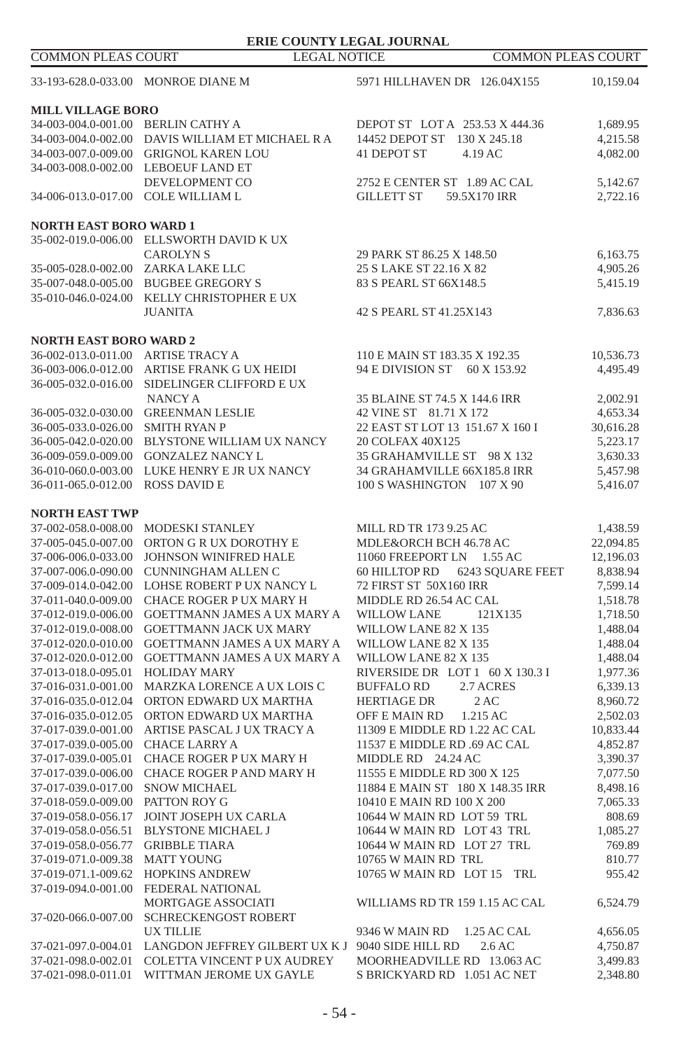| | | | |
|---|---|---|---|
| 33-193-628.0-033.00 | MONROE DIANE M | 5971 HILLHAVEN DR 126.04X155 | 10,159.04 |

**MILL VILLAGE BORO**

| | | | |
|---|---|---|---|
| 34-003-004.0-001.00 | BERLIN CATHY A | DEPOT ST LOT A 253.53 X 444.36 | 1,689.95 |
| 34-003-004.0-002.00 | DAVIS WILLIAM ET MICHAEL R A | 14452 DEPOT ST 130 X 245.18 | 4,215.58 |
| 34-003-007.0-009.00 | GRIGNOL KAREN LOU | 41 DEPOT ST 4.19 AC | 4,082.00 |
| 34-003-008.0-002.00 | LEBOEUF LAND ET DEVELOPMENT CO | 2752 E CENTER ST 1.89 AC CAL | 5,142.67 |
| 34-006-013.0-017.00 | COLE WILLIAM L | GILLETT ST 59.5X170 IRR | 2,722.16 |

**NORTH EAST BORO WARD 1**

| | | | |
|---|---|---|---|
| 35-002-019.0-006.00 | ELLSWORTH DAVID K UX CAROLYN S | 29 PARK ST 86.25 X 148.50 | 6,163.75 |
| 35-005-028.0-002.00 | ZARKA LAKE LLC | 25 S LAKE ST 22.16 X 82 | 4,905.26 |
| 35-007-048.0-005.00 | BUGBEE GREGORY S | 83 S PEARL ST 66X148.5 | 5,415.19 |
| 35-010-046.0-024.00 | KELLY CHRISTOPHER E UX JUANITA | 42 S PEARL ST 41.25X143 | 7,836.63 |

**NORTH EAST BORO WARD 2**

| | | | |
|---|---|---|---|
| 36-002-013.0-011.00 | ARTISE TRACY A | 110 E MAIN ST 183.35 X 192.35 | 10,536.73 |
| 36-003-006.0-012.00 | ARTISE FRANK G UX HEIDI | 94 E DIVISION ST 60 X 153.92 | 4,495.49 |
| 36-005-032.0-016.00 | SIDELINGER CLIFFORD E UX NANCY A | 35 BLAINE ST 74.5 X 144.6 IRR | 2,002.91 |
| 36-005-032.0-030.00 | GREENMAN LESLIE | 42 VINE ST 81.71 X 172 | 4,653.34 |
| 36-005-033.0-026.00 | SMITH RYAN P | 22 EAST ST LOT 13 151.67 X 160 I | 30,616.28 |
| 36-005-042.0-020.00 | BLYSTONE WILLIAM UX NANCY | 20 COLFAX 40X125 | 5,223.17 |
| 36-009-059.0-009.00 | GONZALEZ NANCY L | 35 GRAHAMVILLE ST 98 X 132 | 3,630.33 |
| 36-010-060.0-003.00 | LUKE HENRY E JR UX NANCY | 34 GRAHAMVILLE 66X185.8 IRR | 5,457.98 |
| 36-011-065.0-012.00 | ROSS DAVID E | 100 S WASHINGTON 107 X 90 | 5,416.07 |

**NORTH EAST TWP**

| | | | |
|---|---|---|---|
| 37-002-058.0-008.00 | MODESKI STANLEY | MILL RD TR 173 9.25 AC | 1,438.59 |
| 37-005-045.0-007.00 | ORTON G R UX DOROTHY E | MDLE&ORCH BCH 46.78 AC | 22,094.85 |
| 37-006-006.0-033.00 | JOHNSON WINIFRED HALE | 11060 FREEPORT LN 1.55 AC | 12,196.03 |
| 37-007-006.0-090.00 | CUNNINGHAM ALLEN C | 60 HILLTOP RD 6243 SQUARE FEET | 8,838.94 |
| 37-009-014.0-042.00 | LOHSE ROBERT P UX NANCY L | 72 FIRST ST 50X160 IRR | 7,599.14 |
| 37-011-040.0-009.00 | CHACE ROGER P UX MARY H | MIDDLE RD 26.54 AC CAL | 1,518.78 |
| 37-012-019.0-006.00 | GOETTMANN JAMES A UX MARY A | WILLOW LANE 121X135 | 1,718.50 |
| 37-012-019.0-008.00 | GOETTMANN JACK UX MARY | WILLOW LANE 82 X 135 | 1,488.04 |
| 37-012-020.0-010.00 | GOETTMANN JAMES A UX MARY A | WILLOW LANE 82 X 135 | 1,488.04 |
| 37-012-020.0-012.00 | GOETTMANN JAMES A UX MARY A | WILLOW LANE 82 X 135 | 1,488.04 |
| 37-013-018.0-095.01 | HOLIDAY MARY | RIVERSIDE DR LOT 1 60 X 130.3 I | 1,977.36 |
| 37-016-031.0-001.00 | MARZKA LORENCE A UX LOIS C | BUFFALO RD 2.7 ACRES | 6,339.13 |
| 37-016-035.0-012.04 | ORTON EDWARD UX MARTHA | HERTIAGE DR 2 AC | 8,960.72 |
| 37-016-035.0-012.05 | ORTON EDWARD UX MARTHA | OFF E MAIN RD 1.215 AC | 2,502.03 |
| 37-017-039.0-001.00 | ARTISE PASCAL J UX TRACY A | 11309 E MIDDLE RD 1.22 AC CAL | 10,833.44 |
| 37-017-039.0-005.00 | CHACE LARRY A | 11537 E MIDDLE RD .69 AC CAL | 4,852.87 |
| 37-017-039.0-005.01 | CHACE ROGER P UX MARY H | MIDDLE RD 24.24 AC | 3,390.37 |
| 37-017-039.0-006.00 | CHACE ROGER P AND MARY H | 11555 E MIDDLE RD 300 X 125 | 7,077.50 |
| 37-017-039.0-017.00 | SNOW MICHAEL | 11884 E MAIN ST 180 X 148.35 IRR | 8,498.16 |
| 37-018-059.0-009.00 | PATTON ROY G | 10410 E MAIN RD 100 X 200 | 7,065.33 |
| 37-019-058.0-056.17 | JOINT JOSEPH UX CARLA | 10644 W MAIN RD LOT 59 TRL | 808.69 |
| 37-019-058.0-056.51 | BLYSTONE MICHAEL J | 10644 W MAIN RD LOT 43 TRL | 1,085.27 |
| 37-019-058.0-056.77 | GRIBBLE TIARA | 10644 W MAIN RD LOT 27 TRL | 769.89 |
| 37-019-071.0-009.38 | MATT YOUNG | 10765 W MAIN RD TRL | 810.77 |
| 37-019-071.1-009.62 | HOPKINS ANDREW | 10765 W MAIN RD LOT 15 TRL | 955.42 |
| 37-019-094.0-001.00 | FEDERAL NATIONAL MORTGAGE ASSOCIATI | WILLIAMS RD TR 159 1.15 AC CAL | 6,524.79 |
| 37-020-066.0-007.00 | SCHRECKENGOST ROBERT UX TILLIE | 9346 W MAIN RD 1.25 AC CAL | 4,656.05 |
| 37-021-097.0-004.01 | LANGDON JEFFREY GILBERT UX K J | 9040 SIDE HILL RD 2.6 AC | 4,750.87 |
| 37-021-098.0-002.01 | COLETTA VINCENT P UX AUDREY | MOORHEADVILLE RD 13.063 AC | 3,499.83 |
| 37-021-098.0-011.01 | WITTMAN JEROME UX GAYLE | S BRICKYARD RD 1.051 AC NET | 2,348.80 |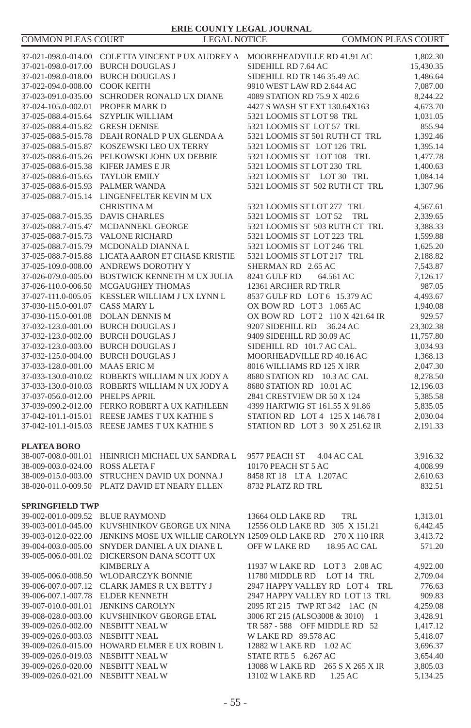| | | | |
|---|---|---|---|
| 37-021-098.0-014.00 | COLETTA VINCENT P UX AUDREY A | MOOREHEADVILLE RD 41.91 AC | 1,802.30 |
| 37-021-098.0-017.00 | BURCH DOUGLAS J | SIDEHILL RD 7.64 AC | 15,430.35 |
| 37-021-098.0-018.00 | BURCH DOUGLAS J | SIDEHILL RD TR 146 35.49 AC | 1,486.64 |
| 37-022-094.0-008.00 | COOK KEITH | 9910 WEST LAW RD 2.644 AC | 7,087.00 |
| 37-023-091.0-035.00 | SCHRODER RONALD UX DIANE | 4089 STATION RD 75.9 X 402.6 | 8,244.22 |
| 37-024-105.0-002.01 | PROPER MARK D | 4427 S WASH ST EXT 130.64X163 | 4,673.70 |
| 37-025-088.4-015.64 | SZYPLIK WILLIAM | 5321 LOOMIS ST LOT 98 TRL | 1,031.05 |
| 37-025-088.4-015.82 | GRESH DENISE | 5321 LOOMIS ST LOT 57 TRL | 855.94 |
| 37-025-088.5-015.78 | DEAH RONALD P UX GLENDA A | 5321 LOOMIS ST 501 RUTH CT TRL | 1,392.46 |
| 37-025-088.5-015.87 | KOSZEWSKI LEO UX TERRY | 5321 LOOMIS ST LOT 126 TRL | 1,395.14 |
| 37-025-088.6-015.26 | PELKOWSKI JOHN UX DEBBIE | 5321 LOOMIS ST LOT 108 TRL | 1,477.78 |
| 37-025-088.6-015.38 | KIFER JAMES E JR | 5321 LOOMIS ST LOT 230 TRL | 1,400.63 |
| 37-025-088.6-015.65 | TAYLOR EMILY | 5321 LOOMIS ST LOT 30 TRL | 1,084.14 |
| 37-025-088.6-015.93 | PALMER WANDA | 5321 LOOMIS ST 502 RUTH CT TRL | 1,307.96 |
| 37-025-088.7-015.14 | LINGENFELTER KEVIN M UX CHRISTINA M | 5321 LOOMIS ST LOT 277 TRL | 4,567.61 |
| 37-025-088.7-015.35 | DAVIS CHARLES | 5321 LOOMIS ST LOT 52 TRL | 2,339.65 |
| 37-025-088.7-015.47 | MCDANNEKL GEORGE | 5321 LOOMIS ST 503 RUTH CT TRL | 3,388.33 |
| 37-025-088.7-015.73 | VALONE RICHARD | 5321 LOOMIS ST LOT 223 TRL | 1,599.88 |
| 37-025-088.7-015.79 | MCDONALD DIANNA L | 5321 LOOMIS ST LOT 246 TRL | 1,625.20 |
| 37-025-088.7-015.88 | LICATA AARON ET CHASE KRISTIE | 5321 LOOMIS ST LOT 217 TRL | 2,188.82 |
| 37-025-109.0-008.00 | ANDREWS DOROTHY Y | SHERMAN RD 2.65 AC | 7,543.87 |
| 37-026-079.0-005.00 | BOSTWICK KENNETH M UX JULIA | 8241 GULF RD 64.561 AC | 7,126.17 |
| 37-026-110.0-006.50 | MCGAUGHEY THOMAS | 12361 ARCHER RD TRLR | 987.05 |
| 37-027-111.0-005.05 | KESSLER WILLIAM J UX LYNN L | 8537 GULF RD LOT 6 15.379 AC | 4,493.67 |
| 37-030-115.0-001.07 | CASS MARY L | OX BOW RD LOT 3 1.065 AC | 1,940.08 |
| 37-030-115.0-001.08 | DOLAN DENNIS M | OX BOW RD LOT 2 110 X 421.64 IR | 929.57 |
| 37-032-123.0-001.00 | BURCH DOUGLAS J | 9207 SIDEHILL RD 36.24 AC | 23,302.38 |
| 37-032-123.0-002.00 | BURCH DOUGLAS J | 9409 SIDEHILL RD 30.09 AC | 11,757.80 |
| 37-032-123.0-003.00 | BURCH DOUGLAS J | SIDEHILL RD 101.7 AC CAL. | 3,034.93 |
| 37-032-125.0-004.00 | BURCH DOUGLAS J | MOORHEADVILLE RD 40.16 AC | 1,368.13 |
| 37-033-128.0-001.00 | MAAS ERIC M | 8016 WILLIAMS RD 125 X IRR | 2,047.30 |
| 37-033-130.0-010.02 | ROBERTS WILLIAM N UX JODY A | 8680 STATION RD 10.3 AC CAL | 8,278.50 |
| 37-033-130.0-010.03 | ROBERTS WILLIAM N UX JODY A | 8680 STATION RD 10.01 AC | 12,196.03 |
| 37-037-056.0-012.00 | PHELPS APRIL | 2841 CRESTVIEW DR 50 X 124 | 5,385.58 |
| 37-039-090.2-012.00 | FERKO ROBERT A UX KATHLEEN | 4399 HARTWIG ST 161.55 X 91.86 | 5,835.05 |
| 37-042-101.1-015.01 | REESE JAMES T UX KATHIE S | STATION RD LOT 4 125 X 146.78 I | 2,030.04 |
| 37-042-101.1-015.03 | REESE JAMES T UX KATHIE S | STATION RD LOT 3 90 X 251.62 IR | 2,191.33 |

**PLATEA BORO**

| | | | |
|---|---|---|---|
| 38-007-008.0-001.01 | HEINRICH MICHAEL UX SANDRA L | 9577 PEACH ST 4.04 AC CAL | 3,916.32 |
| 38-009-003.0-024.00 | ROSS ALETA F | 10170 PEACH ST 5 AC | 4,008.99 |
| 38-009-015.0-003.00 | STRUCHEN DAVID UX DONNA J | 8458 RT 18 LT A 1.207AC | 2,610.63 |
| 38-020-011.0-009.50 | PLATZ DAVID ET NEARY ELLEN | 8732 PLATZ RD TRL | 832.51 |

**SPRINGFIELD TWP**

| | | | |
|---|---|---|---|
| 39-002-001.0-009.52 | BLUE RAYMOND | 13664 OLD LAKE RD TRL | 1,313.01 |
| 39-003-001.0-045.00 | KUVSHINIKOV GEORGE UX NINA | 12556 OLD LAKE RD 305 X 151.21 | 6,442.45 |
| 39-003-012.0-022.00 | JENKINS MOSE UX WILLIE CAROLYN | 12509 OLD LAKE RD 270 X 110 IRR | 3,413.72 |
| 39-004-003.0-005.00 | SNYDER DANIEL A UX DIANE L | OFF W LAKE RD 18.95 AC CAL | 571.20 |
| 39-005-006.0-001.02 | DICKERSON DANA SCOTT UX KIMBERLY A | 11937 W LAKE RD LOT 3 2.08 AC | 4,922.00 |
| 39-005-006.0-008.50 | WLODARCZYK BONNIE | 11780 MIDDLE RD LOT 14 TRL | 2,709.04 |
| 39-006-007.0-007.12 | CLARK JAMES R UX BETTY J | 2947 HAPPY VALLEY RD LOT 4 TRL | 776.63 |
| 39-006-007.1-007.78 | ELDER KENNETH | 2947 HAPPY VALLEY RD LOT 13 TRL | 909.83 |
| 39-007-010.0-001.01 | JENKINS CAROLYN | 2095 RT 215 TWP RT 342 1AC (N | 4,259.08 |
| 39-008-028.0-003.00 | KUVSHINIKOV GEORGE ETAL | 3006 RT 215 (ALSO3008 & 3010) 1 | 3,428.91 |
| 39-009-026.0-002.00 | NESBITT NEAL W | TR 587 - 588 OFF MIDDLE RD 52 | 1,417.12 |
| 39-009-026.0-003.03 | NESBITT NEAL | W LAKE RD 89.578 AC | 5,418.07 |
| 39-009-026.0-015.00 | HOWARD ELMER E UX ROBIN L | 12882 W LAKE RD 1.02 AC | 3,696.37 |
| 39-009-026.0-019.03 | NESBITT NEAL W | STATE RTE 5 6.267 AC | 3,654.40 |
| 39-009-026.0-020.00 | NESBITT NEAL W | 13088 W LAKE RD 265 S X 265 X IR | 3,805.03 |
| 39-009-026.0-021.00 | NESBITT NEAL W | 13102 W LAKE RD 1.25 AC | 5,134.25 |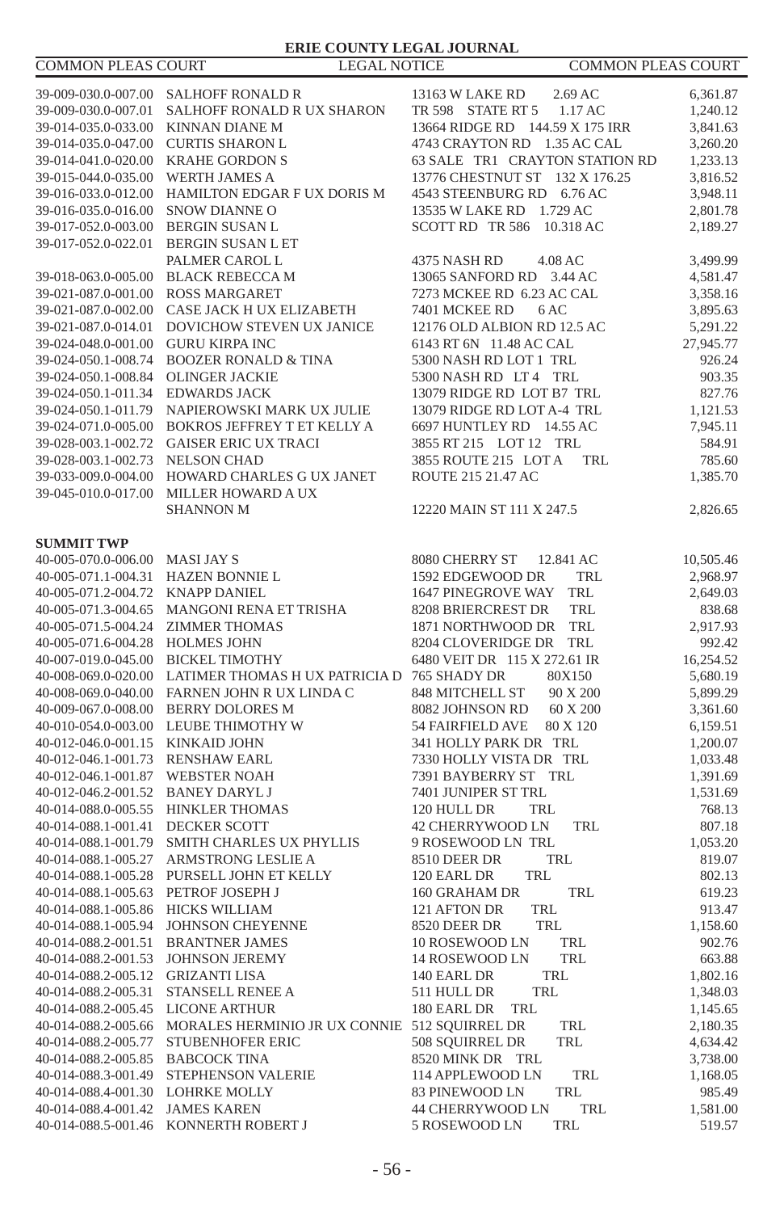| | | | |
|---|---|---|---|
| 39-009-030.0-007.00 | SALHOFF RONALD R | 13163 W LAKE RD 2.69 AC | 6,361.87 |
| 39-009-030.0-007.01 | SALHOFF RONALD R UX SHARON | TR 598 STATE RT 5 1.17 AC | 1,240.12 |
| 39-014-035.0-033.00 | KINNAN DIANE M | 13664 RIDGE RD 144.59 X 175 IRR | 3,841.63 |
| 39-015-035.0-047.00 | CURTIS SHARON L | 4743 CRAYTON RD 1.35 AC CAL | 3,260.20 |
| 39-014-041.0-020.00 | KRAHE GORDON S | 63 SALE TR1 CRAYTON STATION RD | 1,233.13 |
| 39-015-044.0-035.00 | WERTH JAMES A | 13776 CHESTNUT ST 132 X 176.25 | 3,816.52 |
| 39-016-033.0-012.00 | HAMILTON EDGAR F UX DORIS M | 4543 STEENBURG RD 6.76 AC | 3,948.11 |
| 39-016-035.0-016.00 | SNOW DIANNE O | 13535 W LAKE RD 1.729 AC | 2,801.78 |
| 39-017-052.0-003.00 | BERGIN SUSAN L | SCOTT RD TR 586 10.318 AC | 2,189.27 |
| 39-017-052.0-022.01 | BERGIN SUSAN L ET PALMER CAROL L | 4375 NASH RD 4.08 AC | 3,499.99 |
| 39-018-063.0-005.00 | BLACK REBECCA M | 13065 SANFORD RD 3.44 AC | 4,581.47 |
| 39-021-087.0-001.00 | ROSS MARGARET | 7273 MCKEE RD 6.23 AC CAL | 3,358.16 |
| 39-021-087.0-002.00 | CASE JACK H UX ELIZABETH | 7401 MCKEE RD 6 AC | 3,895.63 |
| 39-021-087.0-014.01 | DOVICHOW STEVEN UX JANICE | 12176 OLD ALBION RD 12.5 AC | 5,291.22 |
| 39-024-048.0-001.00 | GURU KIRPA INC | 6143 RT 6N 11.48 AC CAL | 27,945.77 |
| 39-024-050.1-008.74 | BOOZER RONALD & TINA | 5300 NASH RD LOT 1 TRL | 926.24 |
| 39-024-050.1-008.84 | OLINGER JACKIE | 5300 NASH RD LT 4 TRL | 903.35 |
| 39-024-050.1-011.34 | EDWARDS JACK | 13079 RIDGE RD LOT B7 TRL | 827.76 |
| 39-024-050.1-011.79 | NAPIEROWSKI MARK UX JULIE | 13079 RIDGE RD LOT A-4 TRL | 1,121.53 |
| 39-024-071.0-005.00 | BOKROS JEFFREY T ET KELLY A | 6697 HUNTLEY RD 14.55 AC | 7,945.11 |
| 39-028-003.1-002.72 | GAISER ERIC UX TRACI | 3855 RT 215 LOT 12 TRL | 584.91 |
| 39-028-003.1-002.73 | NELSON CHAD | 3855 ROUTE 215 LOT A TRL | 785.60 |
| 39-033-009.0-004.00 | HOWARD CHARLES G UX JANET | ROUTE 215 21.47 AC | 1,385.70 |
| 39-045-010.0-017.00 | MILLER HOWARD A UX SHANNON M | 12220 MAIN ST 111 X 247.5 | 2,826.65 |

**SUMMIT TWP**

| | | | |
|---|---|---|---|
| 40-005-070.0-006.00 | MASI JAY S | 8080 CHERRY ST 12.841 AC | 10,505.46 |
| 40-005-071.1-004.31 | HAZEN BONNIE L | 1592 EDGEWOOD DR TRL | 2,968.97 |
| 40-005-071.2-004.72 | KNAPP DANIEL | 1647 PINEGROVE WAY TRL | 2,649.03 |
| 40-005-071.3-004.65 | MANGONI RENA ET TRISHA | 8208 BRIERCREST DR TRL | 838.68 |
| 40-005-071.5-004.24 | ZIMMER THOMAS | 1871 NORTHWOOD DR TRL | 2,917.93 |
| 40-005-071.6-004.28 | HOLMES JOHN | 8204 CLOVERIDGE DR TRL | 992.42 |
| 40-007-019.0-045.00 | BICKEL TIMOTHY | 6480 VEIT DR 115 X 272.61 IR | 16,254.52 |
| 40-008-069.0-020.00 | LATIMER THOMAS H UX PATRICIA D | 765 SHADY DR 80X150 | 5,680.19 |
| 40-008-069.0-040.00 | FARNEN JOHN R UX LINDA C | 848 MITCHELL ST 90 X 200 | 5,899.29 |
| 40-009-067.0-008.00 | BERRY DOLORES M | 8082 JOHNSON RD 60 X 200 | 3,361.60 |
| 40-010-054.0-003.00 | LEUBE THIMOTHY W | 54 FAIRFIELD AVE 80 X 120 | 6,159.51 |
| 40-012-046.0-001.15 | KINKAID JOHN | 341 HOLLY PARK DR TRL | 1,200.07 |
| 40-012-046.1-001.73 | RENSHAW EARL | 7330 HOLLY VISTA DR TRL | 1,033.48 |
| 40-012-046.1-001.87 | WEBSTER NOAH | 7391 BAYBERRY ST TRL | 1,391.69 |
| 40-012-046.2-001.52 | BANEY DARYL J | 7401 JUNIPER ST TRL | 1,531.69 |
| 40-014-088.0-005.55 | HINKLER THOMAS | 120 HULL DR TRL | 768.13 |
| 40-014-088.1-001.41 | DECKER SCOTT | 42 CHERRYWOOD LN TRL | 807.18 |
| 40-014-088.1-001.79 | SMITH CHARLES UX PHYLLIS | 9 ROSEWOOD LN TRL | 1,053.20 |
| 40-014-088.1-005.27 | ARMSTRONG LESLIE A | 8510 DEER DR TRL | 819.07 |
| 40-014-088.1-005.28 | PURSELL JOHN ET KELLY | 120 EARL DR TRL | 802.13 |
| 40-014-088.1-005.63 | PETROF JOSEPH J | 160 GRAHAM DR TRL | 619.23 |
| 40-014-088.1-005.86 | HICKS WILLIAM | 121 AFTON DR TRL | 913.47 |
| 40-014-088.1-005.94 | JOHNSON CHEYENNE | 8520 DEER DR TRL | 1,158.60 |
| 40-014-088.2-001.51 | BRANTNER JAMES | 10 ROSEWOOD LN TRL | 902.76 |
| 40-014-088.2-001.53 | JOHNSON JEREMY | 14 ROSEWOOD LN TRL | 663.88 |
| 40-014-088.2-005.12 | GRIZANTI LISA | 140 EARL DR TRL | 1,802.16 |
| 40-014-088.2-005.31 | STANSELL RENEE A | 511 HULL DR TRL | 1,348.03 |
| 40-014-088.2-005.45 | LICONE ARTHUR | 180 EARL DR TRL | 1,145.65 |
| 40-014-088.2-005.66 | MORALES HERMINIO JR UX CONNIE | 512 SQUIRREL DR TRL | 2,180.35 |
| 40-014-088.2-005.77 | STUBENHOFER ERIC | 508 SQUIRREL DR TRL | 4,634.42 |
| 40-014-088.2-005.85 | BABCOCK TINA | 8520 MINK DR TRL | 3,738.00 |
| 40-014-088.3-001.49 | STEPHENSON VALERIE | 114 APPLEWOOD LN TRL | 1,168.05 |
| 40-014-088.4-001.30 | LOHRKE MOLLY | 83 PINEWOOD LN TRL | 985.49 |
| 40-014-088.4-001.42 | JAMES KAREN | 44 CHERRYWOOD LN TRL | 1,581.00 |
| 40-014-088.5-001.46 | KONNERTH ROBERT J | 5 ROSEWOOD LN TRL | 519.57 |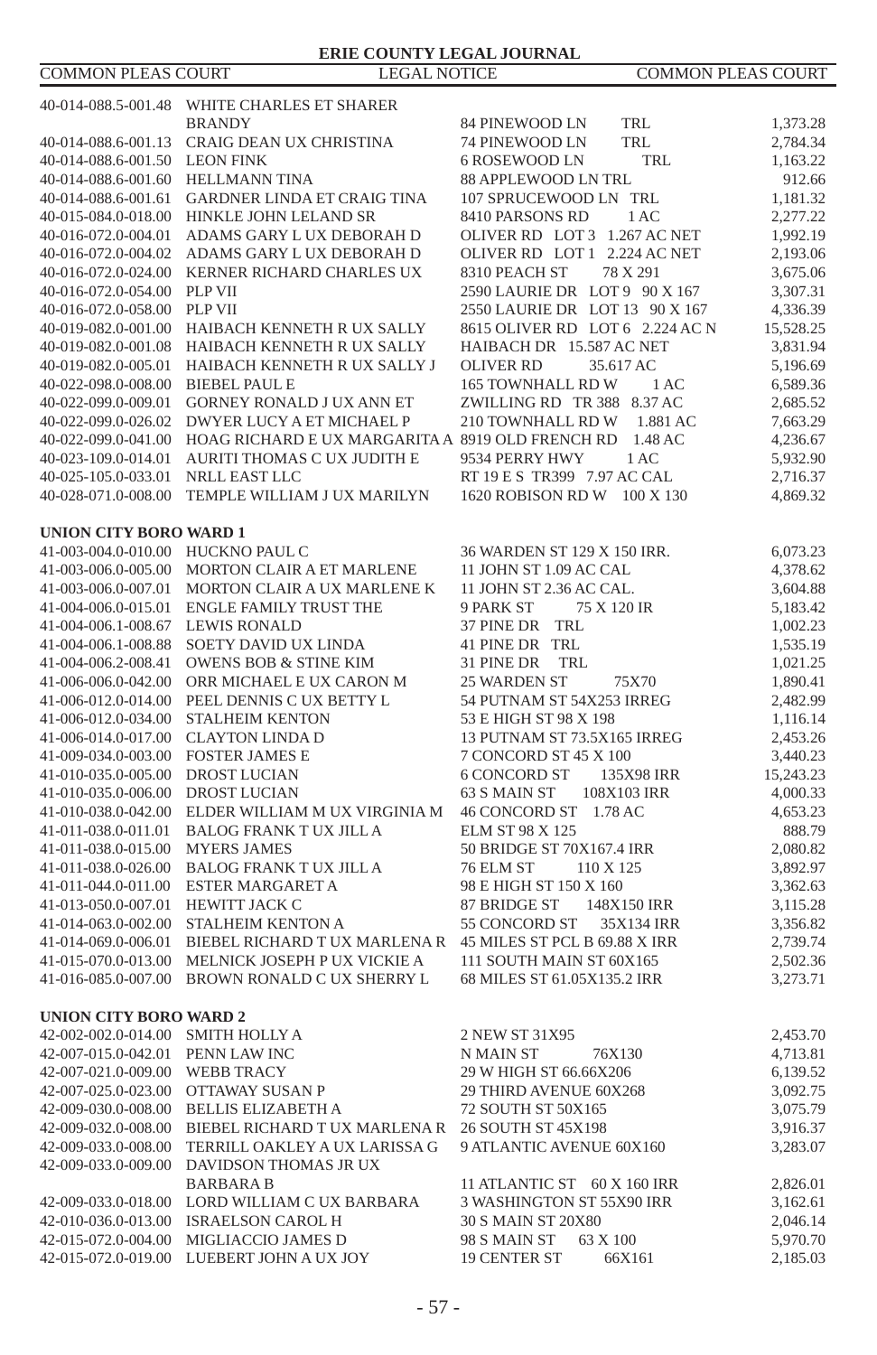| | | | |
|---|---|---|---|
| 40-014-088.5-001.48 | WHITE CHARLES ET SHARER BRANDY | 84 PINEWOOD LN TRL | 1,373.28 |
| 40-014-088.6-001.13 | CRAIG DEAN UX CHRISTINA | 74 PINEWOOD LN TRL | 2,784.34 |
| 40-014-088.6-001.50 | LEON FINK | 6 ROSEWOOD LN TRL | 1,163.22 |
| 40-014-088.6-001.60 | HELLMANN TINA | 88 APPLEWOOD LN TRL | 912.66 |
| 40-014-088.6-001.61 | GARDNER LINDA ET CRAIG TINA | 107 SPRUCEWOOD LN TRL | 1,181.32 |
| 40-015-084.0-018.00 | HINKLE JOHN LELAND SR | 8410 PARSONS RD 1 AC | 2,277.22 |
| 40-016-072.0-004.01 | ADAMS GARY L UX DEBORAH D | OLIVER RD LOT 3 1.267 AC NET | 1,992.19 |
| 40-016-072.0-004.02 | ADAMS GARY L UX DEBORAH D | OLIVER RD LOT 1 2.224 AC NET | 2,193.06 |
| 40-016-072.0-024.00 | KERNER RICHARD CHARLES UX | 8310 PEACH ST 78 X 291 | 3,675.06 |
| 40-016-072.0-054.00 | PLP VII | 2590 LAURIE DR LOT 9 90 X 167 | 3,307.31 |
| 40-016-072.0-058.00 | PLP VII | 2550 LAURIE DR LOT 13 90 X 167 | 4,336.39 |
| 40-019-082.0-001.00 | HAIBACH KENNETH R UX SALLY | 8615 OLIVER RD LOT 6 2.224 AC N | 15,528.25 |
| 40-019-082.0-001.08 | HAIBACH KENNETH R UX SALLY | HAIBACH DR 15.587 AC NET | 3,831.94 |
| 40-019-082.0-005.01 | HAIBACH KENNETH R UX SALLY J | OLIVER RD 35.617 AC | 5,196.69 |
| 40-022-098.0-008.00 | BIEBEL PAUL E | 165 TOWNHALL RD W 1 AC | 6,589.36 |
| 40-022-099.0-009.01 | GORNEY RONALD J UX ANN ET | ZWILLING RD TR 388 8.37 AC | 2,685.52 |
| 40-022-099.0-026.02 | DWYER LUCY A ET MICHAEL P | 210 TOWNHALL RD W 1.881 AC | 7,663.29 |
| 40-022-099.0-041.00 | HOAG RICHARD E UX MARGARITA A | 8919 OLD FRENCH RD 1.48 AC | 4,236.67 |
| 40-023-109.0-014.01 | AURITI THOMAS C UX JUDITH E | 9534 PERRY HWY 1 AC | 5,932.90 |
| 40-025-105.0-033.01 | NRLL EAST LLC | RT 19 E S TR399 7.97 AC CAL | 2,716.37 |
| 40-028-071.0-008.00 | TEMPLE WILLIAM J UX MARILYN | 1620 ROBISON RD W 100 X 130 | 4,869.32 |

**UNION CITY BORO WARD 1**

| | | | |
|---|---|---|---|
| 41-003-004.0-010.00 | HUCKNO PAUL C | 36 WARDEN ST 129 X 150 IRR. | 6,073.23 |
| 41-003-006.0-005.00 | MORTON CLAIR A ET MARLENE | 11 JOHN ST 1.09 AC CAL | 4,378.62 |
| 41-003-006.0-007.01 | MORTON CLAIR A UX MARLENE K | 11 JOHN ST 2.36 AC CAL. | 3,604.88 |
| 41-004-006.0-015.01 | ENGLE FAMILY TRUST THE | 9 PARK ST 75 X 120 IR | 5,183.42 |
| 41-004-006.1-008.67 | LEWIS RONALD | 37 PINE DR TRL | 1,002.23 |
| 41-004-006.1-008.88 | SOETY DAVID UX LINDA | 41 PINE DR TRL | 1,535.19 |
| 41-004-006.2-008.41 | OWENS BOB & STINE KIM | 31 PINE DR TRL | 1,021.25 |
| 41-006-006.0-042.00 | ORR MICHAEL E UX CARON M | 25 WARDEN ST 75X70 | 1,890.41 |
| 41-006-012.0-014.00 | PEEL DENNIS C UX BETTY L | 54 PUTNAM ST 54X253 IRREG | 2,482.99 |
| 41-006-012.0-034.00 | STALHEIM KENTON | 53 E HIGH ST 98 X 198 | 1,116.14 |
| 41-006-014.0-017.00 | CLAYTON LINDA D | 13 PUTNAM ST 73.5X165 IRREG | 2,453.26 |
| 41-009-034.0-003.00 | FOSTER JAMES E | 7 CONCORD ST 45 X 100 | 3,440.23 |
| 41-010-035.0-005.00 | DROST LUCIAN | 6 CONCORD ST 135X98 IRR | 15,243.23 |
| 41-010-035.0-006.00 | DROST LUCIAN | 63 S MAIN ST 108X103 IRR | 4,000.33 |
| 41-010-038.0-042.00 | ELDER WILLIAM M UX VIRGINIA M | 46 CONCORD ST 1.78 AC | 4,653.23 |
| 41-011-038.0-011.01 | BALOG FRANK T UX JILL A | ELM ST 98 X 125 | 888.79 |
| 41-011-038.0-015.00 | MYERS JAMES | 50 BRIDGE ST 70X167.4 IRR | 2,080.82 |
| 41-011-038.0-026.00 | BALOG FRANK T UX JILL A | 76 ELM ST 110 X 125 | 3,892.97 |
| 41-011-044.0-011.00 | ESTER MARGARET A | 98 E HIGH ST 150 X 160 | 3,362.63 |
| 41-013-050.0-007.01 | HEWITT JACK C | 87 BRIDGE ST 148X150 IRR | 3,115.28 |
| 41-014-063.0-002.00 | STALHEIM KENTON A | 55 CONCORD ST 35X134 IRR | 3,356.82 |
| 41-014-069.0-006.01 | BIEBEL RICHARD T UX MARLENA R | 45 MILES ST PCL B 69.88 X IRR | 2,739.74 |
| 41-015-070.0-013.00 | MELNICK JOSEPH P UX VICKIE A | 111 SOUTH MAIN ST 60X165 | 2,502.36 |
| 41-016-085.0-007.00 | BROWN RONALD C UX SHERRY L | 68 MILES ST 61.05X135.2 IRR | 3,273.71 |

**UNION CITY BORO WARD 2**

| | | | |
|---|---|---|---|
| 42-002-002.0-014.00 | SMITH HOLLY A | 2 NEW ST 31X95 | 2,453.70 |
| 42-007-015.0-042.01 | PENN LAW INC | N MAIN ST 76X130 | 4,713.81 |
| 42-007-021.0-009.00 | WEBB TRACY | 29 W HIGH ST 66.66X206 | 6,139.52 |
| 42-007-025.0-023.00 | OTTAWAY SUSAN P | 29 THIRD AVENUE 60X268 | 3,092.75 |
| 42-009-030.0-008.00 | BELLIS ELIZABETH A | 72 SOUTH ST 50X165 | 3,075.79 |
| 42-009-032.0-008.00 | BIEBEL RICHARD T UX MARLENA R | 26 SOUTH ST 45X198 | 3,916.37 |
| 42-009-033.0-008.00 | TERRILL OAKLEY A UX LARISSA G | 9 ATLANTIC AVENUE 60X160 | 3,283.07 |
| 42-009-033.0-009.00 | DAVIDSON THOMAS JR UX BARBARA B | 11 ATLANTIC ST 60 X 160 IRR | 2,826.01 |
| 42-009-033.0-018.00 | LORD WILLIAM C UX BARBARA | 3 WASHINGTON ST 55X90 IRR | 3,162.61 |
| 42-010-036.0-013.00 | ISRAELSON CAROL H | 30 S MAIN ST 20X80 | 2,046.14 |
| 42-015-072.0-004.00 | MIGLIACCIO JAMES D | 98 S MAIN ST 63 X 100 | 5,970.70 |
| 42-015-072.0-019.00 | LUEBERT JOHN A UX JOY | 19 CENTER ST 66X161 | 2,185.03 |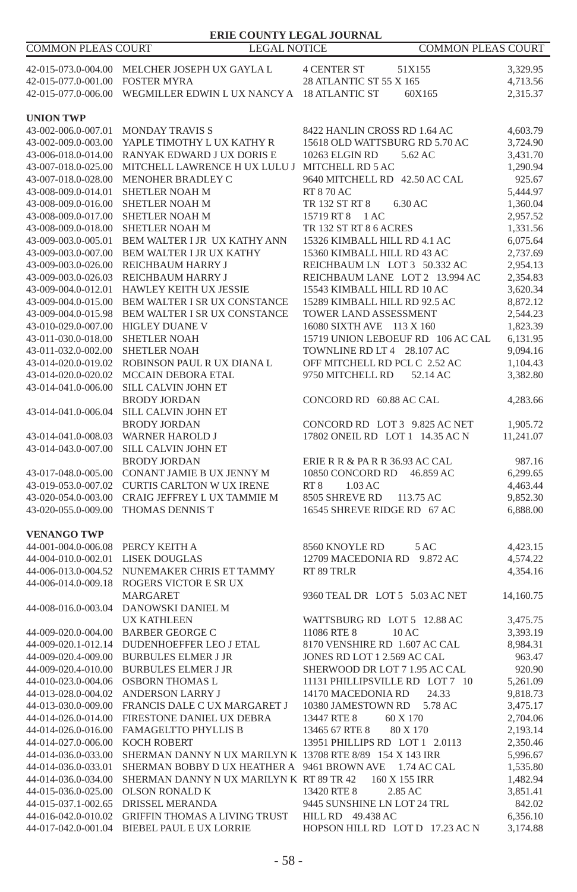| | | | |
|---|---|---|---|
| 42-015-073.0-004.00 | MELCHER JOSEPH UX GAYLA L | 4 CENTER ST 51X155 | 3,329.95 |
| 42-015-077.0-001.00 | FOSTER MYRA | 28 ATLANTIC ST 55 X 165 | 4,713.56 |
| 42-015-077.0-006.00 | WEGMILLER EDWIN L UX NANCY A | 18 ATLANTIC ST 60X165 | 2,315.37 |

**UNION TWP**

| | | | |
|---|---|---|---|
| 43-002-006.0-007.01 | MONDAY TRAVIS S | 8422 HANLIN CROSS RD 1.64 AC | 4,603.79 |
| 43-002-009.0-003.00 | YAPLE TIMOTHY L UX KATHY R | 15618 OLD WATTSBURG RD 5.70 AC | 3,724.90 |
| 43-006-018.0-014.00 | RANYAK EDWARD J UX DORIS E | 10263 ELGIN RD 5.62 AC | 3,431.70 |
| 43-007-018.0-025.00 | MITCHELL LAWRENCE H UX LULU J | MITCHELL RD 5 AC | 1,290.94 |
| 43-007-018.0-028.00 | MENOHER BRADLEY C | 9640 MITCHELL RD 42.50 AC CAL | 925.67 |
| 43-008-009.0-014.01 | SHETLER NOAH M | RT 8 70 AC | 5,444.97 |
| 43-008-009.0-016.00 | SHETLER NOAH M | TR 132 ST RT 8 6.30 AC | 1,360.04 |
| 43-008-009.0-017.00 | SHETLER NOAH M | 15719 RT 8 1 AC | 2,957.52 |
| 43-008-009.0-018.00 | SHETLER NOAH M | TR 132 ST RT 8 6 ACRES | 1,331.56 |
| 43-009-003.0-005.01 | BEM WALTER I JR UX KATHY ANN | 15326 KIMBALL HILL RD 4.1 AC | 6,075.64 |
| 43-009-003.0-007.00 | BEM WALTER I JR UX KATHY | 15360 KIMBALL HILL RD 43 AC | 2,737.69 |
| 43-009-003.0-026.00 | REICHBAUM HARRY J | REICHBAUM LN LOT 3 50.332 AC | 2,954.13 |
| 43-009-003.0-026.03 | REICHBAUM HARRY J | REICHBAUM LANE LOT 2 13.994 AC | 2,354.83 |
| 43-009-004.0-012.01 | HAWLEY KEITH UX JESSIE | 15543 KIMBALL HILL RD 10 AC | 3,620.34 |
| 43-009-004.0-015.00 | BEM WALTER I SR UX CONSTANCE | 15289 KIMBALL HILL RD 92.5 AC | 8,872.12 |
| 43-009-004.0-015.98 | BEM WALTER I SR UX CONSTANCE | TOWER LAND ASSESSMENT | 2,544.23 |
| 43-010-029.0-007.00 | HIGLEY DUANE V | 16080 SIXTH AVE 113 X 160 | 1,823.39 |
| 43-011-030.0-018.00 | SHETLER NOAH | 15719 UNION LEBOEUF RD 106 AC CAL | 6,131.95 |
| 43-011-032.0-002.00 | SHETLER NOAH | TOWNLINE RD LT 4 28.107 AC | 9,094.16 |
| 43-014-020.0-019.02 | ROBINSON PAUL R UX DIANA L | OFF MITCHELL RD PCL C 2.52 AC | 1,104.43 |
| 43-014-020.0-020.02 | MCCAIN DEBORA ETAL | 9750 MITCHELL RD 52.14 AC | 3,382.80 |
| 43-014-041.0-006.00 | SILL CALVIN JOHN ET BRODY JORDAN | CONCORD RD 60.88 AC CAL | 4,283.66 |
| 43-014-041.0-006.04 | SILL CALVIN JOHN ET BRODY JORDAN | CONCORD RD LOT 3 9.825 AC NET | 1,905.72 |
| 43-014-041.0-008.03 | WARNER HAROLD J | 17802 ONEIL RD LOT 1 14.35 AC N | 11,241.07 |
| 43-014-043.0-007.00 | SILL CALVIN JOHN ET BRODY JORDAN | ERIE R R & PA R R 36.93 AC CAL | 987.16 |
| 43-017-048.0-005.00 | CONANT JAMIE B UX JENNY M | 10850 CONCORD RD 46.859 AC | 6,299.65 |
| 43-019-053.0-007.02 | CURTIS CARLTON W UX IRENE | RT 8 1.03 AC | 4,463.44 |
| 43-020-054.0-003.00 | CRAIG JEFFREY L UX TAMMIE M | 8505 SHREVE RD 113.75 AC | 9,852.30 |
| 43-020-055.0-009.00 | THOMAS DENNIS T | 16545 SHREVE RIDGE RD 67 AC | 6,888.00 |

**VENANGO TWP**

| | | | |
|---|---|---|---|
| 44-001-004.0-006.08 | PERCY KEITH A | 8560 KNOYLE RD 5 AC | 4,423.15 |
| 44-004-010.0-002.01 | LISEK DOUGLAS | 12709 MACEDONIA RD 9.872 AC | 4,574.22 |
| 44-006-013.0-004.52 | NUNEMAKER CHRIS ET TAMMY | RT 89 TRLR | 4,354.16 |
| 44-006-014.0-009.18 | ROGERS VICTOR E SR UX MARGARET | 9360 TEAL DR LOT 5 5.03 AC NET | 14,160.75 |
| 44-008-016.0-003.04 | DANOWSKI DANIEL M UX KATHLEEN | WATTSBURG RD LOT 5 12.88 AC | 3,475.75 |
| 44-009-020.0-004.00 | BARBER GEORGE C | 11086 RTE 8 10 AC | 3,393.19 |
| 44-009-020.1-012.14 | DUDENHOEFFER LEO J ETAL | 8170 VENSHIRE RD 1.607 AC CAL | 8,984.31 |
| 44-009-020.4-009.00 | BURBULES ELMER J JR | JONES RD LOT 1 2.569 AC CAL | 963.47 |
| 44-009-020.4-010.00 | BURBULES ELMER J JR | SHERWOOD DR LOT 7 1.95 AC CAL | 920.90 |
| 44-010-023.0-004.06 | OSBORN THOMAS L | 11131 PHILLIPSVILLE RD LOT 7 10 | 5,261.09 |
| 44-013-028.0-004.02 | ANDERSON LARRY J | 14170 MACEDONIA RD 24.33 | 9,818.73 |
| 44-013-030.0-009.00 | FRANCIS DALE C UX MARGARET J | 10380 JAMESTOWN RD 5.78 AC | 3,475.17 |
| 44-014-026.0-014.00 | FIRESTONE DANIEL UX DEBRA | 13447 RTE 8 60 X 170 | 2,704.06 |
| 44-014-026.0-016.00 | FAMAGELTTO PHYLLIS B | 13465 67 RTE 8 80 X 170 | 2,193.14 |
| 44-014-027.0-006.00 | KOCH ROBERT | 13951 PHILLIPS RD LOT 1 2.0113 | 2,350.46 |
| 44-014-036.0-033.00 | SHERMAN DANNY N UX MARILYN K | 13708 RTE 8/89 154 X 143 IRR | 5,996.67 |
| 44-014-036.0-033.01 | SHERMAN BOBBY D UX HEATHER A | 9461 BROWN AVE 1.74 AC CAL | 1,535.80 |
| 44-014-036.0-034.00 | SHERMAN DANNY N UX MARILYN K | RT 89 TR 42 160 X 155 IRR | 1,482.94 |
| 44-015-036.0-025.00 | OLSON RONALD K | 13420 RTE 8 2.85 AC | 3,851.41 |
| 44-015-037.1-002.65 | DRISSEL MERANDA | 9445 SUNSHINE LN LOT 24 TRL | 842.02 |
| 44-016-042.0-010.02 | GRIFFIN THOMAS A LIVING TRUST | HILL RD 49.438 AC | 6,356.10 |
| 44-017-042.0-001.04 | BIEBEL PAUL E UX LORRIE | HOPSON HILL RD LOT D 17.23 AC N | 3,174.88 |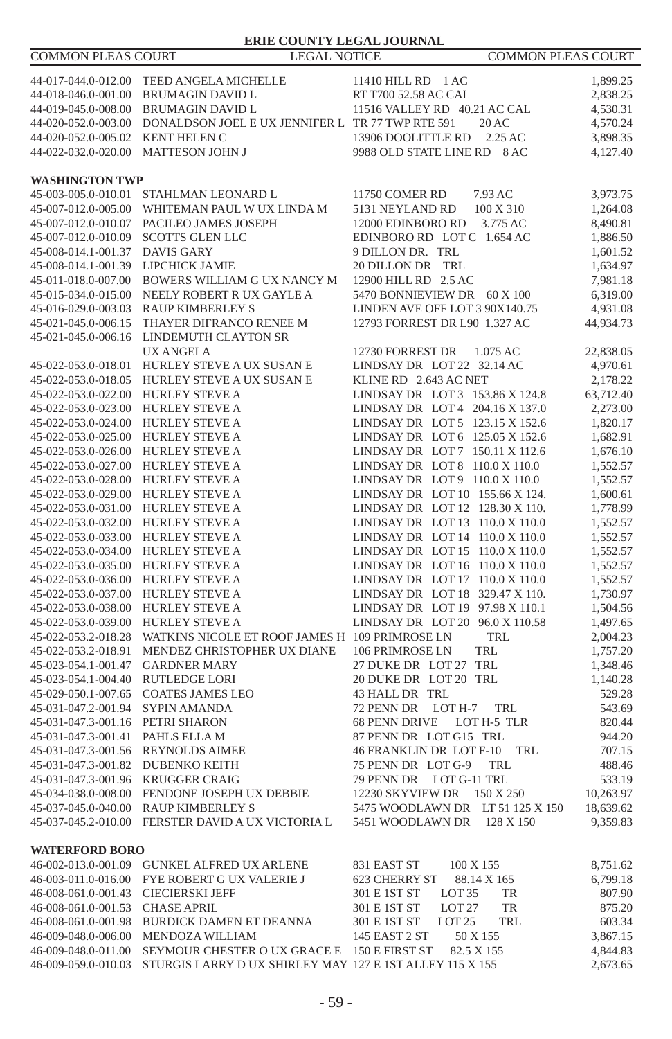| | | | |
|---|---|---|---|
| 44-017-044.0-012.00 | TEED ANGELA MICHELLE | 11410 HILL RD 1 AC | 1,899.25 |
| 44-018-046.0-001.00 | BRUMAGIN DAVID L | RT T700 52.58 AC CAL | 2,838.25 |
| 44-019-045.0-008.00 | BRUMAGIN DAVID L | 11516 VALLEY RD 40.21 AC CAL | 4,530.31 |
| 44-020-052.0-003.00 | DONALDSON JOEL E UX JENNIFER L | TR 77 TWP RTE 591 20 AC | 4,570.24 |
| 44-020-052.0-005.02 | KENT HELEN C | 13906 DOOLITTLE RD 2.25 AC | 3,898.35 |
| 44-022-032.0-020.00 | MATTESON JOHN J | 9988 OLD STATE LINE RD 8 AC | 4,127.40 |

**WASHINGTON TWP**

| | | | |
|---|---|---|---|
| 45-003-005.0-010.01 | STAHLMAN LEONARD L | 11750 COMER RD 7.93 AC | 3,973.75 |
| 45-007-012.0-005.00 | WHITEMAN PAUL W UX LINDA M | 5131 NEYLAND RD 100 X 310 | 1,264.08 |
| 45-007-012.0-010.07 | PACILEO JAMES JOSEPH | 12000 EDINBORO RD 3.775 AC | 8,490.81 |
| 45-007-012.0-010.09 | SCOTTS GLEN LLC | EDINBORO RD LOT C 1.654 AC | 1,886.50 |
| 45-008-014.1-001.37 | DAVIS GARY | 9 DILLON DR. TRL | 1,601.52 |
| 45-008-014.1-001.39 | LIPCHICK JAMIE | 20 DILLON DR TRL | 1,634.97 |
| 45-011-018.0-007.00 | BOWERS WILLIAM G UX NANCY M | 12900 HILL RD 2.5 AC | 7,981.18 |
| 45-015-034.0-015.00 | NEELY ROBERT R UX GAYLE A | 5470 BONNIEVIEW DR 60 X 100 | 6,319.00 |
| 45-016-029.0-003.03 | RAUP KIMBERLEY S | LINDEN AVE OFF LOT 3 90X140.75 | 4,931.08 |
| 45-021-045.0-006.15 | THAYER DIFRANCO RENEE M | 12793 FORREST DR L90 1.327 AC | 44,934.73 |
| 45-021-045.0-006.16 | LINDEMUTH CLAYTON SR UX ANGELA | 12730 FORREST DR 1.075 AC | 22,838.05 |
| 45-022-053.0-018.01 | HURLEY STEVE A UX SUSAN E | LINDSAY DR LOT 22 32.14 AC | 4,970.61 |
| 45-022-053.0-018.05 | HURLEY STEVE A UX SUSAN E | KLINE RD 2.643 AC NET | 2,178.22 |
| 45-022-053.0-022.00 | HURLEY STEVE A | LINDSAY DR LOT 3 153.86 X 124.8 | 63,712.40 |
| 45-022-053.0-023.00 | HURLEY STEVE A | LINDSAY DR LOT 4 204.16 X 137.0 | 2,273.00 |
| 45-022-053.0-024.00 | HURLEY STEVE A | LINDSAY DR LOT 5 123.15 X 152.6 | 1,820.17 |
| 45-022-053.0-025.00 | HURLEY STEVE A | LINDSAY DR LOT 6 125.05 X 152.6 | 1,682.91 |
| 45-022-053.0-026.00 | HURLEY STEVE A | LINDSAY DR LOT 7 150.11 X 112.6 | 1,676.10 |
| 45-022-053.0-027.00 | HURLEY STEVE A | LINDSAY DR LOT 8 110.0 X 110.0 | 1,552.57 |
| 45-022-053.0-028.00 | HURLEY STEVE A | LINDSAY DR LOT 9 110.0 X 110.0 | 1,552.57 |
| 45-022-053.0-029.00 | HURLEY STEVE A | LINDSAY DR LOT 10 155.66 X 124. | 1,600.61 |
| 45-022-053.0-031.00 | HURLEY STEVE A | LINDSAY DR LOT 12 128.30 X 110. | 1,778.99 |
| 45-022-053.0-032.00 | HURLEY STEVE A | LINDSAY DR LOT 13 110.0 X 110.0 | 1,552.57 |
| 45-022-053.0-033.00 | HURLEY STEVE A | LINDSAY DR LOT 14 110.0 X 110.0 | 1,552.57 |
| 45-022-053.0-034.00 | HURLEY STEVE A | LINDSAY DR LOT 15 110.0 X 110.0 | 1,552.57 |
| 45-022-053.0-035.00 | HURLEY STEVE A | LINDSAY DR LOT 16 110.0 X 110.0 | 1,552.57 |
| 45-022-053.0-036.00 | HURLEY STEVE A | LINDSAY DR LOT 17 110.0 X 110.0 | 1,552.57 |
| 45-022-053.0-037.00 | HURLEY STEVE A | LINDSAY DR LOT 18 329.47 X 110. | 1,730.97 |
| 45-022-053.0-038.00 | HURLEY STEVE A | LINDSAY DR LOT 19 97.98 X 110.1 | 1,504.56 |
| 45-022-053.0-039.00 | HURLEY STEVE A | LINDSAY DR LOT 20 96.0 X 110.58 | 1,497.65 |
| 45-022-053.2-018.28 | WATKINS NICOLE ET ROOF JAMES H | 109 PRIMROSE LN TRL | 2,004.23 |
| 45-022-053.2-018.91 | MENDEZ CHRISTOPHER UX DIANE | 106 PRIMROSE LN TRL | 1,757.20 |
| 45-023-054.1-001.47 | GARDNER MARY | 27 DUKE DR LOT 27 TRL | 1,348.46 |
| 45-023-054.1-004.40 | RUTLEDGE LORI | 20 DUKE DR LOT 20 TRL | 1,140.28 |
| 45-029-050.1-007.65 | COATES JAMES LEO | 43 HALL DR TRL | 529.28 |
| 45-031-047.2-001.94 | SYPIN AMANDA | 72 PENN DR LOT H-7 TRL | 543.69 |
| 45-031-047.3-001.16 | PETRI SHARON | 68 PENN DRIVE LOT H-5 TLR | 820.44 |
| 45-031-047.3-001.41 | PAHLS ELLA M | 87 PENN DR LOT G15 TRL | 944.20 |
| 45-031-047.3-001.56 | REYNOLDS AIMEE | 46 FRANKLIN DR LOT F-10 TRL | 707.15 |
| 45-031-047.3-001.82 | DUBENKO KEITH | 75 PENN DR LOT G-9 TRL | 488.46 |
| 45-031-047.3-001.96 | KRUGGER CRAIG | 79 PENN DR LOT G-11 TRL | 533.19 |
| 45-034-038.0-008.00 | FENDONE JOSEPH UX DEBBIE | 12230 SKYVIEW DR 150 X 250 | 10,263.97 |
| 45-037-045.0-040.00 | RAUP KIMBERLEY S | 5475 WOODLAWN DR LT 51 125 X 150 | 18,639.62 |
| 45-037-045.2-010.00 | FERSTER DAVID A UX VICTORIA L | 5451 WOODLAWN DR 128 X 150 | 9,359.83 |

**WATERFORD BORO**

| | | | |
|---|---|---|---|
| 46-002-013.0-001.09 | GUNKEL ALFRED UX ARLENE | 831 EAST ST 100 X 155 | 8,751.62 |
| 46-003-011.0-016.00 | FYE ROBERT G UX VALERIE J | 623 CHERRY ST 88.14 X 165 | 6,799.18 |
| 46-008-061.0-001.43 | CIECIERSKI JEFF | 301 E 1ST ST LOT 35 TR | 807.90 |
| 46-008-061.0-001.53 | CHASE APRIL | 301 E 1ST ST LOT 27 TR | 875.20 |
| 46-008-061.0-001.98 | BURDICK DAMEN ET DEANNA | 301 E 1ST ST LOT 25 TRL | 603.34 |
| 46-009-048.0-006.00 | MENDOZA WILLIAM | 145 EAST 2 ST 50 X 155 | 3,867.15 |
| 46-009-048.0-011.00 | SEYMOUR CHESTER O UX GRACE E | 150 E FIRST ST 82.5 X 155 | 4,844.83 |
| 46-009-059.0-010.03 | STURGIS LARRY D UX SHIRLEY MAY | 127 E 1ST ALLEY 115 X 155 | 2,673.65 |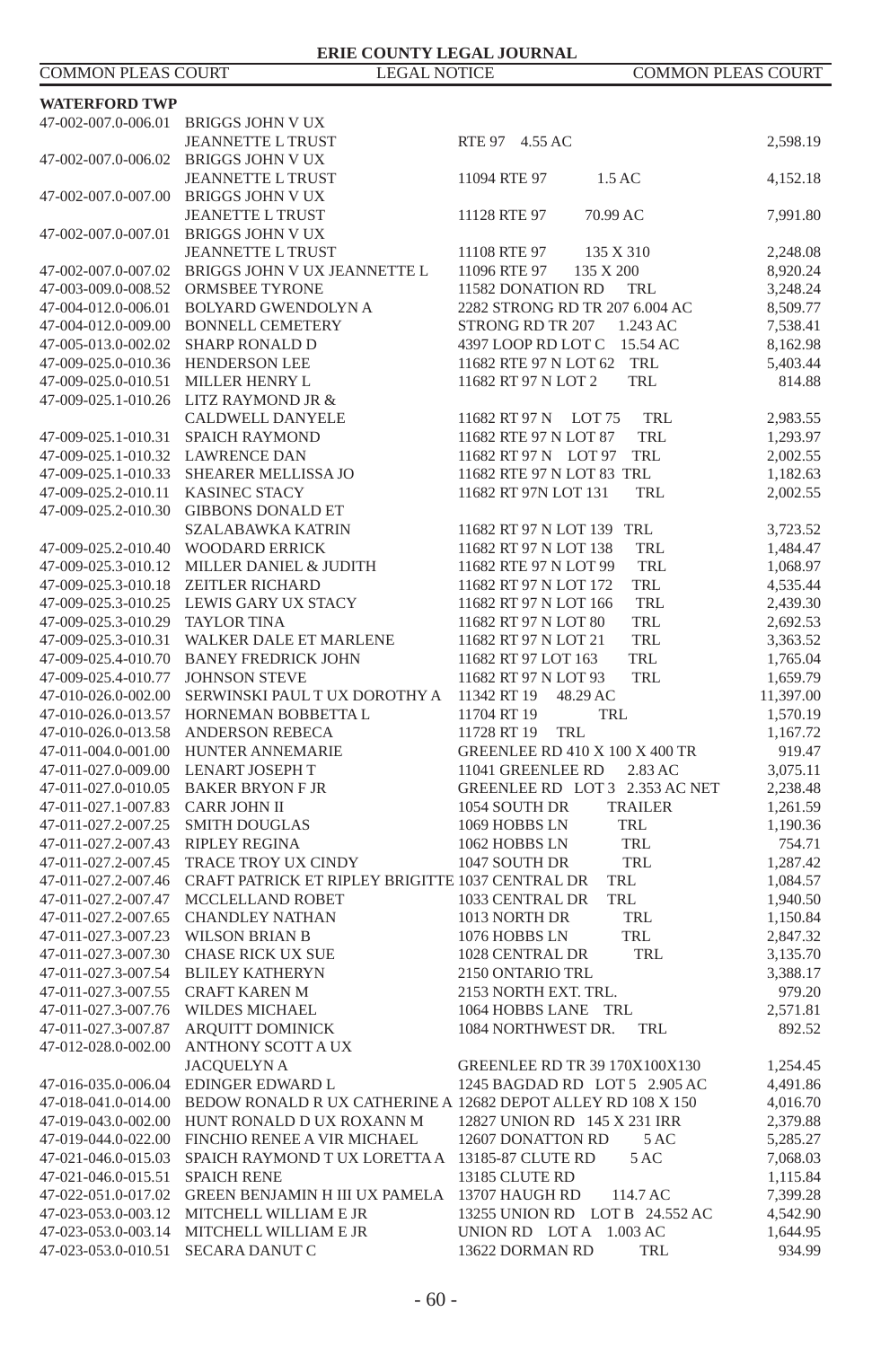**WATERFORD TWP**

| Parcel | Owner | Property | Amount |
|---|---|---|---|
| 47-002-007.0-006.01 | BRIGGS JOHN V UX JEANNETTE L TRUST | RTE 97 4.55 AC | 2,598.19 |
| 47-002-007.0-006.02 | BRIGGS JOHN V UX JEANNETTE L TRUST | 11094 RTE 97 1.5 AC | 4,152.18 |
| 47-002-007.0-007.00 | BRIGGS JOHN V UX JEANETTE L TRUST | 11128 RTE 97 70.99 AC | 7,991.80 |
| 47-002-007.0-007.01 | BRIGGS JOHN V UX JEANNETTE L TRUST | 11108 RTE 97 135 X 310 | 2,248.08 |
| 47-002-007.0-007.02 | BRIGGS JOHN V UX JEANNETTE L | 11096 RTE 97 135 X 200 | 8,920.24 |
| 47-003-009.0-008.52 | ORMSBEE TYRONE | 11582 DONATION RD TRL | 3,248.24 |
| 47-004-012.0-006.01 | BOLYARD GWENDOLYN A | 2282 STRONG RD TR 207 6.004 AC | 8,509.77 |
| 47-004-012.0-009.00 | BONNELL CEMETERY | STRONG RD TR 207 1.243 AC | 7,538.41 |
| 47-005-013.0-002.02 | SHARP RONALD D | 4397 LOOP RD LOT C 15.54 AC | 8,162.98 |
| 47-009-025.0-010.36 | HENDERSON LEE | 11682 RTE 97 N LOT 62 TRL | 5,403.44 |
| 47-009-025.0-010.51 | MILLER HENRY L | 11682 RT 97 N LOT 2 TRL | 814.88 |
| 47-009-025.1-010.26 | LITZ RAYMOND JR & CALDWELL DANYELE | 11682 RT 97 N LOT 75 TRL | 2,983.55 |
| 47-009-025.1-010.31 | SPAICH RAYMOND | 11682 RTE 97 N LOT 87 TRL | 1,293.97 |
| 47-009-025.1-010.32 | LAWRENCE DAN | 11682 RT 97 N LOT 97 TRL | 2,002.55 |
| 47-009-025.1-010.33 | SHEARER MELLISSA JO | 11682 RTE 97 N LOT 83 TRL | 1,182.63 |
| 47-009-025.2-010.11 | KASINEC STACY | 11682 RT 97N LOT 131 TRL | 2,002.55 |
| 47-009-025.2-010.30 | GIBBONS DONALD ET SZALABAWKA KATRIN | 11682 RT 97 N LOT 139 TRL | 3,723.52 |
| 47-009-025.2-010.40 | WOODARD ERRICK | 11682 RT 97 N LOT 138 TRL | 1,484.47 |
| 47-009-025.3-010.12 | MILLER DANIEL & JUDITH | 11682 RTE 97 N LOT 99 TRL | 1,068.97 |
| 47-009-025.3-010.18 | ZEITLER RICHARD | 11682 RT 97 N LOT 172 TRL | 4,535.44 |
| 47-009-025.3-010.25 | LEWIS GARY UX STACY | 11682 RT 97 N LOT 166 TRL | 2,439.30 |
| 47-009-025.3-010.29 | TAYLOR TINA | 11682 RT 97 N LOT 80 TRL | 2,692.53 |
| 47-009-025.3-010.31 | WALKER DALE ET MARLENE | 11682 RT 97 N LOT 21 TRL | 3,363.52 |
| 47-009-025.4-010.70 | BANEY FREDRICK JOHN | 11682 RT 97 LOT 163 TRL | 1,765.04 |
| 47-009-025.4-010.77 | JOHNSON STEVE | 11682 RT 97 N LOT 93 TRL | 1,659.79 |
| 47-010-026.0-002.00 | SERWINSKI PAUL T UX DOROTHY A | 11342 RT 19 48.29 AC | 11,397.00 |
| 47-010-026.0-013.57 | HORNEMAN BOBBETTA L | 11704 RT 19 TRL | 1,570.19 |
| 47-010-026.0-013.58 | ANDERSON REBECA | 11728 RT 19 TRL | 1,167.72 |
| 47-011-004.0-001.00 | HUNTER ANNEMARIE | GREENLEE RD 410 X 100 X 400 TR | 919.47 |
| 47-011-027.0-009.00 | LENART JOSEPH T | 11041 GREENLEE RD 2.83 AC | 3,075.11 |
| 47-011-027.0-010.05 | BAKER BRYON F JR | GREENLEE RD LOT 3 2.353 AC NET | 2,238.48 |
| 47-011-027.1-007.83 | CARR JOHN II | 1054 SOUTH DR TRAILER | 1,261.59 |
| 47-011-027.2-007.25 | SMITH DOUGLAS | 1069 HOBBS LN TRL | 1,190.36 |
| 47-011-027.2-007.43 | RIPLEY REGINA | 1062 HOBBS LN TRL | 754.71 |
| 47-011-027.2-007.45 | TRACE TROY UX CINDY | 1047 SOUTH DR TRL | 1,287.42 |
| 47-011-027.2-007.46 | CRAFT PATRICK ET RIPLEY BRIGITTE | 1037 CENTRAL DR TRL | 1,084.57 |
| 47-011-027.2-007.47 | MCCLELLAND ROBET | 1033 CENTRAL DR TRL | 1,940.50 |
| 47-011-027.2-007.65 | CHANDLEY NATHAN | 1013 NORTH DR TRL | 1,150.84 |
| 47-011-027.3-007.23 | WILSON BRIAN B | 1076 HOBBS LN TRL | 2,847.32 |
| 47-011-027.3-007.30 | CHASE RICK UX SUE | 1028 CENTRAL DR TRL | 3,135.70 |
| 47-011-027.3-007.54 | BLILEY KATHERYN | 2150 ONTARIO TRL | 3,388.17 |
| 47-011-027.3-007.55 | CRAFT KAREN M | 2153 NORTH EXT. TRL. | 979.20 |
| 47-011-027.3-007.76 | WILDES MICHAEL | 1064 HOBBS LANE TRL | 2,571.81 |
| 47-011-027.3-007.87 | ARQUITT DOMINICK | 1084 NORTHWEST DR. TRL | 892.52 |
| 47-012-028.0-002.00 | ANTHONY SCOTT A UX JACQUELYN A | GREENLEE RD TR 39 170X100X130 | 1,254.45 |
| 47-016-035.0-006.04 | EDINGER EDWARD L | 1245 BAGDAD RD LOT 5 2.905 AC | 4,491.86 |
| 47-018-041.0-014.00 | BEDOW RONALD R UX CATHERINE A | 12682 DEPOT ALLEY RD 108 X 150 | 4,016.70 |
| 47-019-043.0-002.00 | HUNT RONALD D UX ROXANN M | 12827 UNION RD 145 X 231 IRR | 2,379.88 |
| 47-019-044.0-022.00 | FINCHIO RENEE A VIR MICHAEL | 12607 DONATTON RD 5 AC | 5,285.27 |
| 47-021-046.0-015.03 | SPAICH RAYMOND T UX LORETTA A | 13185-87 CLUTE RD 5 AC | 7,068.03 |
| 47-021-046.0-015.51 | SPAICH RENE | 13185 CLUTE RD | 1,115.84 |
| 47-022-051.0-017.02 | GREEN BENJAMIN H III UX PAMELA | 13707 HAUGH RD 114.7 AC | 7,399.28 |
| 47-023-053.0-003.12 | MITCHELL WILLIAM E JR | 13255 UNION RD LOT B 24.552 AC | 4,542.90 |
| 47-023-053.0-003.14 | MITCHELL WILLIAM E JR | UNION RD LOT A 1.003 AC | 1,644.95 |
| 47-023-053.0-010.51 | SECARA DANUT C | 13622 DORMAN RD TRL | 934.99 |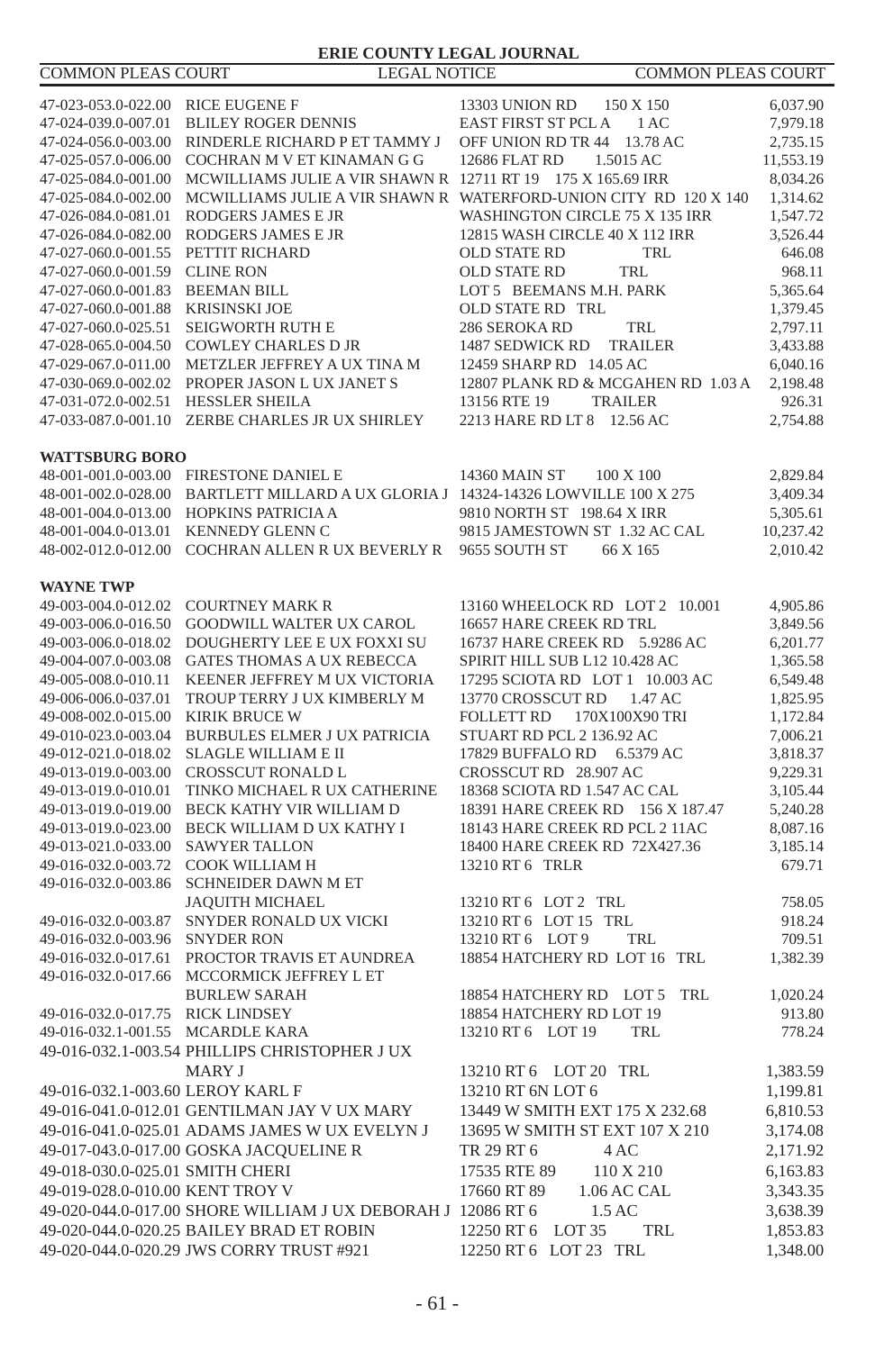ERIE COUNTY LEGAL JOURNAL

COMMON PLEAS COURT — LEGAL NOTICE — COMMON PLEAS COURT

| | | | |
|---|---|---|---|
| 47-023-053.0-022.00 | RICE EUGENE F | 13303 UNION RD 150 X 150 | 6,037.90 |
| 47-024-039.0-007.01 | BLILEY ROGER DENNIS | EAST FIRST ST PCL A 1 AC | 7,979.18 |
| 47-024-056.0-003.00 | RINDERLE RICHARD P ET TAMMY J | OFF UNION RD TR 44 13.78 AC | 2,735.15 |
| 47-025-057.0-006.00 | COCHRAN M V ET KINAMAN G G | 12686 FLAT RD 1.5015 AC | 11,553.19 |
| 47-025-084.0-001.00 | MCWILLIAMS JULIE A VIR SHAWN R | 12711 RT 19 175 X 165.69 IRR | 8,034.26 |
| 47-025-084.0-002.00 | MCWILLIAMS JULIE A VIR SHAWN R | WATERFORD-UNION CITY RD 120 X 140 | 1,314.62 |
| 47-026-084.0-081.01 | RODGERS JAMES E JR | WASHINGTON CIRCLE 75 X 135 IRR | 1,547.72 |
| 47-026-084.0-082.00 | RODGERS JAMES E JR | 12815 WASH CIRCLE 40 X 112 IRR | 3,526.44 |
| 47-027-060.0-001.55 | PETTIT RICHARD | OLD STATE RD TRL | 646.08 |
| 47-027-060.0-001.59 | CLINE RON | OLD STATE RD TRL | 968.11 |
| 47-027-060.0-001.83 | BEEMAN BILL | LOT 5 BEEMANS M.H. PARK | 5,365.64 |
| 47-027-060.0-001.88 | KRISINSKI JOE | OLD STATE RD TRL | 1,379.45 |
| 47-027-060.0-025.51 | SEIGWORTH RUTH E | 286 SEROKA RD TRL | 2,797.11 |
| 47-028-065.0-004.50 | COWLEY CHARLES D JR | 1487 SEDWICK RD TRAILER | 3,433.88 |
| 47-029-067.0-011.00 | METZLER JEFFREY A UX TINA M | 12459 SHARP RD 14.05 AC | 6,040.16 |
| 47-030-069.0-002.02 | PROPER JASON L UX JANET S | 12807 PLANK RD & MCGAHEN RD 1.03 A | 2,198.48 |
| 47-031-072.0-002.51 | HESSLER SHEILA | 13156 RTE 19 TRAILER | 926.31 |
| 47-033-087.0-001.10 | ZERBE CHARLES JR UX SHIRLEY | 2213 HARE RD LT 8 12.56 AC | 2,754.88 |

**WATTSBURG BORO**

| | | | |
|---|---|---|---|
| 48-001-001.0-003.00 | FIRESTONE DANIEL E | 14360 MAIN ST 100 X 100 | 2,829.84 |
| 48-001-002.0-028.00 | BARTLETT MILLARD A UX GLORIA J | 14324-14326 LOWVILLE 100 X 275 | 3,409.34 |
| 48-001-004.0-013.00 | HOPKINS PATRICIA A | 9810 NORTH ST 198.64 X IRR | 5,305.61 |
| 48-001-004.0-013.01 | KENNEDY GLENN C | 9815 JAMESTOWN ST 1.32 AC CAL | 10,237.42 |
| 48-002-012.0-012.00 | COCHRAN ALLEN R UX BEVERLY R | 9655 SOUTH ST 66 X 165 | 2,010.42 |

**WAYNE TWP**

| | | | |
|---|---|---|---|
| 49-003-004.0-012.02 | COURTNEY MARK R | 13160 WHEELOCK RD LOT 2 10.001 | 4,905.86 |
| 49-003-006.0-016.50 | GOODWILL WALTER UX CAROL | 16657 HARE CREEK RD TRL | 3,849.56 |
| 49-003-006.0-018.02 | DOUGHERTY LEE E UX FOXXI SU | 16737 HARE CREEK RD 5.9286 AC | 6,201.77 |
| 49-004-007.0-003.08 | GATES THOMAS A UX REBECCA | SPIRIT HILL SUB L12 10.428 AC | 1,365.58 |
| 49-005-008.0-010.11 | KEENER JEFFREY M UX VICTORIA | 17295 SCIOTA RD LOT 1 10.003 AC | 6,549.48 |
| 49-006-006.0-037.01 | TROUP TERRY J UX KIMBERLY M | 13770 CROSSCUT RD 1.47 AC | 1,825.95 |
| 49-008-002.0-015.00 | KIRIK BRUCE W | FOLLETT RD 170X100X90 TRI | 1,172.84 |
| 49-010-023.0-003.04 | BURBULES ELMER J UX PATRICIA | STUART RD PCL 2 136.92 AC | 7,006.21 |
| 49-012-021.0-018.02 | SLAGLE WILLIAM E II | 17829 BUFFALO RD 6.5379 AC | 3,818.37 |
| 49-013-019.0-003.00 | CROSSCUT RONALD L | CROSSCUT RD 28.907 AC | 9,229.31 |
| 49-013-019.0-010.01 | TINKO MICHAEL R UX CATHERINE | 18368 SCIOTA RD 1.547 AC CAL | 3,105.44 |
| 49-013-019.0-019.00 | BECK KATHY VIR WILLIAM D | 18391 HARE CREEK RD 156 X 187.47 | 5,240.28 |
| 49-013-019.0-023.00 | BECK WILLIAM D UX KATHY I | 18143 HARE CREEK RD PCL 2 11AC | 8,087.16 |
| 49-013-021.0-033.00 | SAWYER TALLON | 18400 HARE CREEK RD 72X427.36 | 3,185.14 |
| 49-016-032.0-003.72 | COOK WILLIAM H | 13210 RT 6 TRLR | 679.71 |
| 49-016-032.0-003.86 | SCHNEIDER DAWN M ET JAQUITH MICHAEL | 13210 RT 6 LOT 2 TRL | 758.05 |
| 49-016-032.0-003.87 | SNYDER RONALD UX VICKI | 13210 RT 6 LOT 15 TRL | 918.24 |
| 49-016-032.0-003.96 | SNYDER RON | 13210 RT 6 LOT 9 TRL | 709.51 |
| 49-016-032.0-017.61 | PROCTOR TRAVIS ET AUNDREA | 18854 HATCHERY RD LOT 16 TRL | 1,382.39 |
| 49-016-032.0-017.66 | MCCORMICK JEFFREY L ET BURLEW SARAH | 18854 HATCHERY RD LOT 5 TRL | 1,020.24 |
| 49-016-032.0-017.75 | RICK LINDSEY | 18854 HATCHERY RD LOT 19 | 913.80 |
| 49-016-032.1-001.55 | MCARDLE KARA | 13210 RT 6 LOT 19 TRL | 778.24 |
| 49-016-032.1-003.54 | PHILLIPS CHRISTOPHER J UX MARY J | 13210 RT 6 LOT 20 TRL | 1,383.59 |
| 49-016-032.1-003.60 | LEROY KARL F | 13210 RT 6N LOT 6 | 1,199.81 |
| 49-016-041.0-012.01 | GENTILMAN JAY V UX MARY | 13449 W SMITH EXT 175 X 232.68 | 6,810.53 |
| 49-016-041.0-025.01 | ADAMS JAMES W UX EVELYN J | 13695 W SMITH ST EXT 107 X 210 | 3,174.08 |
| 49-017-043.0-017.00 | GOSKA JACQUELINE R | TR 29 RT 6 4 AC | 2,171.92 |
| 49-018-030.0-025.01 | SMITH CHERI | 17535 RTE 89 110 X 210 | 6,163.83 |
| 49-019-028.0-010.00 | KENT TROY V | 17660 RT 89 1.06 AC CAL | 3,343.35 |
| 49-020-044.0-017.00 | SHORE WILLIAM J UX DEBORAH J | 12086 RT 6 1.5 AC | 3,638.39 |
| 49-020-044.0-020.25 | BAILEY BRAD ET ROBIN | 12250 RT 6 LOT 35 TRL | 1,853.83 |
| 49-020-044.0-020.29 | JWS CORRY TRUST #921 | 12250 RT 6 LOT 23 TRL | 1,348.00 |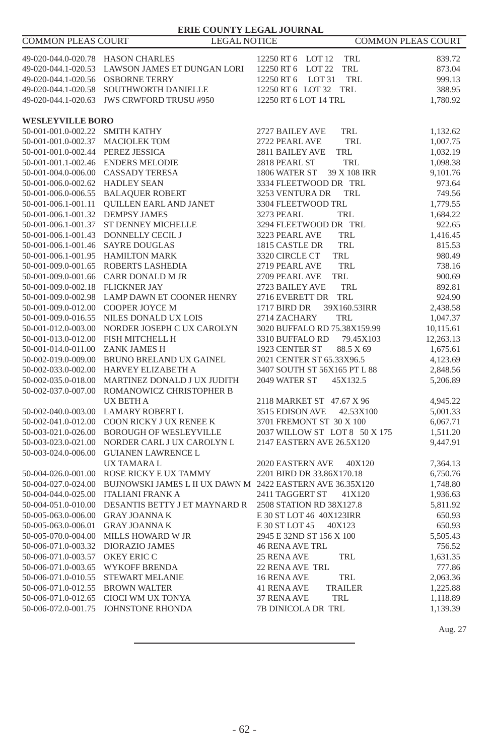| | | | |
|---|---|---|---|
| 49-020-044.0-020.78 | HASON CHARLES | 12250 RT 6 LOT 12 TRL | 839.72 |
| 49-020-044.1-020.53 | LAWSON JAMES ET DUNGAN LORI | 12250 RT 6 LOT 22 TRL | 873.04 |
| 49-020-044.1-020.56 | OSBORNE TERRY | 12250 RT 6 LOT 31 TRL | 999.13 |
| 49-020-044.1-020.58 | SOUTHWORTH DANIELLE | 12250 RT 6 LOT 32 TRL | 388.95 |
| 49-020-044.1-020.63 | JWS CRWFORD TRUSU #950 | 12250 RT 6 LOT 14 TRL | 1,780.92 |

**WESLEYVILLE BORO**

| | | | |
|---|---|---|---|
| 50-001-001.0-002.22 | SMITH KATHY | 2727 BAILEY AVE TRL | 1,132.62 |
| 50-001-001.0-002.37 | MACIOLEK TOM | 2722 PEARL AVE TRL | 1,007.75 |
| 50-001-001.0-002.44 | PEREZ JESSICA | 2811 BAILEY AVE TRL | 1,032.19 |
| 50-001-001.1-002.46 | ENDERS MELODIE | 2818 PEARL ST TRL | 1,098.38 |
| 50-001-004.0-006.00 | CASSADY TERESA | 1806 WATER ST 39 X 108 IRR | 9,101.76 |
| 50-001-006.0-002.62 | HADLEY SEAN | 3334 FLEETWOOD DR TRL | 973.64 |
| 50-001-006.0-006.55 | BALAQUER ROBERT | 3253 VENTURA DR TRL | 749.56 |
| 50-001-006.1-001.11 | QUILLEN EARL AND JANET | 3304 FLEETWOOD TRL | 1,779.55 |
| 50-001-006.1-001.32 | DEMPSY JAMES | 3273 PEARL TRL | 1,684.22 |
| 50-001-006.1-001.37 | ST DENNEY MICHELLE | 3294 FLEETWOOD DR TRL | 922.65 |
| 50-001-006.1-001.43 | DONNELLY CECIL J | 3223 PEARL AVE TRL | 1,416.45 |
| 50-001-006.1-001.46 | SAYRE DOUGLAS | 1815 CASTLE DR TRL | 815.53 |
| 50-001-006.1-001.95 | HAMILTON MARK | 3320 CIRCLE CT TRL | 980.49 |
| 50-001-009.0-001.65 | ROBERTS LASHEDIA | 2719 PEARL AVE TRL | 738.16 |
| 50-001-009.0-001.66 | CARR DONALD M JR | 2709 PEARL AVE TRL | 900.69 |
| 50-001-009.0-002.18 | FLICKNER JAY | 2723 BAILEY AVE TRL | 892.81 |
| 50-001-009.0-002.98 | LAMP DAWN ET COONER HENRY | 2716 EVERETT DR TRL | 924.90 |
| 50-001-009.0-012.00 | COOPER JOYCE M | 1717 BIRD DR 39X160.53IRR | 2,438.58 |
| 50-001-009.0-016.55 | NILES DONALD UX LOIS | 2714 ZACHARY TRL | 1,047.37 |
| 50-001-012.0-003.00 | NORDER JOSEPH C UX CAROLYN | 3020 BUFFALO RD 75.38X159.99 | 10,115.61 |
| 50-001-013.0-012.00 | FISH MITCHELL H | 3310 BUFFALO RD 79.45X103 | 12,263.13 |
| 50-001-014.0-011.00 | ZANK JAMES H | 1923 CENTER ST 88.5 X 69 | 1,675.61 |
| 50-002-019.0-009.00 | BRUNO BRELAND UX GAINEL | 2021 CENTER ST 65.33X96.5 | 4,123.69 |
| 50-002-033.0-002.00 | HARVEY ELIZABETH A | 3407 SOUTH ST 56X165 PT L 88 | 2,848.56 |
| 50-002-035.0-018.00 | MARTINEZ DONALD J UX JUDITH | 2049 WATER ST 45X132.5 | 5,206.89 |
| 50-002-037.0-007.00 | ROMANOWICZ CHRISTOPHER B UX BETH A | 2118 MARKET ST 47.67 X 96 | 4,945.22 |
| 50-002-040.0-003.00 | LAMARY ROBERT L | 3515 EDISON AVE 42.53X100 | 5,001.33 |
| 50-002-041.0-012.00 | COON RICKY J UX RENEE K | 3701 FREMONT ST 30 X 100 | 6,067.71 |
| 50-003-021.0-026.00 | BOROUGH OF WESLEYVILLE | 2037 WILLOW ST LOT 8 50 X 175 | 1,511.20 |
| 50-003-023.0-021.00 | NORDER CARL J UX CAROLYN L | 2147 EASTERN AVE 26.5X120 | 9,447.91 |
| 50-003-024.0-006.00 | GUIANEN LAWRENCE L UX TAMARA L | 2020 EASTERN AVE 40X120 | 7,364.13 |
| 50-004-026.0-001.00 | ROSE RICKY E UX TAMMY | 2201 BIRD DR 33.86X170.18 | 6,750.76 |
| 50-004-027.0-024.00 | BUJNOWSKI JAMES L II UX DAWN M | 2422 EASTERN AVE 36.35X120 | 1,748.80 |
| 50-004-044.0-025.00 | ITALIANI FRANK A | 2411 TAGGERT ST 41X120 | 1,936.63 |
| 50-004-051.0-010.00 | DESANTIS BETTY J ET MAYNARD R | 2508 STATION RD 38X127.8 | 5,811.92 |
| 50-005-063.0-006.00 | GRAY JOANNA K | E 30 ST LOT 46 40X123IRR | 650.93 |
| 50-005-063.0-006.01 | GRAY JOANNA K | E 30 ST LOT 45 40X123 | 650.93 |
| 50-005-070.0-004.00 | MILLS HOWARD W JR | 2945 E 32ND ST 156 X 100 | 5,505.43 |
| 50-006-071.0-003.32 | DIORAZIO JAMES | 46 RENA AVE TRL | 756.52 |
| 50-006-071.0-003.57 | OKEY ERIC C | 25 RENA AVE TRL | 1,631.35 |
| 50-006-071.0-003.65 | WYKOFF BRENDA | 22 RENA AVE TRL | 777.86 |
| 50-006-071.0-010.55 | STEWART MELANIE | 16 RENA AVE TRL | 2,063.36 |
| 50-006-071.0-012.55 | BROWN WALTER | 41 RENA AVE TRAILER | 1,225.88 |
| 50-006-071.0-012.65 | CIOCI WM UX TONYA | 37 RENA AVE TRL | 1,118.89 |
| 50-006-072.0-001.75 | JOHNSTONE RHONDA | 7B DINICOLA DR TRL | 1,139.39 |

Aug. 27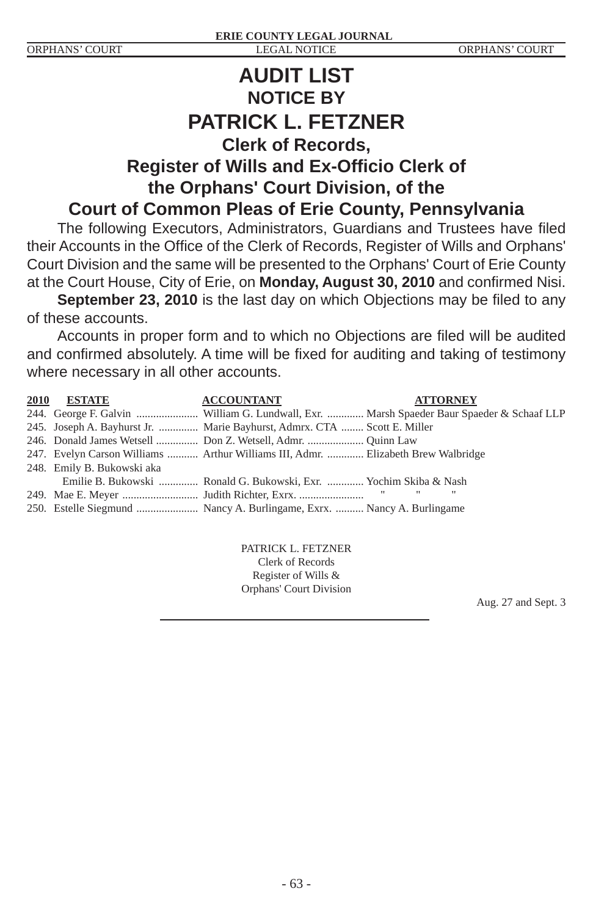# AUDIT LIST

## NOTICE BY

# PATRICK L. FETZNER

## Clerk of Records,

## Register of Wills and Ex-Officio Clerk of the Orphans' Court Division, of the Court of Common Pleas of Erie County, Pennsylvania

The following Executors, Administrators, Guardians and Trustees have filed their Accounts in the Office of the Clerk of Records, Register of Wills and Orphans' Court Division and the same will be presented to the Orphans' Court of Erie County at the Court House, City of Erie, on **Monday, August 30, 2010** and confirmed Nisi.

**September 23, 2010** is the last day on which Objections may be filed to any of these accounts.

Accounts in proper form and to which no Objections are filed will be audited and confirmed absolutely. A time will be fixed for auditing and taking of testimony where necessary in all other accounts.

| 2010 | ESTATE | ACCOUNTANT | ATTORNEY |
|---|---|---|---|
| 244. | George F. Galvin | William G. Lundwall, Exr. | Marsh Spaeder Baur Spaeder & Schaaf LLP |
| 245. | Joseph A. Bayhurst Jr. | Marie Bayhurst, Admrx. CTA | Scott E. Miller |
| 246. | Donald James Wetsell | Don Z. Wetsell, Admr. | Quinn Law |
| 247. | Evelyn Carson Williams | Arthur Williams III, Admr. | Elizabeth Brew Walbridge |
| 248. | Emily B. Bukowski aka Emilie B. Bukowski | Ronald G. Bukowski, Exr. | Yochim Skiba & Nash |
| 249. | Mae E. Meyer | Judith Richter, Exrx. | " " " |
| 250. | Estelle Siegmund | Nancy A. Burlingame, Exrx. | Nancy A. Burlingame |

PATRICK L. FETZNER
Clerk of Records
Register of Wills &
Orphans' Court Division

Aug. 27 and Sept. 3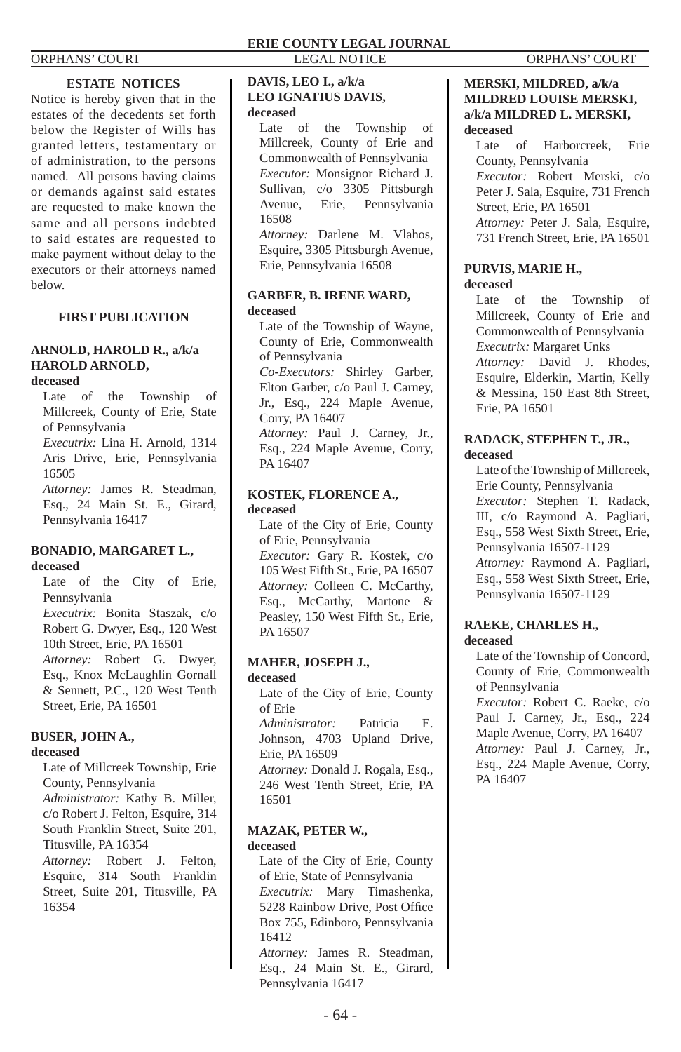## ESTATE NOTICES

Notice is hereby given that in the estates of the decedents set forth below the Register of Wills has granted letters, testamentary or of administration, to the persons named. All persons having claims or demands against said estates are requested to make known the same and all persons indebted to said estates are requested to make payment without delay to the executors or their attorneys named below.

### FIRST PUBLICATION

**ARNOLD, HAROLD R., a/k/a HAROLD ARNOLD, deceased**

Late of the Township of Millcreek, County of Erie, State of Pennsylvania
*Executrix:* Lina H. Arnold, 1314 Aris Drive, Erie, Pennsylvania 16505
*Attorney:* James R. Steadman, Esq., 24 Main St. E., Girard, Pennsylvania 16417

**BONADIO, MARGARET L., deceased**

Late of the City of Erie, Pennsylvania
*Executrix:* Bonita Staszak, c/o Robert G. Dwyer, Esq., 120 West 10th Street, Erie, PA 16501
*Attorney:* Robert G. Dwyer, Esq., Knox McLaughlin Gornall & Sennett, P.C., 120 West Tenth Street, Erie, PA 16501

**BUSER, JOHN A., deceased**

Late of Millcreek Township, Erie County, Pennsylvania
*Administrator:* Kathy B. Miller, c/o Robert J. Felton, Esquire, 314 South Franklin Street, Suite 201, Titusville, PA 16354
*Attorney:* Robert J. Felton, Esquire, 314 South Franklin Street, Suite 201, Titusville, PA 16354

**DAVIS, LEO I., a/k/a LEO IGNATIUS DAVIS, deceased**

Late of the Township of Millcreek, County of Erie and Commonwealth of Pennsylvania
*Executor:* Monsignor Richard J. Sullivan, c/o 3305 Pittsburgh Avenue, Erie, Pennsylvania 16508
*Attorney:* Darlene M. Vlahos, Esquire, 3305 Pittsburgh Avenue, Erie, Pennsylvania 16508

**GARBER, B. IRENE WARD, deceased**

Late of the Township of Wayne, County of Erie, Commonwealth of Pennsylvania
*Co-Executors:* Shirley Garber, Elton Garber, c/o Paul J. Carney, Jr., Esq., 224 Maple Avenue, Corry, PA 16407
*Attorney:* Paul J. Carney, Jr., Esq., 224 Maple Avenue, Corry, PA 16407

**KOSTEK, FLORENCE A., deceased**

Late of the City of Erie, County of Erie, Pennsylvania
*Executor:* Gary R. Kostek, c/o 105 West Fifth St., Erie, PA 16507
*Attorney:* Colleen C. McCarthy, Esq., McCarthy, Martone & Peasley, 150 West Fifth St., Erie, PA 16507

**MAHER, JOSEPH J., deceased**

Late of the City of Erie, County of Erie
*Administrator:* Patricia E. Johnson, 4703 Upland Drive, Erie, PA 16509
*Attorney:* Donald J. Rogala, Esq., 246 West Tenth Street, Erie, PA 16501

**MAZAK, PETER W., deceased**

Late of the City of Erie, County of Erie, State of Pennsylvania
*Executrix:* Mary Timashenka, 5228 Rainbow Drive, Post Office Box 755, Edinboro, Pennsylvania 16412
*Attorney:* James R. Steadman, Esq., 24 Main St. E., Girard, Pennsylvania 16417

**MERSKI, MILDRED, a/k/a MILDRED LOUISE MERSKI, a/k/a MILDRED L. MERSKI, deceased**

Late of Harborcreek, Erie County, Pennsylvania
*Executor:* Robert Merski, c/o Peter J. Sala, Esquire, 731 French Street, Erie, PA 16501
*Attorney:* Peter J. Sala, Esquire, 731 French Street, Erie, PA 16501

**PURVIS, MARIE H., deceased**

Late of the Township of Millcreek, County of Erie and Commonwealth of Pennsylvania
*Executrix:* Margaret Unks
*Attorney:* David J. Rhodes, Esquire, Elderkin, Martin, Kelly & Messina, 150 East 8th Street, Erie, PA 16501

**RADACK, STEPHEN T., JR., deceased**

Late of the Township of Millcreek, Erie County, Pennsylvania
*Executor:* Stephen T. Radack, III, c/o Raymond A. Pagliari, Esq., 558 West Sixth Street, Erie, Pennsylvania 16507-1129
*Attorney:* Raymond A. Pagliari, Esq., 558 West Sixth Street, Erie, Pennsylvania 16507-1129

**RAEKE, CHARLES H., deceased**

Late of the Township of Concord, County of Erie, Commonwealth of Pennsylvania
*Executor:* Robert C. Raeke, c/o Paul J. Carney, Jr., Esq., 224 Maple Avenue, Corry, PA 16407
*Attorney:* Paul J. Carney, Jr., Esq., 224 Maple Avenue, Corry, PA 16407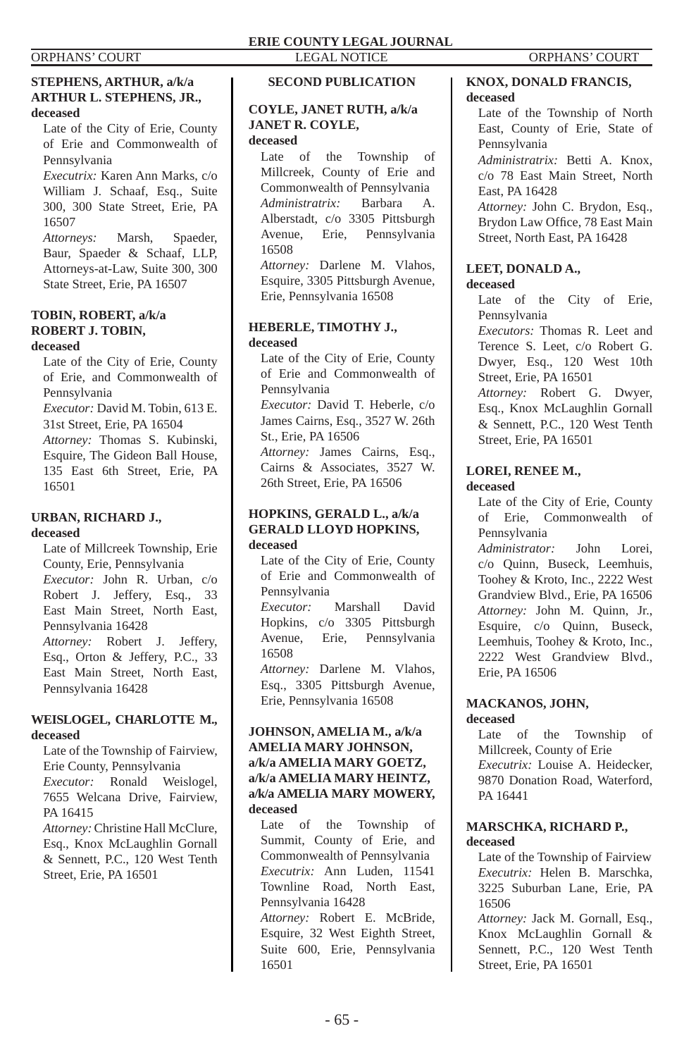**STEPHENS, ARTHUR, a/k/a ARTHUR L. STEPHENS, JR., deceased**

Late of the City of Erie, County of Erie and Commonwealth of Pennsylvania

*Executrix:* Karen Ann Marks, c/o William J. Schaaf, Esq., Suite 300, 300 State Street, Erie, PA 16507

*Attorneys:* Marsh, Spaeder, Baur, Spaeder & Schaaf, LLP, Attorneys-at-Law, Suite 300, 300 State Street, Erie, PA 16507

**TOBIN, ROBERT, a/k/a ROBERT J. TOBIN, deceased**

Late of the City of Erie, County of Erie, and Commonwealth of Pennsylvania

*Executor:* David M. Tobin, 613 E. 31st Street, Erie, PA 16504

*Attorney:* Thomas S. Kubinski, Esquire, The Gideon Ball House, 135 East 6th Street, Erie, PA 16501

**URBAN, RICHARD J., deceased**

Late of Millcreek Township, Erie County, Erie, Pennsylvania

*Executor:* John R. Urban, c/o Robert J. Jeffery, Esq., 33 East Main Street, North East, Pennsylvania 16428

*Attorney:* Robert J. Jeffery, Esq., Orton & Jeffery, P.C., 33 East Main Street, North East, Pennsylvania 16428

**WEISLOGEL, CHARLOTTE M., deceased**

Late of the Township of Fairview, Erie County, Pennsylvania

*Executor:* Ronald Weislogel, 7655 Welcana Drive, Fairview, PA 16415

*Attorney:* Christine Hall McClure, Esq., Knox McLaughlin Gornall & Sennett, P.C., 120 West Tenth Street, Erie, PA 16501

## SECOND PUBLICATION

**COYLE, JANET RUTH, a/k/a JANET R. COYLE, deceased**

Late of the Township of Millcreek, County of Erie and Commonwealth of Pennsylvania

*Administratrix:* Barbara A. Alberstadt, c/o 3305 Pittsburgh Avenue, Erie, Pennsylvania 16508

*Attorney:* Darlene M. Vlahos, Esquire, 3305 Pittsburgh Avenue, Erie, Pennsylvania 16508

**HEBERLE, TIMOTHY J., deceased**

Late of the City of Erie, County of Erie and Commonwealth of Pennsylvania

*Executor:* David T. Heberle, c/o James Cairns, Esq., 3527 W. 26th St., Erie, PA 16506

*Attorney:* James Cairns, Esq., Cairns & Associates, 3527 W. 26th Street, Erie, PA 16506

**HOPKINS, GERALD L., a/k/a GERALD LLOYD HOPKINS, deceased**

Late of the City of Erie, County of Erie and Commonwealth of Pennsylvania

*Executor:* Marshall David Hopkins, c/o 3305 Pittsburgh Avenue, Erie, Pennsylvania 16508

*Attorney:* Darlene M. Vlahos, Esq., 3305 Pittsburgh Avenue, Erie, Pennsylvania 16508

**JOHNSON, AMELIA M., a/k/a AMELIA MARY JOHNSON, a/k/a AMELIA MARY GOETZ, a/k/a AMELIA MARY HEINTZ, a/k/a AMELIA MARY MOWERY, deceased**

Late of the Township of Summit, County of Erie, and Commonwealth of Pennsylvania

*Executrix:* Ann Luden, 11541 Townline Road, North East, Pennsylvania 16428

*Attorney:* Robert E. McBride, Esquire, 32 West Eighth Street, Suite 600, Erie, Pennsylvania 16501

**KNOX, DONALD FRANCIS, deceased**

Late of the Township of North East, County of Erie, State of Pennsylvania

*Administratrix:* Betti A. Knox, c/o 78 East Main Street, North East, PA 16428

*Attorney:* John C. Brydon, Esq., Brydon Law Office, 78 East Main Street, North East, PA 16428

**LEET, DONALD A., deceased**

Late of the City of Erie, Pennsylvania

*Executors:* Thomas R. Leet and Terence S. Leet, c/o Robert G. Dwyer, Esq., 120 West 10th Street, Erie, PA 16501

*Attorney:* Robert G. Dwyer, Esq., Knox McLaughlin Gornall & Sennett, P.C., 120 West Tenth Street, Erie, PA 16501

**LOREI, RENEE M., deceased**

Late of the City of Erie, County of Erie, Commonwealth of Pennsylvania

*Administrator:* John Lorei, c/o Quinn, Buseck, Leemhuis, Toohey & Kroto, Inc., 2222 West Grandview Blvd., Erie, PA 16506

*Attorney:* John M. Quinn, Jr., Esquire, c/o Quinn, Buseck, Leemhuis, Toohey & Kroto, Inc., 2222 West Grandview Blvd., Erie, PA 16506

**MACKANOS, JOHN, deceased**

Late of the Township of Millcreek, County of Erie

*Executrix:* Louise A. Heidecker, 9870 Donation Road, Waterford, PA 16441

**MARSCHKA, RICHARD P., deceased**

Late of the Township of Fairview

*Executrix:* Helen B. Marschka, 3225 Suburban Lane, Erie, PA 16506

*Attorney:* Jack M. Gornall, Esq., Knox McLaughlin Gornall & Sennett, P.C., 120 West Tenth Street, Erie, PA 16501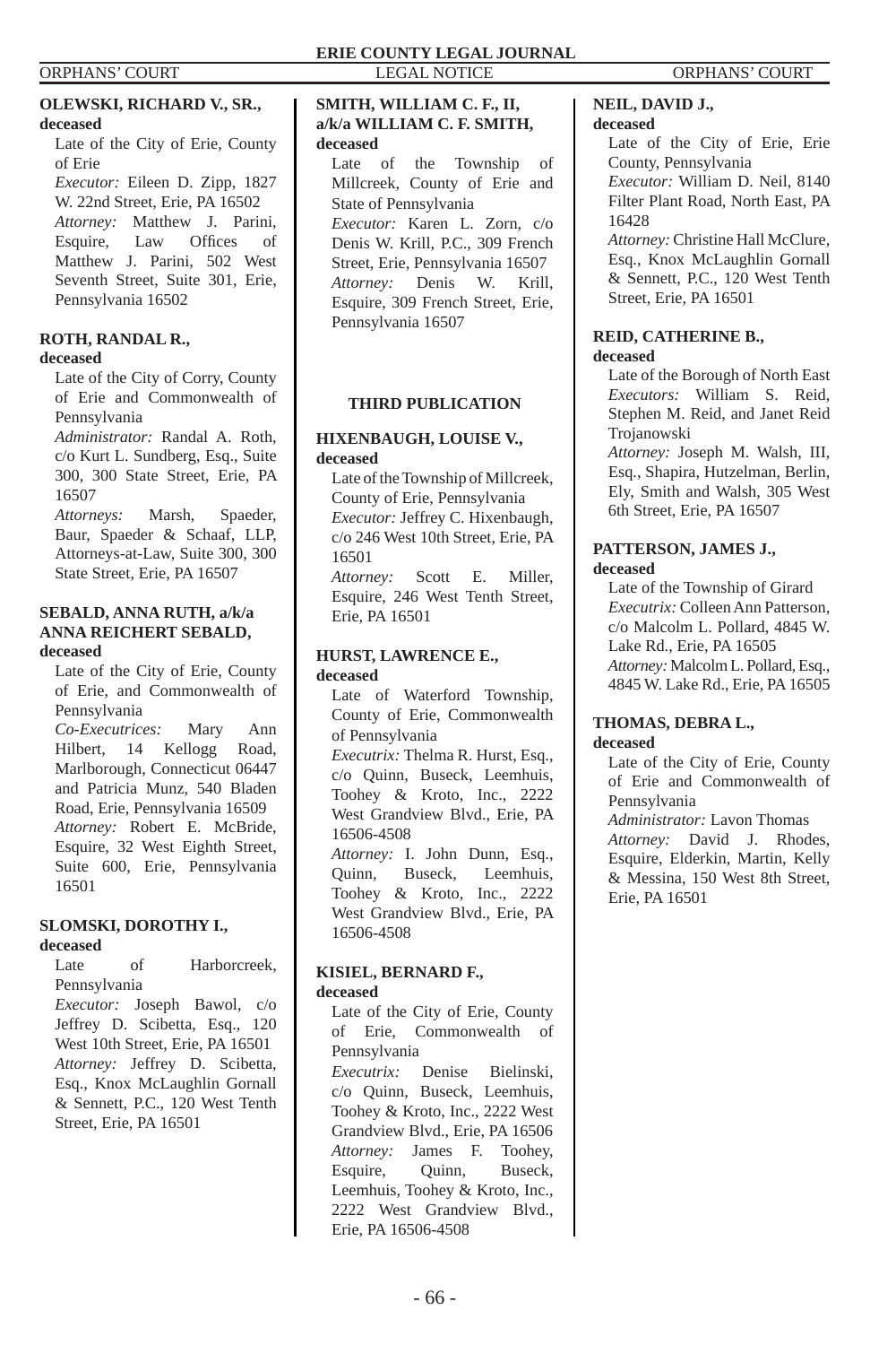**OLEWSKI, RICHARD V., SR., deceased**

Late of the City of Erie, County of Erie

*Executor:* Eileen D. Zipp, 1827 W. 22nd Street, Erie, PA 16502

*Attorney:* Matthew J. Parini, Esquire, Law Offices of Matthew J. Parini, 502 West Seventh Street, Suite 301, Erie, Pennsylvania 16502

**ROTH, RANDAL R., deceased**

Late of the City of Corry, County of Erie and Commonwealth of Pennsylvania

*Administrator:* Randal A. Roth, c/o Kurt L. Sundberg, Esq., Suite 300, 300 State Street, Erie, PA 16507

*Attorneys:* Marsh, Spaeder, Baur, Spaeder & Schaaf, LLP, Attorneys-at-Law, Suite 300, 300 State Street, Erie, PA 16507

**SEBALD, ANNA RUTH, a/k/a ANNA REICHERT SEBALD, deceased**

Late of the City of Erie, County of Erie, and Commonwealth of Pennsylvania

*Co-Executrices:* Mary Ann Hilbert, 14 Kellogg Road, Marlborough, Connecticut 06447 and Patricia Munz, 540 Bladen Road, Erie, Pennsylvania 16509

*Attorney:* Robert E. McBride, Esquire, 32 West Eighth Street, Suite 600, Erie, Pennsylvania 16501

**SLOMSKI, DOROTHY I., deceased**

Late of Harborcreek, Pennsylvania

*Executor:* Joseph Bawol, c/o Jeffrey D. Scibetta, Esq., 120 West 10th Street, Erie, PA 16501

*Attorney:* Jeffrey D. Scibetta, Esq., Knox McLaughlin Gornall & Sennett, P.C., 120 West Tenth Street, Erie, PA 16501

**SMITH, WILLIAM C. F., II, a/k/a WILLIAM C. F. SMITH, deceased**

Late of the Township of Millcreek, County of Erie and State of Pennsylvania

*Executor:* Karen L. Zorn, c/o Denis W. Krill, P.C., 309 French Street, Erie, Pennsylvania 16507

*Attorney:* Denis W. Krill, Esquire, 309 French Street, Erie, Pennsylvania 16507

## THIRD PUBLICATION

**HIXENBAUGH, LOUISE V., deceased**

Late of the Township of Millcreek, County of Erie, Pennsylvania

*Executor:* Jeffrey C. Hixenbaugh, c/o 246 West 10th Street, Erie, PA 16501

*Attorney:* Scott E. Miller, Esquire, 246 West Tenth Street, Erie, PA 16501

**HURST, LAWRENCE E., deceased**

Late of Waterford Township, County of Erie, Commonwealth of Pennsylvania

*Executrix:* Thelma R. Hurst, Esq., c/o Quinn, Buseck, Leemhuis, Toohey & Kroto, Inc., 2222 West Grandview Blvd., Erie, PA 16506-4508

*Attorney:* I. John Dunn, Esq., Quinn, Buseck, Leemhuis, Toohey & Kroto, Inc., 2222 West Grandview Blvd., Erie, PA 16506-4508

**KISIEL, BERNARD F., deceased**

Late of the City of Erie, County of Erie, Commonwealth of Pennsylvania

*Executrix:* Denise Bielinski, c/o Quinn, Buseck, Leemhuis, Toohey & Kroto, Inc., 2222 West Grandview Blvd., Erie, PA 16506

*Attorney:* James F. Toohey, Esquire, Quinn, Buseck, Leemhuis, Toohey & Kroto, Inc., 2222 West Grandview Blvd., Erie, PA 16506-4508

**NEIL, DAVID J., deceased**

Late of the City of Erie, Erie County, Pennsylvania

*Executor:* William D. Neil, 8140 Filter Plant Road, North East, PA 16428

*Attorney:* Christine Hall McClure, Esq., Knox McLaughlin Gornall & Sennett, P.C., 120 West Tenth Street, Erie, PA 16501

**REID, CATHERINE B., deceased**

Late of the Borough of North East

*Executors:* William S. Reid, Stephen M. Reid, and Janet Reid Trojanowski

*Attorney:* Joseph M. Walsh, III, Esq., Shapira, Hutzelman, Berlin, Ely, Smith and Walsh, 305 West 6th Street, Erie, PA 16507

**PATTERSON, JAMES J., deceased**

Late of the Township of Girard

*Executrix:* Colleen Ann Patterson, c/o Malcolm L. Pollard, 4845 W. Lake Rd., Erie, PA 16505

*Attorney:* Malcolm L. Pollard, Esq., 4845 W. Lake Rd., Erie, PA 16505

**THOMAS, DEBRA L., deceased**

Late of the City of Erie, County of Erie and Commonwealth of Pennsylvania

*Administrator:* Lavon Thomas

*Attorney:* David J. Rhodes, Esquire, Elderkin, Martin, Kelly & Messina, 150 West 8th Street, Erie, PA 16501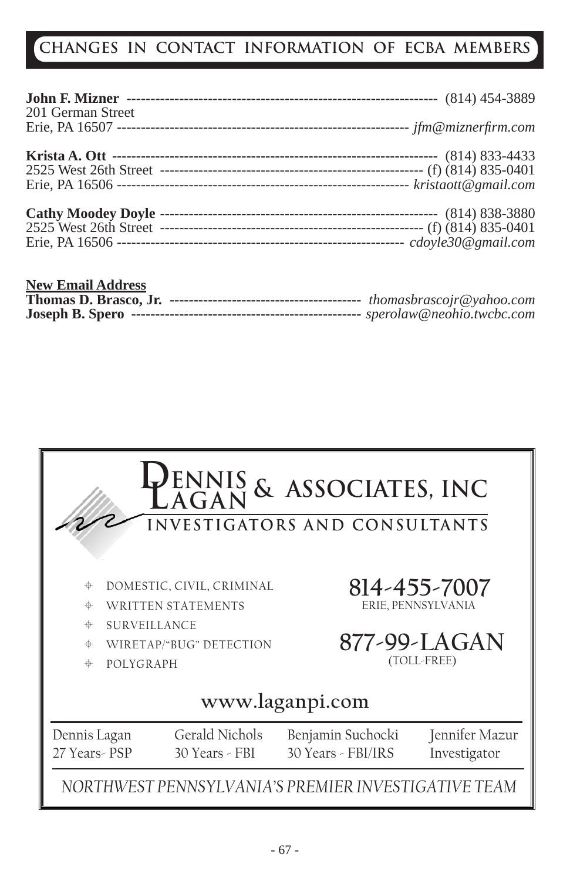## CHANGES IN CONTACT INFORMATION OF ECBA MEMBERS

**John F. Mizner** ------------------------------------------------------------------ (814) 454-3889
201 German Street
Erie, PA 16507 -------------------------------------------------------------- *jfm@miznerfirm.com*

**Krista A. Ott** --------------------------------------------------------------------- (814) 833-4433
2525 West 26th Street ------------------------------------------------------- (f) (814) 835-0401
Erie, PA 16506 -------------------------------------------------------------- *kristaott@gmail.com*

**Cathy Moodey Doyle** ---------------------------------------------------------- (814) 838-3880
2525 West 26th Street ------------------------------------------------------- (f) (814) 835-0401
Erie, PA 16506 ------------------------------------------------------------- *cdoyle30@gmail.com*

**New Email Address**

**Thomas D. Brasco, Jr.** ---------------------------------------- *thomasbrascojr@yahoo.com*
**Joseph B. Spero** ------------------------------------------------ *sperolaw@neohio.twcbc.com*

---

**DENNIS LAGAN & ASSOCIATES, INC**
**INVESTIGATORS AND CONSULTANTS**

- DOMESTIC, CIVIL, CRIMINAL
- WRITTEN STATEMENTS
- SURVEILLANCE
- WIRETAP/"BUG" DETECTION
- POLYGRAPH

**814-455-7007**
ERIE, PENNSYLVANIA

**877-99-LAGAN**
(TOLL-FREE)

**www.laganpi.com**

| Dennis Lagan | Gerald Nichols | Benjamin Suchocki | Jennifer Mazur |
|---|---|---|---|
| 27 Years- PSP | 30 Years - FBI | 30 Years - FBI/IRS | Investigator |

*NORTHWEST PENNSYLVANIA'S PREMIER INVESTIGATIVE TEAM*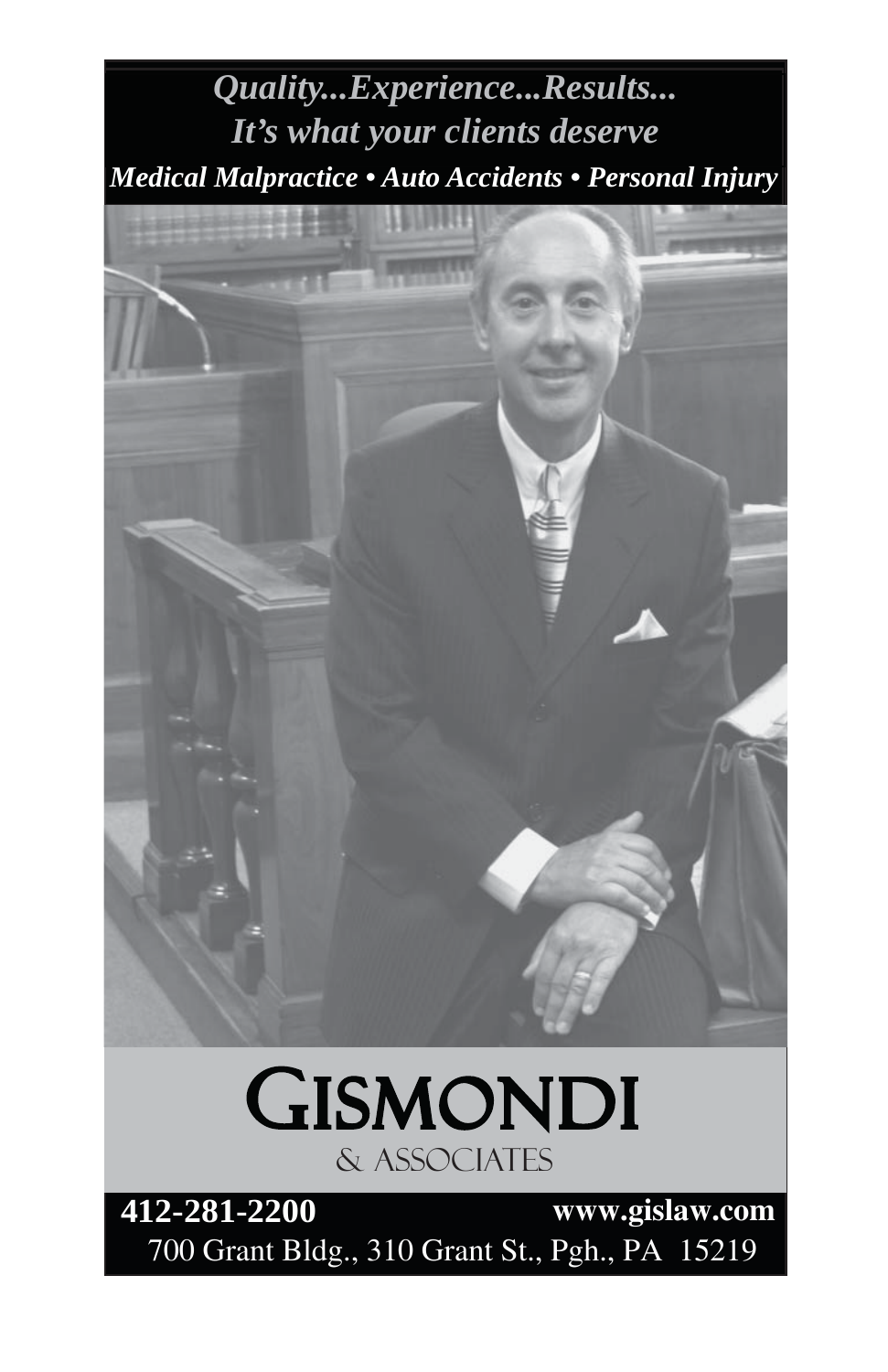***Quality...Experience...Results...***
***It's what your clients deserve***

***Medical Malpractice • Auto Accidents • Personal Injury***

# GISMONDI
& ASSOCIATES

**412-281-2200** **www.gislaw.com**

700 Grant Bldg., 310 Grant St., Pgh., PA 15219